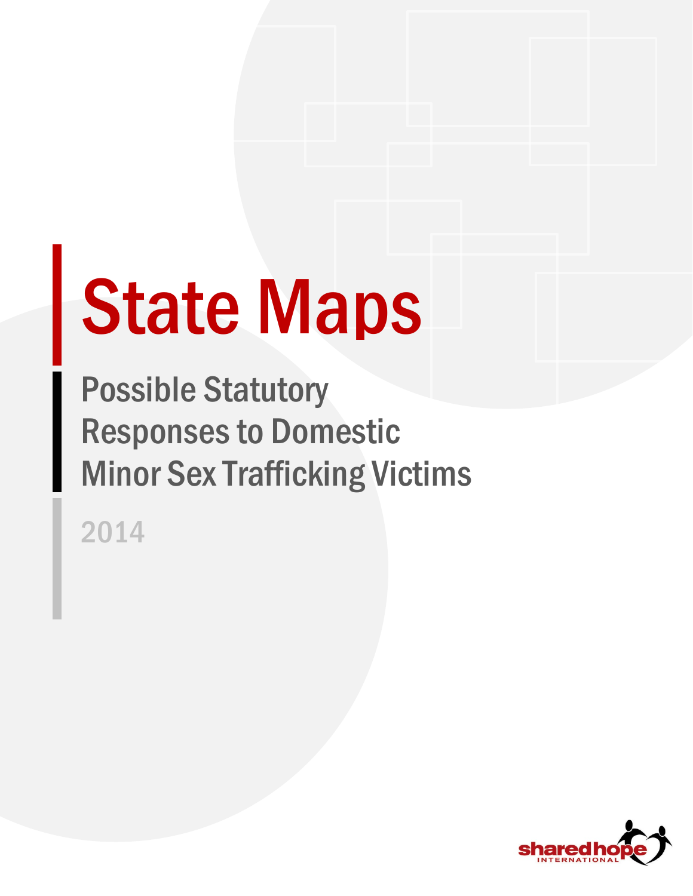# State Maps

## Possible Statutory Responses to Domestic Minor Sex Trafficking Victims

2014

shared hope INTERNATIONAL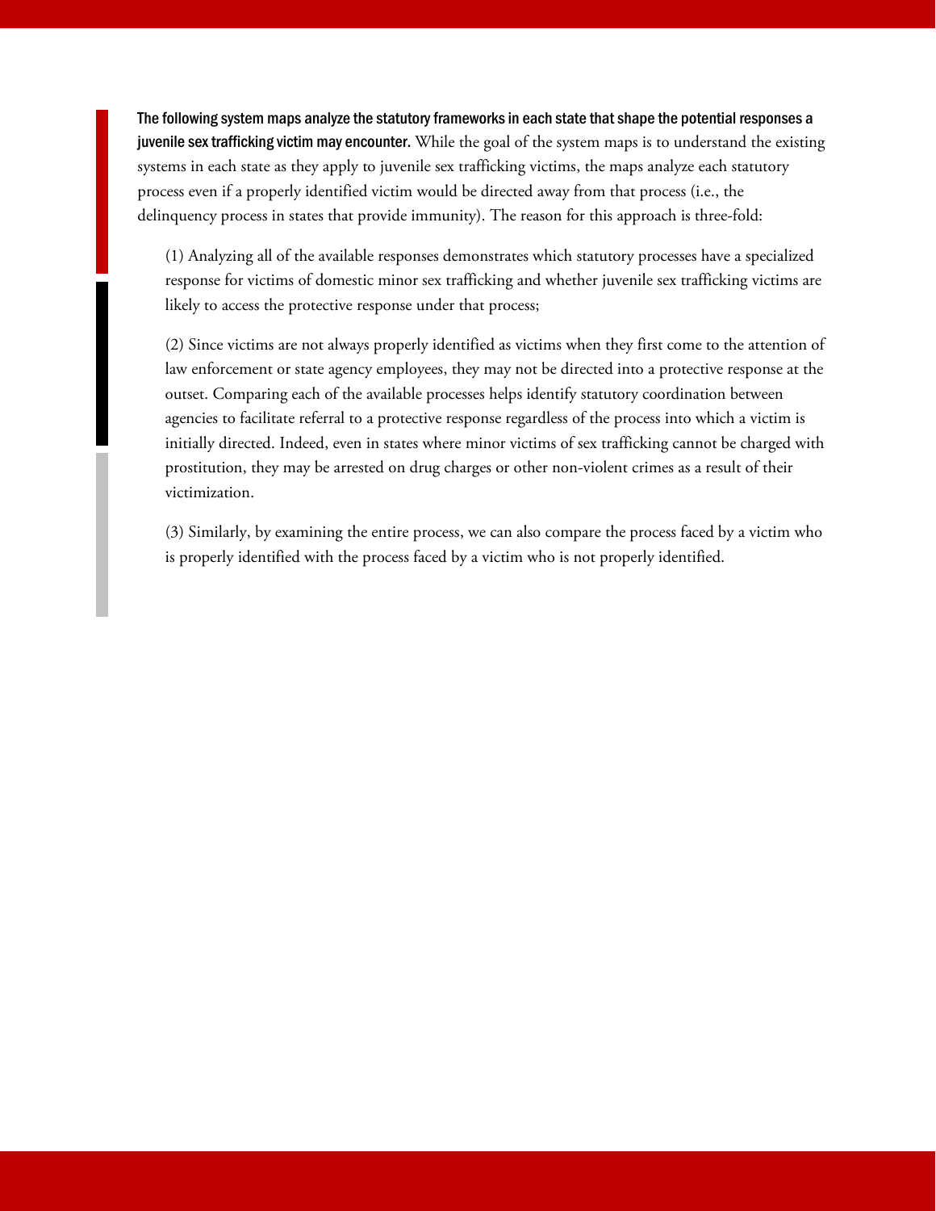**The following system maps analyze the statutory frameworks in each state that shape the potential responses a juvenile sex trafficking victim may encounter.** While the goal of the system maps is to understand the existing systems in each state as they apply to juvenile sex trafficking victims, the maps analyze each statutory process even if a properly identified victim would be directed away from that process (i.e., the delinquency process in states that provide immunity). The reason for this approach is three-fold:

(1) Analyzing all of the available responses demonstrates which statutory processes have a specialized response for victims of domestic minor sex trafficking and whether juvenile sex trafficking victims are likely to access the protective response under that process;

(2) Since victims are not always properly identified as victims when they first come to the attention of law enforcement or state agency employees, they may not be directed into a protective response at the outset. Comparing each of the available processes helps identify statutory coordination between agencies to facilitate referral to a protective response regardless of the process into which a victim is initially directed. Indeed, even in states where minor victims of sex trafficking cannot be charged with prostitution, they may be arrested on drug charges or other non-violent crimes as a result of their victimization.

(3) Similarly, by examining the entire process, we can also compare the process faced by a victim who is properly identified with the process faced by a victim who is not properly identified.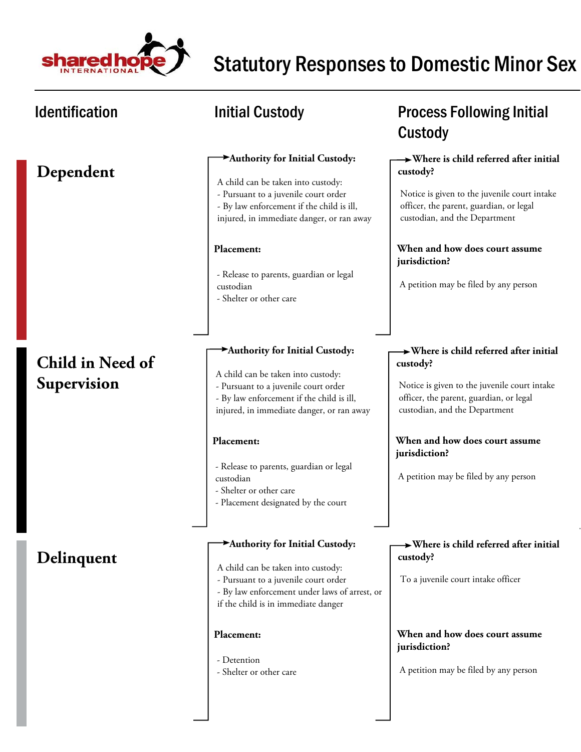# Statutory Responses to Domestic Minor Sex

| Identification | Initial Custody | Process Following Initial Custody |
|---|---|---|
| **Dependent** | **Authority for Initial Custody:**<br><br>A child can be taken into custody:<br>- Pursuant to a juvenile court order<br>- By law enforcement if the child is ill, injured, in immediate danger, or ran away<br><br>**Placement:**<br><br>- Release to parents, guardian or legal custodian<br>- Shelter or other care | **Where is child referred after initial custody?**<br><br>Notice is given to the juvenile court intake officer, the parent, guardian, or legal custodian, and the Department<br><br>**When and how does court assume jurisdiction?**<br><br>A petition may be filed by any person |
| **Child in Need of Supervision** | **Authority for Initial Custody:**<br><br>A child can be taken into custody:<br>- Pursuant to a juvenile court order<br>- By law enforcement if the child is ill, injured, in immediate danger, or ran away<br><br>**Placement:**<br><br>- Release to parents, guardian or legal custodian<br>- Shelter or other care<br>- Placement designated by the court | **Where is child referred after initial custody?**<br><br>Notice is given to the juvenile court intake officer, the parent, guardian, or legal custodian, and the Department<br><br>**When and how does court assume jurisdiction?**<br><br>A petition may be filed by any person |
| **Delinquent** | **Authority for Initial Custody:**<br><br>A child can be taken into custody:<br>- Pursuant to a juvenile court order<br>- By law enforcement under laws of arrest, or if the child is in immediate danger<br><br>**Placement:**<br><br>- Detention<br>- Shelter or other care | **Where is child referred after initial custody?**<br><br>To a juvenile court intake officer<br><br>**When and how does court assume jurisdiction?**<br><br>A petition may be filed by any person |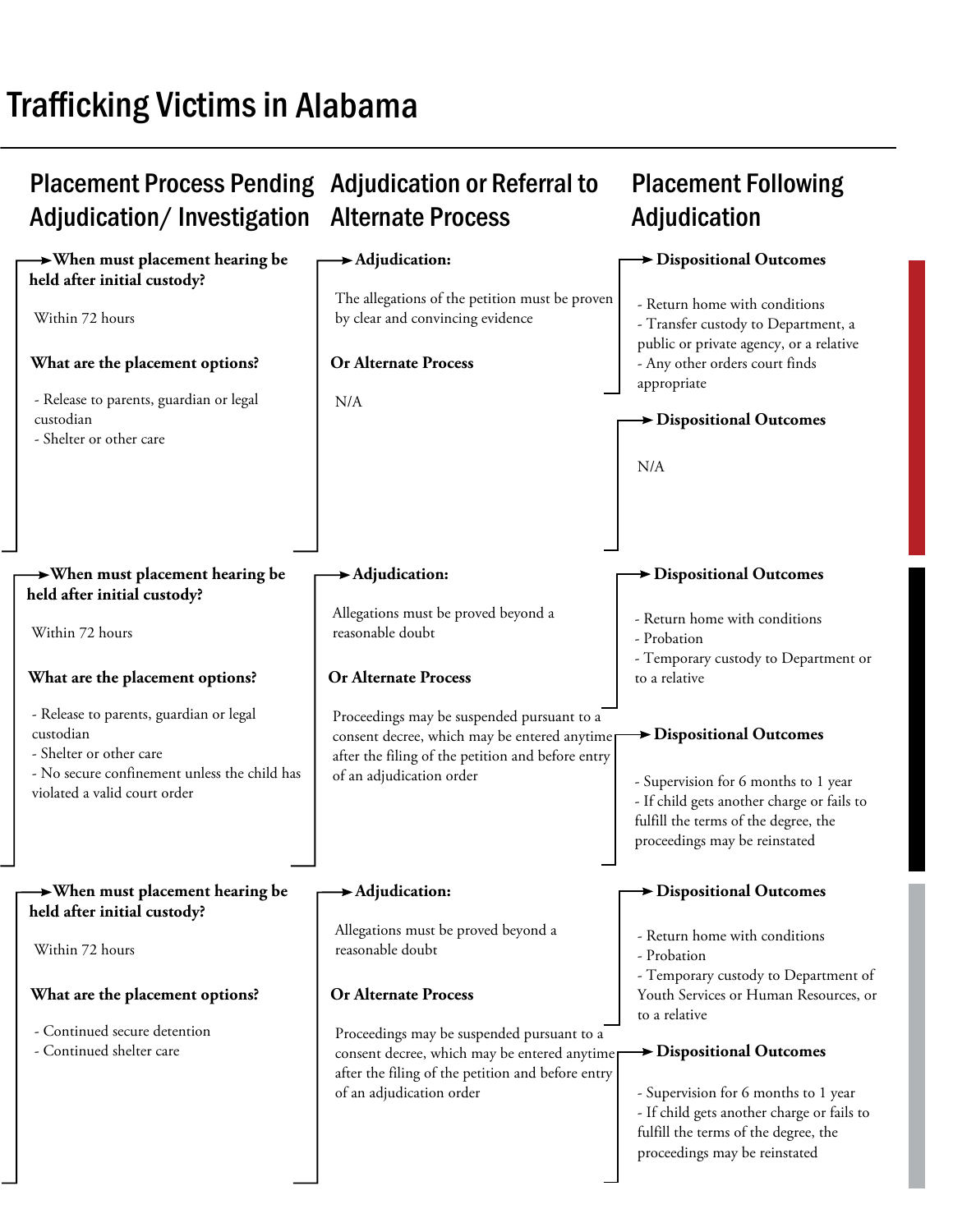# Trafficking Victims in Alabama

## Placement Process Pending Adjudication/ Investigation

**When must placement hearing be held after initial custody?**

Within 72 hours

**What are the placement options?**

- Release to parents, guardian or legal custodian
- Shelter or other care

## Adjudication or Referral to Alternate Process

**Adjudication:**

The allegations of the petition must be proven by clear and convincing evidence

**Or Alternate Process**

N/A

## Placement Following Adjudication

**Dispositional Outcomes**

- Return home with conditions
- Transfer custody to Department, a public or private agency, or a relative
- Any other orders court finds appropriate

**Dispositional Outcomes**

N/A

---

**When must placement hearing be held after initial custody?**

Within 72 hours

**What are the placement options?**

- Release to parents, guardian or legal custodian
- Shelter or other care
- No secure confinement unless the child has violated a valid court order

**Adjudication:**

Allegations must be proved beyond a reasonable doubt

**Or Alternate Process**

Proceedings may be suspended pursuant to a consent decree, which may be entered anytime after the filing of the petition and before entry of an adjudication order

**Dispositional Outcomes**

- Return home with conditions
- Probation
- Temporary custody to Department or to a relative

**Dispositional Outcomes**

- Supervision for 6 months to 1 year
- If child gets another charge or fails to fulfill the terms of the degree, the proceedings may be reinstated

---

**When must placement hearing be held after initial custody?**

Within 72 hours

**What are the placement options?**

- Continued secure detention
- Continued shelter care

**Adjudication:**

Allegations must be proved beyond a reasonable doubt

**Or Alternate Process**

Proceedings may be suspended pursuant to a consent decree, which may be entered anytime after the filing of the petition and before entry of an adjudication order

**Dispositional Outcomes**

- Return home with conditions
- Probation
- Temporary custody to Department of Youth Services or Human Resources, or to a relative

**Dispositional Outcomes**

- Supervision for 6 months to 1 year
- If child gets another charge or fails to fulfill the terms of the degree, the proceedings may be reinstated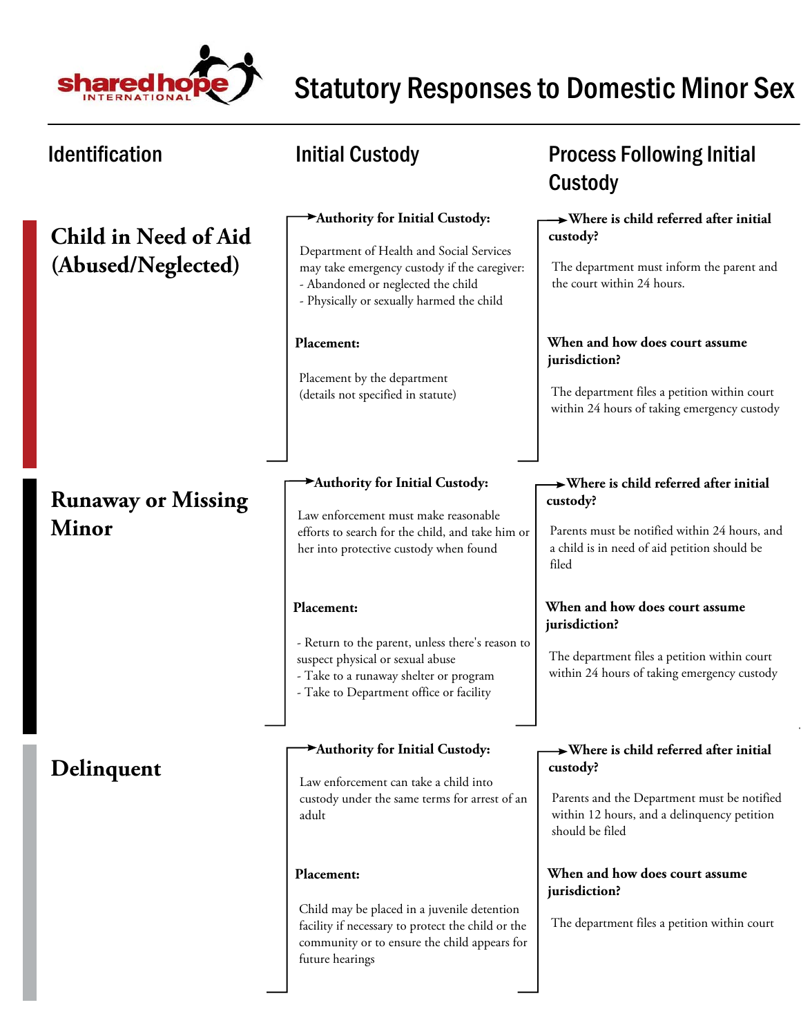# Statutory Responses to Domestic Minor Sex

| Identification | Initial Custody | Process Following Initial Custody |
| --- | --- | --- |

## Child in Need of Aid (Abused/Neglected)

**Authority for Initial Custody:**

Department of Health and Social Services may take emergency custody if the caregiver:
- Abandoned or neglected the child
- Physically or sexually harmed the child

**Placement:**

Placement by the department (details not specified in statute)

**Where is child referred after initial custody?**

The department must inform the parent and the court within 24 hours.

**When and how does court assume jurisdiction?**

The department files a petition within court within 24 hours of taking emergency custody

## Runaway or Missing Minor

**Authority for Initial Custody:**

Law enforcement must make reasonable efforts to search for the child, and take him or her into protective custody when found

**Placement:**

- Return to the parent, unless there's reason to suspect physical or sexual abuse
- Take to a runaway shelter or program
- Take to Department office or facility

**Where is child referred after initial custody?**

Parents must be notified within 24 hours, and a child is in need of aid petition should be filed

**When and how does court assume jurisdiction?**

The department files a petition within court within 24 hours of taking emergency custody

## Delinquent

**Authority for Initial Custody:**

Law enforcement can take a child into custody under the same terms for arrest of an adult

**Placement:**

Child may be placed in a juvenile detention facility if necessary to protect the child or the community or to ensure the child appears for future hearings

**Where is child referred after initial custody?**

Parents and the Department must be notified within 12 hours, and a delinquency petition should be filed

**When and how does court assume jurisdiction?**

The department files a petition within court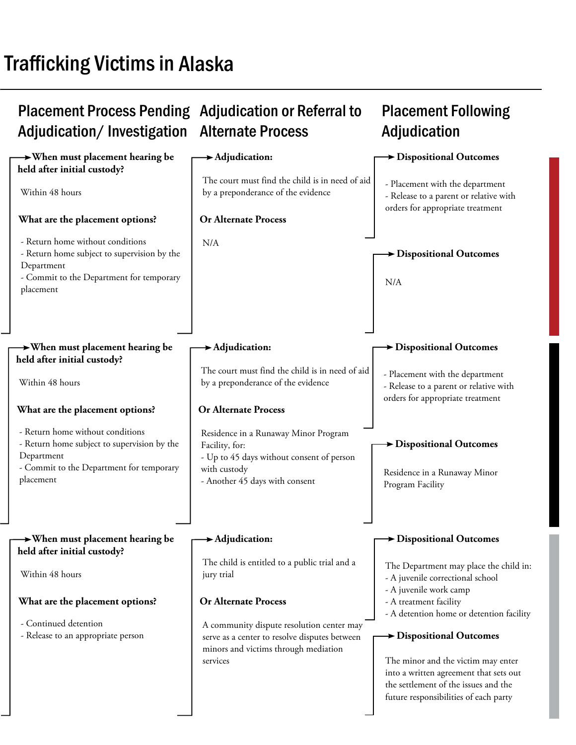# Trafficking Victims in Alaska

| Placement Process Pending Adjudication/ Investigation | Adjudication or Referral to Alternate Process | Placement Following Adjudication |
|---|---|---|
| **When must placement hearing be held after initial custody?**<br><br>Within 48 hours<br><br>**What are the placement options?**<br><br>- Return home without conditions<br>- Return home subject to supervision by the Department<br>- Commit to the Department for temporary placement | **Adjudication:**<br><br>The court must find the child is in need of aid by a preponderance of the evidence<br><br>**Or Alternate Process**<br><br>N/A | **Dispositional Outcomes**<br><br>- Placement with the department<br>- Release to a parent or relative with orders for appropriate treatment<br><br>**Dispositional Outcomes**<br><br>N/A |
| **When must placement hearing be held after initial custody?**<br><br>Within 48 hours<br><br>**What are the placement options?**<br><br>- Return home without conditions<br>- Return home subject to supervision by the Department<br>- Commit to the Department for temporary placement | **Adjudication:**<br><br>The court must find the child is in need of aid by a preponderance of the evidence<br><br>**Or Alternate Process**<br><br>Residence in a Runaway Minor Program Facility, for:<br>- Up to 45 days without consent of person with custody<br>- Another 45 days with consent | **Dispositional Outcomes**<br><br>- Placement with the department<br>- Release to a parent or relative with orders for appropriate treatment<br><br>**Dispositional Outcomes**<br><br>Residence in a Runaway Minor Program Facility |
| **When must placement hearing be held after initial custody?**<br><br>Within 48 hours<br><br>**What are the placement options?**<br><br>- Continued detention<br>- Release to an appropriate person | **Adjudication:**<br><br>The child is entitled to a public trial and a jury trial<br><br>**Or Alternate Process**<br><br>A community dispute resolution center may serve as a center to resolve disputes between minors and victims through mediation services | **Dispositional Outcomes**<br><br>The Department may place the child in:<br>- A juvenile correctional school<br>- A juvenile work camp<br>- A treatment facility<br>- A detention home or detention facility<br><br>**Dispositional Outcomes**<br><br>The minor and the victim may enter into a written agreement that sets out the settlement of the issues and the future responsibilities of each party |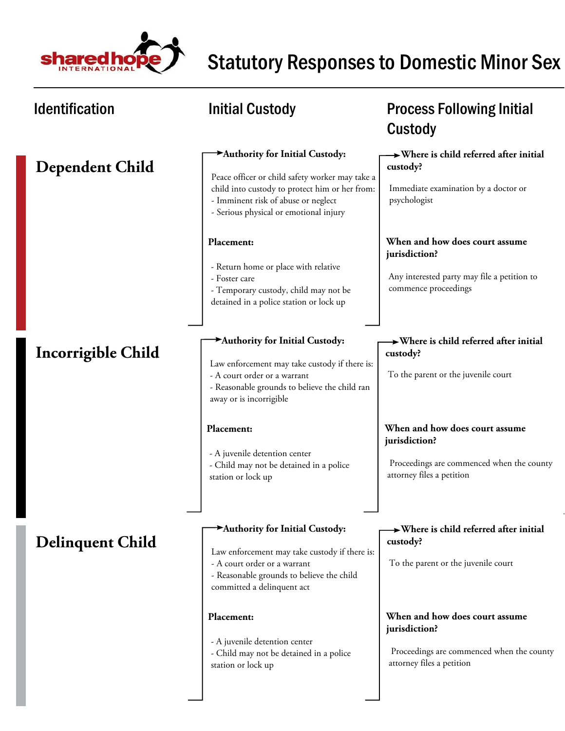# Statutory Responses to Domestic Minor Sex

| Identification | Initial Custody | Process Following Initial Custody |
|---|---|---|
| **Dependent Child** | **Authority for Initial Custody:**<br>Peace officer or child safety worker may take a child into custody to protect him or her from:<br>- Imminent risk of abuse or neglect<br>- Serious physical or emotional injury<br><br>**Placement:**<br>- Return home or place with relative<br>- Foster care<br>- Temporary custody, child may not be detained in a police station or lock up | **Where is child referred after initial custody?**<br>Immediate examination by a doctor or psychologist<br><br>**When and how does court assume jurisdiction?**<br>Any interested party may file a petition to commence proceedings |
| **Incorrigible Child** | **Authority for Initial Custody:**<br>Law enforcement may take custody if there is:<br>- A court order or a warrant<br>- Reasonable grounds to believe the child ran away or is incorrigible<br><br>**Placement:**<br>- A juvenile detention center<br>- Child may not be detained in a police station or lock up | **Where is child referred after initial custody?**<br>To the parent or the juvenile court<br><br>**When and how does court assume jurisdiction?**<br>Proceedings are commenced when the county attorney files a petition |
| **Delinquent Child** | **Authority for Initial Custody:**<br>Law enforcement may take custody if there is:<br>- A court order or a warrant<br>- Reasonable grounds to believe the child committed a delinquent act<br><br>**Placement:**<br>- A juvenile detention center<br>- Child may not be detained in a police station or lock up | **Where is child referred after initial custody?**<br>To the parent or the juvenile court<br><br>**When and how does court assume jurisdiction?**<br>Proceedings are commenced when the county attorney files a petition |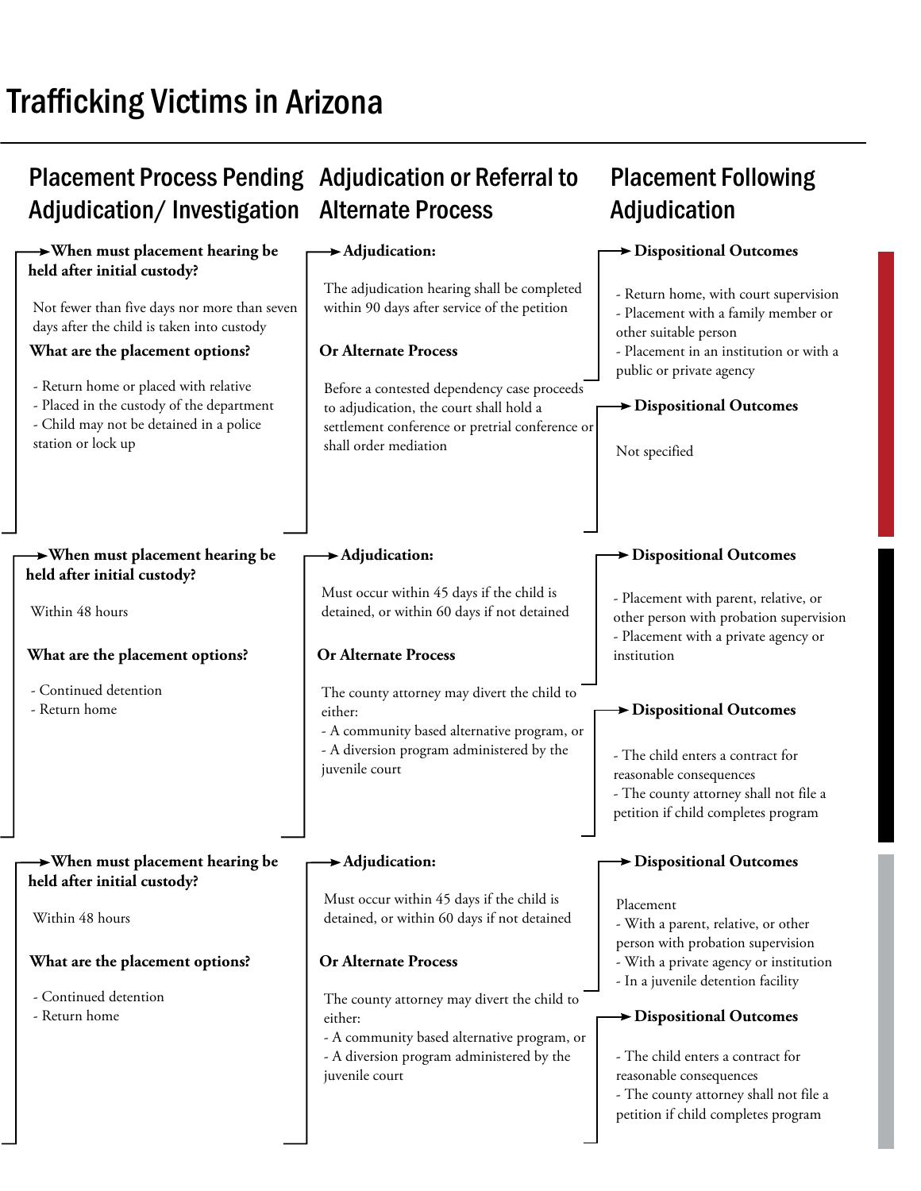# Trafficking Victims in Arizona

| Placement Process Pending Adjudication/ Investigation | Adjudication or Referral to Alternate Process | Placement Following Adjudication |
|---|---|---|
| **When must placement hearing be held after initial custody?**<br>Not fewer than five days nor more than seven days after the child is taken into custody<br>**What are the placement options?**<br>- Return home or placed with relative<br>- Placed in the custody of the department<br>- Child may not be detained in a police station or lock up | **Adjudication:**<br>The adjudication hearing shall be completed within 90 days after service of the petition<br>**Or Alternate Process**<br>Before a contested dependency case proceeds to adjudication, the court shall hold a settlement conference or pretrial conference or shall order mediation | **Dispositional Outcomes**<br>- Return home, with court supervision<br>- Placement with a family member or other suitable person<br>- Placement in an institution or with a public or private agency<br>**Dispositional Outcomes**<br>Not specified |
| **When must placement hearing be held after initial custody?**<br>Within 48 hours<br>**What are the placement options?**<br>- Continued detention<br>- Return home | **Adjudication:**<br>Must occur within 45 days if the child is detained, or within 60 days if not detained<br>**Or Alternate Process**<br>The county attorney may divert the child to either:<br>- A community based alternative program, or<br>- A diversion program administered by the juvenile court | **Dispositional Outcomes**<br>- Placement with parent, relative, or other person with probation supervision<br>- Placement with a private agency or institution<br>**Dispositional Outcomes**<br>- The child enters a contract for reasonable consequences<br>- The county attorney shall not file a petition if child completes program |
| **When must placement hearing be held after initial custody?**<br>Within 48 hours<br>**What are the placement options?**<br>- Continued detention<br>- Return home | **Adjudication:**<br>Must occur within 45 days if the child is detained, or within 60 days if not detained<br>**Or Alternate Process**<br>The county attorney may divert the child to either:<br>- A community based alternative program, or<br>- A diversion program administered by the juvenile court | **Dispositional Outcomes**<br>Placement<br>- With a parent, relative, or other person with probation supervision<br>- With a private agency or institution<br>- In a juvenile detention facility<br>**Dispositional Outcomes**<br>- The child enters a contract for reasonable consequences<br>- The county attorney shall not file a petition if child completes program |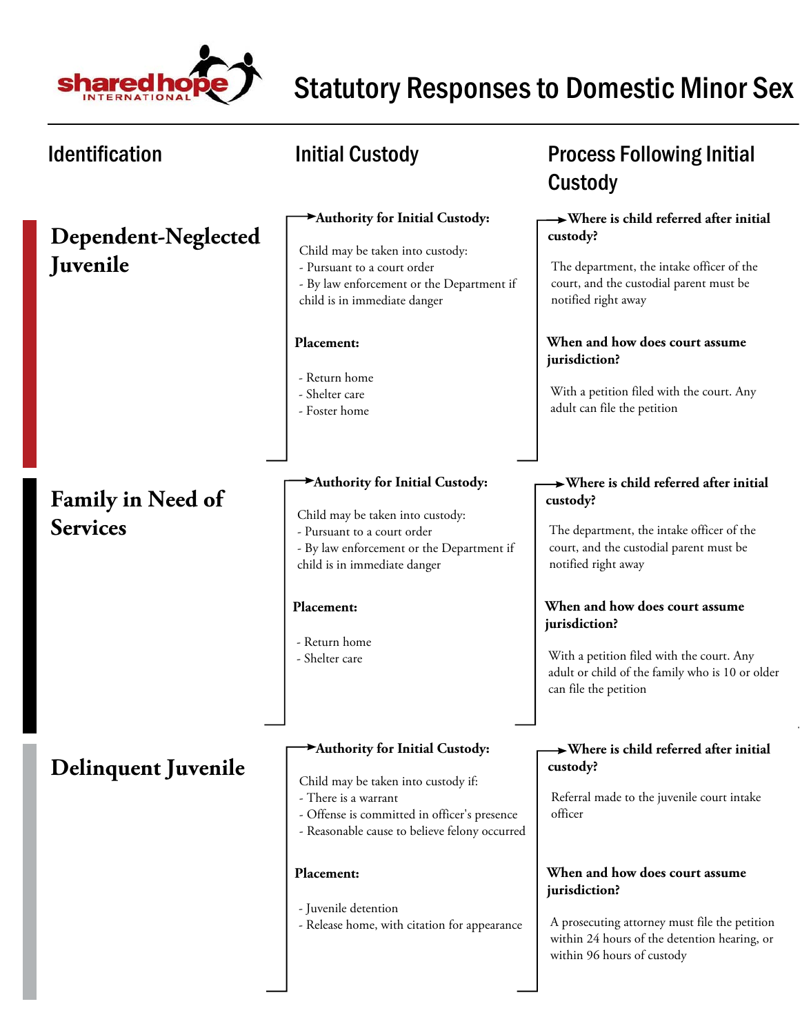# Statutory Responses to Domestic Minor Sex

| Identification | Initial Custody | Process Following Initial Custody |
|---|---|---|
| **Dependent-Neglected Juvenile** | **Authority for Initial Custody:**<br><br>Child may be taken into custody:<br>- Pursuant to a court order<br>- By law enforcement or the Department if child is in immediate danger<br><br>**Placement:**<br><br>- Return home<br>- Shelter care<br>- Foster home | **Where is child referred after initial custody?**<br><br>The department, the intake officer of the court, and the custodial parent must be notified right away<br><br>**When and how does court assume jurisdiction?**<br><br>With a petition filed with the court. Any adult can file the petition |
| **Family in Need of Services** | **Authority for Initial Custody:**<br><br>Child may be taken into custody:<br>- Pursuant to a court order<br>- By law enforcement or the Department if child is in immediate danger<br><br>**Placement:**<br><br>- Return home<br>- Shelter care | **Where is child referred after initial custody?**<br><br>The department, the intake officer of the court, and the custodial parent must be notified right away<br><br>**When and how does court assume jurisdiction?**<br><br>With a petition filed with the court. Any adult or child of the family who is 10 or older can file the petition |
| **Delinquent Juvenile** | **Authority for Initial Custody:**<br><br>Child may be taken into custody if:<br>- There is a warrant<br>- Offense is committed in officer's presence<br>- Reasonable cause to believe felony occurred<br><br>**Placement:**<br><br>- Juvenile detention<br>- Release home, with citation for appearance | **Where is child referred after initial custody?**<br><br>Referral made to the juvenile court intake officer<br><br>**When and how does court assume jurisdiction?**<br><br>A prosecuting attorney must file the petition within 24 hours of the detention hearing, or within 96 hours of custody |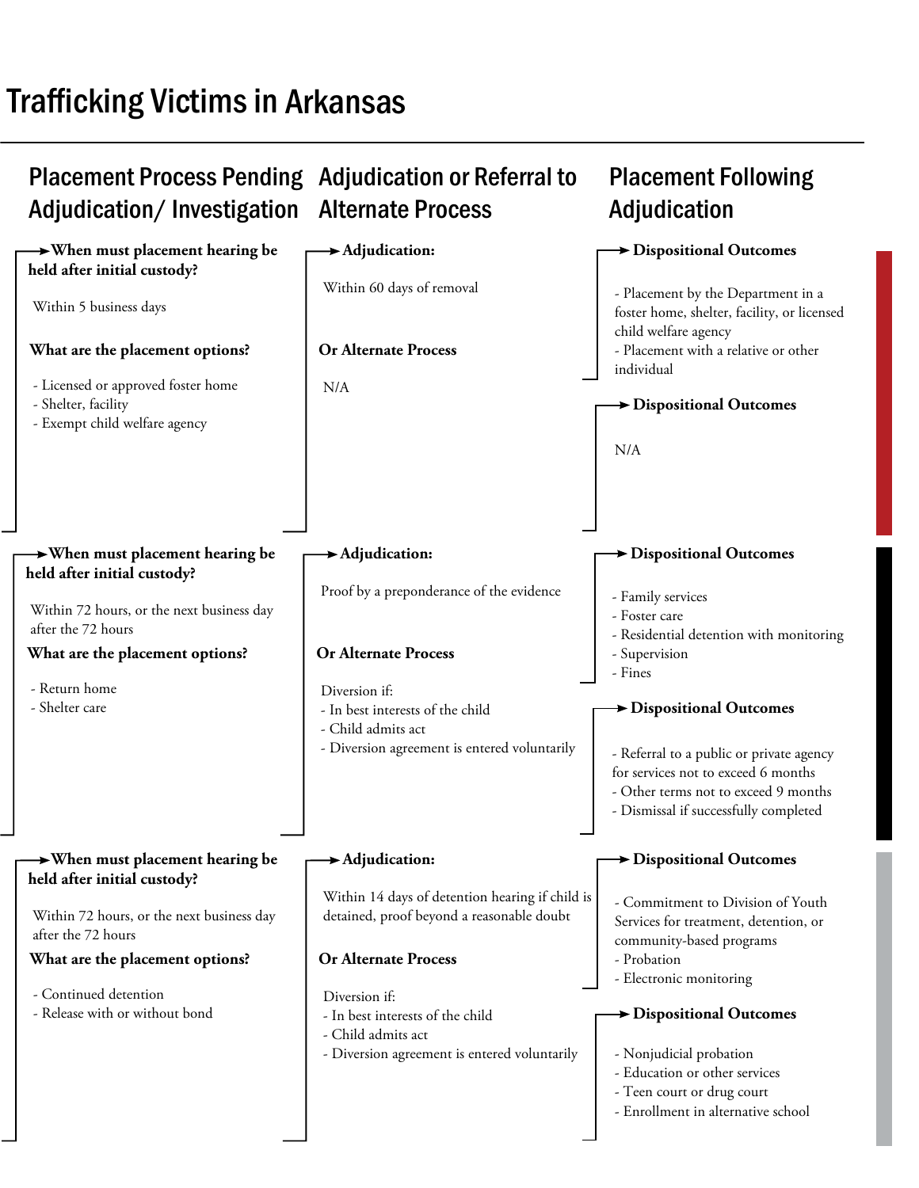# Trafficking Victims in Arkansas

| Placement Process Pending Adjudication/ Investigation | Adjudication or Referral to Alternate Process | Placement Following Adjudication |
|---|---|---|
| **When must placement hearing be held after initial custody?**<br>Within 5 business days<br>**What are the placement options?**<br>- Licensed or approved foster home<br>- Shelter, facility<br>- Exempt child welfare agency | **Adjudication:**<br>Within 60 days of removal<br>**Or Alternate Process**<br>N/A | **Dispositional Outcomes**<br>- Placement by the Department in a foster home, shelter, facility, or licensed child welfare agency<br>- Placement with a relative or other individual<br>**Dispositional Outcomes**<br>N/A |
| **When must placement hearing be held after initial custody?**<br>Within 72 hours, or the next business day after the 72 hours<br>**What are the placement options?**<br>- Return home<br>- Shelter care | **Adjudication:**<br>Proof by a preponderance of the evidence<br>**Or Alternate Process**<br>Diversion if:<br>- In best interests of the child<br>- Child admits act<br>- Diversion agreement is entered voluntarily | **Dispositional Outcomes**<br>- Family services<br>- Foster care<br>- Residential detention with monitoring<br>- Supervision<br>- Fines<br>**Dispositional Outcomes**<br>- Referral to a public or private agency for services not to exceed 6 months<br>- Other terms not to exceed 9 months<br>- Dismissal if successfully completed |
| **When must placement hearing be held after initial custody?**<br>Within 72 hours, or the next business day after the 72 hours<br>**What are the placement options?**<br>- Continued detention<br>- Release with or without bond | **Adjudication:**<br>Within 14 days of detention hearing if child is detained, proof beyond a reasonable doubt<br>**Or Alternate Process**<br>Diversion if:<br>- In best interests of the child<br>- Child admits act<br>- Diversion agreement is entered voluntarily | **Dispositional Outcomes**<br>- Commitment to Division of Youth Services for treatment, detention, or community-based programs<br>- Probation<br>- Electronic monitoring<br>**Dispositional Outcomes**<br>- Nonjudicial probation<br>- Education or other services<br>- Teen court or drug court<br>- Enrollment in alternative school |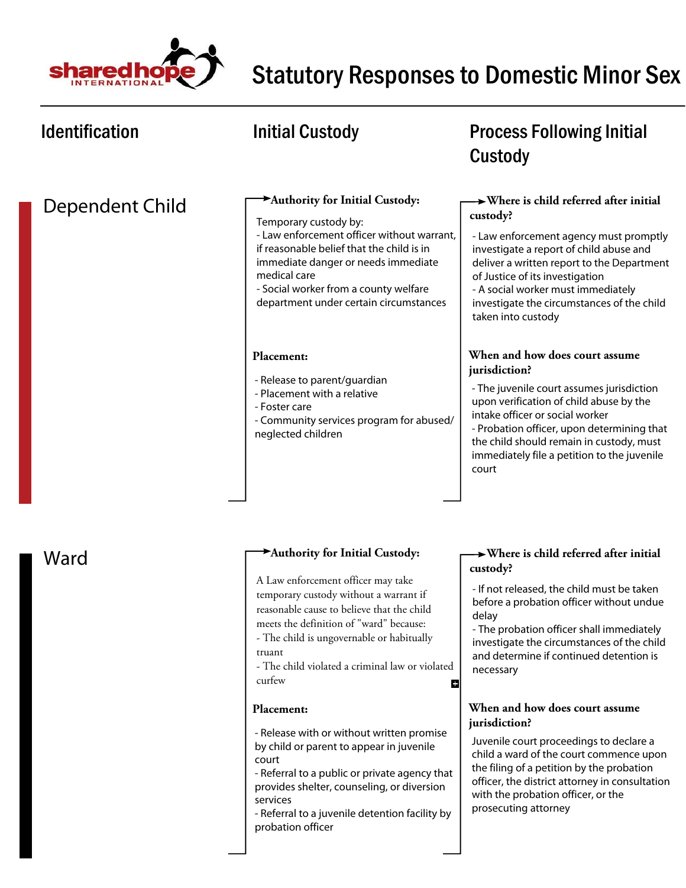# Statutory Responses to Domestic Minor Sex

## Identification | Initial Custody | Process Following Initial Custody

## Dependent Child

### Initial Custody

**Authority for Initial Custody:**

Temporary custody by:
- Law enforcement officer without warrant, if reasonable belief that the child is in immediate danger or needs immediate medical care
- Social worker from a county welfare department under certain circumstances

**Placement:**

- Release to parent/guardian
- Placement with a relative
- Foster care
- Community services program for abused/ neglected children

### Process Following Initial Custody

**Where is child referred after initial custody?**

- Law enforcement agency must promptly investigate a report of child abuse and deliver a written report to the Department of Justice of its investigation
- A social worker must immediately investigate the circumstances of the child taken into custody

**When and how does court assume jurisdiction?**

- The juvenile court assumes jurisdiction upon verification of child abuse by the intake officer or social worker
- Probation officer, upon determining that the child should remain in custody, must immediately file a petition to the juvenile court

## Ward

### Initial Custody

**Authority for Initial Custody:**

A Law enforcement officer may take temporary custody without a warrant if reasonable cause to believe that the child meets the definition of "ward" because:
- The child is ungovernable or habitually truant
- The child violated a criminal law or violated curfew

**Placement:**

- Release with or without written promise by child or parent to appear in juvenile court
- Referral to a public or private agency that provides shelter, counseling, or diversion services
- Referral to a juvenile detention facility by probation officer

### Process Following Initial Custody

**Where is child referred after initial custody?**

- If not released, the child must be taken before a probation officer without undue delay
- The probation officer shall immediately investigate the circumstances of the child and determine if continued detention is necessary

**When and how does court assume jurisdiction?**

Juvenile court proceedings to declare a child a ward of the court commence upon the filing of a petition by the probation officer, the district attorney in consultation with the probation officer, or the prosecuting attorney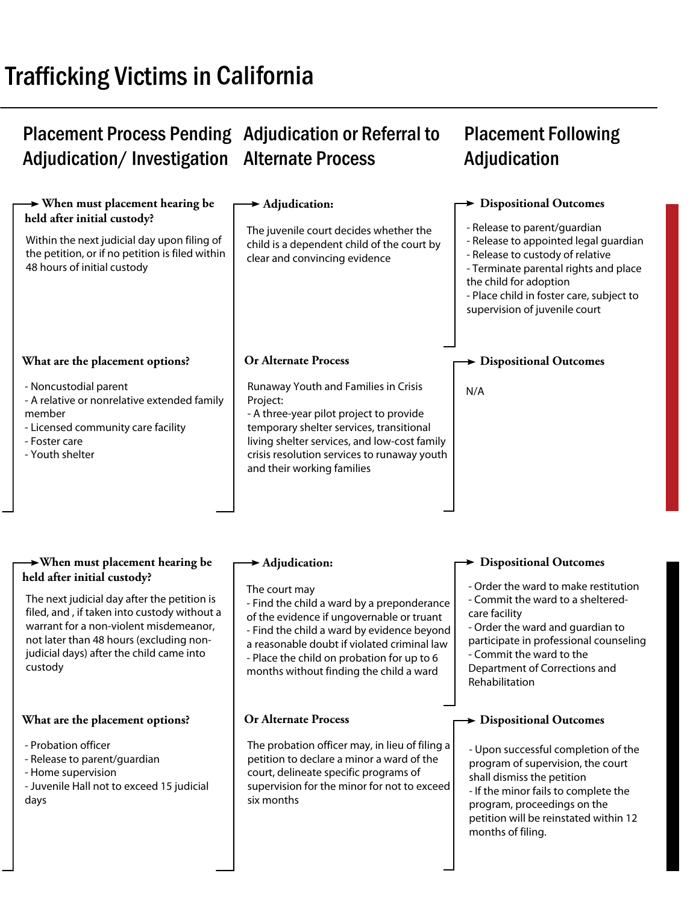# Trafficking Victims in California

| Placement Process Pending Adjudication/ Investigation | Adjudication or Referral to Alternate Process | Placement Following Adjudication |
|---|---|---|

**When must placement hearing be held after initial custody?**

Within the next judicial day upon filing of the petition, or if no petition is filed within 48 hours of initial custody

**What are the placement options?**

- Noncustodial parent
- A relative or nonrelative extended family member
- Licensed community care facility
- Foster care
- Youth shelter

**Adjudication:**

The juvenile court decides whether the child is a dependent child of the court by clear and convincing evidence

**Dispositional Outcomes**

- Release to parent/guardian
- Release to appointed legal guardian
- Release to custody of relative
- Terminate parental rights and place the child for adoption
- Place child in foster care, subject to supervision of juvenile court

**Or Alternate Process**

Runaway Youth and Families in Crisis Project:
- A three-year pilot project to provide temporary shelter services, transitional living shelter services, and low-cost family crisis resolution services to runaway youth and their working families

**Dispositional Outcomes**

N/A

---

**When must placement hearing be held after initial custody?**

The next judicial day after the petition is filed, and , if taken into custody without a warrant for a non-violent misdemeanor, not later than 48 hours (excluding non-judicial days) after the child came into custody

**What are the placement options?**

- Probation officer
- Release to parent/guardian
- Home supervision
- Juvenile Hall not to exceed 15 judicial days

**Adjudication:**

The court may
- Find the child a ward by a preponderance of the evidence if ungovernable or truant
- Find the child a ward by evidence beyond a reasonable doubt if violated criminal law
- Place the child on probation for up to 6 months without finding the child a ward

**Dispositional Outcomes**

- Order the ward to make restitution
- Commit the ward to a sheltered-care facility
- Order the ward and guardian to participate in professional counseling
- Commit the ward to the Department of Corrections and Rehabilitation

**Or Alternate Process**

The probation officer may, in lieu of filing a petition to declare a minor a ward of the court, delineate specific programs of supervision for the minor for not to exceed six months

**Dispositional Outcomes**

- Upon successful completion of the program of supervision, the court shall dismiss the petition
- If the minor fails to complete the program, proceedings on the petition will be reinstated within 12 months of filing.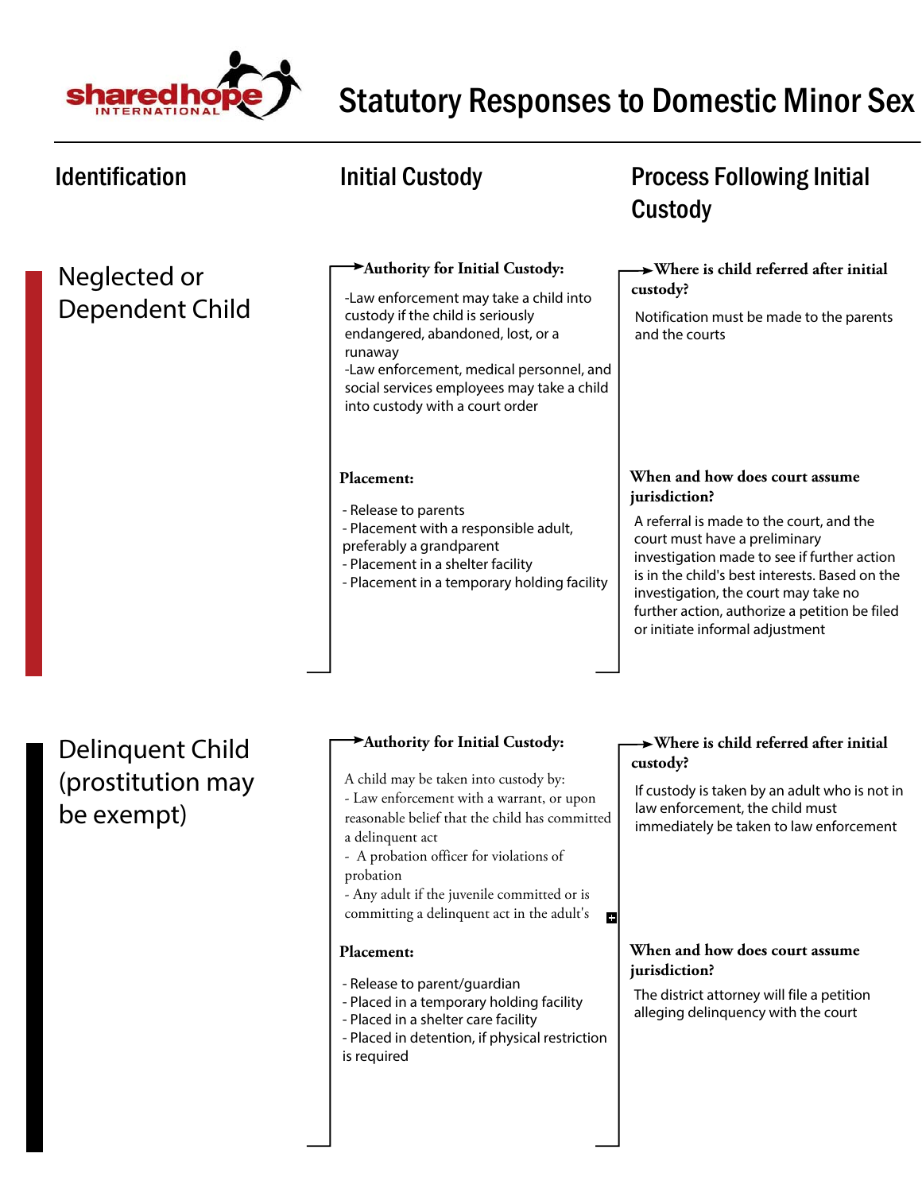# Statutory Responses to Domestic Minor Sex

| Identification | Initial Custody | Process Following Initial Custody |
| --- | --- | --- |
| Neglected or Dependent Child | **Authority for Initial Custody:**<br>-Law enforcement may take a child into custody if the child is seriously endangered, abandoned, lost, or a runaway<br>-Law enforcement, medical personnel, and social services employees may take a child into custody with a court order | **Where is child referred after initial custody?**<br>Notification must be made to the parents and the courts |
| | **Placement:**<br>- Release to parents<br>- Placement with a responsible adult, preferably a grandparent<br>- Placement in a shelter facility<br>- Placement in a temporary holding facility | **When and how does court assume jurisdiction?**<br>A referral is made to the court, and the court must have a preliminary investigation made to see if further action is in the child's best interests. Based on the investigation, the court may take no further action, authorize a petition be filed or initiate informal adjustment |
| Delinquent Child (prostitution may be exempt) | **Authority for Initial Custody:**<br>A child may be taken into custody by:<br>- Law enforcement with a warrant, or upon reasonable belief that the child has committed a delinquent act<br>- A probation officer for violations of probation<br>- Any adult if the juvenile committed or is committing a delinquent act in the adult's | **Where is child referred after initial custody?**<br>If custody is taken by an adult who is not in law enforcement, the child must immediately be taken to law enforcement |
| | **Placement:**<br>- Release to parent/guardian<br>- Placed in a temporary holding facility<br>- Placed in a shelter care facility<br>- Placed in detention, if physical restriction is required | **When and how does court assume jurisdiction?**<br>The district attorney will file a petition alleging delinquency with the court |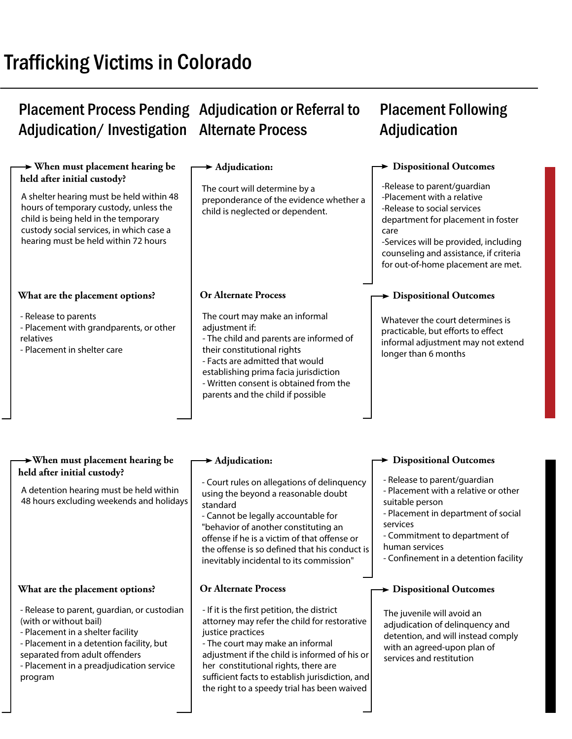# Trafficking Victims in Colorado

## Placement Process Pending Adjudication/ Investigation

### When must placement hearing be held after initial custody?

A shelter hearing must be held within 48 hours of temporary custody, unless the child is being held in the temporary custody social services, in which case a hearing must be held within 72 hours

### What are the placement options?

- Release to parents
- Placement with grandparents, or other relatives
- Placement in shelter care

## Adjudication or Referral to Alternate Process

### Adjudication:

The court will determine by a preponderance of the evidence whether a child is neglected or dependent.

### Or Alternate Process

The court may make an informal adjustment if:
- The child and parents are informed of their constitutional rights
- Facts are admitted that would establishing prima facia jurisdiction
- Written consent is obtained from the parents and the child if possible

## Placement Following Adjudication

### Dispositional Outcomes

- Release to parent/guardian
- Placement with a relative
- Release to social services department for placement in foster care
- Services will be provided, including counseling and assistance, if criteria for out-of-home placement are met.

### Dispositional Outcomes

Whatever the court determines is practicable, but efforts to effect informal adjustment may not extend longer than 6 months

---

## Placement Process Pending Adjudication/ Investigation

### When must placement hearing be held after initial custody?

A detention hearing must be held within 48 hours excluding weekends and holidays

### What are the placement options?

- Release to parent, guardian, or custodian (with or without bail)
- Placement in a shelter facility
- Placement in a detention facility, but separated from adult offenders
- Placement in a preadjudication service program

## Adjudication or Referral to Alternate Process

### Adjudication:

- Court rules on allegations of delinquency using the beyond a reasonable doubt standard
- Cannot be legally accountable for "behavior of another constituting an offense if he is a victim of that offense or the offense is so defined that his conduct is inevitably incidental to its commission"

### Or Alternate Process

- If it is the first petition, the district attorney may refer the child for restorative justice practices
- The court may make an informal adjustment if the child is informed of his or her constitutional rights, there are sufficient facts to establish jurisdiction, and the right to a speedy trial has been waived

## Placement Following Adjudication

### Dispositional Outcomes

- Release to parent/guardian
- Placement with a relative or other suitable person
- Placement in department of social services
- Commitment to department of human services
- Confinement in a detention facility

### Dispositional Outcomes

The juvenile will avoid an adjudication of delinquency and detention, and will instead comply with an agreed-upon plan of services and restitution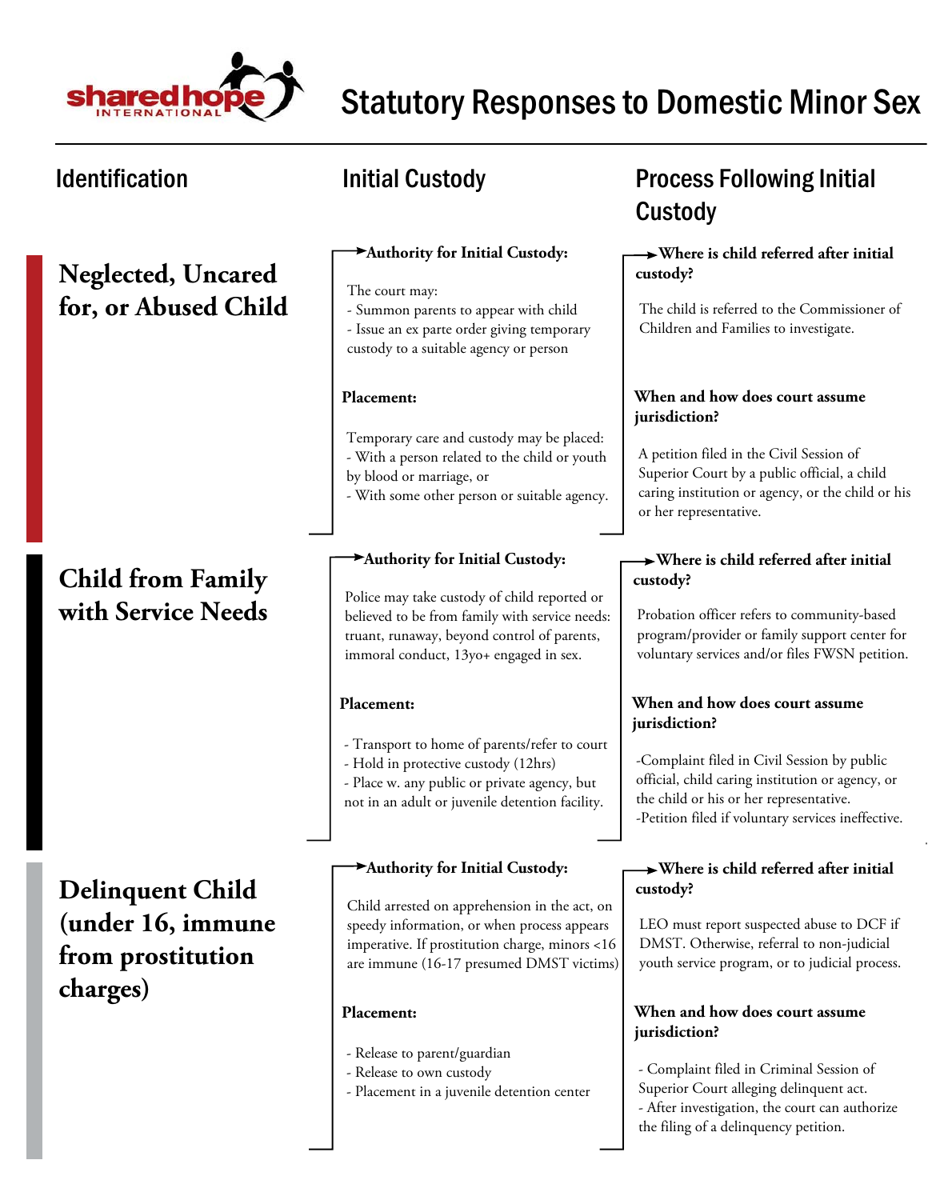# Statutory Responses to Domestic Minor Sex

| Identification | Initial Custody | Process Following Initial Custody |
|---|---|---|
| **Neglected, Uncared for, or Abused Child** | **Authority for Initial Custody:** The court may: - Summon parents to appear with child - Issue an ex parte order giving temporary custody to a suitable agency or person **Placement:** Temporary care and custody may be placed: - With a person related to the child or youth by blood or marriage, or - With some other person or suitable agency. | **Where is child referred after initial custody?** The child is referred to the Commissioner of Children and Families to investigate. **When and how does court assume jurisdiction?** A petition filed in the Civil Session of Superior Court by a public official, a child caring institution or agency, or the child or his or her representative. |
| **Child from Family with Service Needs** | **Authority for Initial Custody:** Police may take custody of child reported or believed to be from family with service needs: truant, runaway, beyond control of parents, immoral conduct, 13yo+ engaged in sex. **Placement:** - Transport to home of parents/refer to court - Hold in protective custody (12hrs) - Place w. any public or private agency, but not in an adult or juvenile detention facility. | **Where is child referred after initial custody?** Probation officer refers to community-based program/provider or family support center for voluntary services and/or files FWSN petition. **When and how does court assume jurisdiction?** -Complaint filed in Civil Session by public official, child caring institution or agency, or the child or his or her representative. -Petition filed if voluntary services ineffective. |
| **Delinquent Child (under 16, immune from prostitution charges)** | **Authority for Initial Custody:** Child arrested on apprehension in the act, on speedy information, or when process appears imperative. If prostitution charge, minors <16 are immune (16-17 presumed DMST victims) **Placement:** - Release to parent/guardian - Release to own custody - Placement in a juvenile detention center | **Where is child referred after initial custody?** LEO must report suspected abuse to DCF if DMST. Otherwise, referral to non-judicial youth service program, or to judicial process. **When and how does court assume jurisdiction?** - Complaint filed in Criminal Session of Superior Court alleging delinquent act. - After investigation, the court can authorize the filing of a delinquency petition. |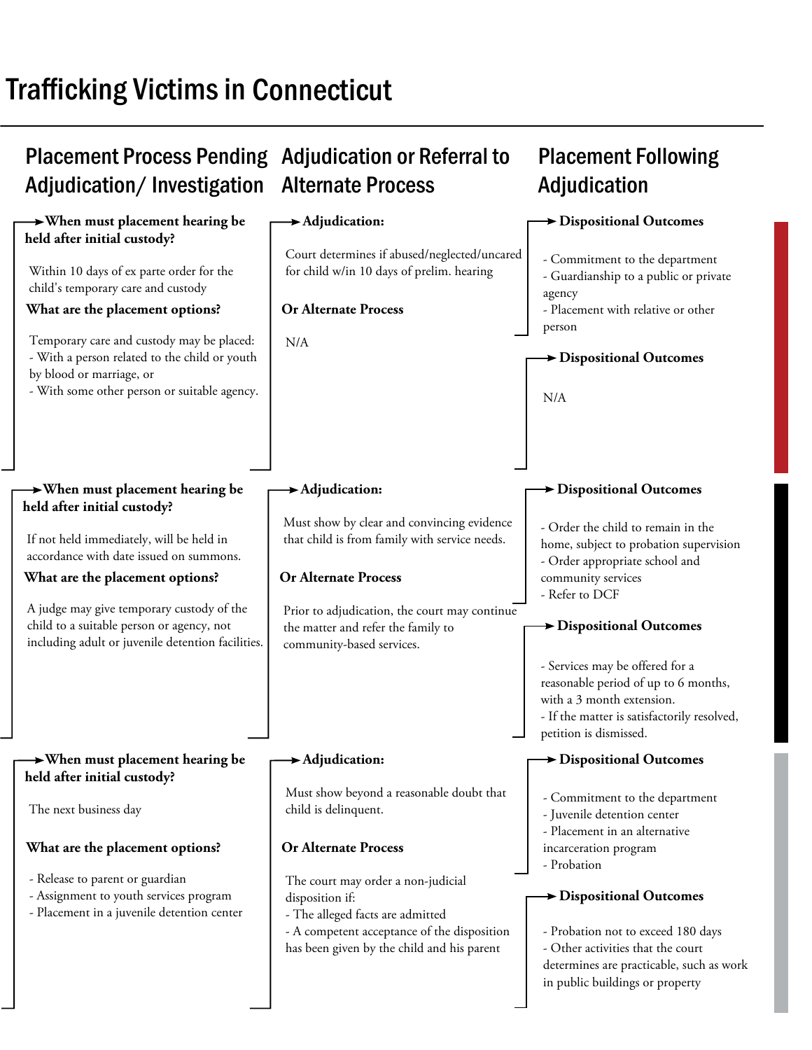# Trafficking Victims in Connecticut

## Placement Process Pending Adjudication/ Investigation

**When must placement hearing be held after initial custody?**

Within 10 days of ex parte order for the child's temporary care and custody

**What are the placement options?**

Temporary care and custody may be placed:
- With a person related to the child or youth by blood or marriage, or
- With some other person or suitable agency.

## Adjudication or Referral to Alternate Process

**Adjudication:**

Court determines if abused/neglected/uncared for child w/in 10 days of prelim. hearing

**Or Alternate Process**

N/A

## Placement Following Adjudication

**Dispositional Outcomes**

- Commitment to the department
- Guardianship to a public or private agency
- Placement with relative or other person

**Dispositional Outcomes**

N/A

---

## Placement Process Pending Adjudication/ Investigation

**When must placement hearing be held after initial custody?**

If not held immediately, will be held in accordance with date issued on summons.

**What are the placement options?**

A judge may give temporary custody of the child to a suitable person or agency, not including adult or juvenile detention facilities.

## Adjudication or Referral to Alternate Process

**Adjudication:**

Must show by clear and convincing evidence that child is from family with service needs.

**Or Alternate Process**

Prior to adjudication, the court may continue the matter and refer the family to community-based services.

## Placement Following Adjudication

**Dispositional Outcomes**

- Order the child to remain in the home, subject to probation supervision
- Order appropriate school and community services
- Refer to DCF

**Dispositional Outcomes**

- Services may be offered for a reasonable period of up to 6 months, with a 3 month extension.
- If the matter is satisfactorily resolved, petition is dismissed.

---

## Placement Process Pending Adjudication/ Investigation

**When must placement hearing be held after initial custody?**

The next business day

**What are the placement options?**

- Release to parent or guardian
- Assignment to youth services program
- Placement in a juvenile detention center

## Adjudication or Referral to Alternate Process

**Adjudication:**

Must show beyond a reasonable doubt that child is delinquent.

**Or Alternate Process**

The court may order a non-judicial disposition if:
- The alleged facts are admitted
- A competent acceptance of the disposition has been given by the child and his parent

## Placement Following Adjudication

**Dispositional Outcomes**

- Commitment to the department
- Juvenile detention center
- Placement in an alternative incarceration program
- Probation

**Dispositional Outcomes**

- Probation not to exceed 180 days
- Other activities that the court determines are practicable, such as work in public buildings or property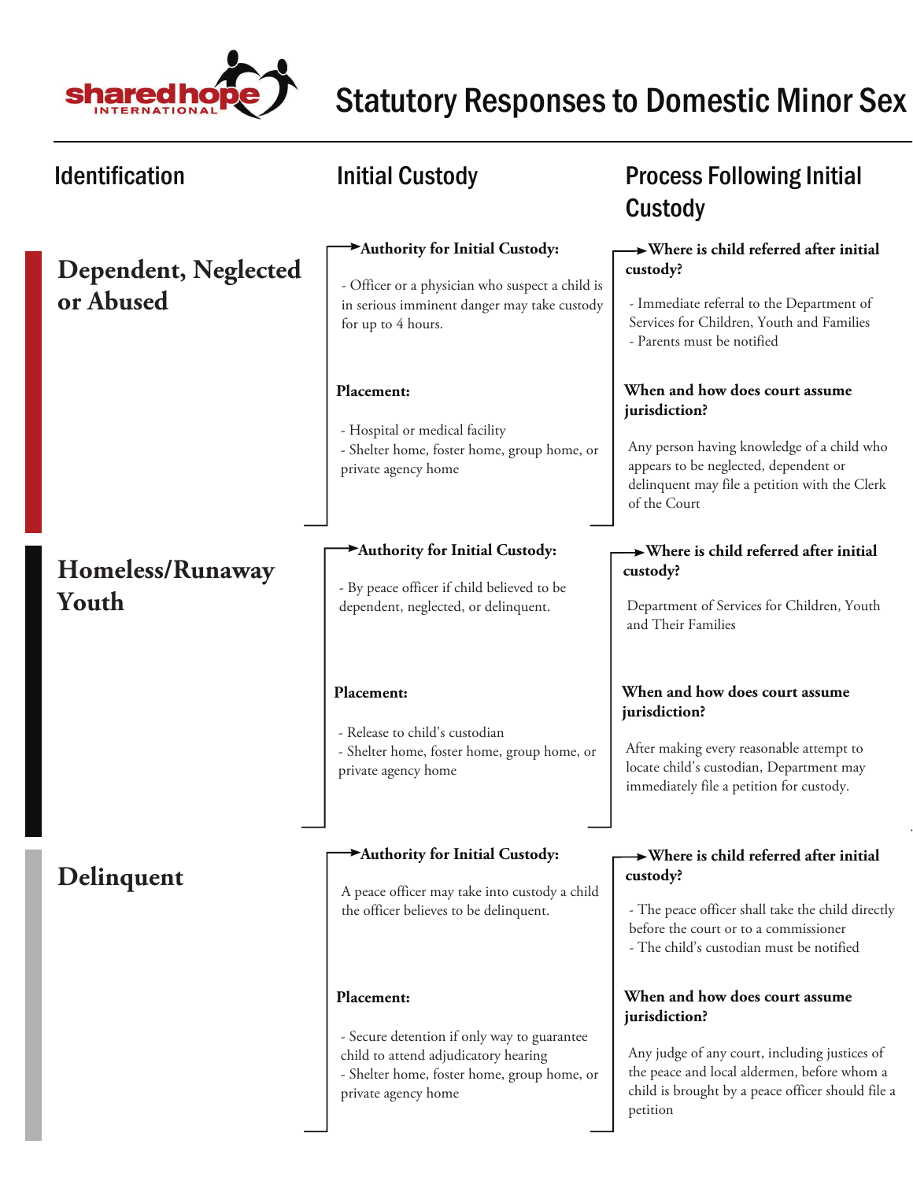# Statutory Responses to Domestic Minor Sex

| Identification | Initial Custody | Process Following Initial Custody |
| --- | --- | --- |
| **Dependent, Neglected or Abused** | **Authority for Initial Custody:**<br>- Officer or a physician who suspect a child is in serious imminent danger may take custody for up to 4 hours.<br><br>**Placement:**<br>- Hospital or medical facility<br>- Shelter home, foster home, group home, or private agency home | **Where is child referred after initial custody?**<br>- Immediate referral to the Department of Services for Children, Youth and Families<br>- Parents must be notified<br><br>**When and how does court assume jurisdiction?**<br>Any person having knowledge of a child who appears to be neglected, dependent or delinquent may file a petition with the Clerk of the Court |
| **Homeless/Runaway Youth** | **Authority for Initial Custody:**<br>- By peace officer if child believed to be dependent, neglected, or delinquent.<br><br>**Placement:**<br>- Release to child's custodian<br>- Shelter home, foster home, group home, or private agency home | **Where is child referred after initial custody?**<br>Department of Services for Children, Youth and Their Families<br><br>**When and how does court assume jurisdiction?**<br>After making every reasonable attempt to locate child's custodian, Department may immediately file a petition for custody. |
| **Delinquent** | **Authority for Initial Custody:**<br>A peace officer may take into custody a child the officer believes to be delinquent.<br><br>**Placement:**<br>- Secure detention if only way to guarantee child to attend adjudicatory hearing<br>- Shelter home, foster home, group home, or private agency home | **Where is child referred after initial custody?**<br>- The peace officer shall take the child directly before the court or to a commissioner<br>- The child's custodian must be notified<br><br>**When and how does court assume jurisdiction?**<br>Any judge of any court, including justices of the peace and local aldermen, before whom a child is brought by a peace officer should file a petition |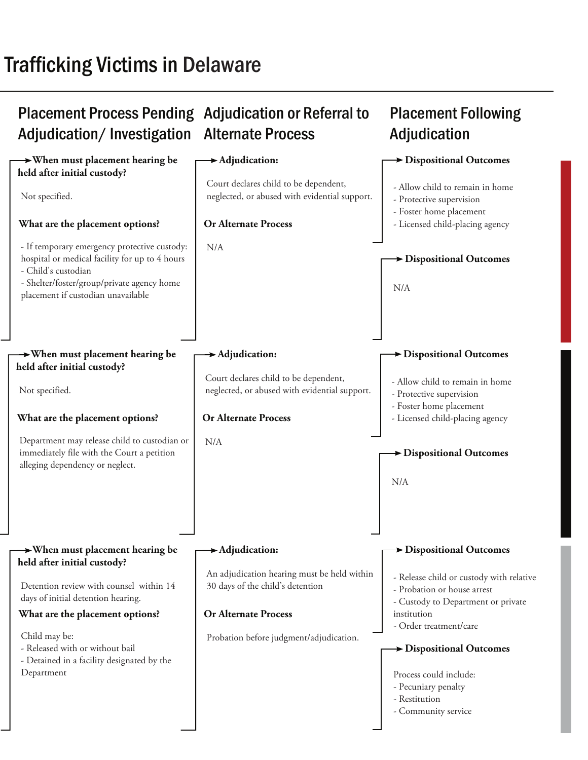# Trafficking Victims in Delaware

## Placement Process Pending Adjudication/ Investigation

**When must placement hearing be held after initial custody?**

Not specified.

**What are the placement options?**

- If temporary emergency protective custody: hospital or medical facility for up to 4 hours
- Child's custodian
- Shelter/foster/group/private agency home placement if custodian unavailable

## Adjudication or Referral to Alternate Process

**Adjudication:**

Court declares child to be dependent, neglected, or abused with evidential support.

**Or Alternate Process**

N/A

## Placement Following Adjudication

**Dispositional Outcomes**

- Allow child to remain in home
- Protective supervision
- Foster home placement
- Licensed child-placing agency

**Dispositional Outcomes**

N/A

---

## Placement Process Pending Adjudication/ Investigation

**When must placement hearing be held after initial custody?**

Not specified.

**What are the placement options?**

Department may release child to custodian or immediately file with the Court a petition alleging dependency or neglect.

## Adjudication or Referral to Alternate Process

**Adjudication:**

Court declares child to be dependent, neglected, or abused with evidential support.

**Or Alternate Process**

N/A

## Placement Following Adjudication

**Dispositional Outcomes**

- Allow child to remain in home
- Protective supervision
- Foster home placement
- Licensed child-placing agency

**Dispositional Outcomes**

N/A

---

## Placement Process Pending Adjudication/ Investigation

**When must placement hearing be held after initial custody?**

Detention review with counsel within 14 days of initial detention hearing.

**What are the placement options?**

Child may be:

- Released with or without bail
- Detained in a facility designated by the Department

## Adjudication or Referral to Alternate Process

**Adjudication:**

An adjudication hearing must be held within 30 days of the child's detention

**Or Alternate Process**

Probation before judgment/adjudication.

## Placement Following Adjudication

**Dispositional Outcomes**

- Release child or custody with relative
- Probation or house arrest
- Custody to Department or private institution
- Order treatment/care

**Dispositional Outcomes**

Process could include:

- Pecuniary penalty
- Restitution
- Community service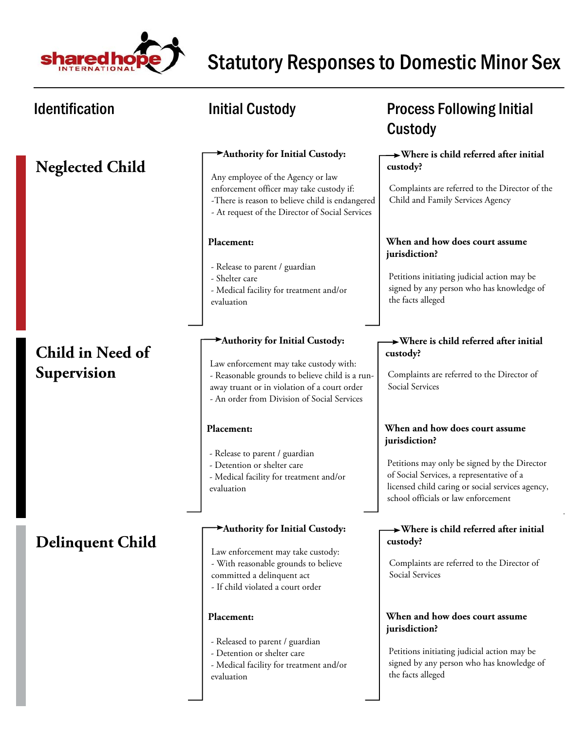# Statutory Responses to Domestic Minor Sex

| Identification | Initial Custody | Process Following Initial Custody |
|---|---|---|
| **Neglected Child** | **Authority for Initial Custody:**<br><br>Any employee of the Agency or law enforcement officer may take custody if:<br>-There is reason to believe child is endangered<br>- At request of the Director of Social Services<br><br>**Placement:**<br><br>- Release to parent / guardian<br>- Shelter care<br>- Medical facility for treatment and/or evaluation | **Where is child referred after initial custody?**<br><br>Complaints are referred to the Director of the Child and Family Services Agency<br><br>**When and how does court assume jurisdiction?**<br><br>Petitions initiating judicial action may be signed by any person who has knowledge of the facts alleged |
| **Child in Need of Supervision** | **Authority for Initial Custody:**<br><br>Law enforcement may take custody with:<br>- Reasonable grounds to believe child is a run-away truant or in violation of a court order<br>- An order from Division of Social Services<br><br>**Placement:**<br><br>- Release to parent / guardian<br>- Detention or shelter care<br>- Medical facility for treatment and/or evaluation | **Where is child referred after initial custody?**<br><br>Complaints are referred to the Director of Social Services<br><br>**When and how does court assume jurisdiction?**<br><br>Petitions may only be signed by the Director of Social Services, a representative of a licensed child caring or social services agency, school officials or law enforcement |
| **Delinquent Child** | **Authority for Initial Custody:**<br><br>Law enforcement may take custody:<br>- With reasonable grounds to believe committed a delinquent act<br>- If child violated a court order<br><br>**Placement:**<br><br>- Released to parent / guardian<br>- Detention or shelter care<br>- Medical facility for treatment and/or evaluation | **Where is child referred after initial custody?**<br><br>Complaints are referred to the Director of Social Services<br><br>**When and how does court assume jurisdiction?**<br><br>Petitions initiating judicial action may be signed by any person who has knowledge of the facts alleged |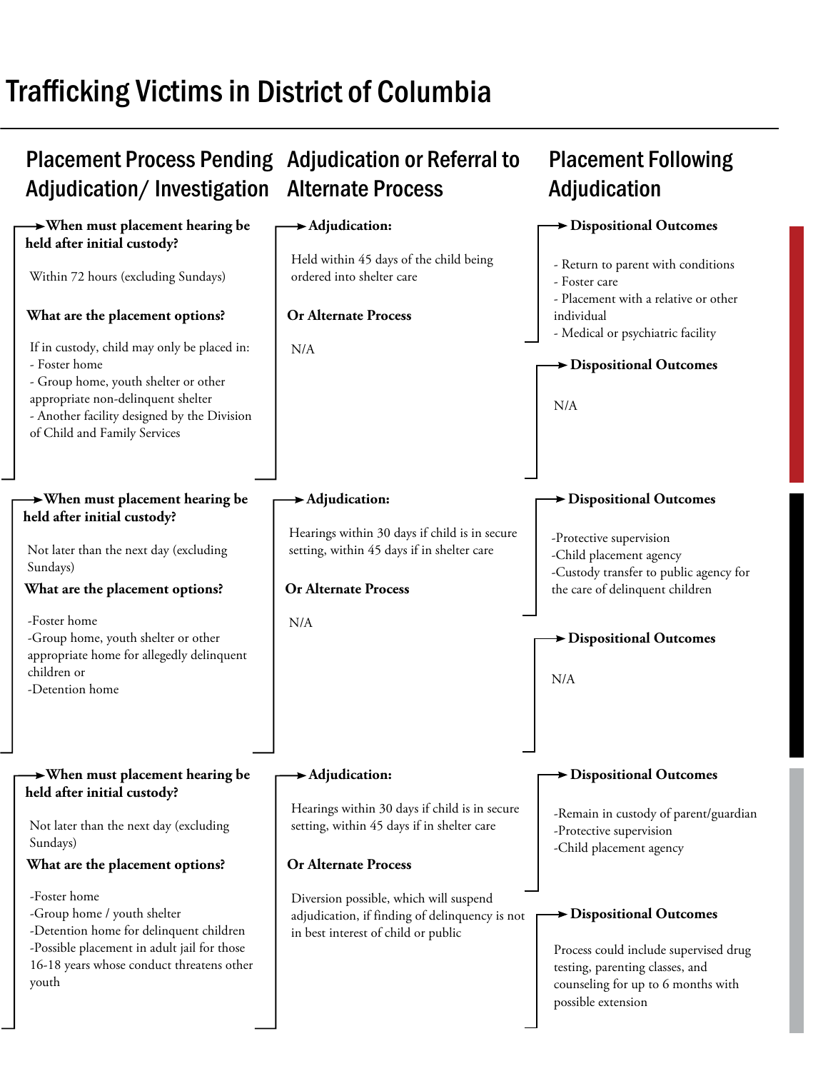# Trafficking Victims in District of Columbia

| Placement Process Pending Adjudication/ Investigation | Adjudication or Referral to Alternate Process | Placement Following Adjudication |
|---|---|---|
| **When must placement hearing be held after initial custody?**<br><br>Within 72 hours (excluding Sundays)<br><br>**What are the placement options?**<br><br>If in custody, child may only be placed in:<br>- Foster home<br>- Group home, youth shelter or other appropriate non-delinquent shelter<br>- Another facility designed by the Division of Child and Family Services | **Adjudication:**<br><br>Held within 45 days of the child being ordered into shelter care<br><br>**Or Alternate Process**<br><br>N/A | **Dispositional Outcomes**<br><br>- Return to parent with conditions<br>- Foster care<br>- Placement with a relative or other individual<br>- Medical or psychiatric facility<br><br>**Dispositional Outcomes**<br><br>N/A |
| **When must placement hearing be held after initial custody?**<br><br>Not later than the next day (excluding Sundays)<br><br>**What are the placement options?**<br><br>-Foster home<br>-Group home, youth shelter or other appropriate home for allegedly delinquent children or<br>-Detention home | **Adjudication:**<br><br>Hearings within 30 days if child is in secure setting, within 45 days if in shelter care<br><br>**Or Alternate Process**<br><br>N/A | **Dispositional Outcomes**<br><br>-Protective supervision<br>-Child placement agency<br>-Custody transfer to public agency for the care of delinquent children<br><br>**Dispositional Outcomes**<br><br>N/A |
| **When must placement hearing be held after initial custody?**<br><br>Not later than the next day (excluding Sundays)<br><br>**What are the placement options?**<br><br>-Foster home<br>-Group home / youth shelter<br>-Detention home for delinquent children<br>-Possible placement in adult jail for those 16-18 years whose conduct threatens other youth | **Adjudication:**<br><br>Hearings within 30 days if child is in secure setting, within 45 days if in shelter care<br><br>**Or Alternate Process**<br><br>Diversion possible, which will suspend adjudication, if finding of delinquency is not in best interest of child or public | **Dispositional Outcomes**<br><br>-Remain in custody of parent/guardian<br>-Protective supervision<br>-Child placement agency<br><br>**Dispositional Outcomes**<br><br>Process could include supervised drug testing, parenting classes, and counseling for up to 6 months with possible extension |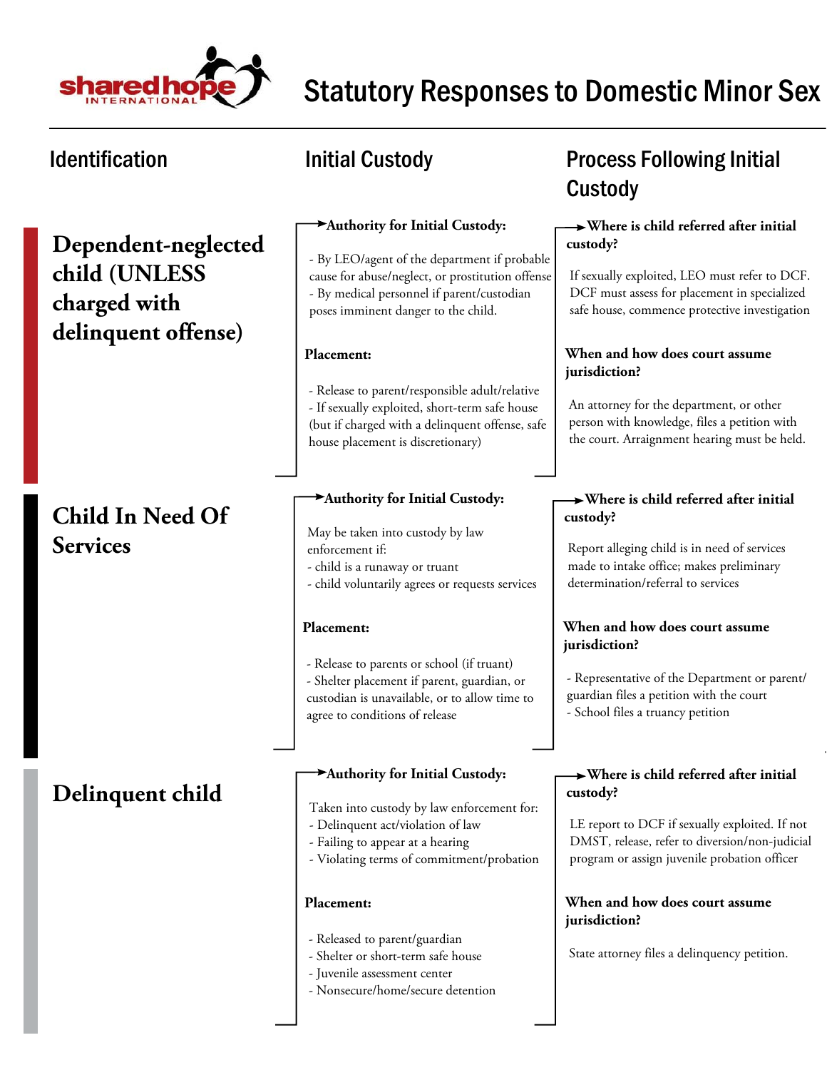# Statutory Responses to Domestic Minor Sex

| Identification | Initial Custody | Process Following Initial Custody |
|---|---|---|
| **Dependent-neglected child (UNLESS charged with delinquent offense)** | **Authority for Initial Custody:**<br>- By LEO/agent of the department if probable cause for abuse/neglect, or prostitution offense<br>- By medical personnel if parent/custodian poses imminent danger to the child.<br><br>**Placement:**<br>- Release to parent/responsible adult/relative<br>- If sexually exploited, short-term safe house (but if charged with a delinquent offense, safe house placement is discretionary) | **Where is child referred after initial custody?**<br>If sexually exploited, LEO must refer to DCF. DCF must assess for placement in specialized safe house, commence protective investigation<br><br>**When and how does court assume jurisdiction?**<br>An attorney for the department, or other person with knowledge, files a petition with the court. Arraignment hearing must be held. |
| **Child In Need Of Services** | **Authority for Initial Custody:**<br>May be taken into custody by law enforcement if:<br>- child is a runaway or truant<br>- child voluntarily agrees or requests services<br><br>**Placement:**<br>- Release to parents or school (if truant)<br>- Shelter placement if parent, guardian, or custodian is unavailable, or to allow time to agree to conditions of release | **Where is child referred after initial custody?**<br>Report alleging child is in need of services made to intake office; makes preliminary determination/referral to services<br><br>**When and how does court assume jurisdiction?**<br>- Representative of the Department or parent/guardian files a petition with the court<br>- School files a truancy petition |
| **Delinquent child** | **Authority for Initial Custody:**<br>Taken into custody by law enforcement for:<br>- Delinquent act/violation of law<br>- Failing to appear at a hearing<br>- Violating terms of commitment/probation<br><br>**Placement:**<br>- Released to parent/guardian<br>- Shelter or short-term safe house<br>- Juvenile assessment center<br>- Nonsecure/home/secure detention | **Where is child referred after initial custody?**<br>LE report to DCF if sexually exploited. If not DMST, release, refer to diversion/non-judicial program or assign juvenile probation officer<br><br>**When and how does court assume jurisdiction?**<br>State attorney files a delinquency petition. |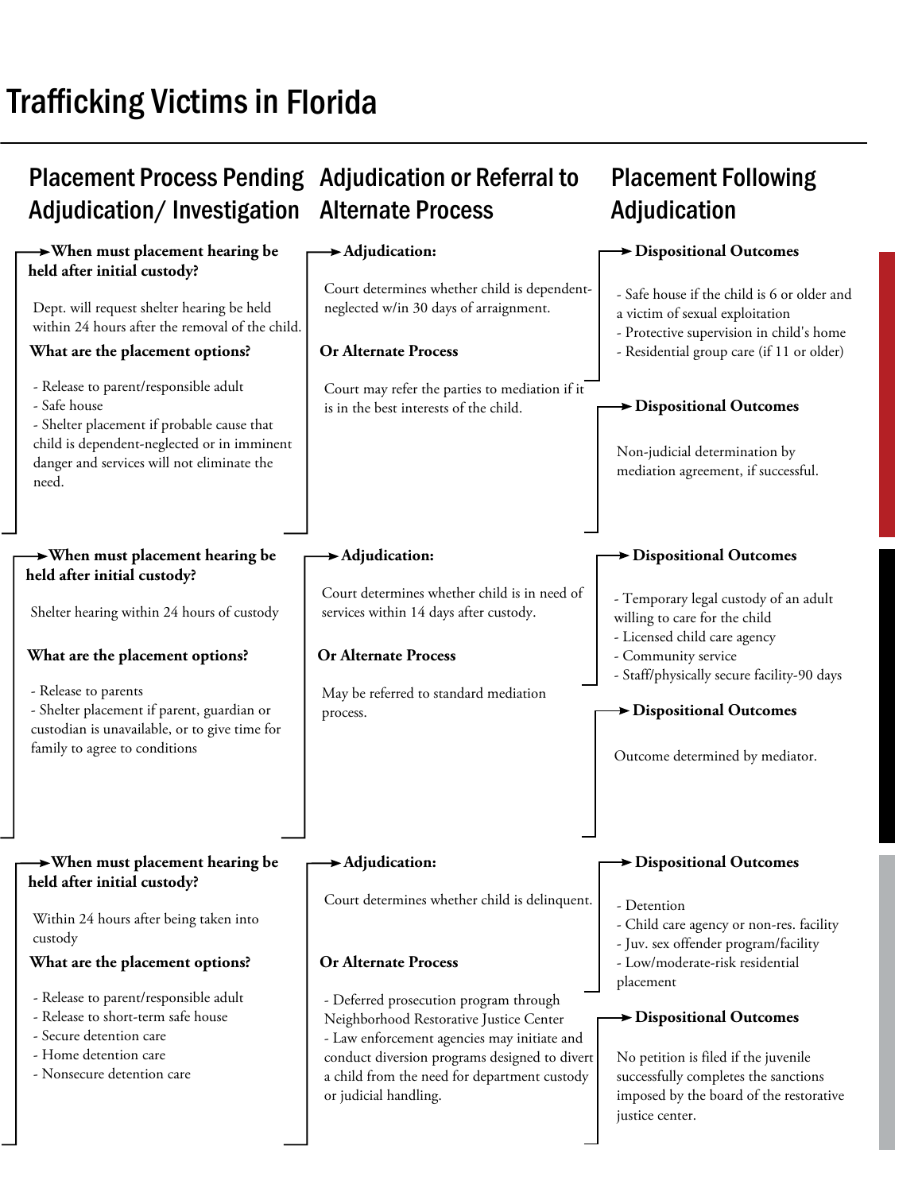# Trafficking Victims in Florida

| Placement Process Pending Adjudication/ Investigation | Adjudication or Referral to Alternate Process | Placement Following Adjudication |
|---|---|---|
| **When must placement hearing be held after initial custody?**<br><br>Dept. will request shelter hearing be held within 24 hours after the removal of the child.<br><br>**What are the placement options?**<br><br>- Release to parent/responsible adult<br>- Safe house<br>- Shelter placement if probable cause that child is dependent-neglected or in imminent danger and services will not eliminate the need. | **Adjudication:**<br><br>Court determines whether child is dependent-neglected w/in 30 days of arraignment.<br><br>**Or Alternate Process**<br><br>Court may refer the parties to mediation if it is in the best interests of the child. | **Dispositional Outcomes**<br><br>- Safe house if the child is 6 or older and a victim of sexual exploitation<br>- Protective supervision in child's home<br>- Residential group care (if 11 or older)<br><br>**Dispositional Outcomes**<br><br>Non-judicial determination by mediation agreement, if successful. |
| **When must placement hearing be held after initial custody?**<br><br>Shelter hearing within 24 hours of custody<br><br>**What are the placement options?**<br><br>- Release to parents<br>- Shelter placement if parent, guardian or custodian is unavailable, or to give time for family to agree to conditions | **Adjudication:**<br><br>Court determines whether child is in need of services within 14 days after custody.<br><br>**Or Alternate Process**<br><br>May be referred to standard mediation process. | **Dispositional Outcomes**<br><br>- Temporary legal custody of an adult willing to care for the child<br>- Licensed child care agency<br>- Community service<br>- Staff/physically secure facility-90 days<br><br>**Dispositional Outcomes**<br><br>Outcome determined by mediator. |
| **When must placement hearing be held after initial custody?**<br><br>Within 24 hours after being taken into custody<br><br>**What are the placement options?**<br><br>- Release to parent/responsible adult<br>- Release to short-term safe house<br>- Secure detention care<br>- Home detention care<br>- Nonsecure detention care | **Adjudication:**<br><br>Court determines whether child is delinquent.<br><br>**Or Alternate Process**<br><br>- Deferred prosecution program through Neighborhood Restorative Justice Center<br>- Law enforcement agencies may initiate and conduct diversion programs designed to divert a child from the need for department custody or judicial handling. | **Dispositional Outcomes**<br><br>- Detention<br>- Child care agency or non-res. facility<br>- Juv. sex offender program/facility<br>- Low/moderate-risk residential placement<br><br>**Dispositional Outcomes**<br><br>No petition is filed if the juvenile successfully completes the sanctions imposed by the board of the restorative justice center. |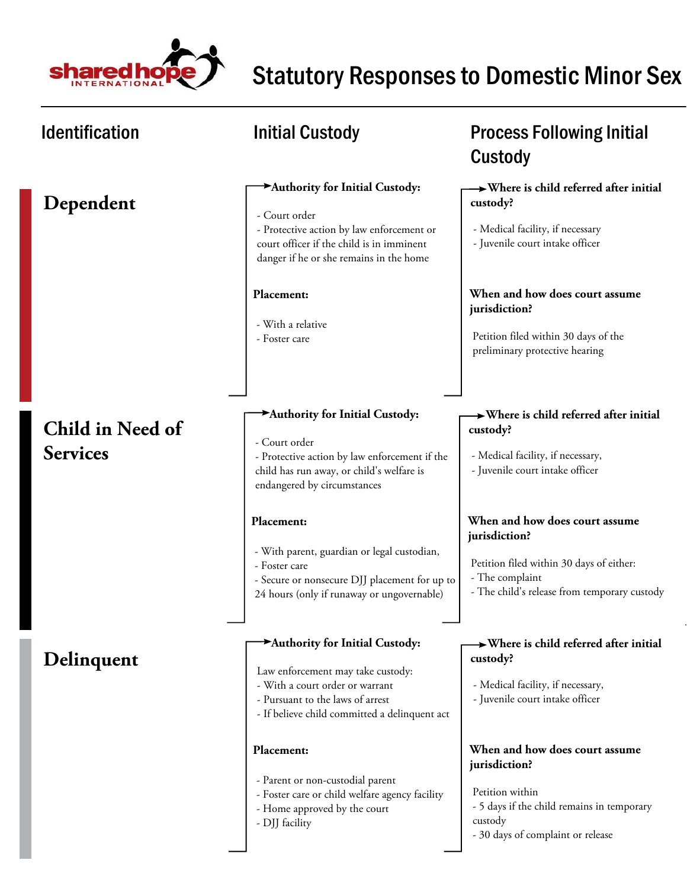# Statutory Responses to Domestic Minor Sex

| Identification | Initial Custody | Process Following Initial Custody |
|---|---|---|
| **Dependent** | **Authority for Initial Custody:**<br>- Court order<br>- Protective action by law enforcement or court officer if the child is in imminent danger if he or she remains in the home<br><br>**Placement:**<br>- With a relative<br>- Foster care | **Where is child referred after initial custody?**<br>- Medical facility, if necessary<br>- Juvenile court intake officer<br><br>**When and how does court assume jurisdiction?**<br>Petition filed within 30 days of the preliminary protective hearing |
| **Child in Need of Services** | **Authority for Initial Custody:**<br>- Court order<br>- Protective action by law enforcement if the child has run away, or child's welfare is endangered by circumstances<br><br>**Placement:**<br>- With parent, guardian or legal custodian,<br>- Foster care<br>- Secure or nonsecure DJJ placement for up to 24 hours (only if runaway or ungovernable) | **Where is child referred after initial custody?**<br>- Medical facility, if necessary,<br>- Juvenile court intake officer<br><br>**When and how does court assume jurisdiction?**<br>Petition filed within 30 days of either:<br>- The complaint<br>- The child's release from temporary custody |
| **Delinquent** | **Authority for Initial Custody:**<br>Law enforcement may take custody:<br>- With a court order or warrant<br>- Pursuant to the laws of arrest<br>- If believe child committed a delinquent act<br><br>**Placement:**<br>- Parent or non-custodial parent<br>- Foster care or child welfare agency facility<br>- Home approved by the court<br>- DJJ facility | **Where is child referred after initial custody?**<br>- Medical facility, if necessary,<br>- Juvenile court intake officer<br><br>**When and how does court assume jurisdiction?**<br>Petition within<br>- 5 days if the child remains in temporary custody<br>- 30 days of complaint or release |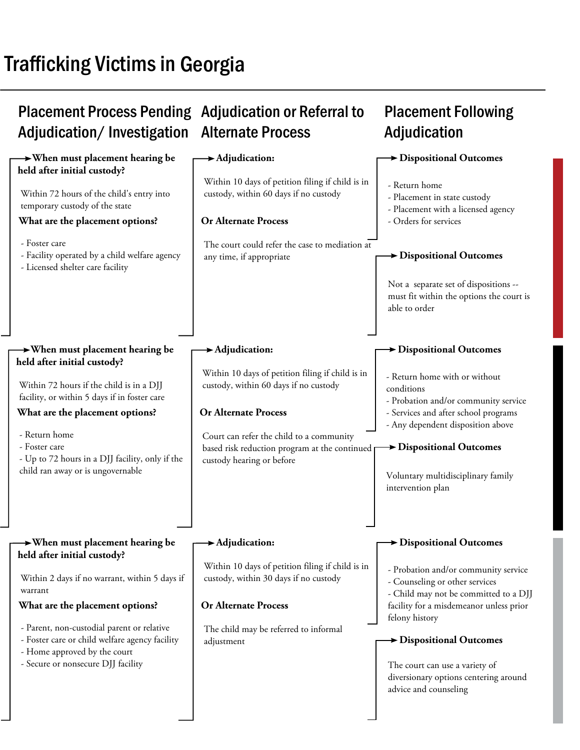# Trafficking Victims in Georgia

## Placement Process Pending Adjudication/ Investigation | Adjudication or Referral to Alternate Process | Placement Following Adjudication

### Row 1

**When must placement hearing be held after initial custody?**

Within 72 hours of the child's entry into temporary custody of the state

**What are the placement options?**

- Foster care
- Facility operated by a child welfare agency
- Licensed shelter care facility

**Adjudication:**

Within 10 days of petition filing if child is in custody, within 60 days if no custody

**Or Alternate Process**

The court could refer the case to mediation at any time, if appropriate

**Dispositional Outcomes**

- Return home
- Placement in state custody
- Placement with a licensed agency
- Orders for services

**Dispositional Outcomes**

Not a separate set of dispositions -- must fit within the options the court is able to order

### Row 2

**When must placement hearing be held after initial custody?**

Within 72 hours if the child is in a DJJ facility, or within 5 days if in foster care

**What are the placement options?**

- Return home
- Foster care
- Up to 72 hours in a DJJ facility, only if the child ran away or is ungovernable

**Adjudication:**

Within 10 days of petition filing if child is in custody, within 60 days if no custody

**Or Alternate Process**

Court can refer the child to a community based risk reduction program at the continued custody hearing or before

**Dispositional Outcomes**

- Return home with or without conditions
- Probation and/or community service
- Services and after school programs
- Any dependent disposition above

**Dispositional Outcomes**

Voluntary multidisciplinary family intervention plan

### Row 3

**When must placement hearing be held after initial custody?**

Within 2 days if no warrant, within 5 days if warrant

**What are the placement options?**

- Parent, non-custodial parent or relative
- Foster care or child welfare agency facility
- Home approved by the court
- Secure or nonsecure DJJ facility

**Adjudication:**

Within 10 days of petition filing if child is in custody, within 30 days if no custody

**Or Alternate Process**

The child may be referred to informal adjustment

**Dispositional Outcomes**

- Probation and/or community service
- Counseling or other services
- Child may not be committed to a DJJ facility for a misdemeanor unless prior felony history

**Dispositional Outcomes**

The court can use a variety of diversionary options centering around advice and counseling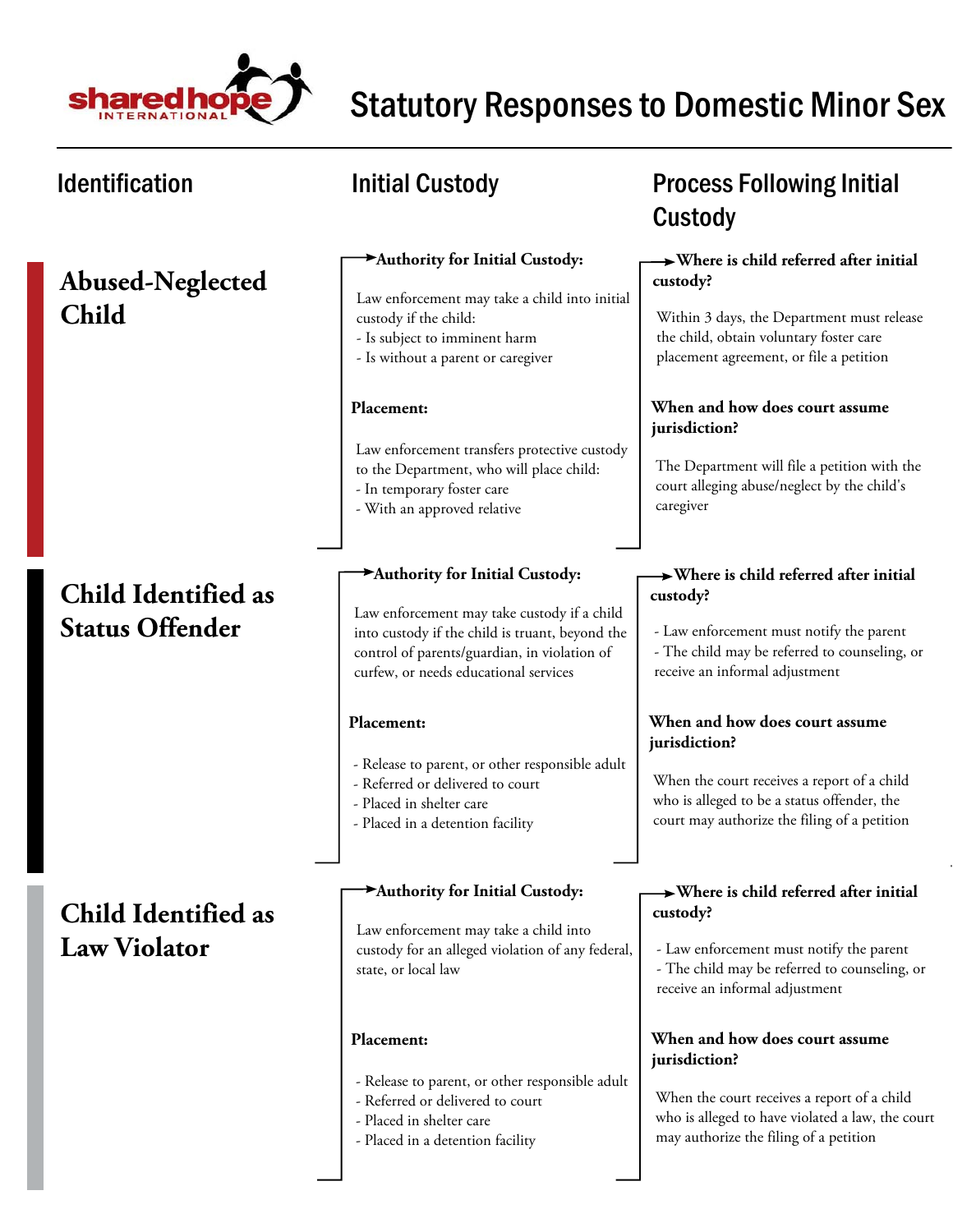# Statutory Responses to Domestic Minor Sex

| Identification | Initial Custody | Process Following Initial Custody |
|---|---|---|
| **Abused-Neglected Child** | **Authority for Initial Custody:**<br><br>Law enforcement may take a child into initial custody if the child:<br>- Is subject to imminent harm<br>- Is without a parent or caregiver<br><br>**Placement:**<br><br>Law enforcement transfers protective custody to the Department, who will place child:<br>- In temporary foster care<br>- With an approved relative | **Where is child referred after initial custody?**<br><br>Within 3 days, the Department must release the child, obtain voluntary foster care placement agreement, or file a petition<br><br>**When and how does court assume jurisdiction?**<br><br>The Department will file a petition with the court alleging abuse/neglect by the child's caregiver |
| **Child Identified as Status Offender** | **Authority for Initial Custody:**<br><br>Law enforcement may take custody if a child into custody if the child is truant, beyond the control of parents/guardian, in violation of curfew, or needs educational services<br><br>**Placement:**<br><br>- Release to parent, or other responsible adult<br>- Referred or delivered to court<br>- Placed in shelter care<br>- Placed in a detention facility | **Where is child referred after initial custody?**<br><br>- Law enforcement must notify the parent<br>- The child may be referred to counseling, or receive an informal adjustment<br><br>**When and how does court assume jurisdiction?**<br><br>When the court receives a report of a child who is alleged to be a status offender, the court may authorize the filing of a petition |
| **Child Identified as Law Violator** | **Authority for Initial Custody:**<br><br>Law enforcement may take a child into custody for an alleged violation of any federal, state, or local law<br><br>**Placement:**<br><br>- Release to parent, or other responsible adult<br>- Referred or delivered to court<br>- Placed in shelter care<br>- Placed in a detention facility | **Where is child referred after initial custody?**<br><br>- Law enforcement must notify the parent<br>- The child may be referred to counseling, or receive an informal adjustment<br><br>**When and how does court assume jurisdiction?**<br><br>When the court receives a report of a child who is alleged to have violated a law, the court may authorize the filing of a petition |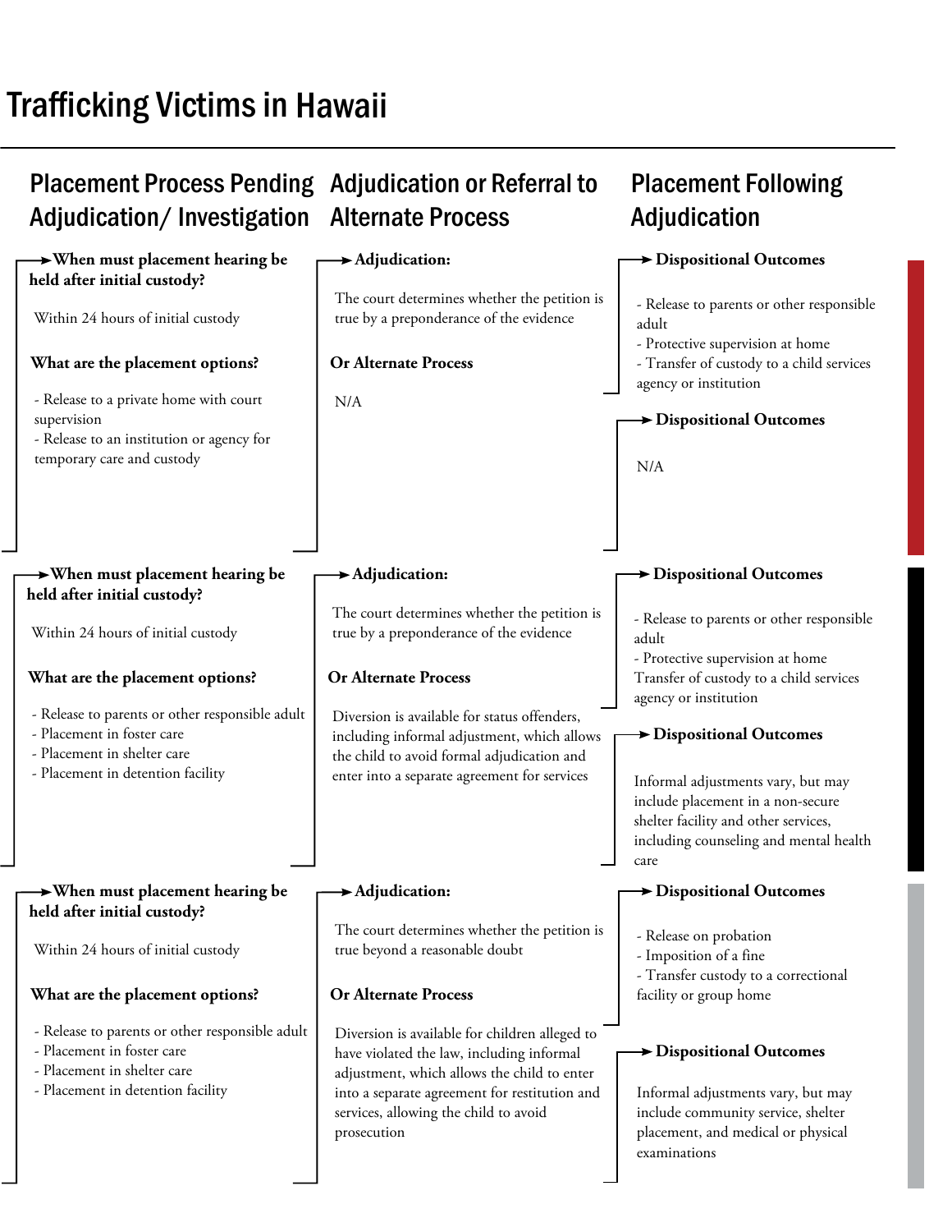# Trafficking Victims in Hawaii

| Placement Process Pending Adjudication/ Investigation | Adjudication or Referral to Alternate Process | Placement Following Adjudication |
|---|---|---|
| **When must placement hearing be held after initial custody?**<br>Within 24 hours of initial custody<br>**What are the placement options?**<br>- Release to a private home with court supervision<br>- Release to an institution or agency for temporary care and custody | **Adjudication:**<br>The court determines whether the petition is true by a preponderance of the evidence<br>**Or Alternate Process**<br>N/A | **Dispositional Outcomes**<br>- Release to parents or other responsible adult<br>- Protective supervision at home<br>- Transfer of custody to a child services agency or institution<br>**Dispositional Outcomes**<br>N/A |
| **When must placement hearing be held after initial custody?**<br>Within 24 hours of initial custody<br>**What are the placement options?**<br>- Release to parents or other responsible adult<br>- Placement in foster care<br>- Placement in shelter care<br>- Placement in detention facility | **Adjudication:**<br>The court determines whether the petition is true by a preponderance of the evidence<br>**Or Alternate Process**<br>Diversion is available for status offenders, including informal adjustment, which allows the child to avoid formal adjudication and enter into a separate agreement for services | **Dispositional Outcomes**<br>- Release to parents or other responsible adult<br>- Protective supervision at home<br>Transfer of custody to a child services agency or institution<br>**Dispositional Outcomes**<br>Informal adjustments vary, but may include placement in a non-secure shelter facility and other services, including counseling and mental health care |
| **When must placement hearing be held after initial custody?**<br>Within 24 hours of initial custody<br>**What are the placement options?**<br>- Release to parents or other responsible adult<br>- Placement in foster care<br>- Placement in shelter care<br>- Placement in detention facility | **Adjudication:**<br>The court determines whether the petition is true beyond a reasonable doubt<br>**Or Alternate Process**<br>Diversion is available for children alleged to have violated the law, including informal adjustment, which allows the child to enter into a separate agreement for restitution and services, allowing the child to avoid prosecution | **Dispositional Outcomes**<br>- Release on probation<br>- Imposition of a fine<br>- Transfer custody to a correctional facility or group home<br>**Dispositional Outcomes**<br>Informal adjustments vary, but may include community service, shelter placement, and medical or physical examinations |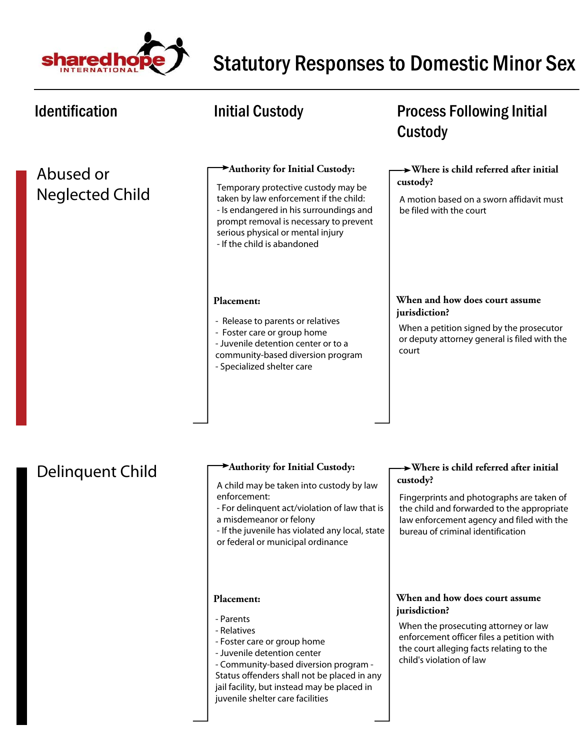# Statutory Responses to Domestic Minor Sex

## Identification

## Initial Custody

## Process Following Initial Custody

### Abused or Neglected Child

**Authority for Initial Custody:**

Temporary protective custody may be taken by law enforcement if the child:
- Is endangered in his surroundings and prompt removal is necessary to prevent serious physical or mental injury
- If the child is abandoned

**Placement:**

- Release to parents or relatives
- Foster care or group home
- Juvenile detention center or to a community-based diversion program
- Specialized shelter care

**Where is child referred after initial custody?**

A motion based on a sworn affidavit must be filed with the court

**When and how does court assume jurisdiction?**

When a petition signed by the prosecutor or deputy attorney general is filed with the court

### Delinquent Child

**Authority for Initial Custody:**

A child may be taken into custody by law enforcement:
- For delinquent act/violation of law that is a misdemeanor or felony
- If the juvenile has violated any local, state or federal or municipal ordinance

**Placement:**

- Parents
- Relatives
- Foster care or group home
- Juvenile detention center
- Community-based diversion program - Status offenders shall not be placed in any jail facility, but instead may be placed in juvenile shelter care facilities

**Where is child referred after initial custody?**

Fingerprints and photographs are taken of the child and forwarded to the appropriate law enforcement agency and filed with the bureau of criminal identification

**When and how does court assume jurisdiction?**

When the prosecuting attorney or law enforcement officer files a petition with the court alleging facts relating to the child's violation of law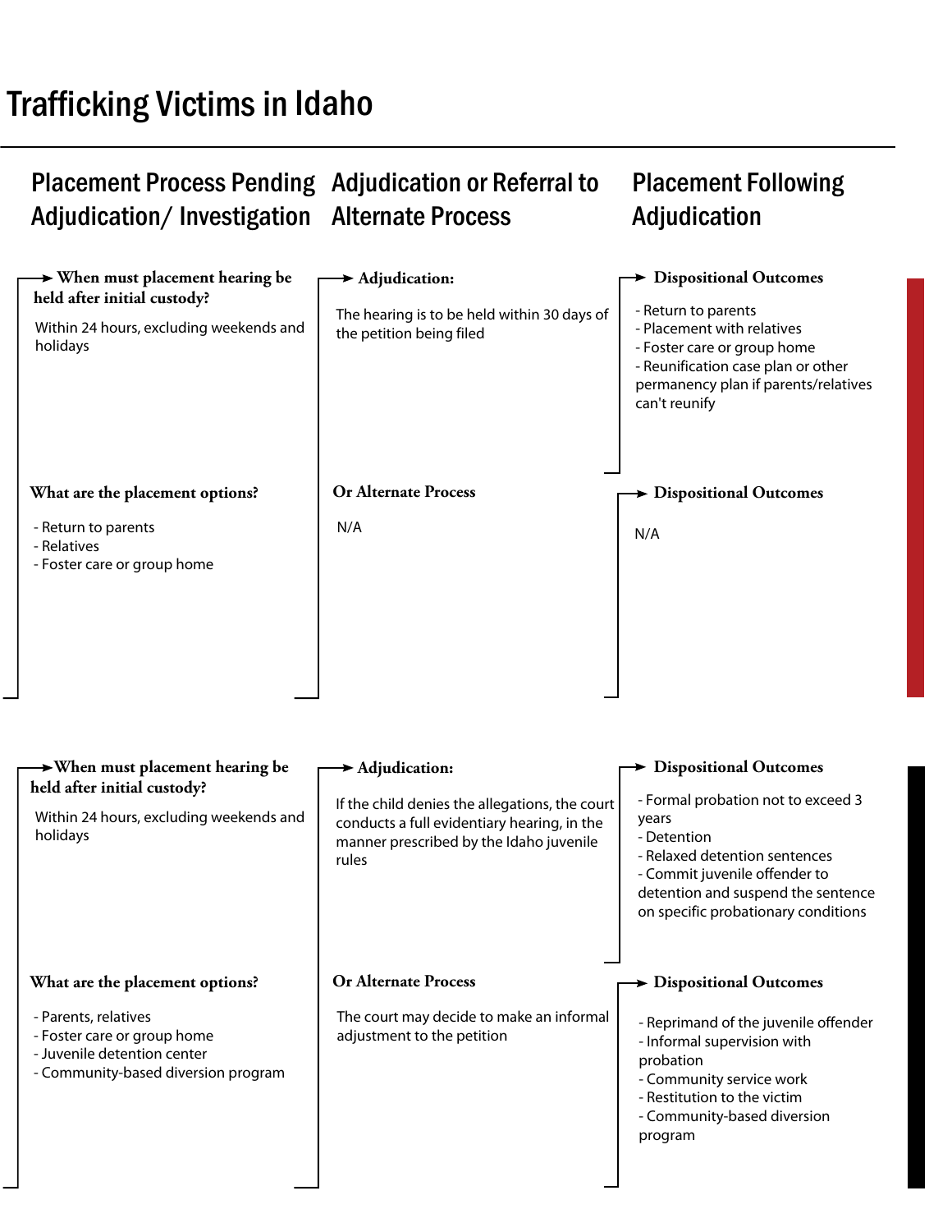# Trafficking Victims in Idaho

| Placement Process Pending Adjudication/ Investigation | Adjudication or Referral to Alternate Process | Placement Following Adjudication |
|---|---|---|
| **When must placement hearing be held after initial custody?** Within 24 hours, excluding weekends and holidays | **Adjudication:** The hearing is to be held within 30 days of the petition being filed | **Dispositional Outcomes** - Return to parents - Placement with relatives - Foster care or group home - Reunification case plan or other permanency plan if parents/relatives can't reunify |
| **What are the placement options?** - Return to parents - Relatives - Foster care or group home | **Or Alternate Process** N/A | **Dispositional Outcomes** N/A |
| **When must placement hearing be held after initial custody?** Within 24 hours, excluding weekends and holidays | **Adjudication:** If the child denies the allegations, the court conducts a full evidentiary hearing, in the manner prescribed by the Idaho juvenile rules | **Dispositional Outcomes** - Formal probation not to exceed 3 years - Detention - Relaxed detention sentences - Commit juvenile offender to detention and suspend the sentence on specific probationary conditions |
| **What are the placement options?** - Parents, relatives - Foster care or group home - Juvenile detention center - Community-based diversion program | **Or Alternate Process** The court may decide to make an informal adjustment to the petition | **Dispositional Outcomes** - Reprimand of the juvenile offender - Informal supervision with probation - Community service work - Restitution to the victim - Community-based diversion program |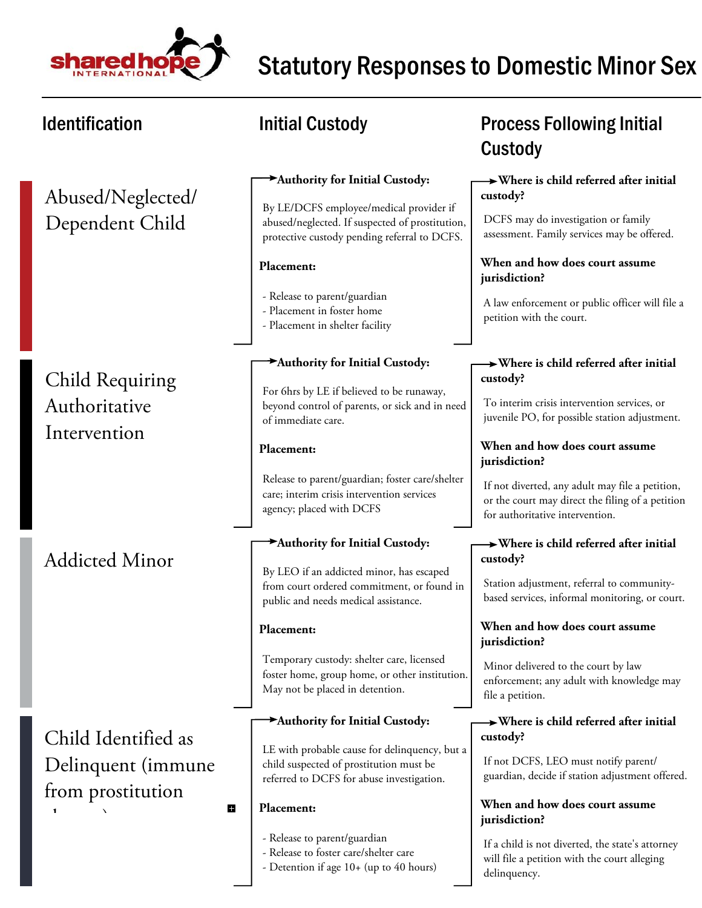# Statutory Responses to Domestic Minor Sex

| Identification | Initial Custody | Process Following Initial Custody |
|---|---|---|
| Abused/Neglected/ Dependent Child | **Authority for Initial Custody:** By LE/DCFS employee/medical provider if abused/neglected. If suspected of prostitution, protective custody pending referral to DCFS. **Placement:** - Release to parent/guardian - Placement in foster home - Placement in shelter facility | **Where is child referred after initial custody?** DCFS may do investigation or family assessment. Family services may be offered. **When and how does court assume jurisdiction?** A law enforcement or public officer will file a petition with the court. |
| Child Requiring Authoritative Intervention | **Authority for Initial Custody:** For 6hrs by LE if believed to be runaway, beyond control of parents, or sick and in need of immediate care. **Placement:** Release to parent/guardian; foster care/shelter care; interim crisis intervention services agency; placed with DCFS | **Where is child referred after initial custody?** To interim crisis intervention services, or juvenile PO, for possible station adjustment. **When and how does court assume jurisdiction?** If not diverted, any adult may file a petition, or the court may direct the filing of a petition for authoritative intervention. |
| Addicted Minor | **Authority for Initial Custody:** By LEO if an addicted minor, has escaped from court ordered commitment, or found in public and needs medical assistance. **Placement:** Temporary custody: shelter care, licensed foster home, group home, or other institution. May not be placed in detention. | **Where is child referred after initial custody?** Station adjustment, referral to community-based services, informal monitoring, or court. **When and how does court assume jurisdiction?** Minor delivered to the court by law enforcement; any adult with knowledge may file a petition. |
| Child Identified as Delinquent (immune from prostitution ...) | **Authority for Initial Custody:** LE with probable cause for delinquency, but a child suspected of prostitution must be referred to DCFS for abuse investigation. **Placement:** - Release to parent/guardian - Release to foster care/shelter care - Detention if age 10+ (up to 40 hours) | **Where is child referred after initial custody?** If not DCFS, LEO must notify parent/guardian, decide if station adjustment offered. **When and how does court assume jurisdiction?** If a child is not diverted, the state's attorney will file a petition with the court alleging delinquency. |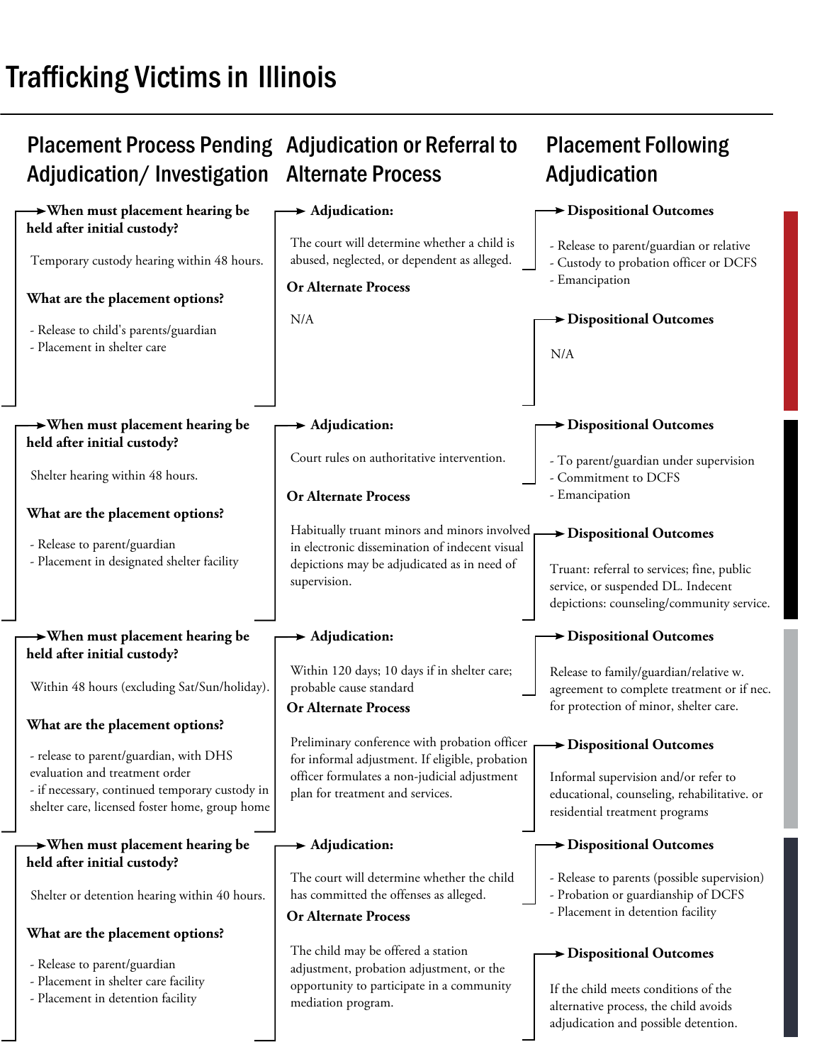# Trafficking Victims in Illinois

| Placement Process Pending Adjudication/ Investigation | Adjudication or Referral to Alternate Process | Placement Following Adjudication |
|---|---|---|
| **When must placement hearing be held after initial custody?**<br><br>Temporary custody hearing within 48 hours.<br><br>**What are the placement options?**<br><br>- Release to child's parents/guardian<br>- Placement in shelter care | **Adjudication:**<br><br>The court will determine whether a child is abused, neglected, or dependent as alleged.<br><br>**Or Alternate Process**<br><br>N/A | **Dispositional Outcomes**<br><br>- Release to parent/guardian or relative<br>- Custody to probation officer or DCFS<br>- Emancipation<br><br>**Dispositional Outcomes**<br><br>N/A |
| **When must placement hearing be held after initial custody?**<br><br>Shelter hearing within 48 hours.<br><br>**What are the placement options?**<br><br>- Release to parent/guardian<br>- Placement in designated shelter facility | **Adjudication:**<br><br>Court rules on authoritative intervention.<br><br>**Or Alternate Process**<br><br>Habitually truant minors and minors involved in electronic dissemination of indecent visual depictions may be adjudicated as in need of supervision. | **Dispositional Outcomes**<br><br>- To parent/guardian under supervision<br>- Commitment to DCFS<br>- Emancipation<br><br>**Dispositional Outcomes**<br><br>Truant: referral to services; fine, public service, or suspended DL. Indecent depictions: counseling/community service. |
| **When must placement hearing be held after initial custody?**<br><br>Within 48 hours (excluding Sat/Sun/holiday).<br><br>**What are the placement options?**<br><br>- release to parent/guardian, with DHS evaluation and treatment order<br>- if necessary, continued temporary custody in shelter care, licensed foster home, group home | **Adjudication:**<br><br>Within 120 days; 10 days if in shelter care; probable cause standard<br><br>**Or Alternate Process**<br><br>Preliminary conference with probation officer for informal adjustment. If eligible, probation officer formulates a non-judicial adjustment plan for treatment and services. | **Dispositional Outcomes**<br><br>Release to family/guardian/relative w. agreement to complete treatment or if nec. for protection of minor, shelter care.<br><br>**Dispositional Outcomes**<br><br>Informal supervision and/or refer to educational, counseling, rehabilitative. or residential treatment programs |
| **When must placement hearing be held after initial custody?**<br><br>Shelter or detention hearing within 40 hours.<br><br>**What are the placement options?**<br><br>- Release to parent/guardian<br>- Placement in shelter care facility<br>- Placement in detention facility | **Adjudication:**<br><br>The court will determine whether the child has committed the offenses as alleged.<br><br>**Or Alternate Process**<br><br>The child may be offered a station adjustment, probation adjustment, or the opportunity to participate in a community mediation program. | **Dispositional Outcomes**<br><br>- Release to parents (possible supervision)<br>- Probation or guardianship of DCFS<br>- Placement in detention facility<br><br>**Dispositional Outcomes**<br><br>If the child meets conditions of the alternative process, the child avoids adjudication and possible detention. |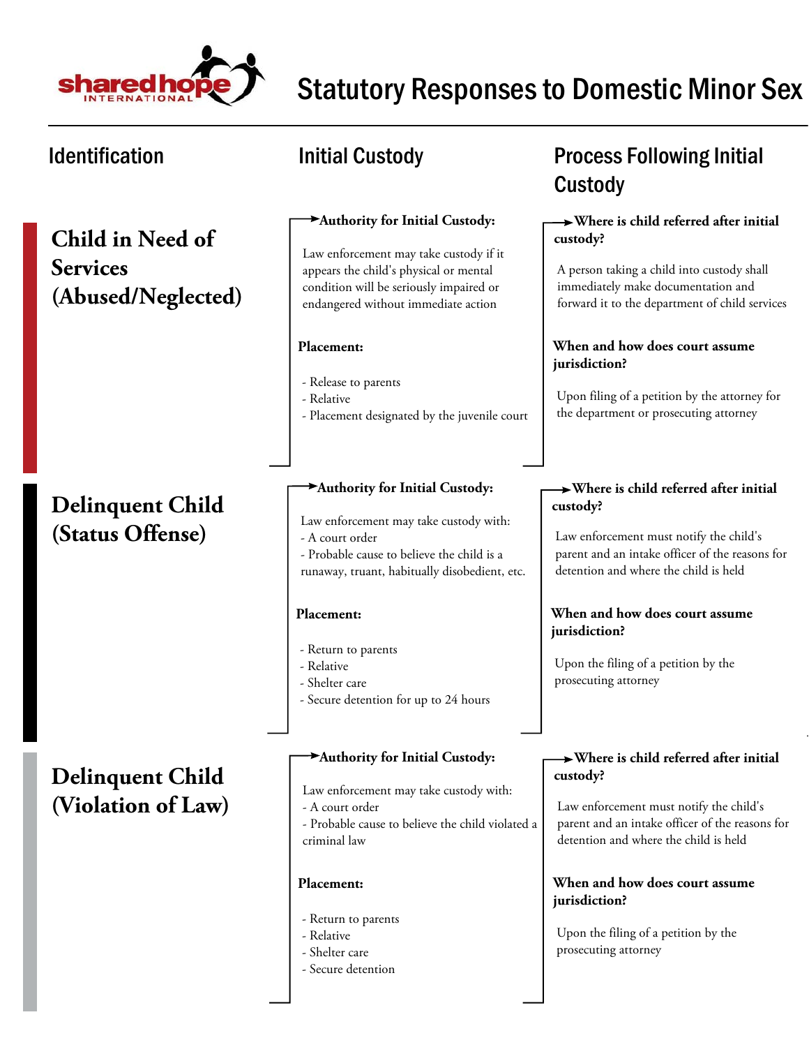# Statutory Responses to Domestic Minor Sex

| Identification | Initial Custody | Process Following Initial Custody |
|---|---|---|
| **Child in Need of Services (Abused/Neglected)** | **Authority for Initial Custody:** Law enforcement may take custody if it appears the child's physical or mental condition will be seriously impaired or endangered without immediate action<br><br>**Placement:**<br>- Release to parents<br>- Relative<br>- Placement designated by the juvenile court | **Where is child referred after initial custody?** A person taking a child into custody shall immediately make documentation and forward it to the department of child services<br><br>**When and how does court assume jurisdiction?** Upon filing of a petition by the attorney for the department or prosecuting attorney |
| **Delinquent Child (Status Offense)** | **Authority for Initial Custody:** Law enforcement may take custody with:<br>- A court order<br>- Probable cause to believe the child is a runaway, truant, habitually disobedient, etc.<br><br>**Placement:**<br>- Return to parents<br>- Relative<br>- Shelter care<br>- Secure detention for up to 24 hours | **Where is child referred after initial custody?** Law enforcement must notify the child's parent and an intake officer of the reasons for detention and where the child is held<br><br>**When and how does court assume jurisdiction?** Upon the filing of a petition by the prosecuting attorney |
| **Delinquent Child (Violation of Law)** | **Authority for Initial Custody:** Law enforcement may take custody with:<br>- A court order<br>- Probable cause to believe the child violated a criminal law<br><br>**Placement:**<br>- Return to parents<br>- Relative<br>- Shelter care<br>- Secure detention | **Where is child referred after initial custody?** Law enforcement must notify the child's parent and an intake officer of the reasons for detention and where the child is held<br><br>**When and how does court assume jurisdiction?** Upon the filing of a petition by the prosecuting attorney |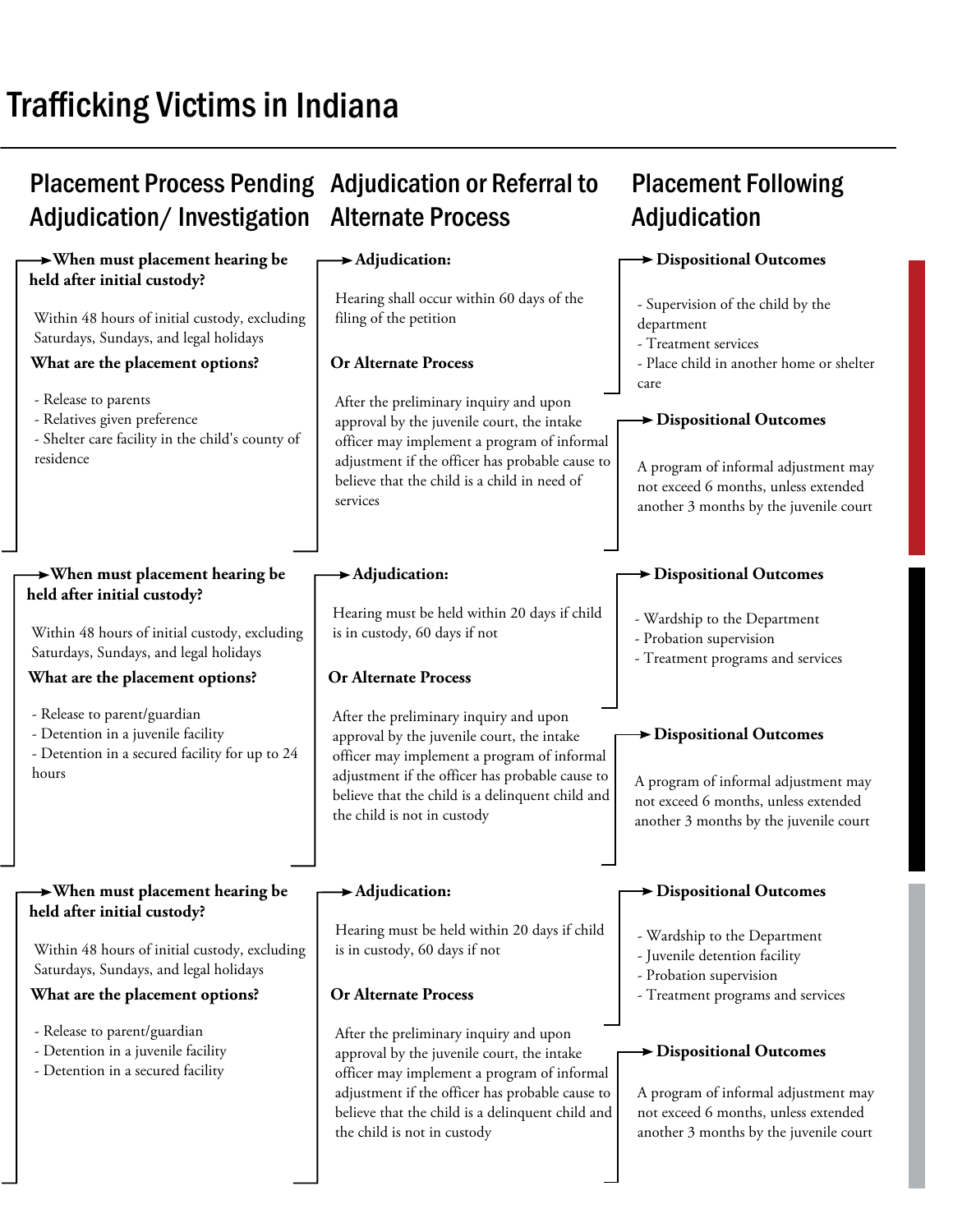# Trafficking Victims in Indiana

| Placement Process Pending Adjudication/ Investigation | Adjudication or Referral to Alternate Process | Placement Following Adjudication |
|---|---|---|
| **When must placement hearing be held after initial custody?**<br>Within 48 hours of initial custody, excluding Saturdays, Sundays, and legal holidays<br>**What are the placement options?**<br>- Release to parents<br>- Relatives given preference<br>- Shelter care facility in the child's county of residence | **Adjudication:**<br>Hearing shall occur within 60 days of the filing of the petition<br>**Or Alternate Process**<br>After the preliminary inquiry and upon approval by the juvenile court, the intake officer may implement a program of informal adjustment if the officer has probable cause to believe that the child is a child in need of services | **Dispositional Outcomes**<br>- Supervision of the child by the department<br>- Treatment services<br>- Place child in another home or shelter care<br>**Dispositional Outcomes**<br>A program of informal adjustment may not exceed 6 months, unless extended another 3 months by the juvenile court |
| **When must placement hearing be held after initial custody?**<br>Within 48 hours of initial custody, excluding Saturdays, Sundays, and legal holidays<br>**What are the placement options?**<br>- Release to parent/guardian<br>- Detention in a juvenile facility<br>- Detention in a secured facility for up to 24 hours | **Adjudication:**<br>Hearing must be held within 20 days if child is in custody, 60 days if not<br>**Or Alternate Process**<br>After the preliminary inquiry and upon approval by the juvenile court, the intake officer may implement a program of informal adjustment if the officer has probable cause to believe that the child is a delinquent child and the child is not in custody | **Dispositional Outcomes**<br>- Wardship to the Department<br>- Probation supervision<br>- Treatment programs and services<br>**Dispositional Outcomes**<br>A program of informal adjustment may not exceed 6 months, unless extended another 3 months by the juvenile court |
| **When must placement hearing be held after initial custody?**<br>Within 48 hours of initial custody, excluding Saturdays, Sundays, and legal holidays<br>**What are the placement options?**<br>- Release to parent/guardian<br>- Detention in a juvenile facility<br>- Detention in a secured facility | **Adjudication:**<br>Hearing must be held within 20 days if child is in custody, 60 days if not<br>**Or Alternate Process**<br>After the preliminary inquiry and upon approval by the juvenile court, the intake officer may implement a program of informal adjustment if the officer has probable cause to believe that the child is a delinquent child and the child is not in custody | **Dispositional Outcomes**<br>- Wardship to the Department<br>- Juvenile detention facility<br>- Probation supervision<br>- Treatment programs and services<br>**Dispositional Outcomes**<br>A program of informal adjustment may not exceed 6 months, unless extended another 3 months by the juvenile court |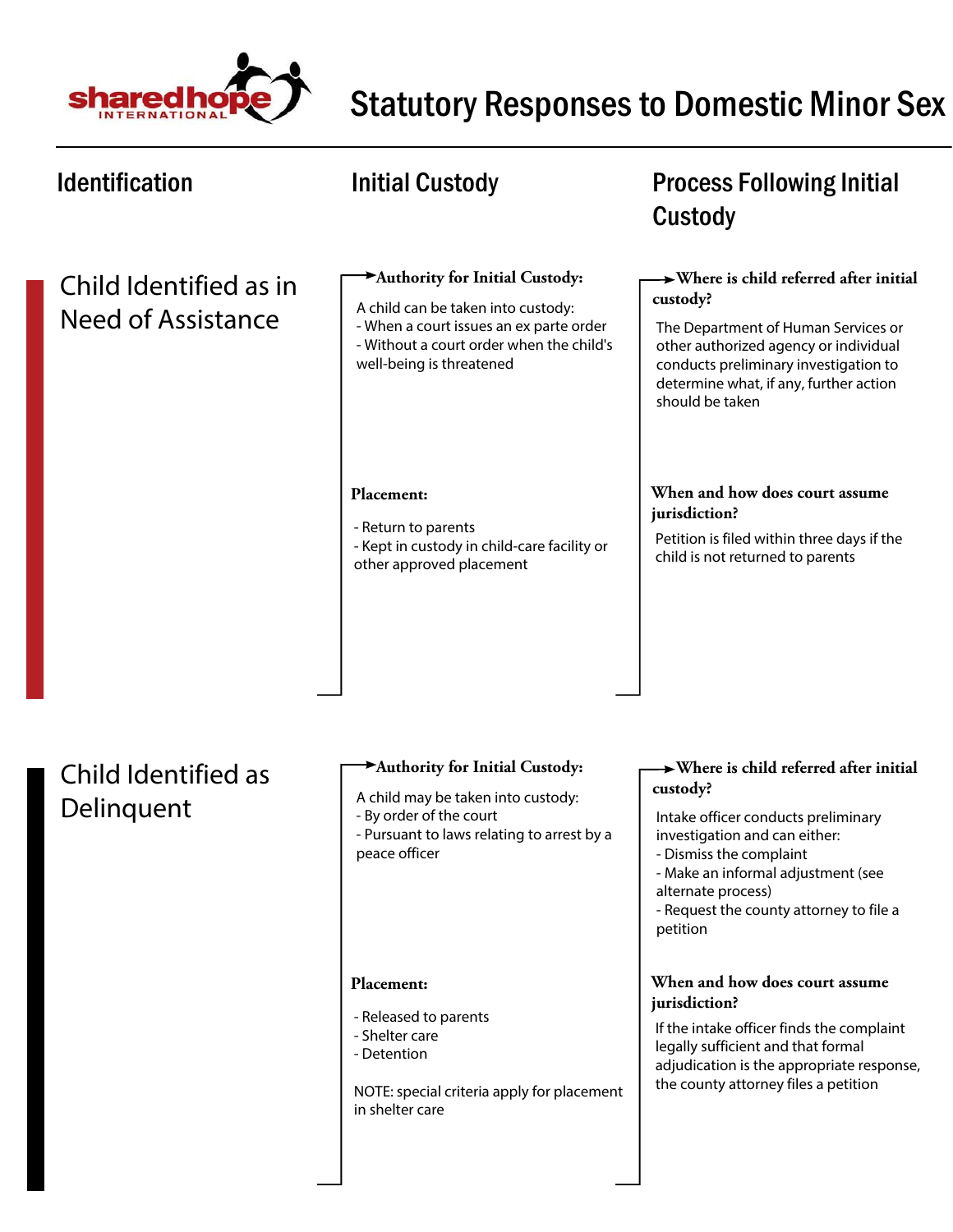# Statutory Responses to Domestic Minor Sex

| Identification | Initial Custody | Process Following Initial Custody |
| --- | --- | --- |

## Child Identified as in Need of Assistance

### Initial Custody

**Authority for Initial Custody:**

A child can be taken into custody:
- When a court issues an ex parte order
- Without a court order when the child's well-being is threatened

**Placement:**

- Return to parents
- Kept in custody in child-care facility or other approved placement

### Process Following Initial Custody

**Where is child referred after initial custody?**

The Department of Human Services or other authorized agency or individual conducts preliminary investigation to determine what, if any, further action should be taken

**When and how does court assume jurisdiction?**

Petition is filed within three days if the child is not returned to parents

## Child Identified as Delinquent

### Initial Custody

**Authority for Initial Custody:**

A child may be taken into custody:
- By order of the court
- Pursuant to laws relating to arrest by a peace officer

**Placement:**

- Released to parents
- Shelter care
- Detention

NOTE: special criteria apply for placement in shelter care

### Process Following Initial Custody

**Where is child referred after initial custody?**

Intake officer conducts preliminary investigation and can either:
- Dismiss the complaint
- Make an informal adjustment (see alternate process)
- Request the county attorney to file a petition

**When and how does court assume jurisdiction?**

If the intake officer finds the complaint legally sufficient and that formal adjudication is the appropriate response, the county attorney files a petition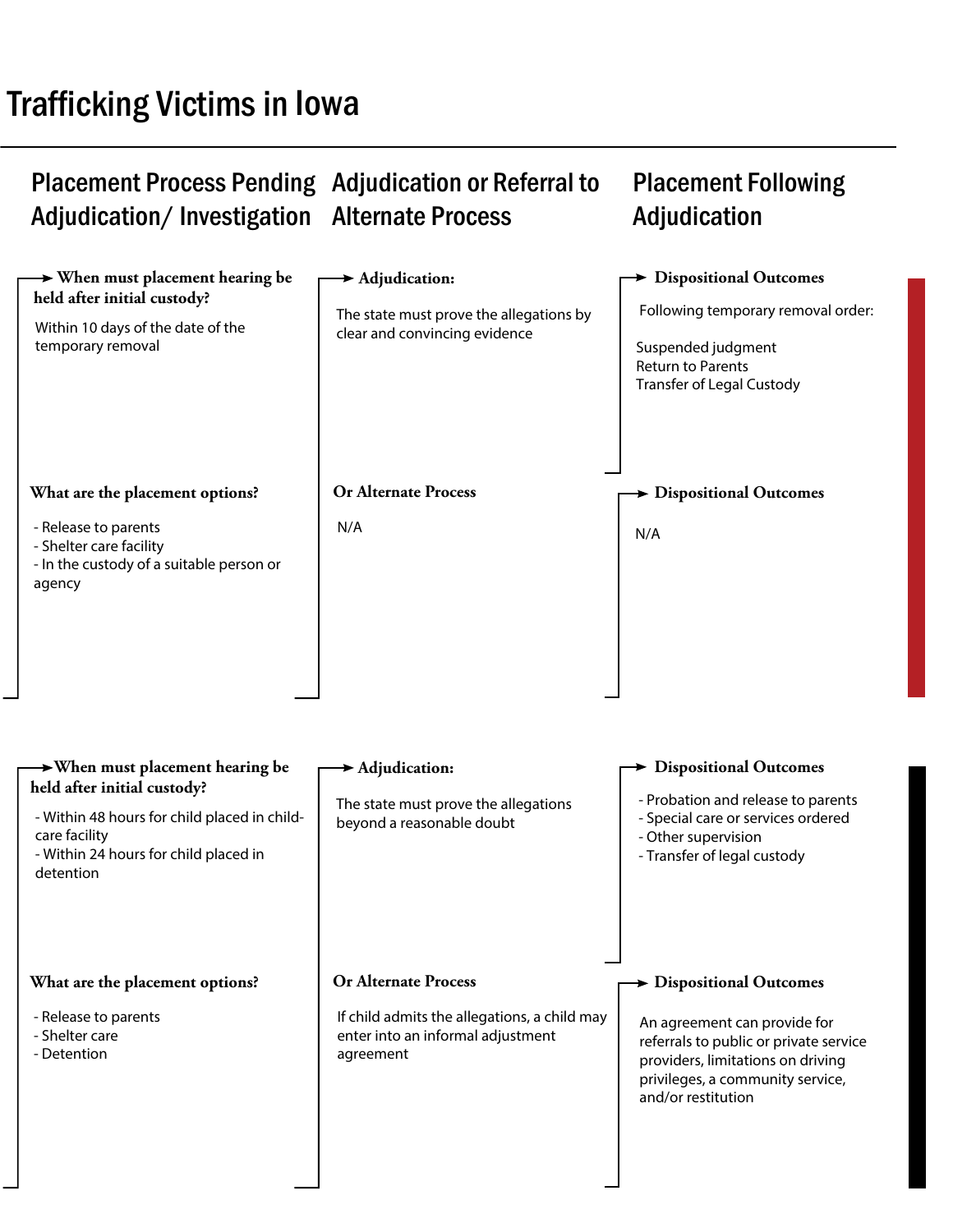# Trafficking Victims in Iowa

| Placement Process Pending Adjudication/ Investigation | Adjudication or Referral to Alternate Process | Placement Following Adjudication |
| --- | --- | --- |
| **When must placement hearing be held after initial custody?**<br><br>Within 10 days of the date of the temporary removal | **Adjudication:**<br><br>The state must prove the allegations by clear and convincing evidence | **Dispositional Outcomes**<br><br>Following temporary removal order:<br><br>Suspended judgment<br>Return to Parents<br>Transfer of Legal Custody |
| **What are the placement options?**<br><br>- Release to parents<br>- Shelter care facility<br>- In the custody of a suitable person or agency | **Or Alternate Process**<br><br>N/A | **Dispositional Outcomes**<br><br>N/A |

| Placement Process Pending Adjudication/ Investigation | Adjudication or Referral to Alternate Process | Placement Following Adjudication |
| --- | --- | --- |
| **When must placement hearing be held after initial custody?**<br><br>- Within 48 hours for child placed in child-care facility<br>- Within 24 hours for child placed in detention | **Adjudication:**<br><br>The state must prove the allegations beyond a reasonable doubt | **Dispositional Outcomes**<br><br>- Probation and release to parents<br>- Special care or services ordered<br>- Other supervision<br>- Transfer of legal custody |
| **What are the placement options?**<br><br>- Release to parents<br>- Shelter care<br>- Detention | **Or Alternate Process**<br><br>If child admits the allegations, a child may enter into an informal adjustment agreement | **Dispositional Outcomes**<br><br>An agreement can provide for referrals to public or private service providers, limitations on driving privileges, a community service, and/or restitution |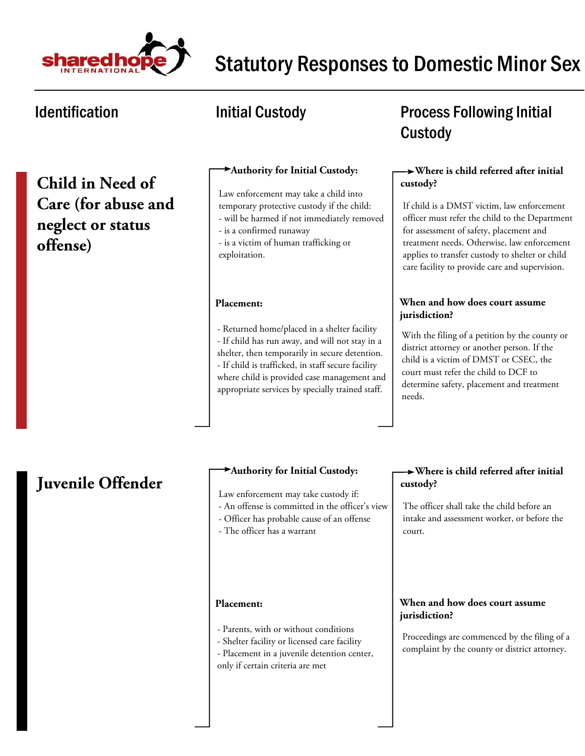# Statutory Responses to Domestic Minor Sex

## Identification

## Initial Custody

## Process Following Initial Custody

### Child in Need of Care (for abuse and neglect or status offense)

**Authority for Initial Custody:**

Law enforcement may take a child into temporary protective custody if the child:
- will be harmed if not immediately removed
- is a confirmed runaway
- is a victim of human trafficking or exploitation.

**Placement:**

- Returned home/placed in a shelter facility
- If child has run away, and will not stay in a shelter, then temporarily in secure detention.
- If child is trafficked, in staff secure facility where child is provided case management and appropriate services by specially trained staff.

**Where is child referred after initial custody?**

If child is a DMST victim, law enforcement officer must refer the child to the Department for assessment of safety, placement and treatment needs. Otherwise, law enforcement applies to transfer custody to shelter or child care facility to provide care and supervision.

**When and how does court assume jurisdiction?**

With the filing of a petition by the county or district attorney or another person. If the child is a victim of DMST or CSEC, the court must refer the child to DCF to determine safety, placement and treatment needs.

### Juvenile Offender

**Authority for Initial Custody:**

Law enforcement may take custody if:
- An offense is committed in the officer's view
- Officer has probable cause of an offense
- The officer has a warrant

**Placement:**

- Parents, with or without conditions
- Shelter facility or licensed care facility
- Placement in a juvenile detention center, only if certain criteria are met

**Where is child referred after initial custody?**

The officer shall take the child before an intake and assessment worker, or before the court.

**When and how does court assume jurisdiction?**

Proceedings are commenced by the filing of a complaint by the county or district attorney.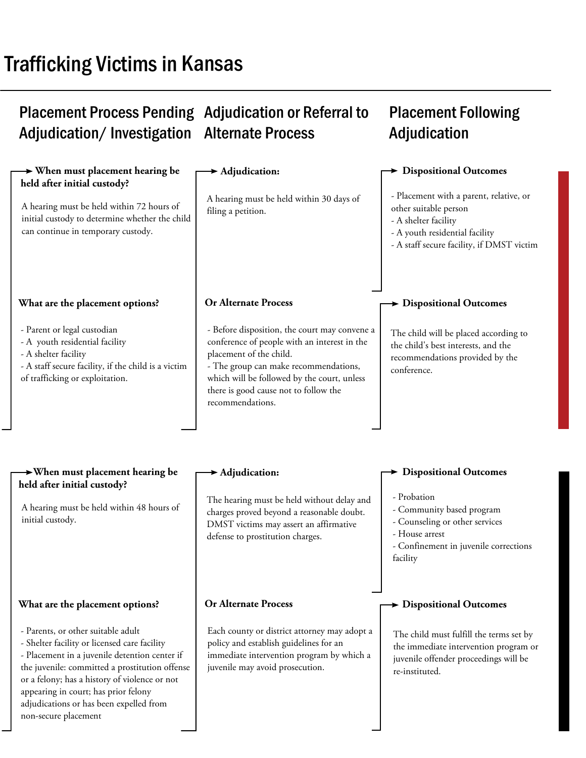# Trafficking Victims in Kansas

## Placement Process Pending Adjudication/ Investigation

**When must placement hearing be held after initial custody?**

A hearing must be held within 72 hours of initial custody to determine whether the child can continue in temporary custody.

**What are the placement options?**

- Parent or legal custodian
- A youth residential facility
- A shelter facility
- A staff secure facility, if the child is a victim of trafficking or exploitation.

## Adjudication or Referral to Alternate Process

**Adjudication:**

A hearing must be held within 30 days of filing a petition.

**Or Alternate Process**

- Before disposition, the court may convene a conference of people with an interest in the placement of the child.
- The group can make recommendations, which will be followed by the court, unless there is good cause not to follow the recommendations.

## Placement Following Adjudication

**Dispositional Outcomes**

- Placement with a parent, relative, or other suitable person
- A shelter facility
- A youth residential facility
- A staff secure facility, if DMST victim

**Dispositional Outcomes**

The child will be placed according to the child's best interests, and the recommendations provided by the conference.

---

## Placement Process Pending Adjudication/ Investigation

**When must placement hearing be held after initial custody?**

A hearing must be held within 48 hours of initial custody.

**What are the placement options?**

- Parents, or other suitable adult
- Shelter facility or licensed care facility
- Placement in a juvenile detention center if the juvenile: committed a prostitution offense or a felony; has a history of violence or not appearing in court; has prior felony adjudications or has been expelled from non-secure placement

## Adjudication or Referral to Alternate Process

**Adjudication:**

The hearing must be held without delay and charges proved beyond a reasonable doubt. DMST victims may assert an affirmative defense to prostitution charges.

**Or Alternate Process**

Each county or district attorney may adopt a policy and establish guidelines for an immediate intervention program by which a juvenile may avoid prosecution.

## Placement Following Adjudication

**Dispositional Outcomes**

- Probation
- Community based program
- Counseling or other services
- House arrest
- Confinement in juvenile corrections facility

**Dispositional Outcomes**

The child must fulfill the terms set by the immediate intervention program or juvenile offender proceedings will be re-instituted.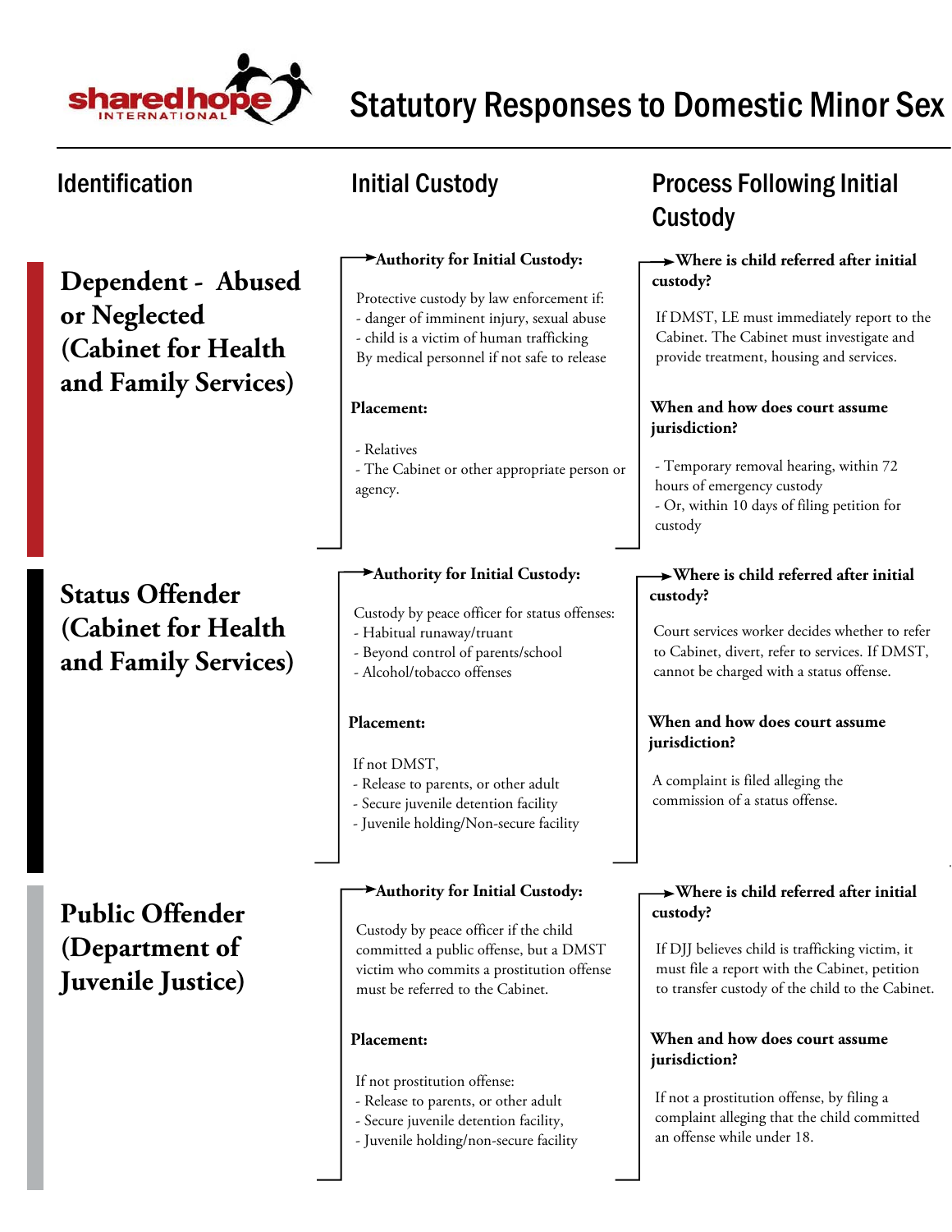# Statutory Responses to Domestic Minor Sex

| Identification | Initial Custody | Process Following Initial Custody |
|---|---|---|
| **Dependent - Abused or Neglected (Cabinet for Health and Family Services)** | **Authority for Initial Custody:**<br>Protective custody by law enforcement if:<br>- danger of imminent injury, sexual abuse<br>- child is a victim of human trafficking<br>By medical personnel if not safe to release<br><br>**Placement:**<br>- Relatives<br>- The Cabinet or other appropriate person or agency. | **Where is child referred after initial custody?**<br>If DMST, LE must immediately report to the Cabinet. The Cabinet must investigate and provide treatment, housing and services.<br><br>**When and how does court assume jurisdiction?**<br>- Temporary removal hearing, within 72 hours of emergency custody<br>- Or, within 10 days of filing petition for custody |
| **Status Offender (Cabinet for Health and Family Services)** | **Authority for Initial Custody:**<br>Custody by peace officer for status offenses:<br>- Habitual runaway/truant<br>- Beyond control of parents/school<br>- Alcohol/tobacco offenses<br><br>**Placement:**<br>If not DMST,<br>- Release to parents, or other adult<br>- Secure juvenile detention facility<br>- Juvenile holding/Non-secure facility | **Where is child referred after initial custody?**<br>Court services worker decides whether to refer to Cabinet, divert, refer to services. If DMST, cannot be charged with a status offense.<br><br>**When and how does court assume jurisdiction?**<br>A complaint is filed alleging the commission of a status offense. |
| **Public Offender (Department of Juvenile Justice)** | **Authority for Initial Custody:**<br>Custody by peace officer if the child committed a public offense, but a DMST victim who commits a prostitution offense must be referred to the Cabinet.<br><br>**Placement:**<br>If not prostitution offense:<br>- Release to parents, or other adult<br>- Secure juvenile detention facility,<br>- Juvenile holding/non-secure facility | **Where is child referred after initial custody?**<br>If DJJ believes child is trafficking victim, it must file a report with the Cabinet, petition to transfer custody of the child to the Cabinet.<br><br>**When and how does court assume jurisdiction?**<br>If not a prostitution offense, by filing a complaint alleging that the child committed an offense while under 18. |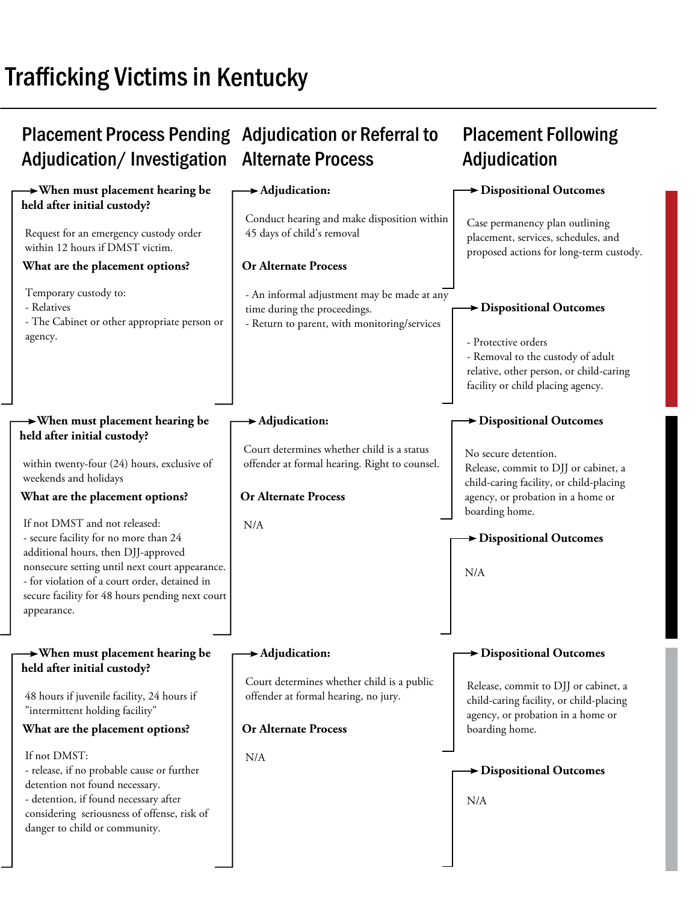# Trafficking Victims in Kentucky

| Placement Process Pending Adjudication/ Investigation | Adjudication or Referral to Alternate Process | Placement Following Adjudication |
|---|---|---|
| **When must placement hearing be held after initial custody?**<br>Request for an emergency custody order within 12 hours if DMST victim.<br>**What are the placement options?**<br>Temporary custody to:<br>- Relatives<br>- The Cabinet or other appropriate person or agency. | **Adjudication:**<br>Conduct hearing and make disposition within 45 days of child's removal<br>**Or Alternate Process**<br>- An informal adjustment may be made at any time during the proceedings.<br>- Return to parent, with monitoring/services | **Dispositional Outcomes**<br>Case permanency plan outlining placement, services, schedules, and proposed actions for long-term custody.<br>**Dispositional Outcomes**<br>- Protective orders<br>- Removal to the custody of adult relative, other person, or child-caring facility or child placing agency. |
| **When must placement hearing be held after initial custody?**<br>within twenty-four (24) hours, exclusive of weekends and holidays<br>**What are the placement options?**<br>If not DMST and not released:<br>- secure facility for no more than 24 additional hours, then DJJ-approved nonsecure setting until next court appearance.<br>- for violation of a court order, detained in secure facility for 48 hours pending next court appearance. | **Adjudication:**<br>Court determines whether child is a status offender at formal hearing. Right to counsel.<br>**Or Alternate Process**<br>N/A | **Dispositional Outcomes**<br>No secure detention.<br>Release, commit to DJJ or cabinet, a child-caring facility, or child-placing agency, or probation in a home or boarding home.<br>**Dispositional Outcomes**<br>N/A |
| **When must placement hearing be held after initial custody?**<br>48 hours if juvenile facility, 24 hours if "intermittent holding facility"<br>**What are the placement options?**<br>If not DMST:<br>- release, if no probable cause or further detention not found necessary.<br>- detention, if found necessary after considering seriousness of offense, risk of danger to child or community. | **Adjudication:**<br>Court determines whether child is a public offender at formal hearing, no jury.<br>**Or Alternate Process**<br>N/A | **Dispositional Outcomes**<br>Release, commit to DJJ or cabinet, a child-caring facility, or child-placing agency, or probation in a home or boarding home.<br>**Dispositional Outcomes**<br>N/A |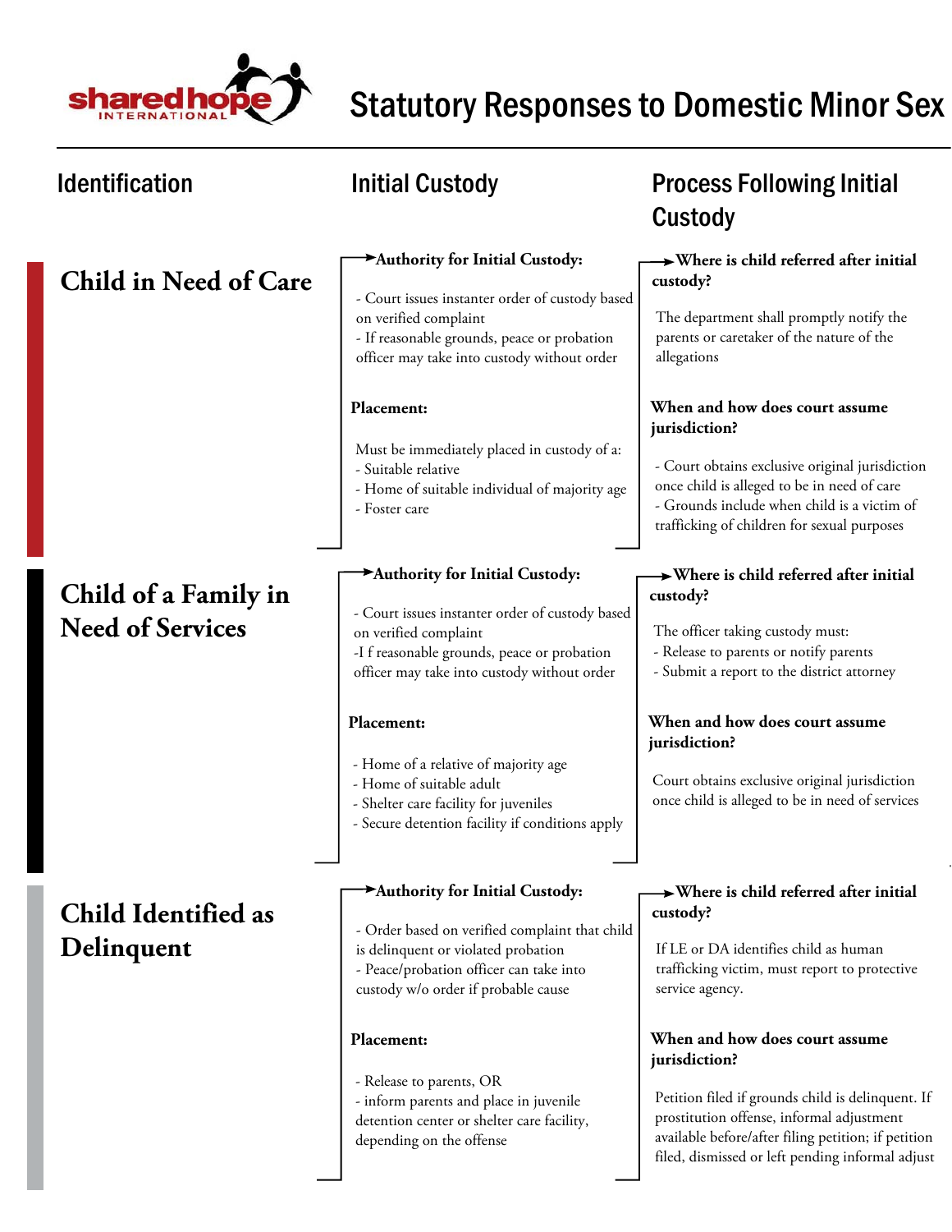# Statutory Responses to Domestic Minor Sex

| Identification | Initial Custody | Process Following Initial Custody |
|---|---|---|
| **Child in Need of Care** | **Authority for Initial Custody:**<br>- Court issues instanter order of custody based on verified complaint<br>- If reasonable grounds, peace or probation officer may take into custody without order<br><br>**Placement:**<br>Must be immediately placed in custody of a:<br>- Suitable relative<br>- Home of suitable individual of majority age<br>- Foster care | **Where is child referred after initial custody?**<br>The department shall promptly notify the parents or caretaker of the nature of the allegations<br><br>**When and how does court assume jurisdiction?**<br>- Court obtains exclusive original jurisdiction once child is alleged to be in need of care<br>- Grounds include when child is a victim of trafficking of children for sexual purposes |
| **Child of a Family in Need of Services** | **Authority for Initial Custody:**<br>- Court issues instanter order of custody based on verified complaint<br>-I f reasonable grounds, peace or probation officer may take into custody without order<br><br>**Placement:**<br>- Home of a relative of majority age<br>- Home of suitable adult<br>- Shelter care facility for juveniles<br>- Secure detention facility if conditions apply | **Where is child referred after initial custody?**<br>The officer taking custody must:<br>- Release to parents or notify parents<br>- Submit a report to the district attorney<br><br>**When and how does court assume jurisdiction?**<br>Court obtains exclusive original jurisdiction once child is alleged to be in need of services |
| **Child Identified as Delinquent** | **Authority for Initial Custody:**<br>- Order based on verified complaint that child is delinquent or violated probation<br>- Peace/probation officer can take into custody w/o order if probable cause<br><br>**Placement:**<br>- Release to parents, OR<br>- inform parents and place in juvenile detention center or shelter care facility, depending on the offense | **Where is child referred after initial custody?**<br>If LE or DA identifies child as human trafficking victim, must report to protective service agency.<br><br>**When and how does court assume jurisdiction?**<br>Petition filed if grounds child is delinquent. If prostitution offense, informal adjustment available before/after filing petition; if petition filed, dismissed or left pending informal adjust |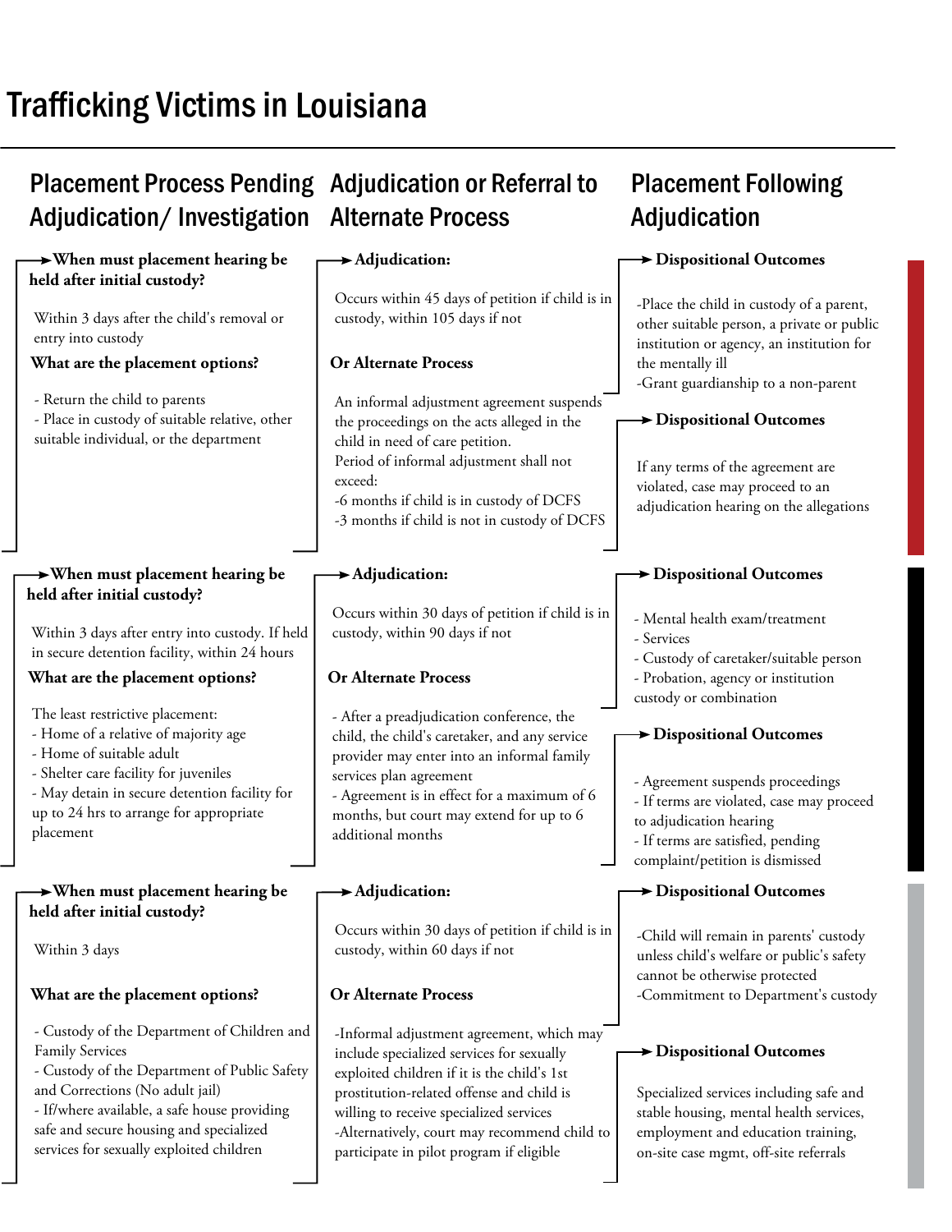# Trafficking Victims in Louisiana

## Placement Process Pending Adjudication/ Investigation

**When must placement hearing be held after initial custody?**

Within 3 days after the child's removal or entry into custody

**What are the placement options?**

- Return the child to parents
- Place in custody of suitable relative, other suitable individual, or the department

## Adjudication or Referral to Alternate Process

**Adjudication:**

Occurs within 45 days of petition if child is in custody, within 105 days if not

**Or Alternate Process**

An informal adjustment agreement suspends the proceedings on the acts alleged in the child in need of care petition.
Period of informal adjustment shall not exceed:
- 6 months if child is in custody of DCFS
- 3 months if child is not in custody of DCFS

## Placement Following Adjudication

**Dispositional Outcomes**

- Place the child in custody of a parent, other suitable person, a private or public institution or agency, an institution for the mentally ill
- Grant guardianship to a non-parent

**Dispositional Outcomes**

If any terms of the agreement are violated, case may proceed to an adjudication hearing on the allegations

---

## Placement Process Pending Adjudication/ Investigation

**When must placement hearing be held after initial custody?**

Within 3 days after entry into custody. If held in secure detention facility, within 24 hours

**What are the placement options?**

The least restrictive placement:
- Home of a relative of majority age
- Home of suitable adult
- Shelter care facility for juveniles
- May detain in secure detention facility for up to 24 hrs to arrange for appropriate placement

## Adjudication or Referral to Alternate Process

**Adjudication:**

Occurs within 30 days of petition if child is in custody, within 90 days if not

**Or Alternate Process**

- After a preadjudication conference, the child, the child's caretaker, and any service provider may enter into an informal family services plan agreement
- Agreement is in effect for a maximum of 6 months, but court may extend for up to 6 additional months

## Placement Following Adjudication

**Dispositional Outcomes**

- Mental health exam/treatment
- Services
- Custody of caretaker/suitable person
- Probation, agency or institution custody or combination

**Dispositional Outcomes**

- Agreement suspends proceedings
- If terms are violated, case may proceed to adjudication hearing
- If terms are satisfied, pending complaint/petition is dismissed

---

## Placement Process Pending Adjudication/ Investigation

**When must placement hearing be held after initial custody?**

Within 3 days

**What are the placement options?**

- Custody of the Department of Children and Family Services
- Custody of the Department of Public Safety and Corrections (No adult jail)
- If/where available, a safe house providing safe and secure housing and specialized services for sexually exploited children

## Adjudication or Referral to Alternate Process

**Adjudication:**

Occurs within 30 days of petition if child is in custody, within 60 days if not

**Or Alternate Process**

- Informal adjustment agreement, which may include specialized services for sexually exploited children if it is the child's 1st prostitution-related offense and child is willing to receive specialized services
- Alternatively, court may recommend child to participate in pilot program if eligible

## Placement Following Adjudication

**Dispositional Outcomes**

- Child will remain in parents' custody unless child's welfare or public's safety cannot be otherwise protected
- Commitment to Department's custody

**Dispositional Outcomes**

Specialized services including safe and stable housing, mental health services, employment and education training, on-site case mgmt, off-site referrals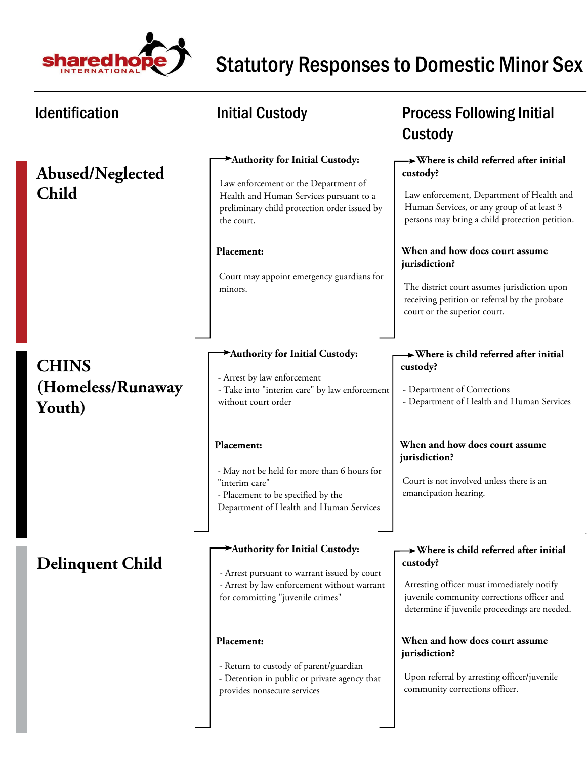# Statutory Responses to Domestic Minor Sex

| Identification | Initial Custody | Process Following Initial Custody |
| --- | --- | --- |
| **Abused/Neglected Child** | **Authority for Initial Custody:** Law enforcement or the Department of Health and Human Services pursuant to a preliminary child protection order issued by the court.<br><br>**Placement:** Court may appoint emergency guardians for minors. | **Where is child referred after initial custody?** Law enforcement, Department of Health and Human Services, or any group of at least 3 persons may bring a child protection petition.<br><br>**When and how does court assume jurisdiction?** The district court assumes jurisdiction upon receiving petition or referral by the probate court or the superior court. |
| **CHINS (Homeless/Runaway Youth)** | **Authority for Initial Custody:**<br>- Arrest by law enforcement<br>- Take into "interim care" by law enforcement without court order<br><br>**Placement:**<br>- May not be held for more than 6 hours for "interim care"<br>- Placement to be specified by the Department of Health and Human Services | **Where is child referred after initial custody?**<br>- Department of Corrections<br>- Department of Health and Human Services<br><br>**When and how does court assume jurisdiction?** Court is not involved unless there is an emancipation hearing. |
| **Delinquent Child** | **Authority for Initial Custody:**<br>- Arrest pursuant to warrant issued by court<br>- Arrest by law enforcement without warrant for committing "juvenile crimes"<br><br>**Placement:**<br>- Return to custody of parent/guardian<br>- Detention in public or private agency that provides nonsecure services | **Where is child referred after initial custody?** Arresting officer must immediately notify juvenile community corrections officer and determine if juvenile proceedings are needed.<br><br>**When and how does court assume jurisdiction?** Upon referral by arresting officer/juvenile community corrections officer. |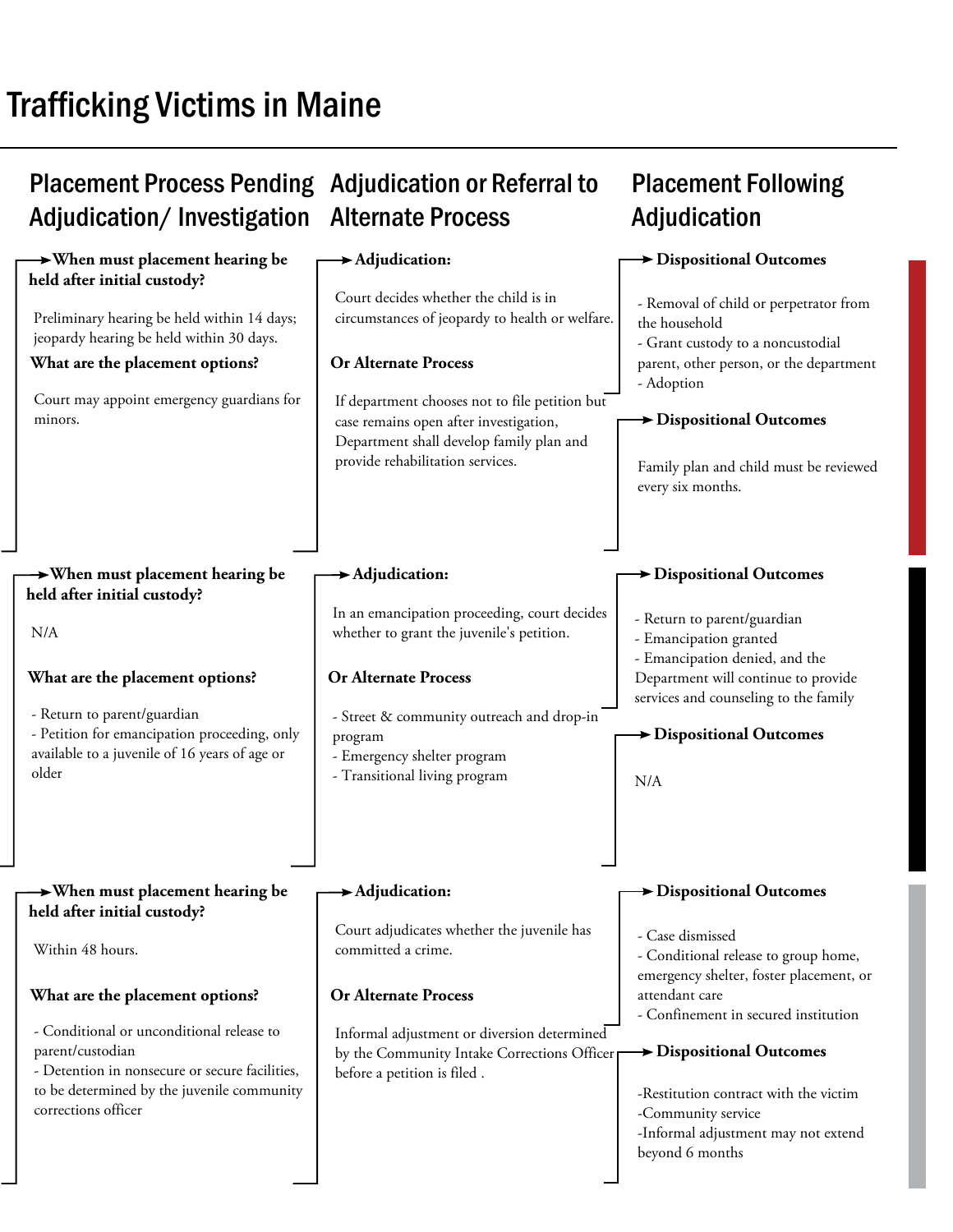# Trafficking Victims in Maine

## Placement Process Pending Adjudication/ Investigation

## Adjudication or Referral to Alternate Process

## Placement Following Adjudication

---

### Placement Process Pending Adjudication/ Investigation

**When must placement hearing be held after initial custody?**

Preliminary hearing be held within 14 days; jeopardy hearing be held within 30 days.

**What are the placement options?**

Court may appoint emergency guardians for minors.

### Adjudication or Referral to Alternate Process

**Adjudication:**

Court decides whether the child is in circumstances of jeopardy to health or welfare.

**Or Alternate Process**

If department chooses not to file petition but case remains open after investigation, Department shall develop family plan and provide rehabilitation services.

### Placement Following Adjudication

**Dispositional Outcomes**

- Removal of child or perpetrator from the household
- Grant custody to a noncustodial parent, other person, or the department
- Adoption

**Dispositional Outcomes**

Family plan and child must be reviewed every six months.

---

### Placement Process Pending Adjudication/ Investigation

**When must placement hearing be held after initial custody?**

N/A

**What are the placement options?**

- Return to parent/guardian
- Petition for emancipation proceeding, only available to a juvenile of 16 years of age or older

### Adjudication or Referral to Alternate Process

**Adjudication:**

In an emancipation proceeding, court decides whether to grant the juvenile's petition.

**Or Alternate Process**

- Street & community outreach and drop-in program
- Emergency shelter program
- Transitional living program

### Placement Following Adjudication

**Dispositional Outcomes**

- Return to parent/guardian
- Emancipation granted
- Emancipation denied, and the Department will continue to provide services and counseling to the family

**Dispositional Outcomes**

N/A

---

### Placement Process Pending Adjudication/ Investigation

**When must placement hearing be held after initial custody?**

Within 48 hours.

**What are the placement options?**

- Conditional or unconditional release to parent/custodian
- Detention in nonsecure or secure facilities, to be determined by the juvenile community corrections officer

### Adjudication or Referral to Alternate Process

**Adjudication:**

Court adjudicates whether the juvenile has committed a crime.

**Or Alternate Process**

Informal adjustment or diversion determined by the Community Intake Corrections Officer before a petition is filed .

### Placement Following Adjudication

**Dispositional Outcomes**

- Case dismissed
- Conditional release to group home, emergency shelter, foster placement, or attendant care
- Confinement in secured institution

**Dispositional Outcomes**

- Restitution contract with the victim
- Community service
- Informal adjustment may not extend beyond 6 months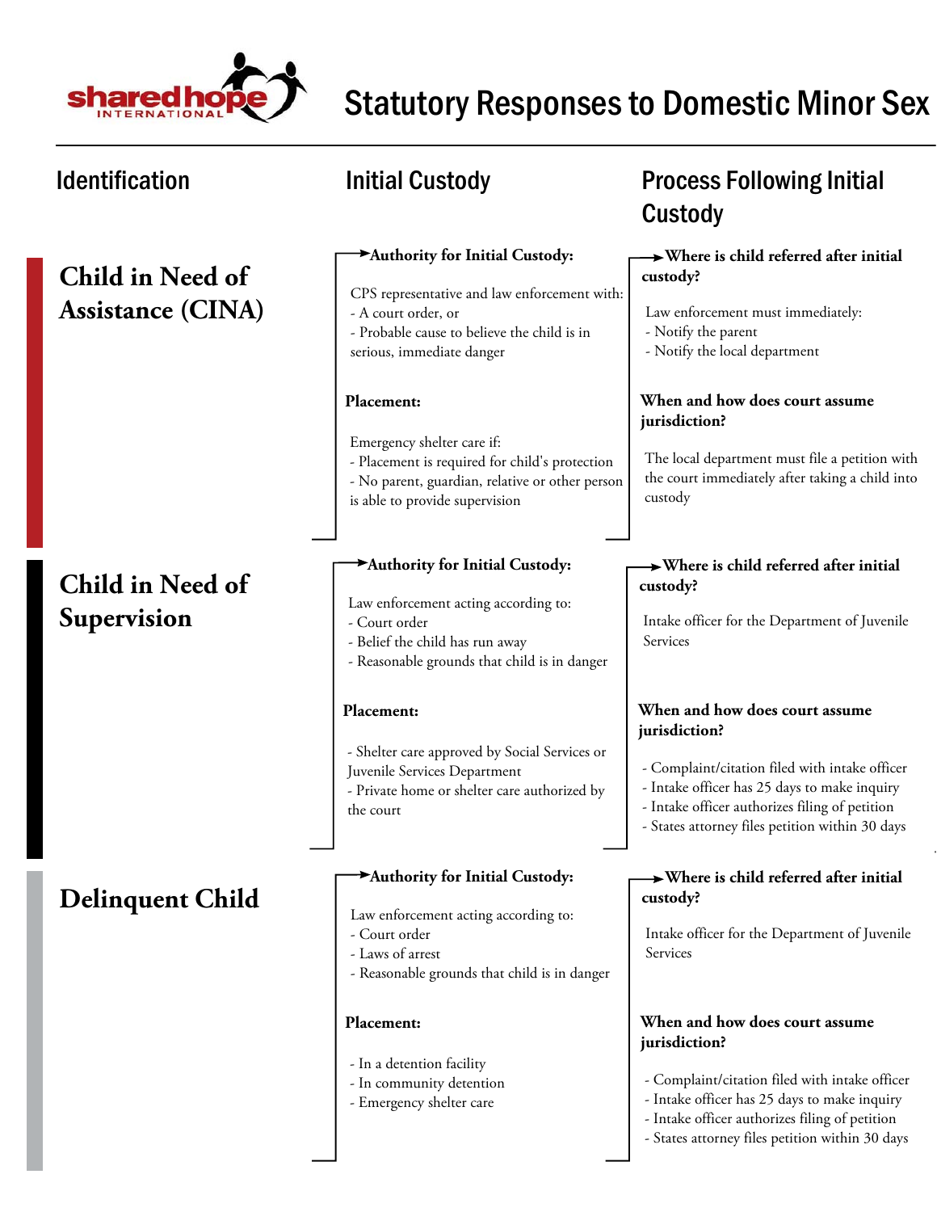# Statutory Responses to Domestic Minor Sex

| Identification | Initial Custody | Process Following Initial Custody |
|---|---|---|
| **Child in Need of Assistance (CINA)** | **Authority for Initial Custody:**<br><br>CPS representative and law enforcement with:<br>- A court order, or<br>- Probable cause to believe the child is in serious, immediate danger<br><br>**Placement:**<br><br>Emergency shelter care if:<br>- Placement is required for child's protection<br>- No parent, guardian, relative or other person is able to provide supervision | **Where is child referred after initial custody?**<br><br>Law enforcement must immediately:<br>- Notify the parent<br>- Notify the local department<br><br>**When and how does court assume jurisdiction?**<br><br>The local department must file a petition with the court immediately after taking a child into custody |
| **Child in Need of Supervision** | **Authority for Initial Custody:**<br><br>Law enforcement acting according to:<br>- Court order<br>- Belief the child has run away<br>- Reasonable grounds that child is in danger<br><br>**Placement:**<br><br>- Shelter care approved by Social Services or Juvenile Services Department<br>- Private home or shelter care authorized by the court | **Where is child referred after initial custody?**<br><br>Intake officer for the Department of Juvenile Services<br><br>**When and how does court assume jurisdiction?**<br><br>- Complaint/citation filed with intake officer<br>- Intake officer has 25 days to make inquiry<br>- Intake officer authorizes filing of petition<br>- States attorney files petition within 30 days |
| **Delinquent Child** | **Authority for Initial Custody:**<br><br>Law enforcement acting according to:<br>- Court order<br>- Laws of arrest<br>- Reasonable grounds that child is in danger<br><br>**Placement:**<br><br>- In a detention facility<br>- In community detention<br>- Emergency shelter care | **Where is child referred after initial custody?**<br><br>Intake officer for the Department of Juvenile Services<br><br>**When and how does court assume jurisdiction?**<br><br>- Complaint/citation filed with intake officer<br>- Intake officer has 25 days to make inquiry<br>- Intake officer authorizes filing of petition<br>- States attorney files petition within 30 days |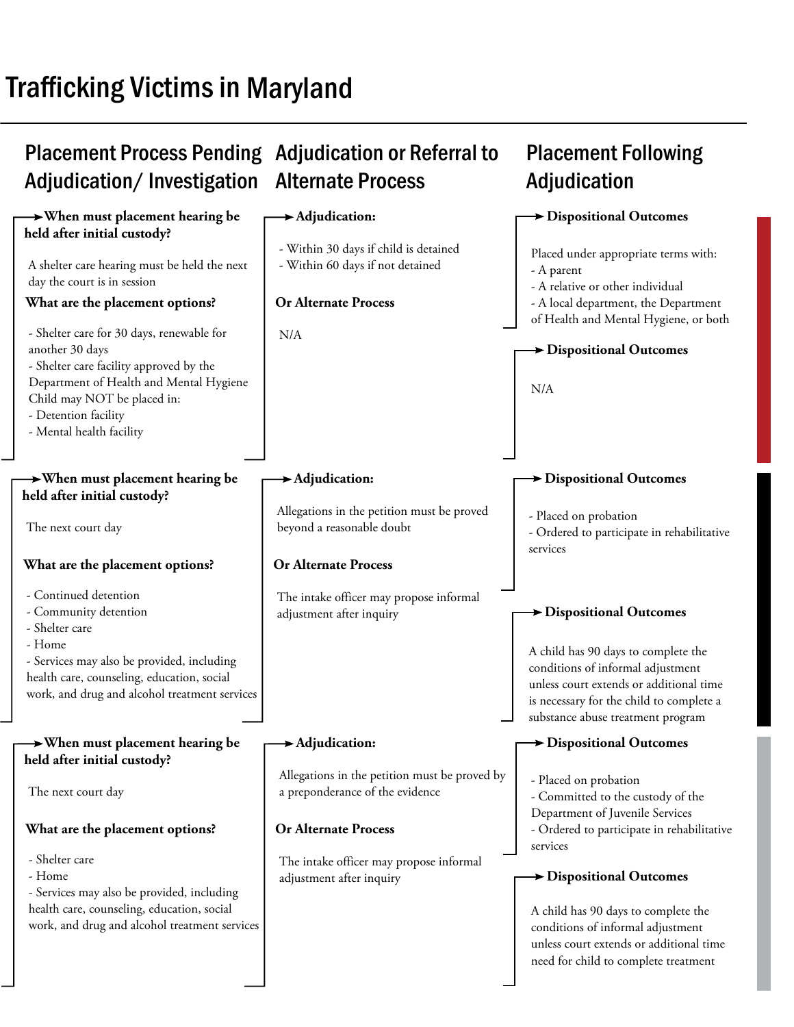# Trafficking Victims in Maryland

| Placement Process Pending Adjudication/ Investigation | Adjudication or Referral to Alternate Process | Placement Following Adjudication |
|---|---|---|
| **When must placement hearing be held after initial custody?**<br><br>A shelter care hearing must be held the next day the court is in session<br><br>**What are the placement options?**<br><br>- Shelter care for 30 days, renewable for another 30 days<br>- Shelter care facility approved by the Department of Health and Mental Hygiene<br>Child may NOT be placed in:<br>- Detention facility<br>- Mental health facility | **Adjudication:**<br><br>- Within 30 days if child is detained<br>- Within 60 days if not detained<br><br>**Or Alternate Process**<br><br>N/A | **Dispositional Outcomes**<br><br>Placed under appropriate terms with:<br>- A parent<br>- A relative or other individual<br>- A local department, the Department of Health and Mental Hygiene, or both<br><br>**Dispositional Outcomes**<br><br>N/A |
| **When must placement hearing be held after initial custody?**<br><br>The next court day<br><br>**What are the placement options?**<br><br>- Continued detention<br>- Community detention<br>- Shelter care<br>- Home<br>- Services may also be provided, including health care, counseling, education, social work, and drug and alcohol treatment services | **Adjudication:**<br><br>Allegations in the petition must be proved beyond a reasonable doubt<br><br>**Or Alternate Process**<br><br>The intake officer may propose informal adjustment after inquiry | **Dispositional Outcomes**<br><br>- Placed on probation<br>- Ordered to participate in rehabilitative services<br><br>**Dispositional Outcomes**<br><br>A child has 90 days to complete the conditions of informal adjustment unless court extends or additional time is necessary for the child to complete a substance abuse treatment program |
| **When must placement hearing be held after initial custody?**<br><br>The next court day<br><br>**What are the placement options?**<br><br>- Shelter care<br>- Home<br>- Services may also be provided, including health care, counseling, education, social work, and drug and alcohol treatment services | **Adjudication:**<br><br>Allegations in the petition must be proved by a preponderance of the evidence<br><br>**Or Alternate Process**<br><br>The intake officer may propose informal adjustment after inquiry | **Dispositional Outcomes**<br><br>- Placed on probation<br>- Committed to the custody of the Department of Juvenile Services<br>- Ordered to participate in rehabilitative services<br><br>**Dispositional Outcomes**<br><br>A child has 90 days to complete the conditions of informal adjustment unless court extends or additional time need for child to complete treatment |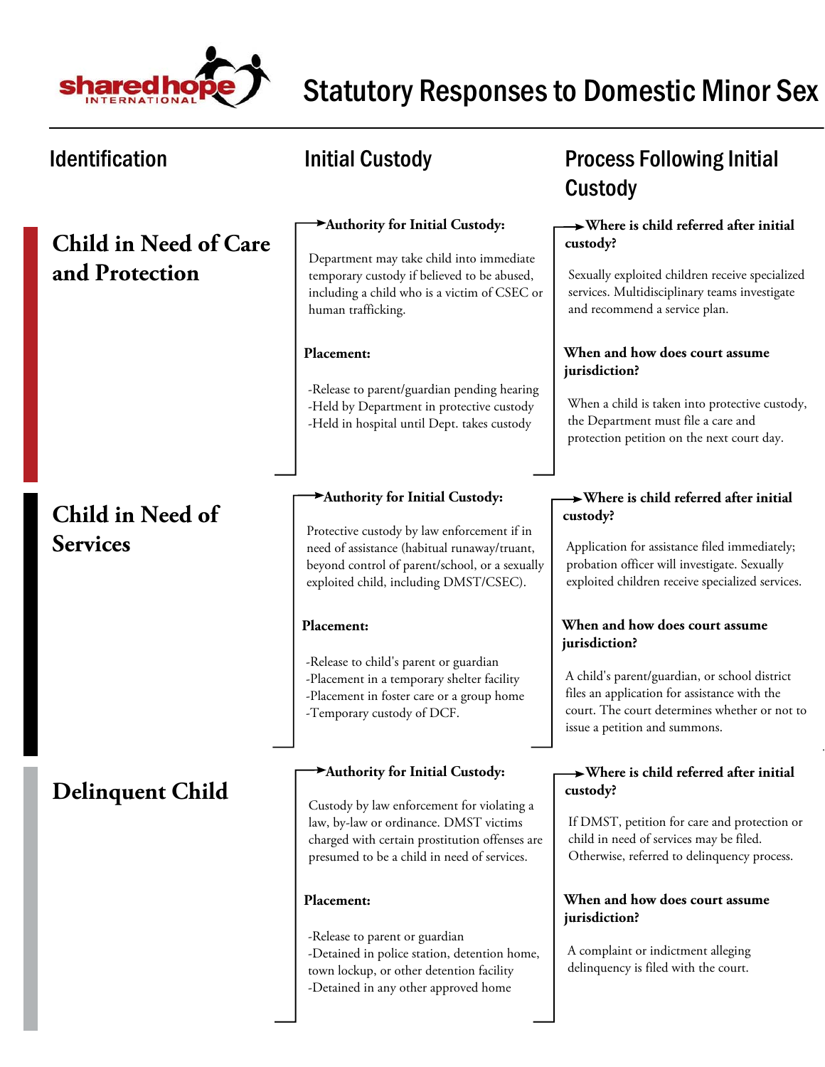# Statutory Responses to Domestic Minor Sex

| Identification | Initial Custody | Process Following Initial Custody |
| --- | --- | --- |
| **Child in Need of Care and Protection** | **Authority for Initial Custody:** Department may take child into immediate temporary custody if believed to be abused, including a child who is a victim of CSEC or human trafficking.<br><br>**Placement:**<br>-Release to parent/guardian pending hearing<br>-Held by Department in protective custody<br>-Held in hospital until Dept. takes custody | **Where is child referred after initial custody?** Sexually exploited children receive specialized services. Multidisciplinary teams investigate and recommend a service plan.<br><br>**When and how does court assume jurisdiction?** When a child is taken into protective custody, the Department must file a care and protection petition on the next court day. |
| **Child in Need of Services** | **Authority for Initial Custody:** Protective custody by law enforcement if in need of assistance (habitual runaway/truant, beyond control of parent/school, or a sexually exploited child, including DMST/CSEC).<br><br>**Placement:**<br>-Release to child's parent or guardian<br>-Placement in a temporary shelter facility<br>-Placement in foster care or a group home<br>-Temporary custody of DCF. | **Where is child referred after initial custody?** Application for assistance filed immediately; probation officer will investigate. Sexually exploited children receive specialized services.<br><br>**When and how does court assume jurisdiction?** A child's parent/guardian, or school district files an application for assistance with the court. The court determines whether or not to issue a petition and summons. |
| **Delinquent Child** | **Authority for Initial Custody:** Custody by law enforcement for violating a law, by-law or ordinance. DMST victims charged with certain prostitution offenses are presumed to be a child in need of services.<br><br>**Placement:**<br>-Release to parent or guardian<br>-Detained in police station, detention home, town lockup, or other detention facility<br>-Detained in any other approved home | **Where is child referred after initial custody?** If DMST, petition for care and protection or child in need of services may be filed. Otherwise, referred to delinquency process.<br><br>**When and how does court assume jurisdiction?** A complaint or indictment alleging delinquency is filed with the court. |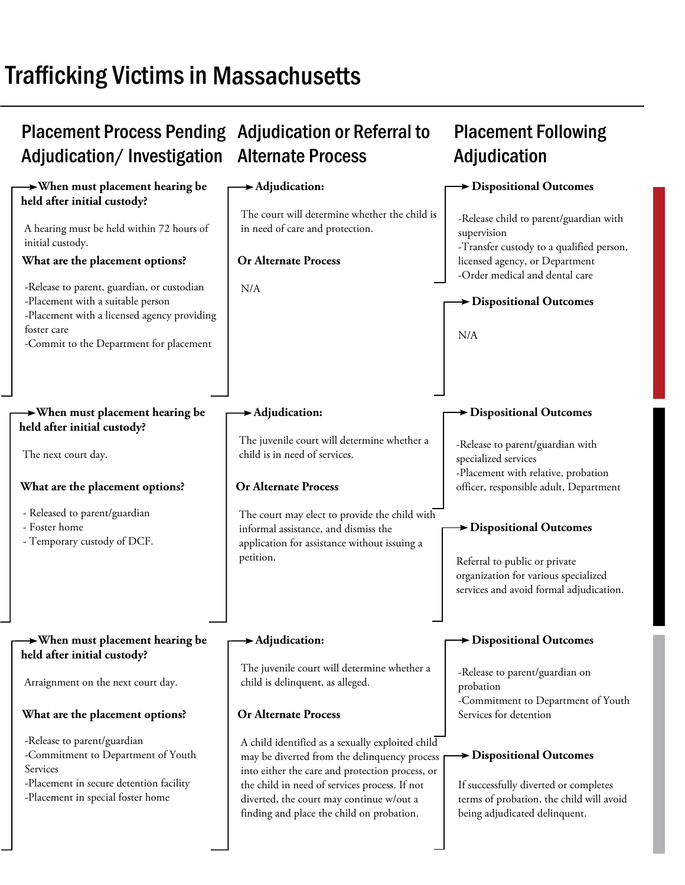# Trafficking Victims in Massachusetts

| Placement Process Pending Adjudication/ Investigation | Adjudication or Referral to Alternate Process | Placement Following Adjudication |
| --- | --- | --- |
| **When must placement hearing be held after initial custody?**<br>A hearing must be held within 72 hours of initial custody.<br>**What are the placement options?**<br>-Release to parent, guardian, or custodian<br>-Placement with a suitable person<br>-Placement with a licensed agency providing foster care<br>-Commit to the Department for placement | **Adjudication:**<br>The court will determine whether the child is in need of care and protection.<br>**Or Alternate Process**<br>N/A | **Dispositional Outcomes**<br>-Release child to parent/guardian with supervision<br>-Transfer custody to a qualified person, licensed agency, or Department<br>-Order medical and dental care<br>**Dispositional Outcomes**<br>N/A |
| **When must placement hearing be held after initial custody?**<br>The next court day.<br>**What are the placement options?**<br>- Released to parent/guardian<br>- Foster home<br>- Temporary custody of DCF. | **Adjudication:**<br>The juvenile court will determine whether a child is in need of services.<br>**Or Alternate Process**<br>The court may elect to provide the child with informal assistance, and dismiss the application for assistance without issuing a petition. | **Dispositional Outcomes**<br>-Release to parent/guardian with specialized services<br>-Placement with relative, probation officer, responsible adult, Department<br>**Dispositional Outcomes**<br>Referral to public or private organization for various specialized services and avoid formal adjudication. |
| **When must placement hearing be held after initial custody?**<br>Arraignment on the next court day.<br>**What are the placement options?**<br>-Release to parent/guardian<br>-Commitment to Department of Youth Services<br>-Placement in secure detention facility<br>-Placement in special foster home | **Adjudication:**<br>The juvenile court will determine whether a child is delinquent, as alleged.<br>**Or Alternate Process**<br>A child identified as a sexually exploited child may be diverted from the delinquency process into either the care and protection process, or the child in need of services process. If not diverted, the court may continue w/out a finding and place the child on probation. | **Dispositional Outcomes**<br>-Release to parent/guardian on probation<br>-Commitment to Department of Youth Services for detention<br>**Dispositional Outcomes**<br>If successfully diverted or completes terms of probation, the child will avoid being adjudicated delinquent. |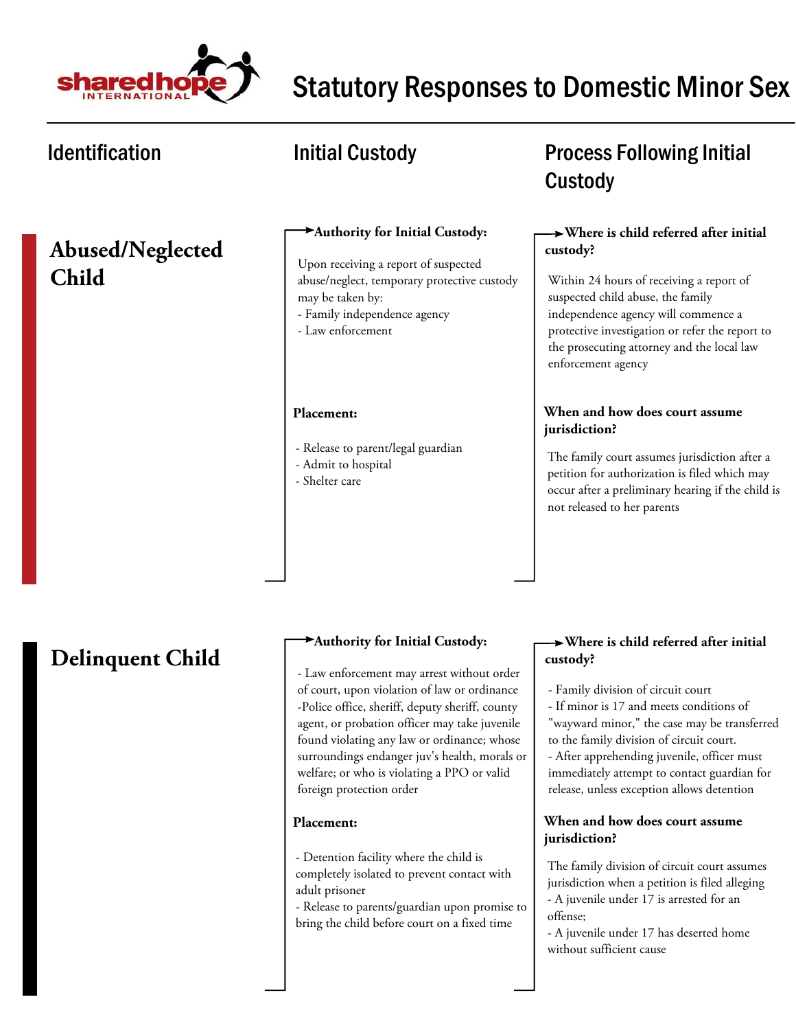# Statutory Responses to Domestic Minor Sex

| Identification | Initial Custody | Process Following Initial Custody |
| --- | --- | --- |

## Abused/Neglected Child

### Initial Custody

**Authority for Initial Custody:**

Upon receiving a report of suspected abuse/neglect, temporary protective custody may be taken by:
- Family independence agency
- Law enforcement

**Placement:**

- Release to parent/legal guardian
- Admit to hospital
- Shelter care

### Process Following Initial Custody

**Where is child referred after initial custody?**

Within 24 hours of receiving a report of suspected child abuse, the family independence agency will commence a protective investigation or refer the report to the prosecuting attorney and the local law enforcement agency

**When and how does court assume jurisdiction?**

The family court assumes jurisdiction after a petition for authorization is filed which may occur after a preliminary hearing if the child is not released to her parents

## Delinquent Child

### Initial Custody

**Authority for Initial Custody:**

- Law enforcement may arrest without order of court, upon violation of law or ordinance
-Police office, sheriff, deputy sheriff, county agent, or probation officer may take juvenile found violating any law or ordinance; whose surroundings endanger juv's health, morals or welfare; or who is violating a PPO or valid foreign protection order

**Placement:**

- Detention facility where the child is completely isolated to prevent contact with adult prisoner
- Release to parents/guardian upon promise to bring the child before court on a fixed time

### Process Following Initial Custody

**Where is child referred after initial custody?**

- Family division of circuit court
- If minor is 17 and meets conditions of "wayward minor," the case may be transferred to the family division of circuit court.
- After apprehending juvenile, officer must immediately attempt to contact guardian for release, unless exception allows detention

**When and how does court assume jurisdiction?**

The family division of circuit court assumes jurisdiction when a petition is filed alleging
- A juvenile under 17 is arrested for an offense;
- A juvenile under 17 has deserted home without sufficient cause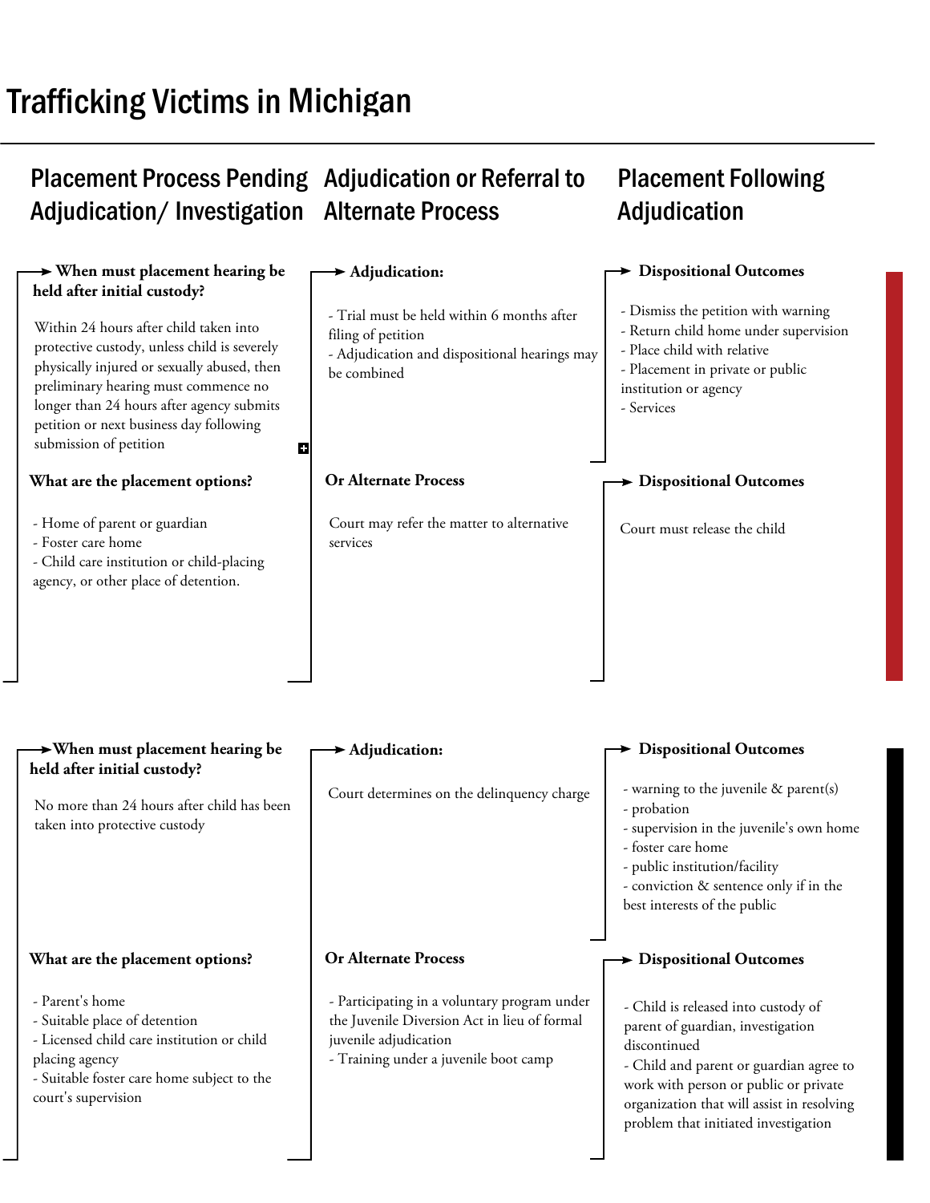# Trafficking Victims in Michigan

## Placement Process Pending Adjudication/ Investigation

**When must placement hearing be held after initial custody?**

Within 24 hours after child taken into protective custody, unless child is severely physically injured or sexually abused, then preliminary hearing must commence no longer than 24 hours after agency submits petition or next business day following submission of petition

**What are the placement options?**

- Home of parent or guardian
- Foster care home
- Child care institution or child-placing agency, or other place of detention.

## Adjudication or Referral to Alternate Process

**Adjudication:**

- Trial must be held within 6 months after filing of petition
- Adjudication and dispositional hearings may be combined

**Or Alternate Process**

Court may refer the matter to alternative services

## Placement Following Adjudication

**Dispositional Outcomes**

- Dismiss the petition with warning
- Return child home under supervision
- Place child with relative
- Placement in private or public institution or agency
- Services

**Dispositional Outcomes**

Court must release the child

---

## Placement Process Pending Adjudication/ Investigation

**When must placement hearing be held after initial custody?**

No more than 24 hours after child has been taken into protective custody

**What are the placement options?**

- Parent's home
- Suitable place of detention
- Licensed child care institution or child placing agency
- Suitable foster care home subject to the court's supervision

## Adjudication or Referral to Alternate Process

**Adjudication:**

Court determines on the delinquency charge

**Or Alternate Process**

- Participating in a voluntary program under the Juvenile Diversion Act in lieu of formal juvenile adjudication
- Training under a juvenile boot camp

## Placement Following Adjudication

**Dispositional Outcomes**

- warning to the juvenile & parent(s)
- probation
- supervision in the juvenile's own home
- foster care home
- public institution/facility
- conviction & sentence only if in the best interests of the public

**Dispositional Outcomes**

- Child is released into custody of parent of guardian, investigation discontinued
- Child and parent or guardian agree to work with person or public or private organization that will assist in resolving problem that initiated investigation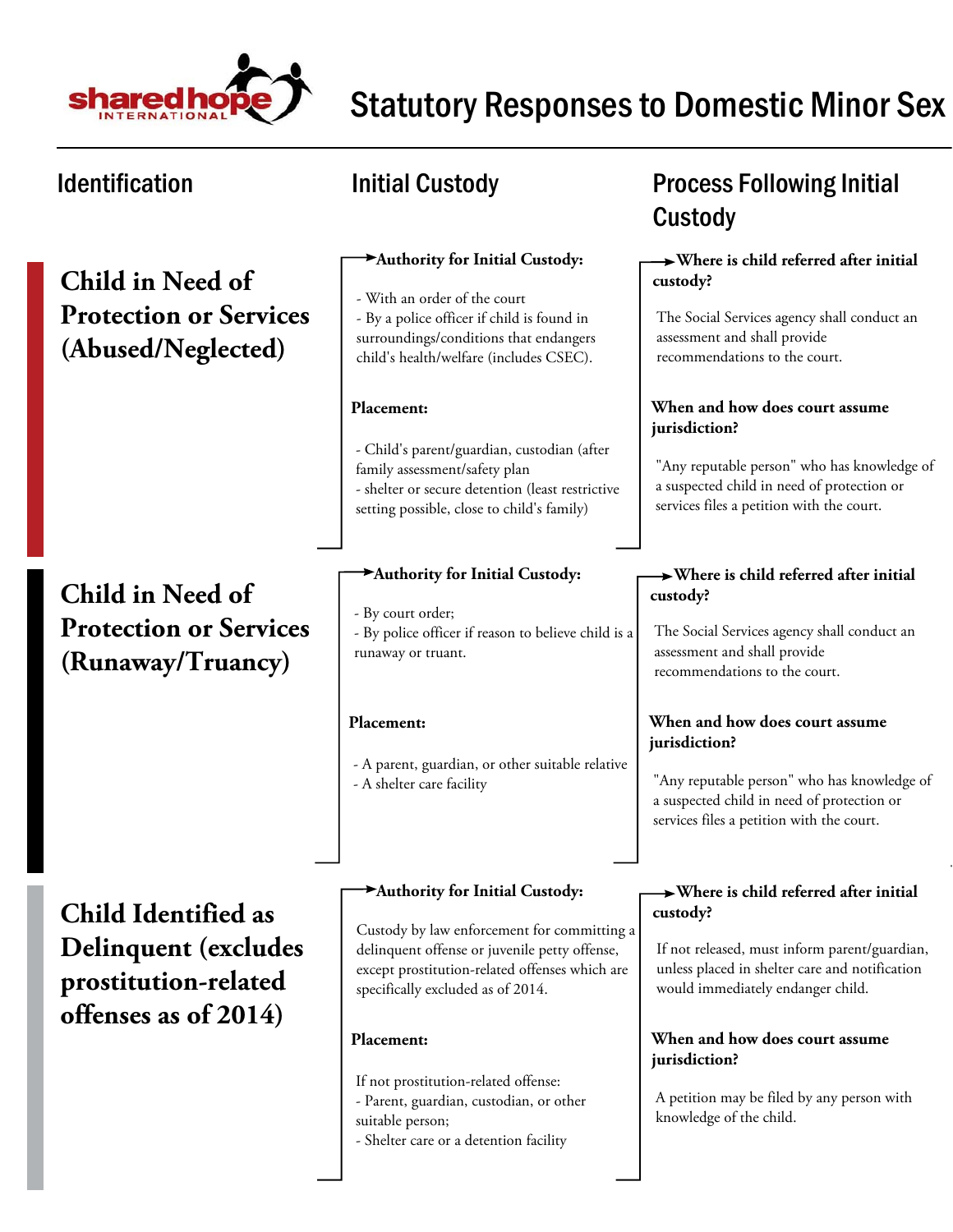# Statutory Responses to Domestic Minor Sex

| Identification | Initial Custody | Process Following Initial Custody |
|---|---|---|
| **Child in Need of Protection or Services (Abused/Neglected)** | **Authority for Initial Custody:**<br>- With an order of the court<br>- By a police officer if child is found in surroundings/conditions that endangers child's health/welfare (includes CSEC).<br><br>**Placement:**<br>- Child's parent/guardian, custodian (after family assessment/safety plan<br>- shelter or secure detention (least restrictive setting possible, close to child's family) | **Where is child referred after initial custody?**<br>The Social Services agency shall conduct an assessment and shall provide recommendations to the court.<br><br>**When and how does court assume jurisdiction?**<br>"Any reputable person" who has knowledge of a suspected child in need of protection or services files a petition with the court. |
| **Child in Need of Protection or Services (Runaway/Truancy)** | **Authority for Initial Custody:**<br>- By court order;<br>- By police officer if reason to believe child is a runaway or truant.<br><br>**Placement:**<br>- A parent, guardian, or other suitable relative<br>- A shelter care facility | **Where is child referred after initial custody?**<br>The Social Services agency shall conduct an assessment and shall provide recommendations to the court.<br><br>**When and how does court assume jurisdiction?**<br>"Any reputable person" who has knowledge of a suspected child in need of protection or services files a petition with the court. |
| **Child Identified as Delinquent (excludes prostitution-related offenses as of 2014)** | **Authority for Initial Custody:**<br>Custody by law enforcement for committing a delinquent offense or juvenile petty offense, except prostitution-related offenses which are specifically excluded as of 2014.<br><br>**Placement:**<br>If not prostitution-related offense:<br>- Parent, guardian, custodian, or other suitable person;<br>- Shelter care or a detention facility | **Where is child referred after initial custody?**<br>If not released, must inform parent/guardian, unless placed in shelter care and notification would immediately endanger child.<br><br>**When and how does court assume jurisdiction?**<br>A petition may be filed by any person with knowledge of the child. |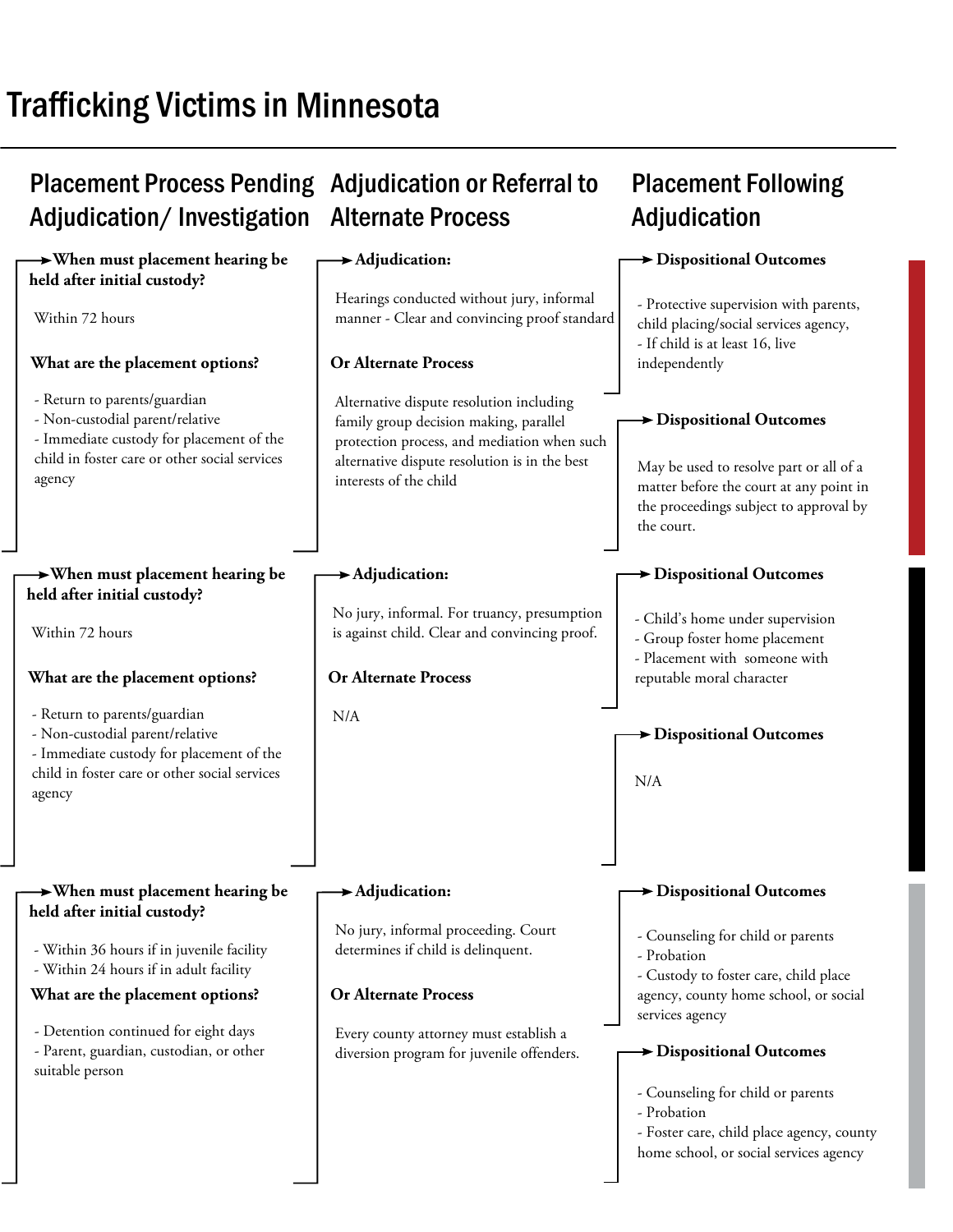# Trafficking Victims in Minnesota

## Placement Process Pending Adjudication/ Investigation

**When must placement hearing be held after initial custody?**

Within 72 hours

**What are the placement options?**

- Return to parents/guardian
- Non-custodial parent/relative
- Immediate custody for placement of the child in foster care or other social services agency

## Adjudication or Referral to Alternate Process

**Adjudication:**

Hearings conducted without jury, informal manner - Clear and convincing proof standard

**Or Alternate Process**

Alternative dispute resolution including family group decision making, parallel protection process, and mediation when such alternative dispute resolution is in the best interests of the child

## Placement Following Adjudication

**Dispositional Outcomes**

- Protective supervision with parents, child placing/social services agency,
- If child is at least 16, live independently

**Dispositional Outcomes**

May be used to resolve part or all of a matter before the court at any point in the proceedings subject to approval by the court.

---

## Placement Process Pending Adjudication/ Investigation

**When must placement hearing be held after initial custody?**

Within 72 hours

**What are the placement options?**

- Return to parents/guardian
- Non-custodial parent/relative
- Immediate custody for placement of the child in foster care or other social services agency

## Adjudication or Referral to Alternate Process

**Adjudication:**

No jury, informal. For truancy, presumption is against child. Clear and convincing proof.

**Or Alternate Process**

N/A

## Placement Following Adjudication

**Dispositional Outcomes**

- Child's home under supervision
- Group foster home placement
- Placement with someone with reputable moral character

**Dispositional Outcomes**

N/A

---

## Placement Process Pending Adjudication/ Investigation

**When must placement hearing be held after initial custody?**

- Within 36 hours if in juvenile facility
- Within 24 hours if in adult facility

**What are the placement options?**

- Detention continued for eight days
- Parent, guardian, custodian, or other suitable person

## Adjudication or Referral to Alternate Process

**Adjudication:**

No jury, informal proceeding. Court determines if child is delinquent.

**Or Alternate Process**

Every county attorney must establish a diversion program for juvenile offenders.

## Placement Following Adjudication

**Dispositional Outcomes**

- Counseling for child or parents
- Probation
- Custody to foster care, child place agency, county home school, or social services agency

**Dispositional Outcomes**

- Counseling for child or parents
- Probation
- Foster care, child place agency, county home school, or social services agency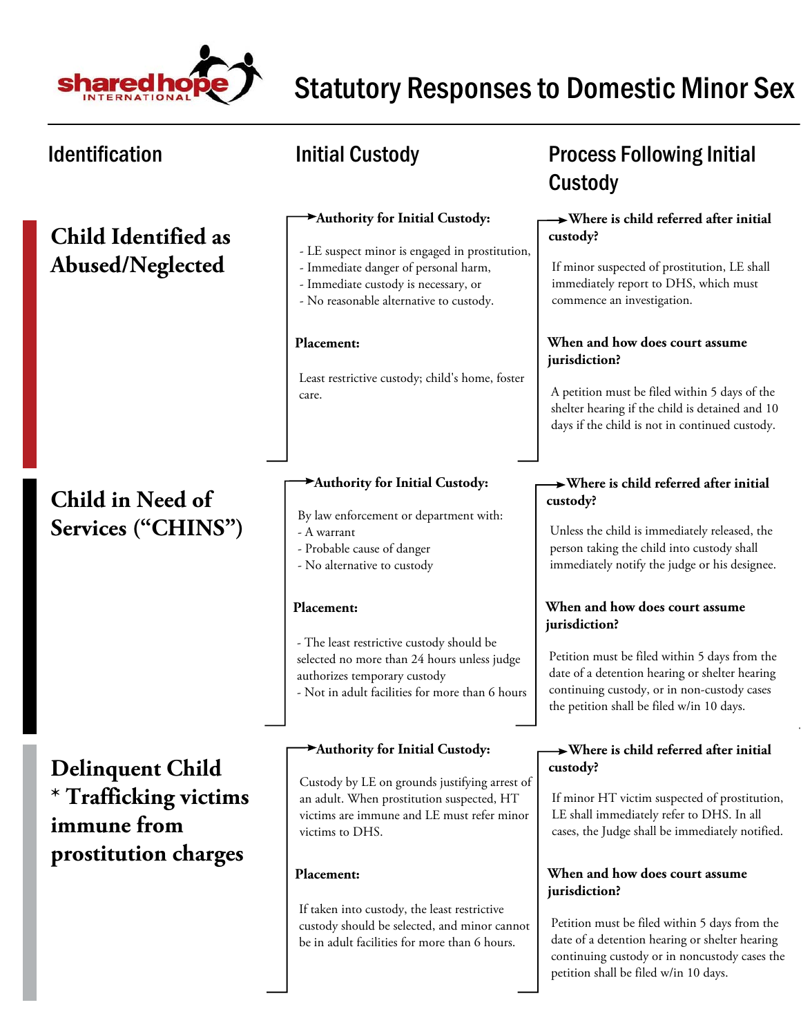# Statutory Responses to Domestic Minor Sex

## Identification

## Initial Custody

## Process Following Initial Custody

### Child Identified as Abused/Neglected

**Authority for Initial Custody:**

- LE suspect minor is engaged in prostitution,
- Immediate danger of personal harm,
- Immediate custody is necessary, or
- No reasonable alternative to custody.

**Placement:**

Least restrictive custody; child's home, foster care.

**Where is child referred after initial custody?**

If minor suspected of prostitution, LE shall immediately report to DHS, which must commence an investigation.

**When and how does court assume jurisdiction?**

A petition must be filed within 5 days of the shelter hearing if the child is detained and 10 days if the child is not in continued custody.

### Child in Need of Services ("CHINS")

**Authority for Initial Custody:**

By law enforcement or department with:
- A warrant
- Probable cause of danger
- No alternative to custody

**Placement:**

- The least restrictive custody should be selected no more than 24 hours unless judge authorizes temporary custody
- Not in adult facilities for more than 6 hours

**Where is child referred after initial custody?**

Unless the child is immediately released, the person taking the child into custody shall immediately notify the judge or his designee.

**When and how does court assume jurisdiction?**

Petition must be filed within 5 days from the date of a detention hearing or shelter hearing continuing custody, or in non-custody cases the petition shall be filed w/in 10 days.

### Delinquent Child * Trafficking victims immune from prostitution charges

**Authority for Initial Custody:**

Custody by LE on grounds justifying arrest of an adult. When prostitution suspected, HT victims are immune and LE must refer minor victims to DHS.

**Placement:**

If taken into custody, the least restrictive custody should be selected, and minor cannot be in adult facilities for more than 6 hours.

**Where is child referred after initial custody?**

If minor HT victim suspected of prostitution, LE shall immediately refer to DHS. In all cases, the Judge shall be immediately notified.

**When and how does court assume jurisdiction?**

Petition must be filed within 5 days from the date of a detention hearing or shelter hearing continuing custody or in noncustody cases the petition shall be filed w/in 10 days.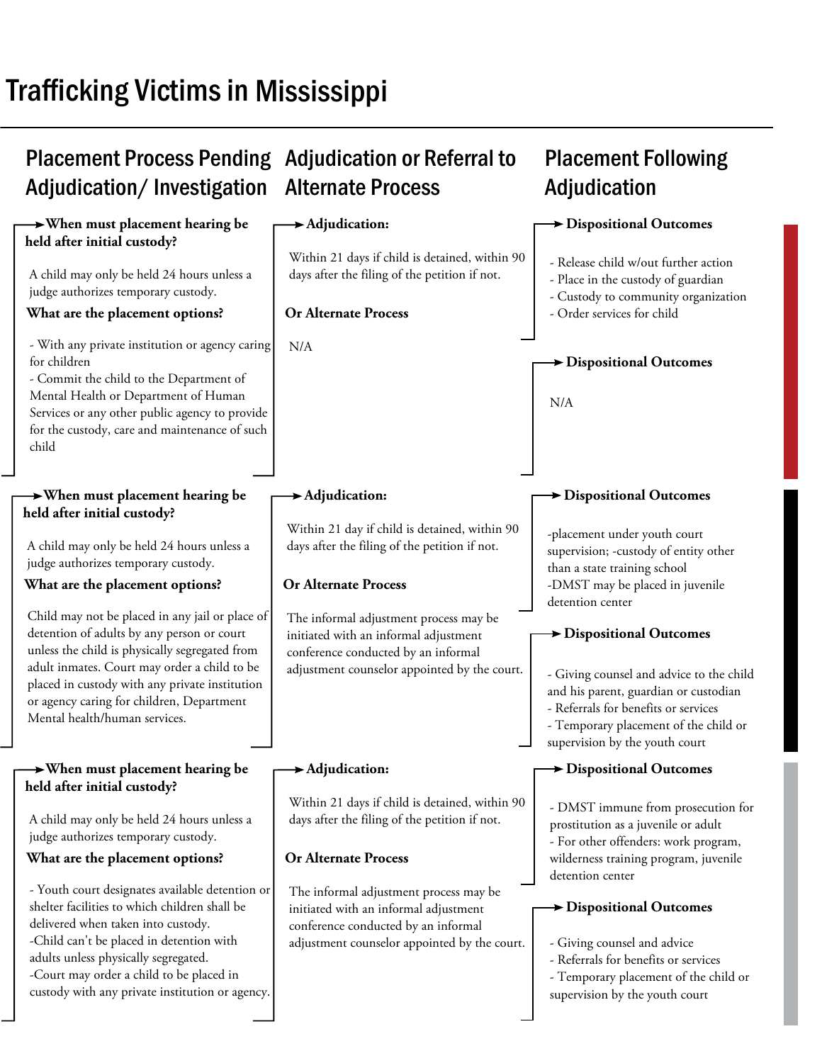# Trafficking Victims in Mississippi

| Placement Process Pending Adjudication/ Investigation | Adjudication or Referral to Alternate Process | Placement Following Adjudication |
| --- | --- | --- |
| **When must placement hearing be held after initial custody?**<br><br>A child may only be held 24 hours unless a judge authorizes temporary custody.<br><br>**What are the placement options?**<br><br>- With any private institution or agency caring for children<br>- Commit the child to the Department of Mental Health or Department of Human Services or any other public agency to provide for the custody, care and maintenance of such child | **Adjudication:**<br><br>Within 21 days if child is detained, within 90 days after the filing of the petition if not.<br><br>**Or Alternate Process**<br><br>N/A | **Dispositional Outcomes**<br><br>- Release child w/out further action<br>- Place in the custody of guardian<br>- Custody to community organization<br>- Order services for child<br><br>**Dispositional Outcomes**<br><br>N/A |
| **When must placement hearing be held after initial custody?**<br><br>A child may only be held 24 hours unless a judge authorizes temporary custody.<br><br>**What are the placement options?**<br><br>Child may not be placed in any jail or place of detention of adults by any person or court unless the child is physically segregated from adult inmates. Court may order a child to be placed in custody with any private institution or agency caring for children, Department Mental health/human services. | **Adjudication:**<br><br>Within 21 day if child is detained, within 90 days after the filing of the petition if not.<br><br>**Or Alternate Process**<br><br>The informal adjustment process may be initiated with an informal adjustment conference conducted by an informal adjustment counselor appointed by the court. | **Dispositional Outcomes**<br><br>-placement under youth court supervision; -custody of entity other than a state training school<br>-DMST may be placed in juvenile detention center<br><br>**Dispositional Outcomes**<br><br>- Giving counsel and advice to the child and his parent, guardian or custodian<br>- Referrals for benefits or services<br>- Temporary placement of the child or supervision by the youth court |
| **When must placement hearing be held after initial custody?**<br><br>A child may only be held 24 hours unless a judge authorizes temporary custody.<br><br>**What are the placement options?**<br><br>- Youth court designates available detention or shelter facilities to which children shall be delivered when taken into custody.<br>-Child can't be placed in detention with adults unless physically segregated.<br>-Court may order a child to be placed in custody with any private institution or agency. | **Adjudication:**<br><br>Within 21 days if child is detained, within 90 days after the filing of the petition if not.<br><br>**Or Alternate Process**<br><br>The informal adjustment process may be initiated with an informal adjustment conference conducted by an informal adjustment counselor appointed by the court. | **Dispositional Outcomes**<br><br>- DMST immune from prosecution for prostitution as a juvenile or adult<br>- For other offenders: work program, wilderness training program, juvenile detention center<br><br>**Dispositional Outcomes**<br><br>- Giving counsel and advice<br>- Referrals for benefits or services<br>- Temporary placement of the child or supervision by the youth court |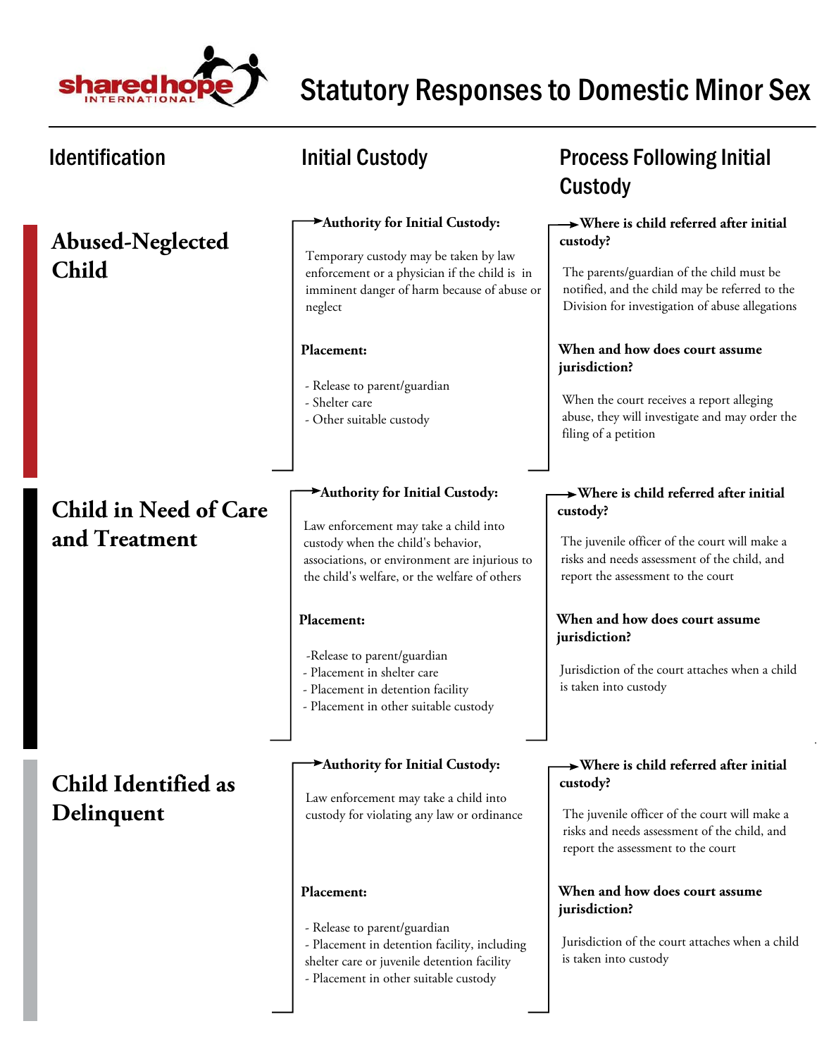# Statutory Responses to Domestic Minor Sex

| Identification | Initial Custody | Process Following Initial Custody |
|---|---|---|
| **Abused-Neglected Child** | **Authority for Initial Custody:** Temporary custody may be taken by law enforcement or a physician if the child is in imminent danger of harm because of abuse or neglect<br><br>**Placement:**<br>- Release to parent/guardian<br>- Shelter care<br>- Other suitable custody | **Where is child referred after initial custody?** The parents/guardian of the child must be notified, and the child may be referred to the Division for investigation of abuse allegations<br><br>**When and how does court assume jurisdiction?** When the court receives a report alleging abuse, they will investigate and may order the filing of a petition |
| **Child in Need of Care and Treatment** | **Authority for Initial Custody:** Law enforcement may take a child into custody when the child's behavior, associations, or environment are injurious to the child's welfare, or the welfare of others<br><br>**Placement:**<br>-Release to parent/guardian<br>- Placement in shelter care<br>- Placement in detention facility<br>- Placement in other suitable custody | **Where is child referred after initial custody?** The juvenile officer of the court will make a risks and needs assessment of the child, and report the assessment to the court<br><br>**When and how does court assume jurisdiction?** Jurisdiction of the court attaches when a child is taken into custody |
| **Child Identified as Delinquent** | **Authority for Initial Custody:** Law enforcement may take a child into custody for violating any law or ordinance<br><br>**Placement:**<br>- Release to parent/guardian<br>- Placement in detention facility, including shelter care or juvenile detention facility<br>- Placement in other suitable custody | **Where is child referred after initial custody?** The juvenile officer of the court will make a risks and needs assessment of the child, and report the assessment to the court<br><br>**When and how does court assume jurisdiction?** Jurisdiction of the court attaches when a child is taken into custody |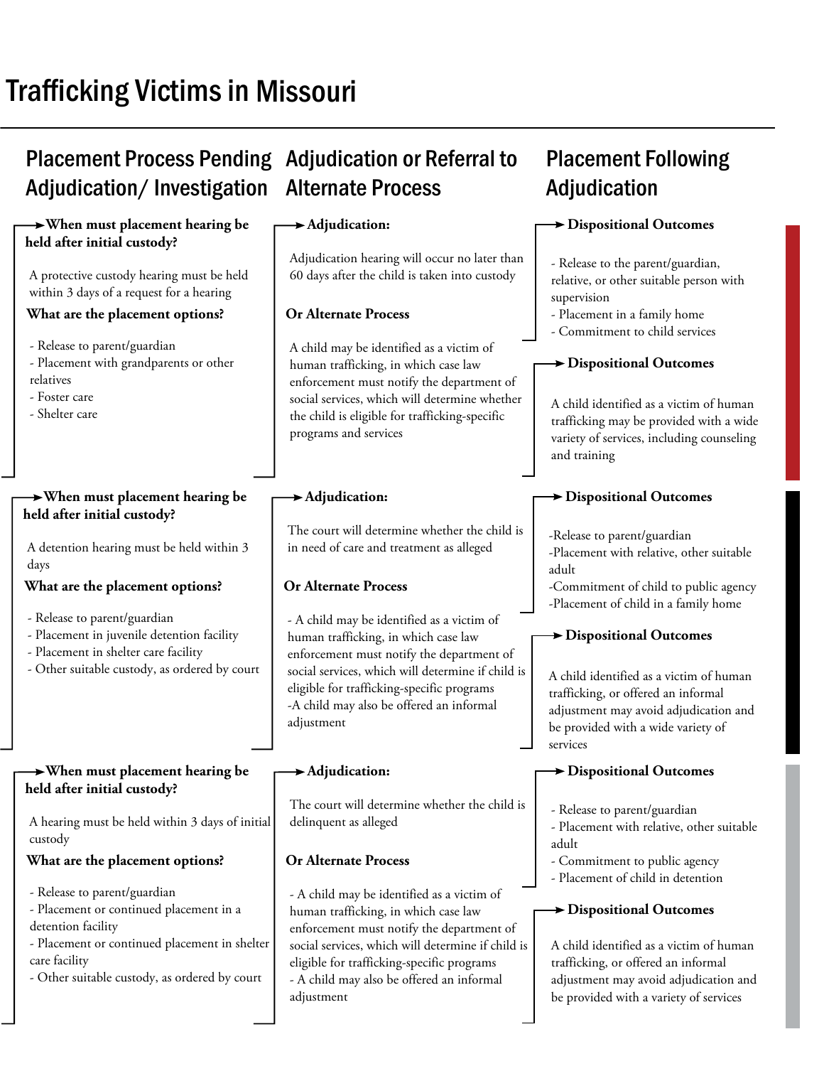# Trafficking Victims in Missouri

## Placement Process Pending Adjudication/ Investigation

**When must placement hearing be held after initial custody?**

A protective custody hearing must be held within 3 days of a request for a hearing

**What are the placement options?**

- Release to parent/guardian
- Placement with grandparents or other relatives
- Foster care
- Shelter care

## Adjudication or Referral to Alternate Process

**Adjudication:**

Adjudication hearing will occur no later than 60 days after the child is taken into custody

**Or Alternate Process**

A child may be identified as a victim of human trafficking, in which case law enforcement must notify the department of social services, which will determine whether the child is eligible for trafficking-specific programs and services

## Placement Following Adjudication

**Dispositional Outcomes**

- Release to the parent/guardian, relative, or other suitable person with supervision
- Placement in a family home
- Commitment to child services

**Dispositional Outcomes**

A child identified as a victim of human trafficking may be provided with a wide variety of services, including counseling and training

---

## Placement Process Pending Adjudication/ Investigation

**When must placement hearing be held after initial custody?**

A detention hearing must be held within 3 days

**What are the placement options?**

- Release to parent/guardian
- Placement in juvenile detention facility
- Placement in shelter care facility
- Other suitable custody, as ordered by court

## Adjudication or Referral to Alternate Process

**Adjudication:**

The court will determine whether the child is in need of care and treatment as alleged

**Or Alternate Process**

- A child may be identified as a victim of human trafficking, in which case law enforcement must notify the department of social services, which will determine if child is eligible for trafficking-specific programs
- A child may also be offered an informal adjustment

## Placement Following Adjudication

**Dispositional Outcomes**

- Release to parent/guardian
- Placement with relative, other suitable adult
- Commitment of child to public agency
- Placement of child in a family home

**Dispositional Outcomes**

A child identified as a victim of human trafficking, or offered an informal adjustment may avoid adjudication and be provided with a wide variety of services

---

## Placement Process Pending Adjudication/ Investigation

**When must placement hearing be held after initial custody?**

A hearing must be held within 3 days of initial custody

**What are the placement options?**

- Release to parent/guardian
- Placement or continued placement in a detention facility
- Placement or continued placement in shelter care facility
- Other suitable custody, as ordered by court

## Adjudication or Referral to Alternate Process

**Adjudication:**

The court will determine whether the child is delinquent as alleged

**Or Alternate Process**

- A child may be identified as a victim of human trafficking, in which case law enforcement must notify the department of social services, which will determine if child is eligible for trafficking-specific programs
- A child may also be offered an informal adjustment

## Placement Following Adjudication

**Dispositional Outcomes**

- Release to parent/guardian
- Placement with relative, other suitable adult
- Commitment to public agency
- Placement of child in detention

**Dispositional Outcomes**

A child identified as a victim of human trafficking, or offered an informal adjustment may avoid adjudication and be provided with a variety of services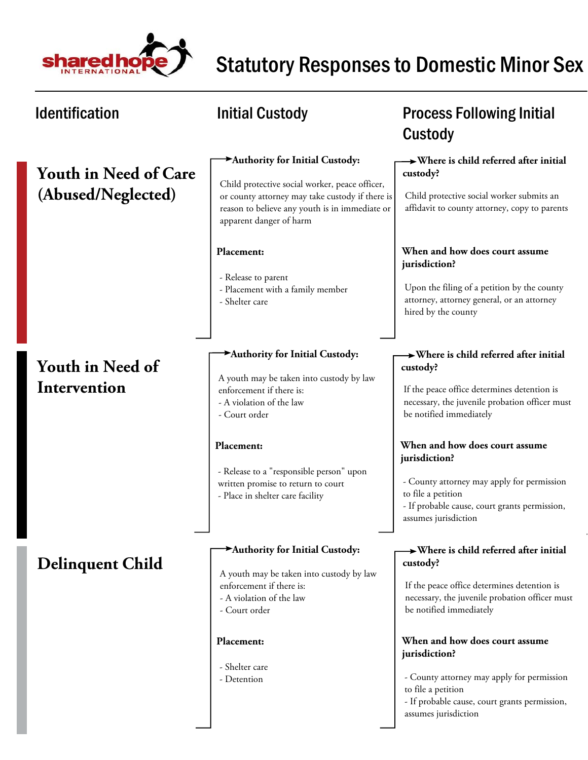# Statutory Responses to Domestic Minor Sex

| Identification | Initial Custody | Process Following Initial Custody |
|---|---|---|
| **Youth in Need of Care (Abused/Neglected)** | **Authority for Initial Custody:**<br>Child protective social worker, peace officer, or county attorney may take custody if there is reason to believe any youth is in immediate or apparent danger of harm<br><br>**Placement:**<br>- Release to parent<br>- Placement with a family member<br>- Shelter care | **Where is child referred after initial custody?**<br>Child protective social worker submits an affidavit to county attorney, copy to parents<br><br>**When and how does court assume jurisdiction?**<br>Upon the filing of a petition by the county attorney, attorney general, or an attorney hired by the county |
| **Youth in Need of Intervention** | **Authority for Initial Custody:**<br>A youth may be taken into custody by law enforcement if there is:<br>- A violation of the law<br>- Court order<br><br>**Placement:**<br>- Release to a "responsible person" upon written promise to return to court<br>- Place in shelter care facility | **Where is child referred after initial custody?**<br>If the peace office determines detention is necessary, the juvenile probation officer must be notified immediately<br><br>**When and how does court assume jurisdiction?**<br>- County attorney may apply for permission to file a petition<br>- If probable cause, court grants permission, assumes jurisdiction |
| **Delinquent Child** | **Authority for Initial Custody:**<br>A youth may be taken into custody by law enforcement if there is:<br>- A violation of the law<br>- Court order<br><br>**Placement:**<br>- Shelter care<br>- Detention | **Where is child referred after initial custody?**<br>If the peace office determines detention is necessary, the juvenile probation officer must be notified immediately<br><br>**When and how does court assume jurisdiction?**<br>- County attorney may apply for permission to file a petition<br>- If probable cause, court grants permission, assumes jurisdiction |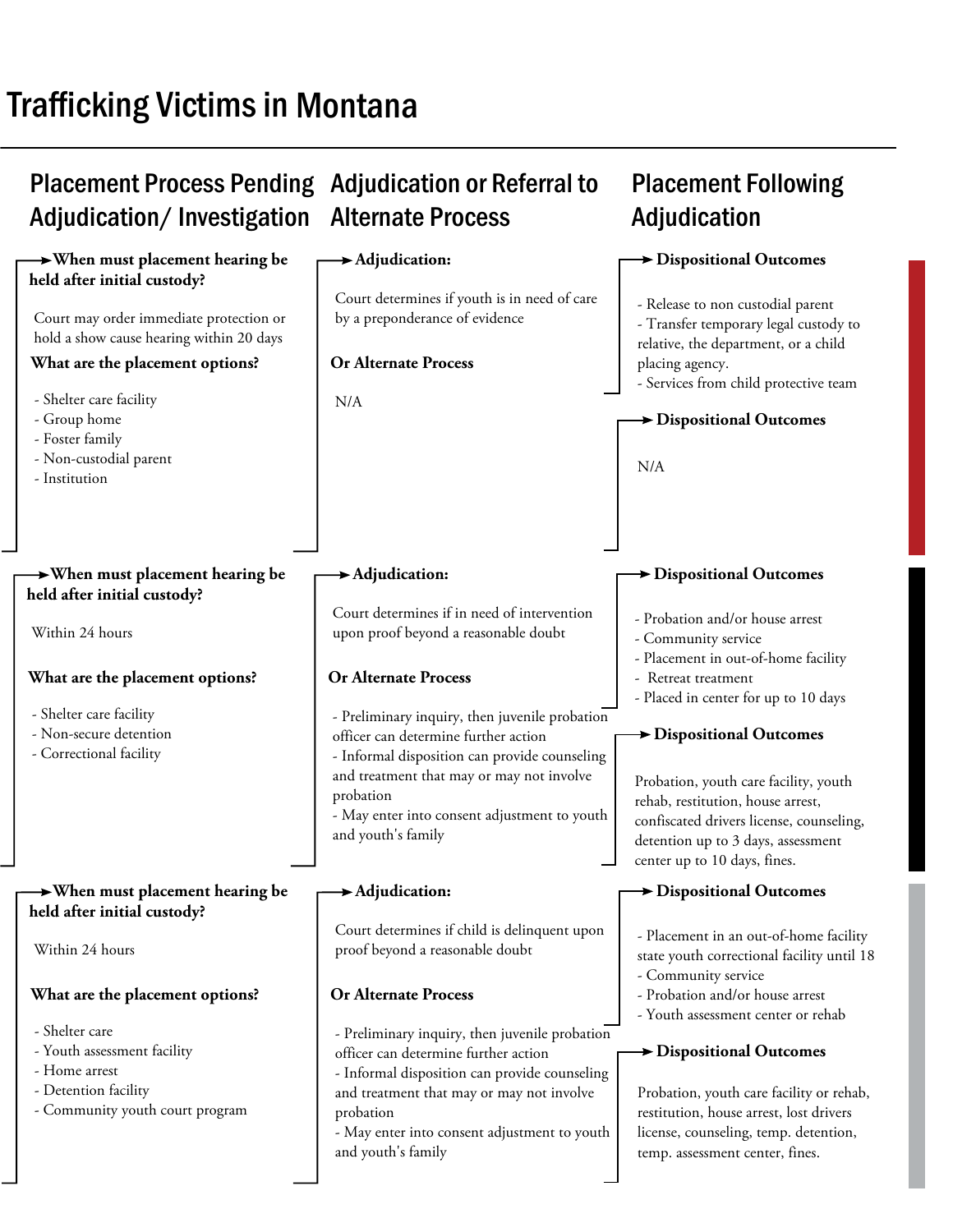# Trafficking Victims in Montana

| Placement Process Pending Adjudication/ Investigation | Adjudication or Referral to Alternate Process | Placement Following Adjudication |
|---|---|---|
| **When must placement hearing be held after initial custody?**<br><br>Court may order immediate protection or hold a show cause hearing within 20 days<br><br>**What are the placement options?**<br><br>- Shelter care facility<br>- Group home<br>- Foster family<br>- Non-custodial parent<br>- Institution | **Adjudication:**<br><br>Court determines if youth is in need of care by a preponderance of evidence<br><br>**Or Alternate Process**<br><br>N/A | **Dispositional Outcomes**<br><br>- Release to non custodial parent<br>- Transfer temporary legal custody to relative, the department, or a child placing agency.<br>- Services from child protective team<br><br>**Dispositional Outcomes**<br><br>N/A |
| **When must placement hearing be held after initial custody?**<br><br>Within 24 hours<br><br>**What are the placement options?**<br><br>- Shelter care facility<br>- Non-secure detention<br>- Correctional facility | **Adjudication:**<br><br>Court determines if in need of intervention upon proof beyond a reasonable doubt<br><br>**Or Alternate Process**<br><br>- Preliminary inquiry, then juvenile probation officer can determine further action<br>- Informal disposition can provide counseling and treatment that may or may not involve probation<br>- May enter into consent adjustment to youth and youth's family | **Dispositional Outcomes**<br><br>- Probation and/or house arrest<br>- Community service<br>- Placement in out-of-home facility<br>- Retreat treatment<br>- Placed in center for up to 10 days<br><br>**Dispositional Outcomes**<br><br>Probation, youth care facility, youth rehab, restitution, house arrest, confiscated drivers license, counseling, detention up to 3 days, assessment center up to 10 days, fines. |
| **When must placement hearing be held after initial custody?**<br><br>Within 24 hours<br><br>**What are the placement options?**<br><br>- Shelter care<br>- Youth assessment facility<br>- Home arrest<br>- Detention facility<br>- Community youth court program | **Adjudication:**<br><br>Court determines if child is delinquent upon proof beyond a reasonable doubt<br><br>**Or Alternate Process**<br><br>- Preliminary inquiry, then juvenile probation officer can determine further action<br>- Informal disposition can provide counseling and treatment that may or may not involve probation<br>- May enter into consent adjustment to youth and youth's family | **Dispositional Outcomes**<br><br>- Placement in an out-of-home facility state youth correctional facility until 18<br>- Community service<br>- Probation and/or house arrest<br>- Youth assessment center or rehab<br><br>**Dispositional Outcomes**<br><br>Probation, youth care facility or rehab, restitution, house arrest, lost drivers license, counseling, temp. detention, temp. assessment center, fines. |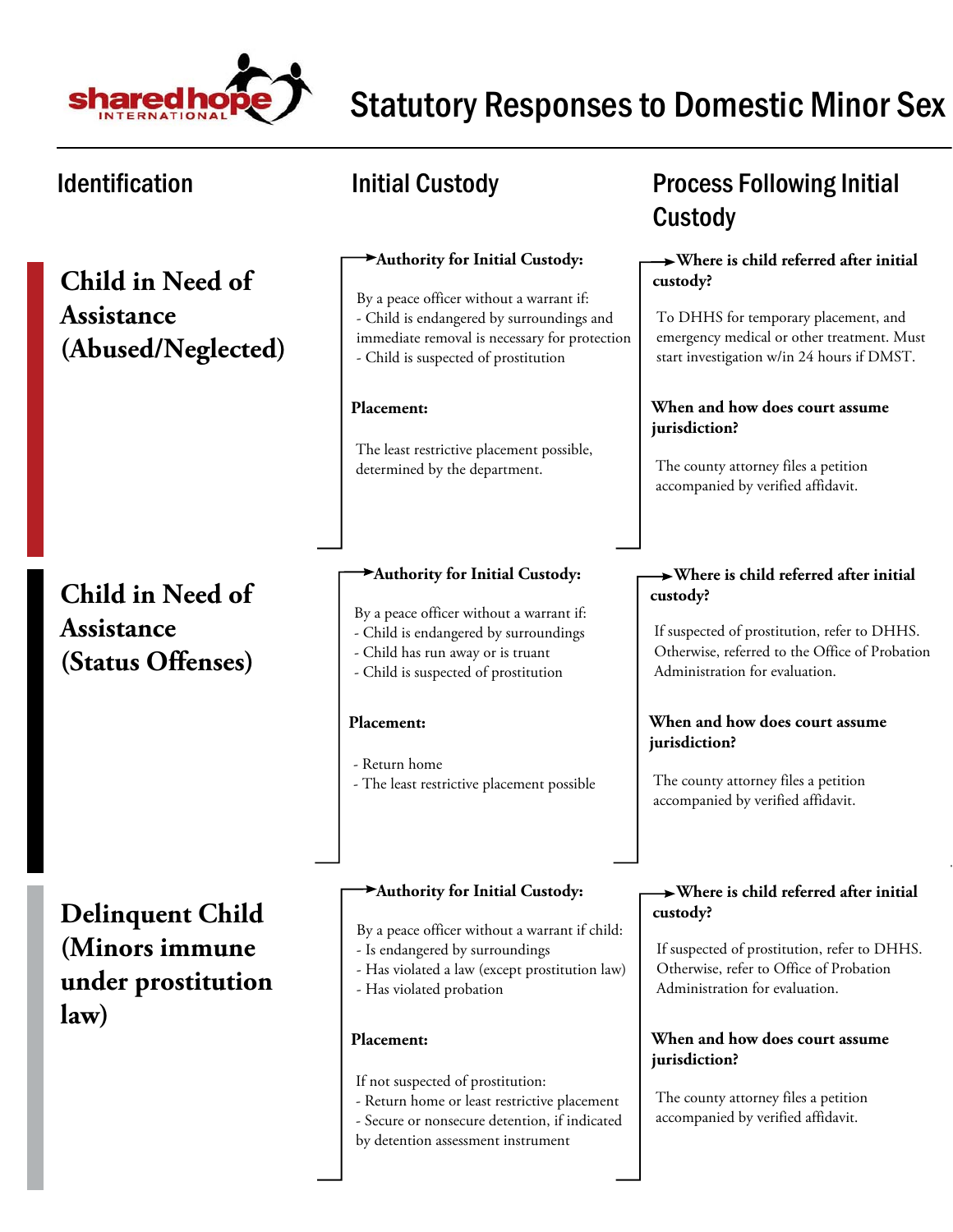# Statutory Responses to Domestic Minor Sex

| Identification | Initial Custody | Process Following Initial Custody |
| --- | --- | --- |
| **Child in Need of Assistance (Abused/Neglected)** | **Authority for Initial Custody:** By a peace officer without a warrant if: - Child is endangered by surroundings and immediate removal is necessary for protection - Child is suspected of prostitution **Placement:** The least restrictive placement possible, determined by the department. | **Where is child referred after initial custody?** To DHHS for temporary placement, and emergency medical or other treatment. Must start investigation w/in 24 hours if DMST. **When and how does court assume jurisdiction?** The county attorney files a petition accompanied by verified affidavit. |
| **Child in Need of Assistance (Status Offenses)** | **Authority for Initial Custody:** By a peace officer without a warrant if: - Child is endangered by surroundings - Child has run away or is truant - Child is suspected of prostitution **Placement:** - Return home - The least restrictive placement possible | **Where is child referred after initial custody?** If suspected of prostitution, refer to DHHS. Otherwise, referred to the Office of Probation Administration for evaluation. **When and how does court assume jurisdiction?** The county attorney files a petition accompanied by verified affidavit. |
| **Delinquent Child (Minors immune under prostitution law)** | **Authority for Initial Custody:** By a peace officer without a warrant if child: - Is endangered by surroundings - Has violated a law (except prostitution law) - Has violated probation **Placement:** If not suspected of prostitution: - Return home or least restrictive placement - Secure or nonsecure detention, if indicated by detention assessment instrument | **Where is child referred after initial custody?** If suspected of prostitution, refer to DHHS. Otherwise, refer to Office of Probation Administration for evaluation. **When and how does court assume jurisdiction?** The county attorney files a petition accompanied by verified affidavit. |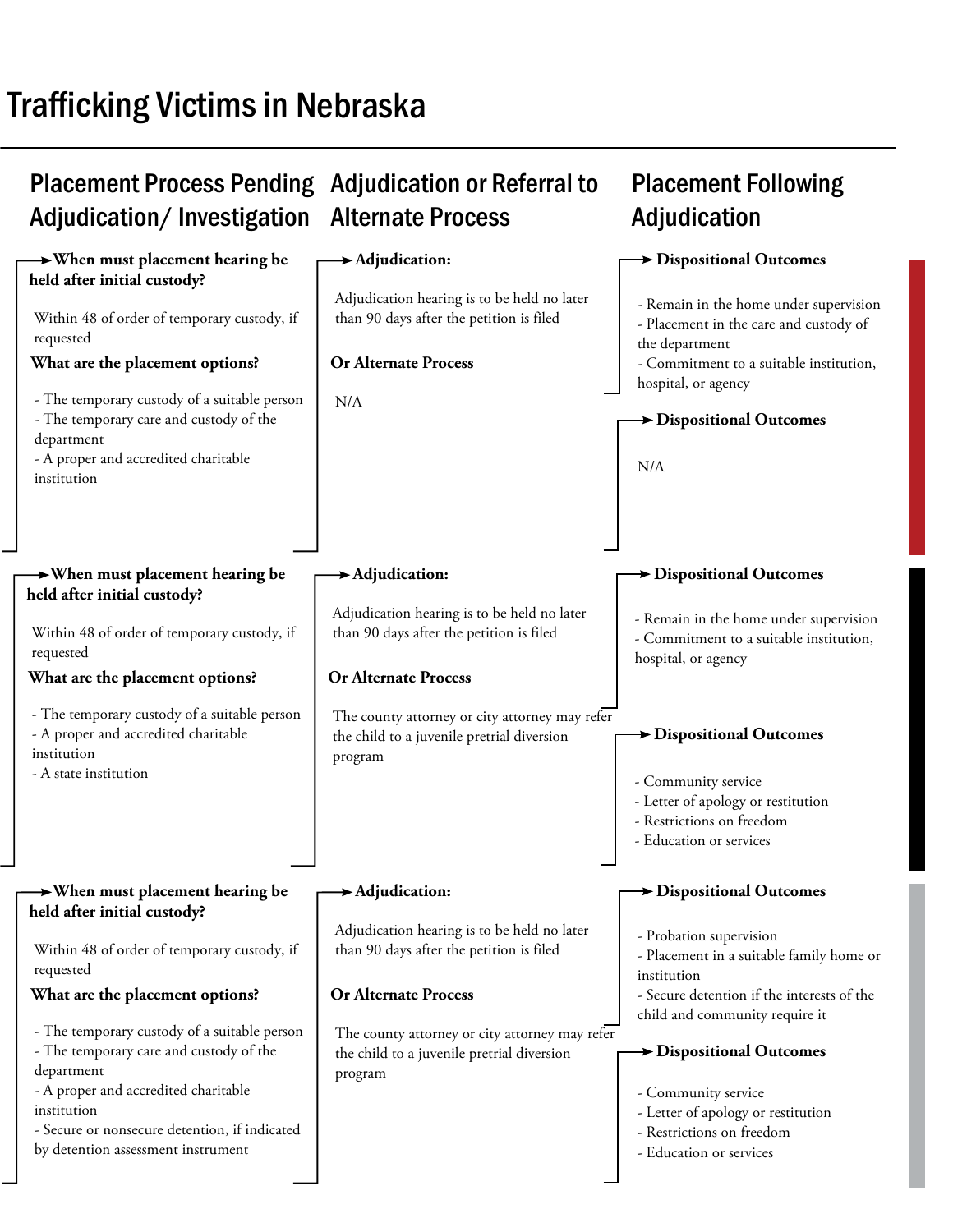# Trafficking Victims in Nebraska

## Placement Process Pending Adjudication/ Investigation

**When must placement hearing be held after initial custody?**

Within 48 of order of temporary custody, if requested

**What are the placement options?**

- The temporary custody of a suitable person
- The temporary care and custody of the department
- A proper and accredited charitable institution

## Adjudication or Referral to Alternate Process

**Adjudication:**

Adjudication hearing is to be held no later than 90 days after the petition is filed

**Or Alternate Process**

N/A

## Placement Following Adjudication

**Dispositional Outcomes**

- Remain in the home under supervision
- Placement in the care and custody of the department
- Commitment to a suitable institution, hospital, or agency

**Dispositional Outcomes**

N/A

---

## Placement Process Pending Adjudication/ Investigation

**When must placement hearing be held after initial custody?**

Within 48 of order of temporary custody, if requested

**What are the placement options?**

- The temporary custody of a suitable person
- A proper and accredited charitable institution
- A state institution

## Adjudication or Referral to Alternate Process

**Adjudication:**

Adjudication hearing is to be held no later than 90 days after the petition is filed

**Or Alternate Process**

The county attorney or city attorney may refer the child to a juvenile pretrial diversion program

## Placement Following Adjudication

**Dispositional Outcomes**

- Remain in the home under supervision
- Commitment to a suitable institution, hospital, or agency

**Dispositional Outcomes**

- Community service
- Letter of apology or restitution
- Restrictions on freedom
- Education or services

---

## Placement Process Pending Adjudication/ Investigation

**When must placement hearing be held after initial custody?**

Within 48 of order of temporary custody, if requested

**What are the placement options?**

- The temporary custody of a suitable person
- The temporary care and custody of the department
- A proper and accredited charitable institution
- Secure or nonsecure detention, if indicated by detention assessment instrument

## Adjudication or Referral to Alternate Process

**Adjudication:**

Adjudication hearing is to be held no later than 90 days after the petition is filed

**Or Alternate Process**

The county attorney or city attorney may refer the child to a juvenile pretrial diversion program

## Placement Following Adjudication

**Dispositional Outcomes**

- Probation supervision
- Placement in a suitable family home or institution
- Secure detention if the interests of the child and community require it

**Dispositional Outcomes**

- Community service
- Letter of apology or restitution
- Restrictions on freedom
- Education or services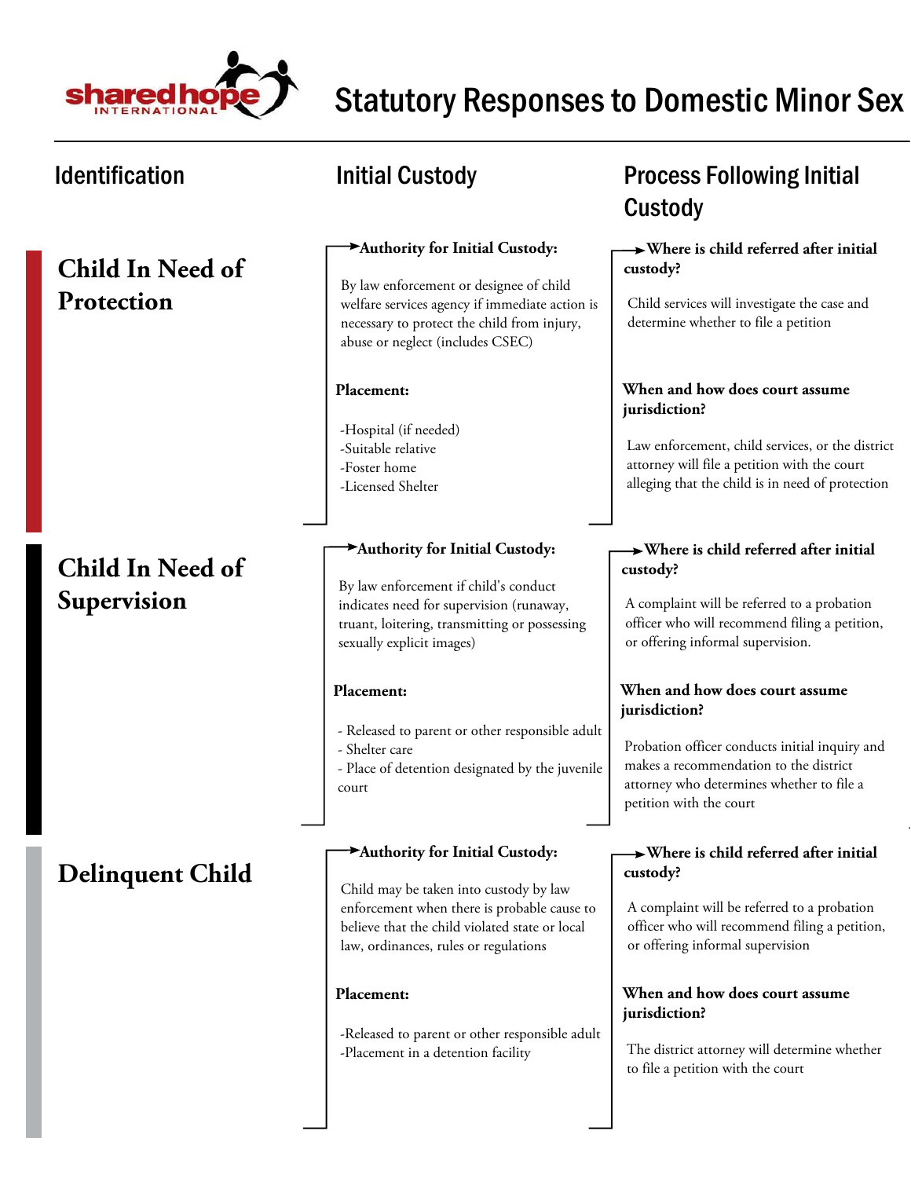# Statutory Responses to Domestic Minor Sex

| Identification | Initial Custody | Process Following Initial Custody |
|---|---|---|
| **Child In Need of Protection** | **Authority for Initial Custody:** By law enforcement or designee of child welfare services agency if immediate action is necessary to protect the child from injury, abuse or neglect (includes CSEC)<br><br>**Placement:**<br>-Hospital (if needed)<br>-Suitable relative<br>-Foster home<br>-Licensed Shelter | **Where is child referred after initial custody?** Child services will investigate the case and determine whether to file a petition<br><br>**When and how does court assume jurisdiction?** Law enforcement, child services, or the district attorney will file a petition with the court alleging that the child is in need of protection |
| **Child In Need of Supervision** | **Authority for Initial Custody:** By law enforcement if child's conduct indicates need for supervision (runaway, truant, loitering, transmitting or possessing sexually explicit images)<br><br>**Placement:**<br>- Released to parent or other responsible adult<br>- Shelter care<br>- Place of detention designated by the juvenile court | **Where is child referred after initial custody?** A complaint will be referred to a probation officer who will recommend filing a petition, or offering informal supervision.<br><br>**When and how does court assume jurisdiction?** Probation officer conducts initial inquiry and makes a recommendation to the district attorney who determines whether to file a petition with the court |
| **Delinquent Child** | **Authority for Initial Custody:** Child may be taken into custody by law enforcement when there is probable cause to believe that the child violated state or local law, ordinances, rules or regulations<br><br>**Placement:**<br>-Released to parent or other responsible adult<br>-Placement in a detention facility | **Where is child referred after initial custody?** A complaint will be referred to a probation officer who will recommend filing a petition, or offering informal supervision<br><br>**When and how does court assume jurisdiction?** The district attorney will determine whether to file a petition with the court |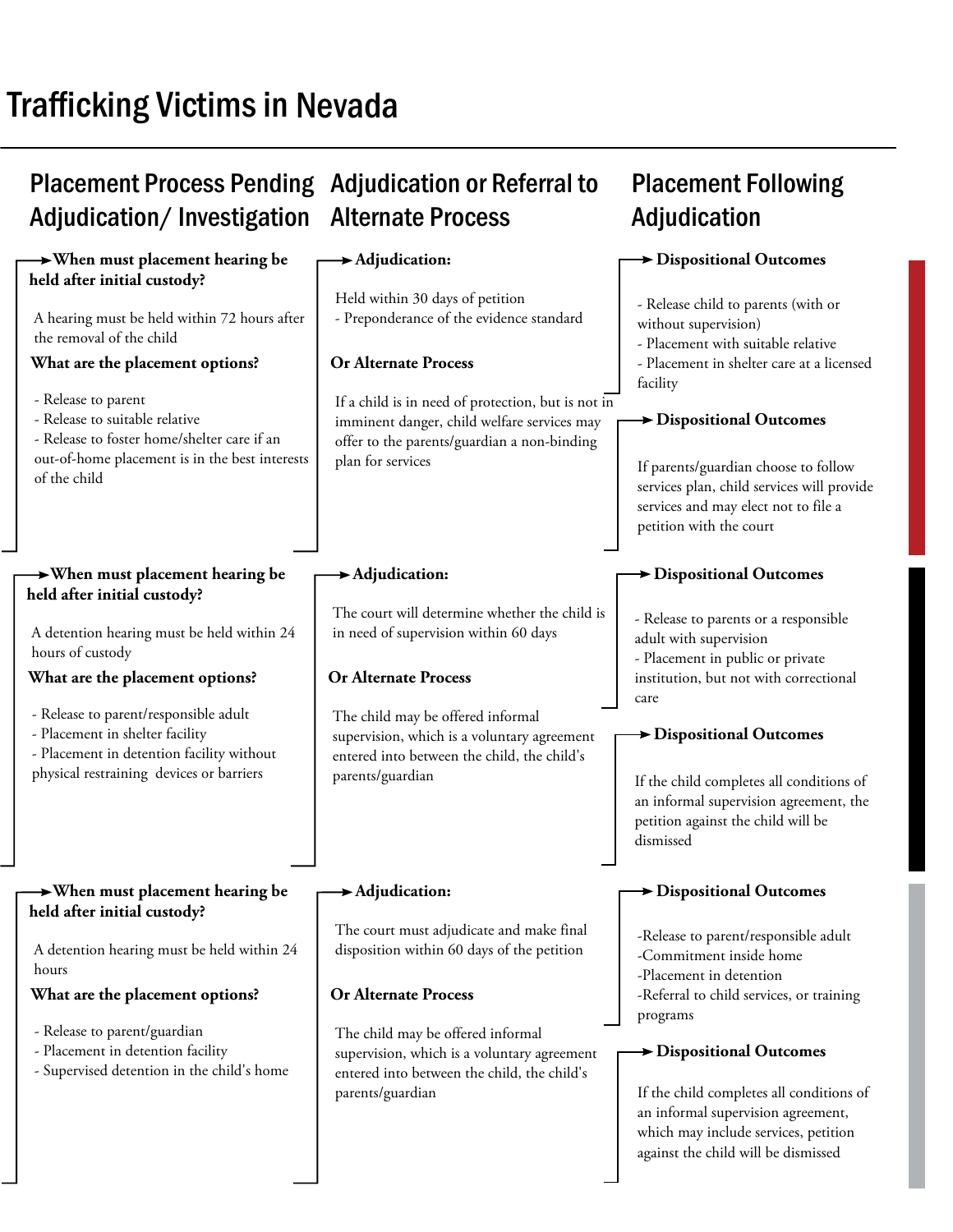# Trafficking Victims in Nevada

| Placement Process Pending Adjudication/ Investigation | Adjudication or Referral to Alternate Process | Placement Following Adjudication |
|---|---|---|
| **When must placement hearing be held after initial custody?**<br><br>A hearing must be held within 72 hours after the removal of the child<br><br>**What are the placement options?**<br><br>- Release to parent<br>- Release to suitable relative<br>- Release to foster home/shelter care if an out-of-home placement is in the best interests of the child | **Adjudication:**<br><br>Held within 30 days of petition<br>- Preponderance of the evidence standard<br><br>**Or Alternate Process**<br><br>If a child is in need of protection, but is not in imminent danger, child welfare services may offer to the parents/guardian a non-binding plan for services | **Dispositional Outcomes**<br><br>- Release child to parents (with or without supervision)<br>- Placement with suitable relative<br>- Placement in shelter care at a licensed facility<br><br>**Dispositional Outcomes**<br><br>If parents/guardian choose to follow services plan, child services will provide services and may elect not to file a petition with the court |
| **When must placement hearing be held after initial custody?**<br><br>A detention hearing must be held within 24 hours of custody<br><br>**What are the placement options?**<br><br>- Release to parent/responsible adult<br>- Placement in shelter facility<br>- Placement in detention facility without physical restraining devices or barriers | **Adjudication:**<br><br>The court will determine whether the child is in need of supervision within 60 days<br><br>**Or Alternate Process**<br><br>The child may be offered informal supervision, which is a voluntary agreement entered into between the child, the child's parents/guardian | **Dispositional Outcomes**<br><br>- Release to parents or a responsible adult with supervision<br>- Placement in public or private institution, but not with correctional care<br><br>**Dispositional Outcomes**<br><br>If the child completes all conditions of an informal supervision agreement, the petition against the child will be dismissed |
| **When must placement hearing be held after initial custody?**<br><br>A detention hearing must be held within 24 hours<br><br>**What are the placement options?**<br><br>- Release to parent/guardian<br>- Placement in detention facility<br>- Supervised detention in the child's home | **Adjudication:**<br><br>The court must adjudicate and make final disposition within 60 days of the petition<br><br>**Or Alternate Process**<br><br>The child may be offered informal supervision, which is a voluntary agreement entered into between the child, the child's parents/guardian | **Dispositional Outcomes**<br><br>-Release to parent/responsible adult<br>-Commitment inside home<br>-Placement in detention<br>-Referral to child services, or training programs<br><br>**Dispositional Outcomes**<br><br>If the child completes all conditions of an informal supervision agreement, which may include services, petition against the child will be dismissed |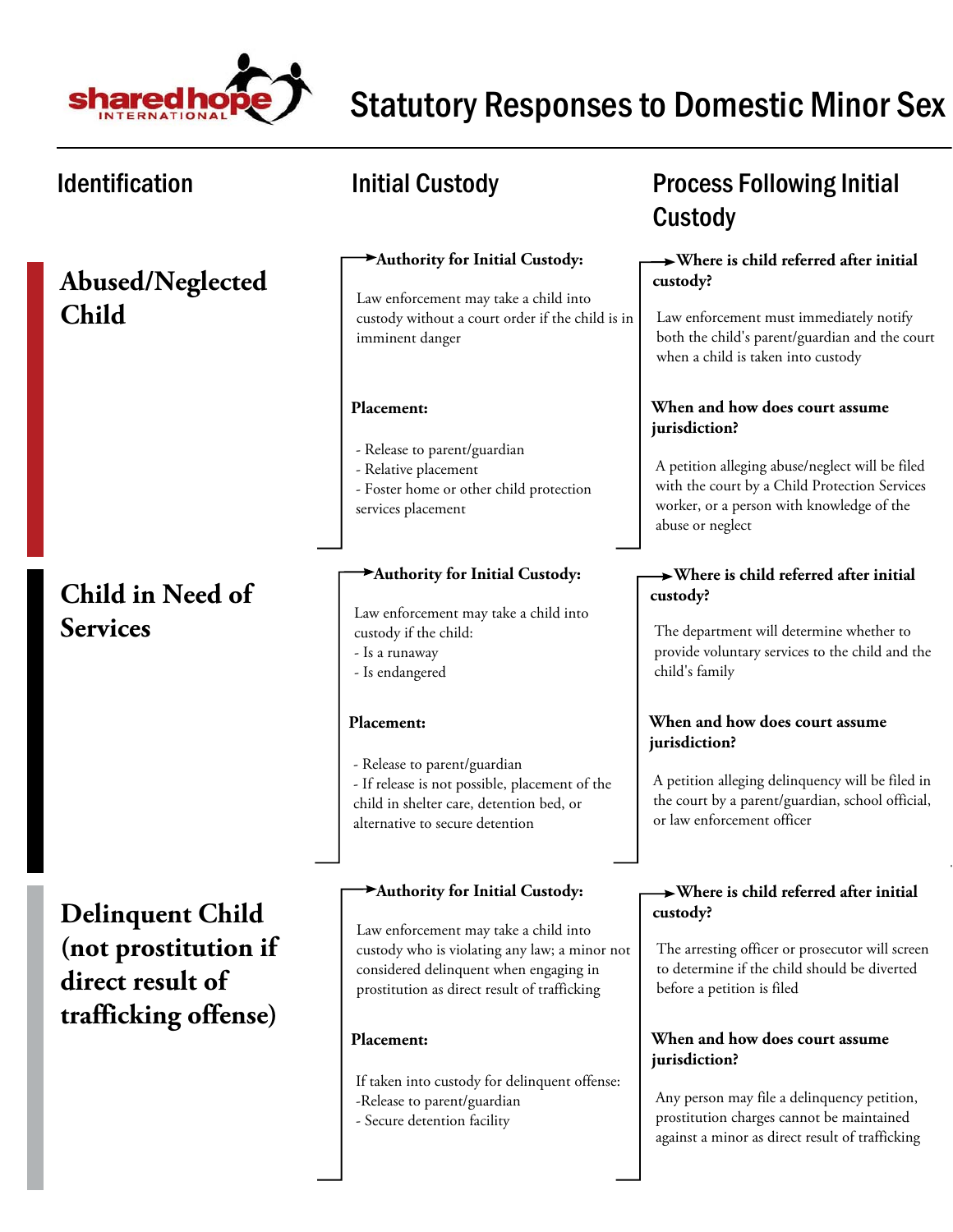# Statutory Responses to Domestic Minor Sex

| Identification | Initial Custody | Process Following Initial Custody |
| --- | --- | --- |
| **Abused/Neglected Child** | **Authority for Initial Custody:** Law enforcement may take a child into custody without a court order if the child is in imminent danger<br><br>**Placement:**<br>- Release to parent/guardian<br>- Relative placement<br>- Foster home or other child protection services placement | **Where is child referred after initial custody?** Law enforcement must immediately notify both the child's parent/guardian and the court when a child is taken into custody<br><br>**When and how does court assume jurisdiction?** A petition alleging abuse/neglect will be filed with the court by a Child Protection Services worker, or a person with knowledge of the abuse or neglect |
| **Child in Need of Services** | **Authority for Initial Custody:** Law enforcement may take a child into custody if the child:<br>- Is a runaway<br>- Is endangered<br><br>**Placement:**<br>- Release to parent/guardian<br>- If release is not possible, placement of the child in shelter care, detention bed, or alternative to secure detention | **Where is child referred after initial custody?** The department will determine whether to provide voluntary services to the child and the child's family<br><br>**When and how does court assume jurisdiction?** A petition alleging delinquency will be filed in the court by a parent/guardian, school official, or law enforcement officer |
| **Delinquent Child (not prostitution if direct result of trafficking offense)** | **Authority for Initial Custody:** Law enforcement may take a child into custody who is violating any law; a minor not considered delinquent when engaging in prostitution as direct result of trafficking<br><br>**Placement:**<br>If taken into custody for delinquent offense:<br>-Release to parent/guardian<br>- Secure detention facility | **Where is child referred after initial custody?** The arresting officer or prosecutor will screen to determine if the child should be diverted before a petition is filed<br><br>**When and how does court assume jurisdiction?** Any person may file a delinquency petition, prostitution charges cannot be maintained against a minor as direct result of trafficking |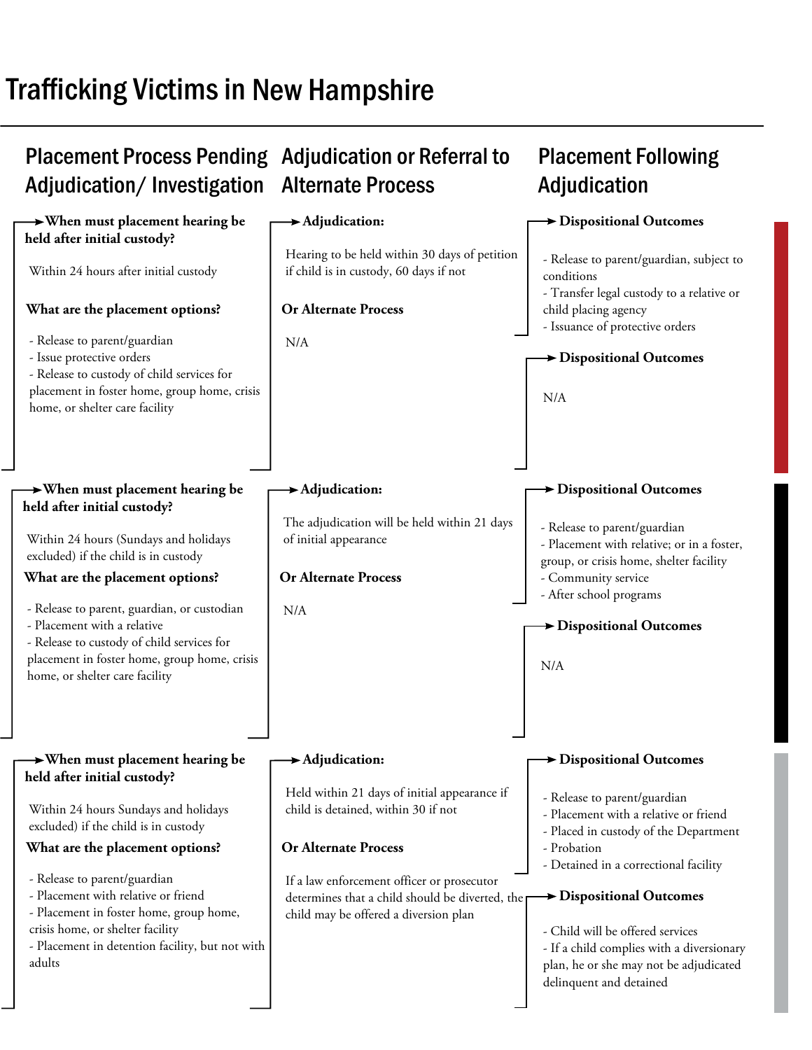# Trafficking Victims in New Hampshire

## Placement Process Pending Adjudication/ Investigation

**When must placement hearing be held after initial custody?**

Within 24 hours after initial custody

**What are the placement options?**

- Release to parent/guardian
- Issue protective orders
- Release to custody of child services for placement in foster home, group home, crisis home, or shelter care facility

## Adjudication or Referral to Alternate Process

**Adjudication:**

Hearing to be held within 30 days of petition if child is in custody, 60 days if not

**Or Alternate Process**

N/A

## Placement Following Adjudication

**Dispositional Outcomes**

- Release to parent/guardian, subject to conditions
- Transfer legal custody to a relative or child placing agency
- Issuance of protective orders

**Dispositional Outcomes**

N/A

---

## Placement Process Pending Adjudication/ Investigation

**When must placement hearing be held after initial custody?**

Within 24 hours (Sundays and holidays excluded) if the child is in custody

**What are the placement options?**

- Release to parent, guardian, or custodian
- Placement with a relative
- Release to custody of child services for placement in foster home, group home, crisis home, or shelter care facility

## Adjudication or Referral to Alternate Process

**Adjudication:**

The adjudication will be held within 21 days of initial appearance

**Or Alternate Process**

N/A

## Placement Following Adjudication

**Dispositional Outcomes**

- Release to parent/guardian
- Placement with relative; or in a foster, group, or crisis home, shelter facility
- Community service
- After school programs

**Dispositional Outcomes**

N/A

---

## Placement Process Pending Adjudication/ Investigation

**When must placement hearing be held after initial custody?**

Within 24 hours Sundays and holidays excluded) if the child is in custody

**What are the placement options?**

- Release to parent/guardian
- Placement with relative or friend
- Placement in foster home, group home, crisis home, or shelter facility
- Placement in detention facility, but not with adults

## Adjudication or Referral to Alternate Process

**Adjudication:**

Held within 21 days of initial appearance if child is detained, within 30 if not

**Or Alternate Process**

If a law enforcement officer or prosecutor determines that a child should be diverted, the child may be offered a diversion plan

## Placement Following Adjudication

**Dispositional Outcomes**

- Release to parent/guardian
- Placement with a relative or friend
- Placed in custody of the Department
- Probation
- Detained in a correctional facility

**Dispositional Outcomes**

- Child will be offered services
- If a child complies with a diversionary plan, he or she may not be adjudicated delinquent and detained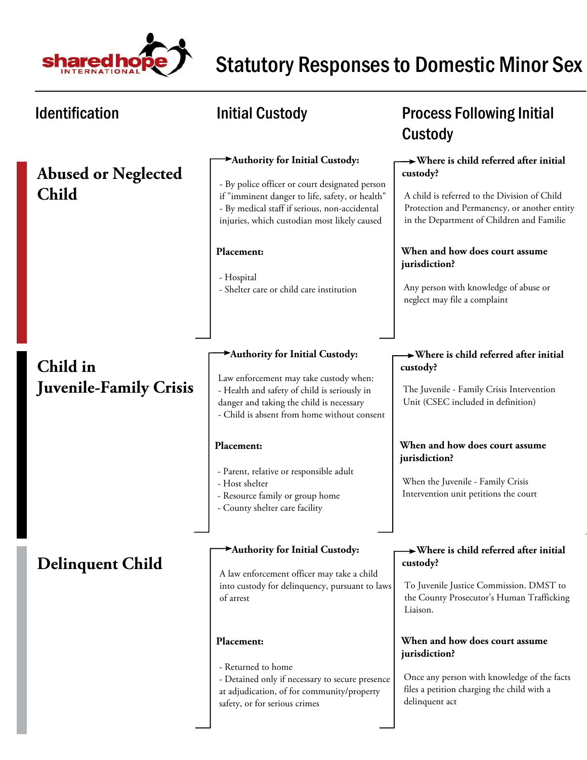# Statutory Responses to Domestic Minor Sex

| Identification | Initial Custody | Process Following Initial Custody |
| --- | --- | --- |
| **Abused or Neglected Child** | **Authority for Initial Custody:**<br>- By police officer or court designated person if "imminent danger to life, safety, or health"<br>- By medical staff if serious, non-accidental injuries, which custodian most likely caused<br><br>**Placement:**<br>- Hospital<br>- Shelter care or child care institution | **Where is child referred after initial custody?**<br>A child is referred to the Division of Child Protection and Permanency, or another entity in the Department of Children and Familie<br><br>**When and how does court assume jurisdiction?**<br>Any person with knowledge of abuse or neglect may file a complaint |
| **Child in Juvenile-Family Crisis** | **Authority for Initial Custody:**<br>Law enforcement may take custody when:<br>- Health and safety of child is seriously in danger and taking the child is necessary<br>- Child is absent from home without consent<br><br>**Placement:**<br>- Parent, relative or responsible adult<br>- Host shelter<br>- Resource family or group home<br>- County shelter care facility | **Where is child referred after initial custody?**<br>The Juvenile - Family Crisis Intervention Unit (CSEC included in definition)<br><br>**When and how does court assume jurisdiction?**<br>When the Juvenile - Family Crisis Intervention unit petitions the court |
| **Delinquent Child** | **Authority for Initial Custody:**<br>A law enforcement officer may take a child into custody for delinquency, pursuant to laws of arrest<br><br>**Placement:**<br>- Returned to home<br>- Detained only if necessary to secure presence at adjudication, of for community/property safety, or for serious crimes | **Where is child referred after initial custody?**<br>To Juvenile Justice Commission. DMST to the County Prosecutor's Human Trafficking Liaison.<br><br>**When and how does court assume jurisdiction?**<br>Once any person with knowledge of the facts files a petition charging the child with a delinquent act |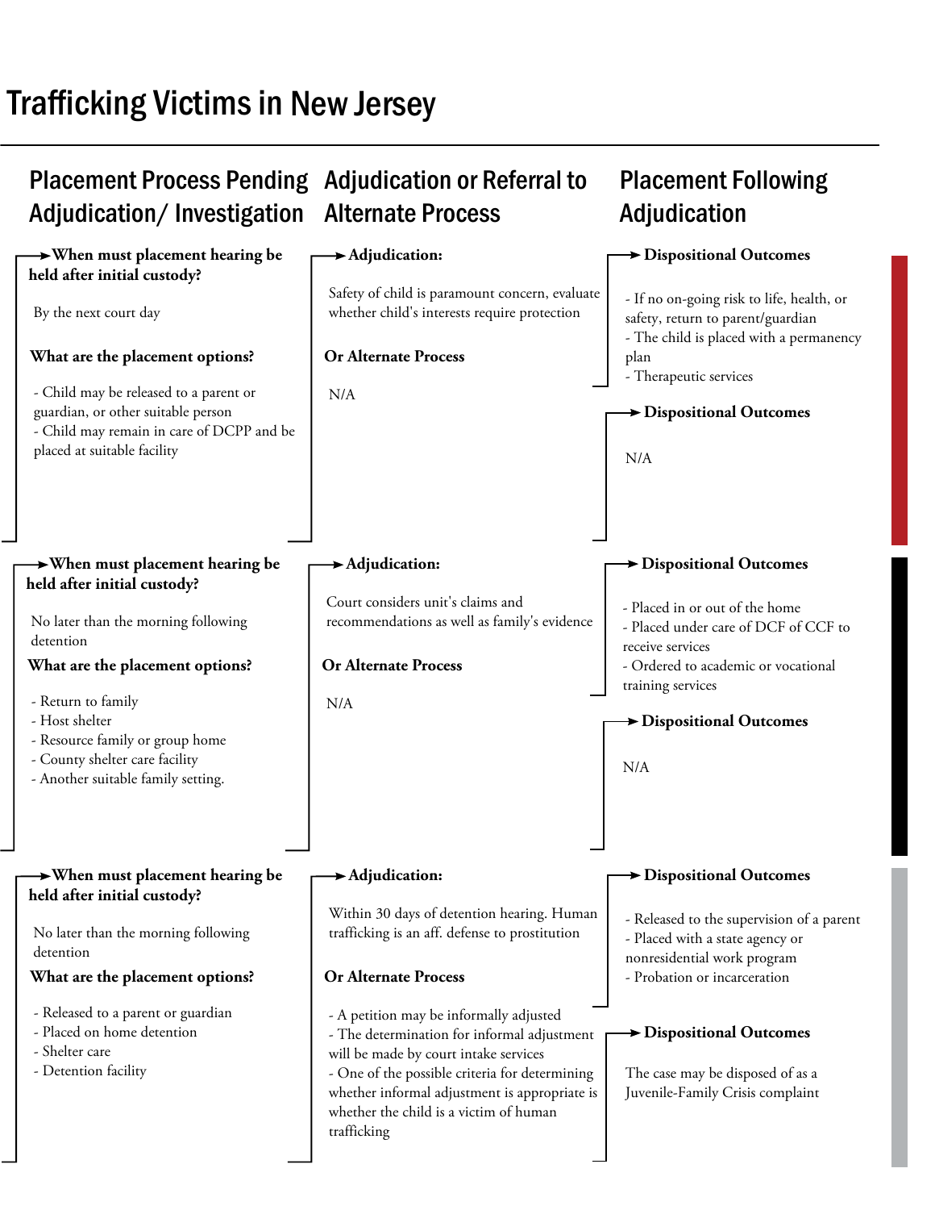# Trafficking Victims in New Jersey

| Placement Process Pending Adjudication/ Investigation | Adjudication or Referral to Alternate Process | Placement Following Adjudication |
|---|---|---|
| **When must placement hearing be held after initial custody?**<br><br>By the next court day<br><br>**What are the placement options?**<br><br>- Child may be released to a parent or guardian, or other suitable person<br>- Child may remain in care of DCPP and be placed at suitable facility | **Adjudication:**<br><br>Safety of child is paramount concern, evaluate whether child's interests require protection<br><br>**Or Alternate Process**<br><br>N/A | **Dispositional Outcomes**<br><br>- If no on-going risk to life, health, or safety, return to parent/guardian<br>- The child is placed with a permanency plan<br>- Therapeutic services<br><br>**Dispositional Outcomes**<br><br>N/A |
| **When must placement hearing be held after initial custody?**<br><br>No later than the morning following detention<br><br>**What are the placement options?**<br><br>- Return to family<br>- Host shelter<br>- Resource family or group home<br>- County shelter care facility<br>- Another suitable family setting. | **Adjudication:**<br><br>Court considers unit's claims and recommendations as well as family's evidence<br><br>**Or Alternate Process**<br><br>N/A | **Dispositional Outcomes**<br><br>- Placed in or out of the home<br>- Placed under care of DCF of CCF to receive services<br>- Ordered to academic or vocational training services<br><br>**Dispositional Outcomes**<br><br>N/A |
| **When must placement hearing be held after initial custody?**<br><br>No later than the morning following detention<br><br>**What are the placement options?**<br><br>- Released to a parent or guardian<br>- Placed on home detention<br>- Shelter care<br>- Detention facility | **Adjudication:**<br><br>Within 30 days of detention hearing. Human trafficking is an aff. defense to prostitution<br><br>**Or Alternate Process**<br><br>- A petition may be informally adjusted<br>- The determination for informal adjustment will be made by court intake services<br>- One of the possible criteria for determining whether informal adjustment is appropriate is whether the child is a victim of human trafficking | **Dispositional Outcomes**<br><br>- Released to the supervision of a parent<br>- Placed with a state agency or nonresidential work program<br>- Probation or incarceration<br><br>**Dispositional Outcomes**<br><br>The case may be disposed of as a Juvenile-Family Crisis complaint |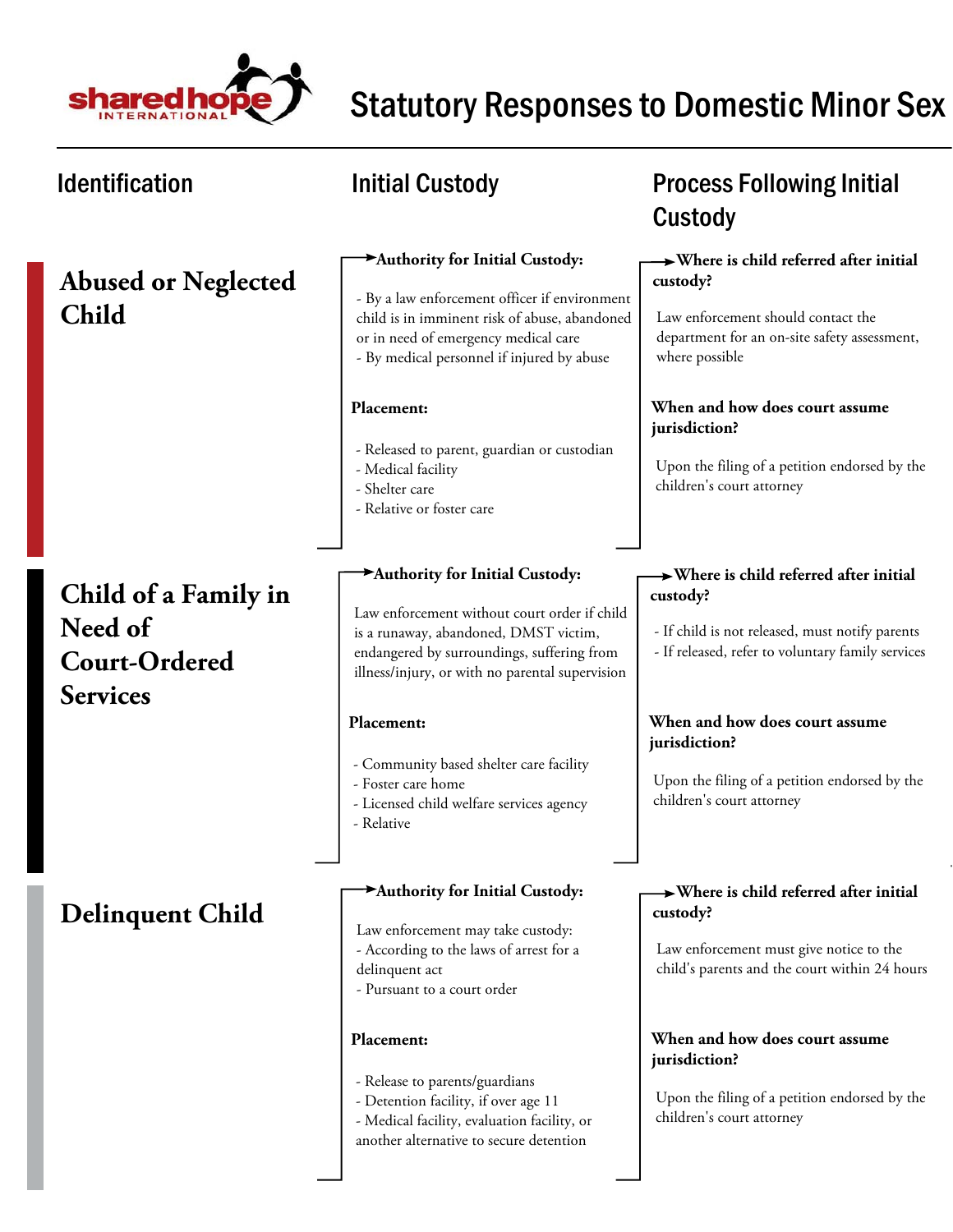# Statutory Responses to Domestic Minor Sex

| Identification | Initial Custody | Process Following Initial Custody |
|---|---|---|
| **Abused or Neglected Child** | **Authority for Initial Custody:**<br>- By a law enforcement officer if environment child is in imminent risk of abuse, abandoned or in need of emergency medical care<br>- By medical personnel if injured by abuse<br><br>**Placement:**<br>- Released to parent, guardian or custodian<br>- Medical facility<br>- Shelter care<br>- Relative or foster care | **Where is child referred after initial custody?**<br>Law enforcement should contact the department for an on-site safety assessment, where possible<br><br>**When and how does court assume jurisdiction?**<br>Upon the filing of a petition endorsed by the children's court attorney |
| **Child of a Family in Need of Court-Ordered Services** | **Authority for Initial Custody:**<br>Law enforcement without court order if child is a runaway, abandoned, DMST victim, endangered by surroundings, suffering from illness/injury, or with no parental supervision<br><br>**Placement:**<br>- Community based shelter care facility<br>- Foster care home<br>- Licensed child welfare services agency<br>- Relative | **Where is child referred after initial custody?**<br>- If child is not released, must notify parents<br>- If released, refer to voluntary family services<br><br>**When and how does court assume jurisdiction?**<br>Upon the filing of a petition endorsed by the children's court attorney |
| **Delinquent Child** | **Authority for Initial Custody:**<br>Law enforcement may take custody:<br>- According to the laws of arrest for a delinquent act<br>- Pursuant to a court order<br><br>**Placement:**<br>- Release to parents/guardians<br>- Detention facility, if over age 11<br>- Medical facility, evaluation facility, or another alternative to secure detention | **Where is child referred after initial custody?**<br>Law enforcement must give notice to the child's parents and the court within 24 hours<br><br>**When and how does court assume jurisdiction?**<br>Upon the filing of a petition endorsed by the children's court attorney |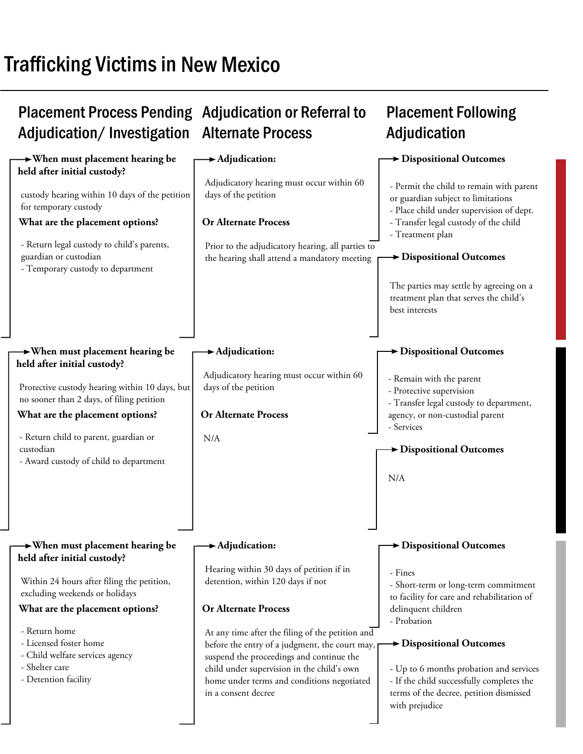# Trafficking Victims in New Mexico

## Placement Process Pending Adjudication/ Investigation

**When must placement hearing be held after initial custody?**

custody hearing within 10 days of the petition for temporary custody

**What are the placement options?**

- Return legal custody to child's parents, guardian or custodian
- Temporary custody to department

## Adjudication or Referral to Alternate Process

**Adjudication:**

Adjudicatory hearing must occur within 60 days of the petition

**Or Alternate Process**

Prior to the adjudicatory hearing, all parties to the hearing shall attend a mandatory meeting

## Placement Following Adjudication

**Dispositional Outcomes**

- Permit the child to remain with parent or guardian subject to limitations
- Place child under supervision of dept.
- Transfer legal custody of the child
- Treatment plan

**Dispositional Outcomes**

The parties may settle by agreeing on a treatment plan that serves the child's best interests

---

## Placement Process Pending Adjudication/ Investigation

**When must placement hearing be held after initial custody?**

Protective custody hearing within 10 days, but no sooner than 2 days, of filing petition

**What are the placement options?**

- Return child to parent, guardian or custodian
- Award custody of child to department

## Adjudication or Referral to Alternate Process

**Adjudication:**

Adjudicatory hearing must occur within 60 days of the petition

**Or Alternate Process**

N/A

## Placement Following Adjudication

**Dispositional Outcomes**

- Remain with the parent
- Protective supervision
- Transfer legal custody to department, agency, or non-custodial parent
- Services

**Dispositional Outcomes**

N/A

---

## Placement Process Pending Adjudication/ Investigation

**When must placement hearing be held after initial custody?**

Within 24 hours after filing the petition, excluding weekends or holidays

**What are the placement options?**

- Return home
- Licensed foster home
- Child welfare services agency
- Shelter care
- Detention facility

## Adjudication or Referral to Alternate Process

**Adjudication:**

Hearing within 30 days of petition if in detention, within 120 days if not

**Or Alternate Process**

At any time after the filing of the petition and before the entry of a judgment, the court may, suspend the proceedings and continue the child under supervision in the child's own home under terms and conditions negotiated in a consent decree

## Placement Following Adjudication

**Dispositional Outcomes**

- Fines
- Short-term or long-term commitment to facility for care and rehabilitation of delinquent children
- Probation

**Dispositional Outcomes**

- Up to 6 months probation and services
- If the child successfully completes the terms of the decree, petition dismissed with prejudice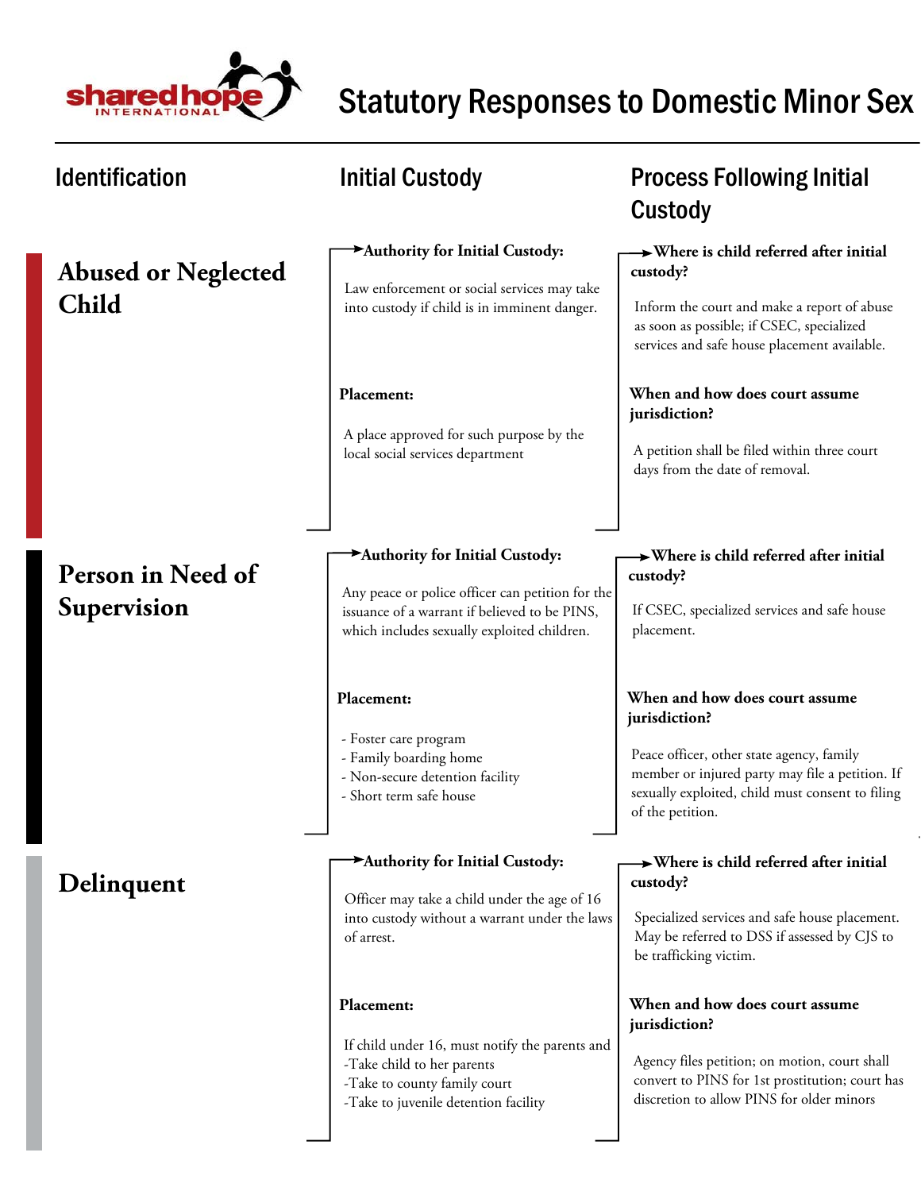# Statutory Responses to Domestic Minor Sex

| Identification | Initial Custody | Process Following Initial Custody |
|---|---|---|
| **Abused or Neglected Child** | **Authority for Initial Custody:** Law enforcement or social services may take into custody if child is in imminent danger. **Placement:** A place approved for such purpose by the local social services department | **Where is child referred after initial custody?** Inform the court and make a report of abuse as soon as possible; if CSEC, specialized services and safe house placement available. **When and how does court assume jurisdiction?** A petition shall be filed within three court days from the date of removal. |
| **Person in Need of Supervision** | **Authority for Initial Custody:** Any peace or police officer can petition for the issuance of a warrant if believed to be PINS, which includes sexually exploited children. **Placement:** - Foster care program - Family boarding home - Non-secure detention facility - Short term safe house | **Where is child referred after initial custody?** If CSEC, specialized services and safe house placement. **When and how does court assume jurisdiction?** Peace officer, other state agency, family member or injured party may file a petition. If sexually exploited, child must consent to filing of the petition. |
| **Delinquent** | **Authority for Initial Custody:** Officer may take a child under the age of 16 into custody without a warrant under the laws of arrest. **Placement:** If child under 16, must notify the parents and -Take child to her parents -Take to county family court -Take to juvenile detention facility | **Where is child referred after initial custody?** Specialized services and safe house placement. May be referred to DSS if assessed by CJS to be trafficking victim. **When and how does court assume jurisdiction?** Agency files petition; on motion, court shall convert to PINS for 1st prostitution; court has discretion to allow PINS for older minors |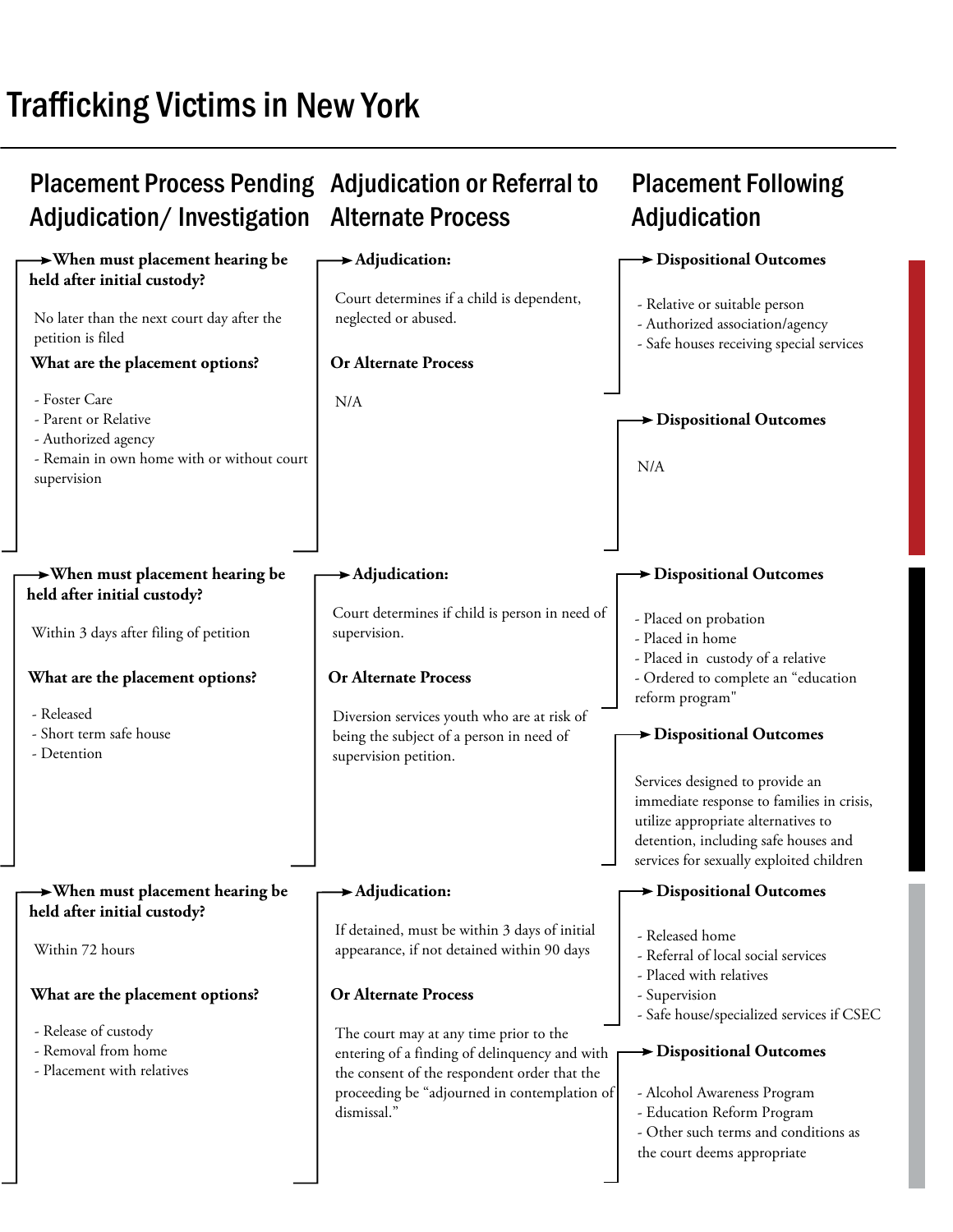# Trafficking Victims in New York

## Placement Process Pending Adjudication/ Investigation

**When must placement hearing be held after initial custody?**

No later than the next court day after the petition is filed

**What are the placement options?**

- Foster Care
- Parent or Relative
- Authorized agency
- Remain in own home with or without court supervision

## Adjudication or Referral to Alternate Process

**Adjudication:**

Court determines if a child is dependent, neglected or abused.

**Or Alternate Process**

N/A

## Placement Following Adjudication

**Dispositional Outcomes**

- Relative or suitable person
- Authorized association/agency
- Safe houses receiving special services

**Dispositional Outcomes**

N/A

---

## Placement Process Pending Adjudication/ Investigation

**When must placement hearing be held after initial custody?**

Within 3 days after filing of petition

**What are the placement options?**

- Released
- Short term safe house
- Detention

## Adjudication or Referral to Alternate Process

**Adjudication:**

Court determines if child is person in need of supervision.

**Or Alternate Process**

Diversion services youth who are at risk of being the subject of a person in need of supervision petition.

## Placement Following Adjudication

**Dispositional Outcomes**

- Placed on probation
- Placed in home
- Placed in custody of a relative
- Ordered to complete an "education reform program"

**Dispositional Outcomes**

Services designed to provide an immediate response to families in crisis, utilize appropriate alternatives to detention, including safe houses and services for sexually exploited children

---

## Placement Process Pending Adjudication/ Investigation

**When must placement hearing be held after initial custody?**

Within 72 hours

**What are the placement options?**

- Release of custody
- Removal from home
- Placement with relatives

## Adjudication or Referral to Alternate Process

**Adjudication:**

If detained, must be within 3 days of initial appearance, if not detained within 90 days

**Or Alternate Process**

The court may at any time prior to the entering of a finding of delinquency and with the consent of the respondent order that the proceeding be "adjourned in contemplation of dismissal."

## Placement Following Adjudication

**Dispositional Outcomes**

- Released home
- Referral of local social services
- Placed with relatives
- Supervision
- Safe house/specialized services if CSEC

**Dispositional Outcomes**

- Alcohol Awareness Program
- Education Reform Program
- Other such terms and conditions as the court deems appropriate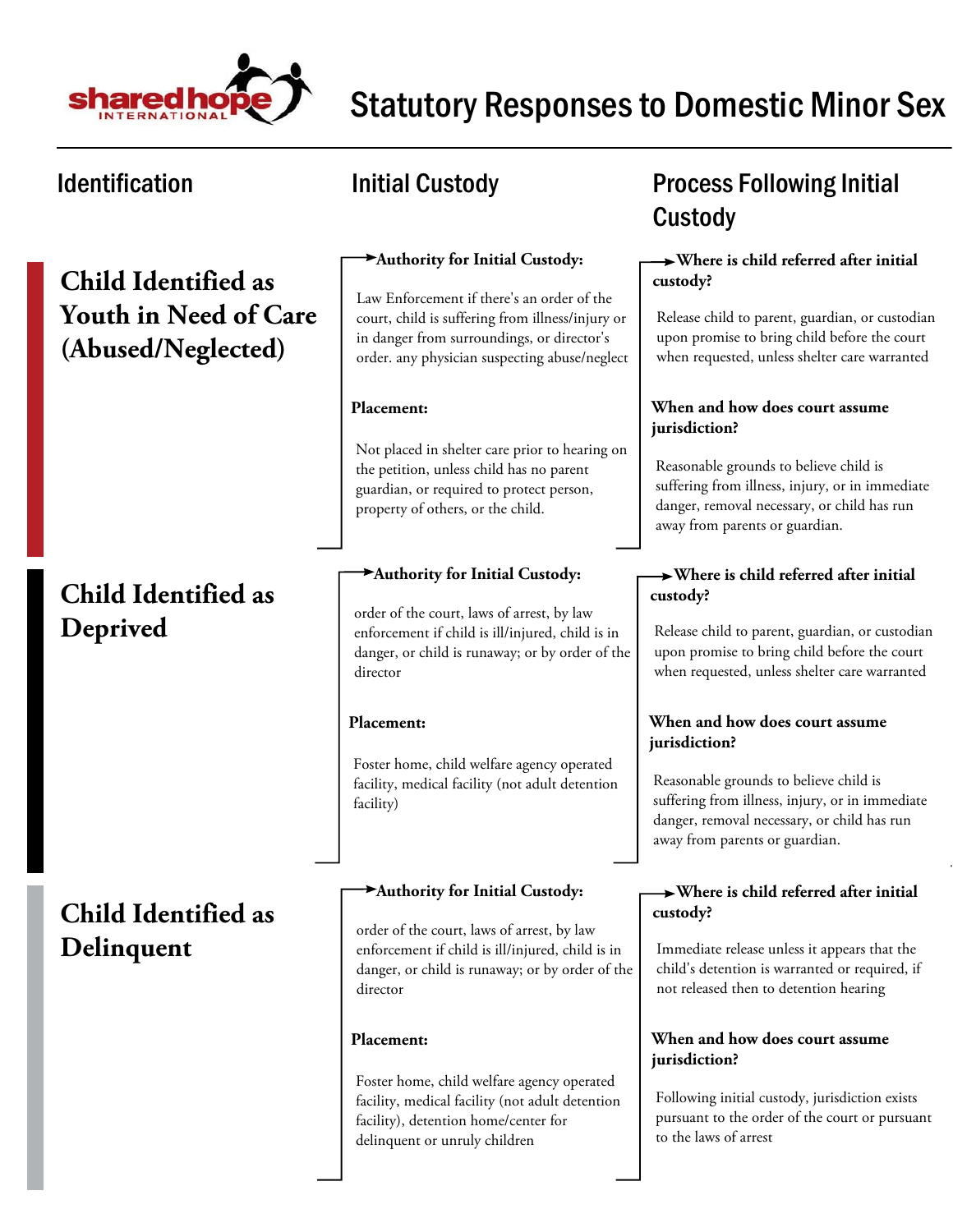# Statutory Responses to Domestic Minor Sex

## Identification | Initial Custody | Process Following Initial Custody

### Child Identified as Youth in Need of Care (Abused/Neglected)

**Authority for Initial Custody:**

Law Enforcement if there's an order of the court, child is suffering from illness/injury or in danger from surroundings, or director's order. any physician suspecting abuse/neglect

**Placement:**

Not placed in shelter care prior to hearing on the petition, unless child has no parent guardian, or required to protect person, property of others, or the child.

**Where is child referred after initial custody?**

Release child to parent, guardian, or custodian upon promise to bring child before the court when requested, unless shelter care warranted

**When and how does court assume jurisdiction?**

Reasonable grounds to believe child is suffering from illness, injury, or in immediate danger, removal necessary, or child has run away from parents or guardian.

### Child Identified as Deprived

**Authority for Initial Custody:**

order of the court, laws of arrest, by law enforcement if child is ill/injured, child is in danger, or child is runaway; or by order of the director

**Placement:**

Foster home, child welfare agency operated facility, medical facility (not adult detention facility)

**Where is child referred after initial custody?**

Release child to parent, guardian, or custodian upon promise to bring child before the court when requested, unless shelter care warranted

**When and how does court assume jurisdiction?**

Reasonable grounds to believe child is suffering from illness, injury, or in immediate danger, removal necessary, or child has run away from parents or guardian.

### Child Identified as Delinquent

**Authority for Initial Custody:**

order of the court, laws of arrest, by law enforcement if child is ill/injured, child is in danger, or child is runaway; or by order of the director

**Placement:**

Foster home, child welfare agency operated facility, medical facility (not adult detention facility), detention home/center for delinquent or unruly children

**Where is child referred after initial custody?**

Immediate release unless it appears that the child's detention is warranted or required, if not released then to detention hearing

**When and how does court assume jurisdiction?**

Following initial custody, jurisdiction exists pursuant to the order of the court or pursuant to the laws of arrest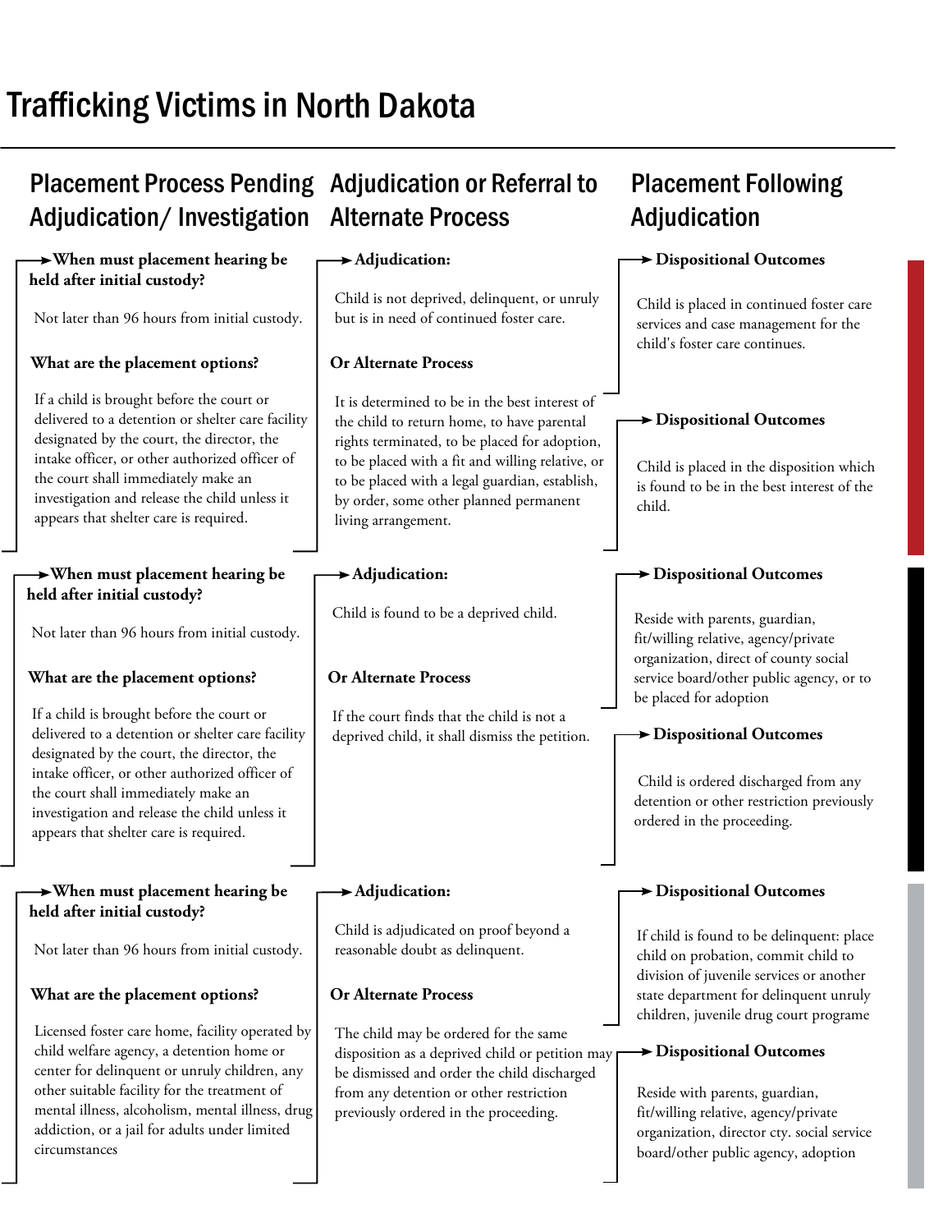# Trafficking Victims in North Dakota

## Placement Process Pending Adjudication/ Investigation

**When must placement hearing be held after initial custody?**

Not later than 96 hours from initial custody.

**What are the placement options?**

If a child is brought before the court or delivered to a detention or shelter care facility designated by the court, the director, the intake officer, or other authorized officer of the court shall immediately make an investigation and release the child unless it appears that shelter care is required.

## Adjudication or Referral to Alternate Process

**Adjudication:**

Child is not deprived, delinquent, or unruly but is in need of continued foster care.

**Or Alternate Process**

It is determined to be in the best interest of the child to return home, to have parental rights terminated, to be placed for adoption, to be placed with a fit and willing relative, or to be placed with a legal guardian, establish, by order, some other planned permanent living arrangement.

## Placement Following Adjudication

**Dispositional Outcomes**

Child is placed in continued foster care services and case management for the child's foster care continues.

**Dispositional Outcomes**

Child is placed in the disposition which is found to be in the best interest of the child.

---

## Placement Process Pending Adjudication/ Investigation

**When must placement hearing be held after initial custody?**

Not later than 96 hours from initial custody.

**What are the placement options?**

If a child is brought before the court or delivered to a detention or shelter care facility designated by the court, the director, the intake officer, or other authorized officer of the court shall immediately make an investigation and release the child unless it appears that shelter care is required.

## Adjudication or Referral to Alternate Process

**Adjudication:**

Child is found to be a deprived child.

**Or Alternate Process**

If the court finds that the child is not a deprived child, it shall dismiss the petition.

## Placement Following Adjudication

**Dispositional Outcomes**

Reside with parents, guardian, fit/willing relative, agency/private organization, direct of county social service board/other public agency, or to be placed for adoption

**Dispositional Outcomes**

Child is ordered discharged from any detention or other restriction previously ordered in the proceeding.

---

## Placement Process Pending Adjudication/ Investigation

**When must placement hearing be held after initial custody?**

Not later than 96 hours from initial custody.

**What are the placement options?**

Licensed foster care home, facility operated by child welfare agency, a detention home or center for delinquent or unruly children, any other suitable facility for the treatment of mental illness, alcoholism, mental illness, drug addiction, or a jail for adults under limited circumstances

## Adjudication or Referral to Alternate Process

**Adjudication:**

Child is adjudicated on proof beyond a reasonable doubt as delinquent.

**Or Alternate Process**

The child may be ordered for the same disposition as a deprived child or petition may be dismissed and order the child discharged from any detention or other restriction previously ordered in the proceeding.

## Placement Following Adjudication

**Dispositional Outcomes**

If child is found to be delinquent: place child on probation, commit child to division of juvenile services or another state department for delinquent unruly children, juvenile drug court programe

**Dispositional Outcomes**

Reside with parents, guardian, fit/willing relative, agency/private organization, director cty. social service board/other public agency, adoption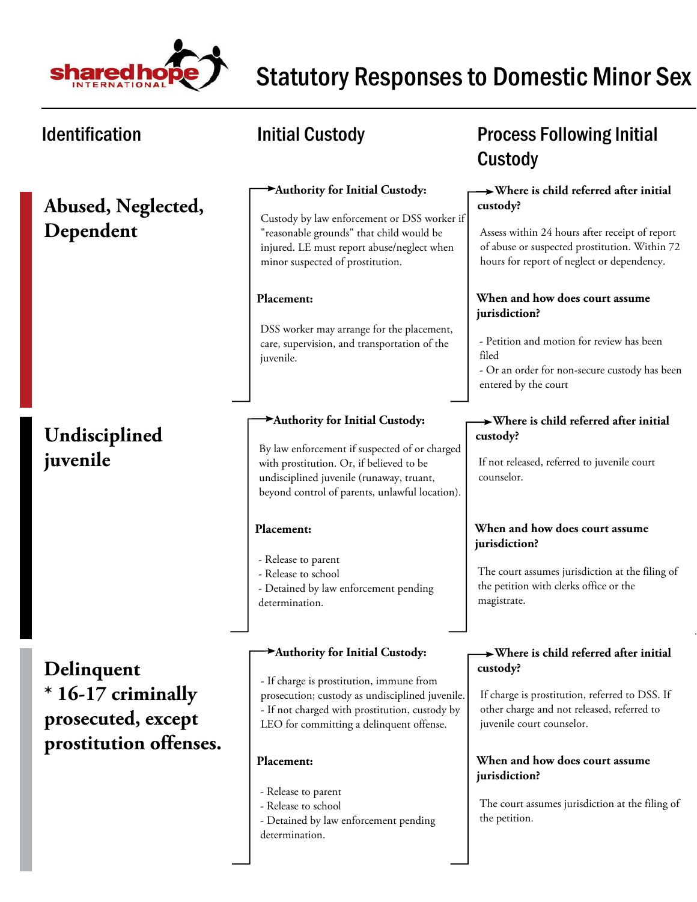# Statutory Responses to Domestic Minor Sex

| Identification | Initial Custody | Process Following Initial Custody |
|---|---|---|
| **Abused, Neglected, Dependent** | **Authority for Initial Custody:** Custody by law enforcement or DSS worker if "reasonable grounds" that child would be injured. LE must report abuse/neglect when minor suspected of prostitution. | **Where is child referred after initial custody?** Assess within 24 hours after receipt of report of abuse or suspected prostitution. Within 72 hours for report of neglect or dependency. |
| | **Placement:** DSS worker may arrange for the placement, care, supervision, and transportation of the juvenile. | **When and how does court assume jurisdiction?** - Petition and motion for review has been filed - Or an order for non-secure custody has been entered by the court |
| **Undisciplined juvenile** | **Authority for Initial Custody:** By law enforcement if suspected of or charged with prostitution. Or, if believed to be undisciplined juvenile (runaway, truant, beyond control of parents, unlawful location). | **Where is child referred after initial custody?** If not released, referred to juvenile court counselor. |
| | **Placement:** - Release to parent - Release to school - Detained by law enforcement pending determination. | **When and how does court assume jurisdiction?** The court assumes jurisdiction at the filing of the petition with clerks office or the magistrate. |
| **Delinquent * 16-17 criminally prosecuted, except prostitution offenses.** | **Authority for Initial Custody:** - If charge is prostitution, immune from prosecution; custody as undisciplined juvenile. - If not charged with prostitution, custody by LEO for committing a delinquent offense. | **Where is child referred after initial custody?** If charge is prostitution, referred to DSS. If other charge and not released, referred to juvenile court counselor. |
| | **Placement:** - Release to parent - Release to school - Detained by law enforcement pending determination. | **When and how does court assume jurisdiction?** The court assumes jurisdiction at the filing of the petition. |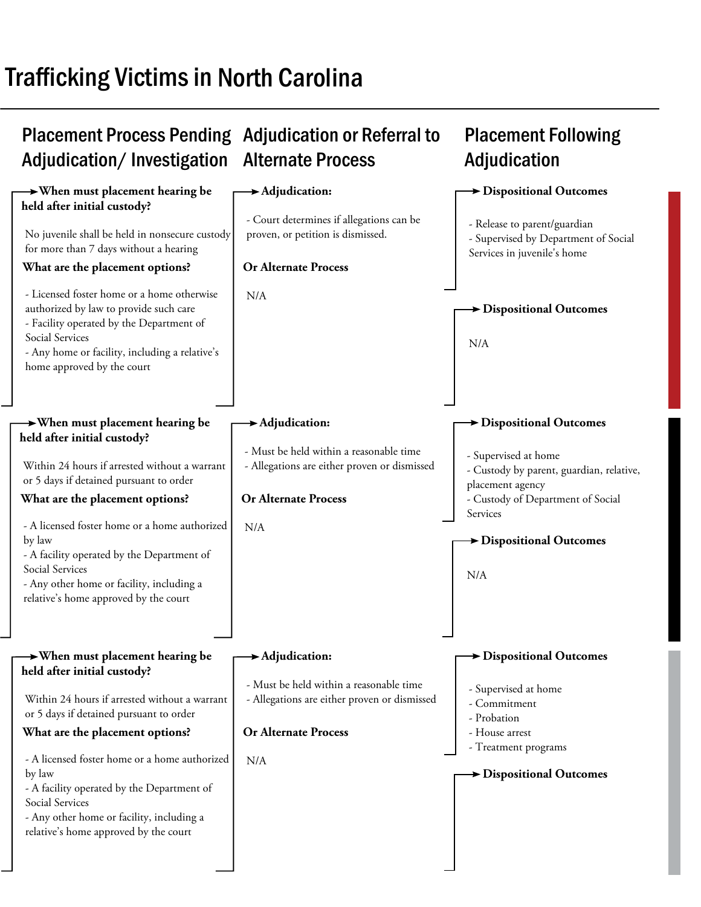# Trafficking Victims in North Carolina

| Placement Process Pending Adjudication/ Investigation | Adjudication or Referral to Alternate Process | Placement Following Adjudication |
|---|---|---|
| **When must placement hearing be held after initial custody?**<br>No juvenile shall be held in nonsecure custody for more than 7 days without a hearing<br>**What are the placement options?**<br>- Licensed foster home or a home otherwise authorized by law to provide such care<br>- Facility operated by the Department of Social Services<br>- Any home or facility, including a relative's home approved by the court | **Adjudication:**<br>- Court determines if allegations can be proven, or petition is dismissed.<br>**Or Alternate Process**<br>N/A | **Dispositional Outcomes**<br>- Release to parent/guardian<br>- Supervised by Department of Social Services in juvenile's home<br>**Dispositional Outcomes**<br>N/A |
| **When must placement hearing be held after initial custody?**<br>Within 24 hours if arrested without a warrant or 5 days if detained pursuant to order<br>**What are the placement options?**<br>- A licensed foster home or a home authorized by law<br>- A facility operated by the Department of Social Services<br>- Any other home or facility, including a relative's home approved by the court | **Adjudication:**<br>- Must be held within a reasonable time<br>- Allegations are either proven or dismissed<br>**Or Alternate Process**<br>N/A | **Dispositional Outcomes**<br>- Supervised at home<br>- Custody by parent, guardian, relative, placement agency<br>- Custody of Department of Social Services<br>**Dispositional Outcomes**<br>N/A |
| **When must placement hearing be held after initial custody?**<br>Within 24 hours if arrested without a warrant or 5 days if detained pursuant to order<br>**What are the placement options?**<br>- A licensed foster home or a home authorized by law<br>- A facility operated by the Department of Social Services<br>- Any other home or facility, including a relative's home approved by the court | **Adjudication:**<br>- Must be held within a reasonable time<br>- Allegations are either proven or dismissed<br>**Or Alternate Process**<br>N/A | **Dispositional Outcomes**<br>- Supervised at home<br>- Commitment<br>- Probation<br>- House arrest<br>- Treatment programs<br>**Dispositional Outcomes** |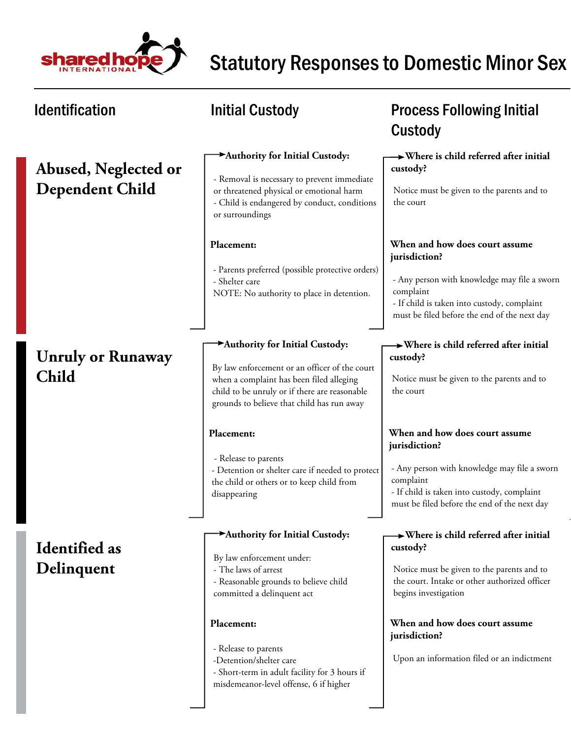# Statutory Responses to Domestic Minor Sex

| Identification | Initial Custody | Process Following Initial Custody |
|---|---|---|
| **Abused, Neglected or Dependent Child** | **Authority for Initial Custody:**<br><br>- Removal is necessary to prevent immediate or threatened physical or emotional harm<br>- Child is endangered by conduct, conditions or surroundings<br><br>**Placement:**<br><br>- Parents preferred (possible protective orders)<br>- Shelter care<br>NOTE: No authority to place in detention. | **Where is child referred after initial custody?**<br><br>Notice must be given to the parents and to the court<br><br>**When and how does court assume jurisdiction?**<br><br>- Any person with knowledge may file a sworn complaint<br>- If child is taken into custody, complaint must be filed before the end of the next day |
| **Unruly or Runaway Child** | **Authority for Initial Custody:**<br><br>By law enforcement or an officer of the court when a complaint has been filed alleging child to be unruly or if there are reasonable grounds to believe that child has run away<br><br>**Placement:**<br><br>- Release to parents<br>- Detention or shelter care if needed to protect the child or others or to keep child from disappearing | **Where is child referred after initial custody?**<br><br>Notice must be given to the parents and to the court<br><br>**When and how does court assume jurisdiction?**<br><br>- Any person with knowledge may file a sworn complaint<br>- If child is taken into custody, complaint must be filed before the end of the next day |
| **Identified as Delinquent** | **Authority for Initial Custody:**<br><br>By law enforcement under:<br>- The laws of arrest<br>- Reasonable grounds to believe child committed a delinquent act<br><br>**Placement:**<br><br>- Release to parents<br>-Detention/shelter care<br>- Short-term in adult facility for 3 hours if misdemeanor-level offense, 6 if higher | **Where is child referred after initial custody?**<br><br>Notice must be given to the parents and to the court. Intake or other authorized officer begins investigation<br><br>**When and how does court assume jurisdiction?**<br><br>Upon an information filed or an indictment |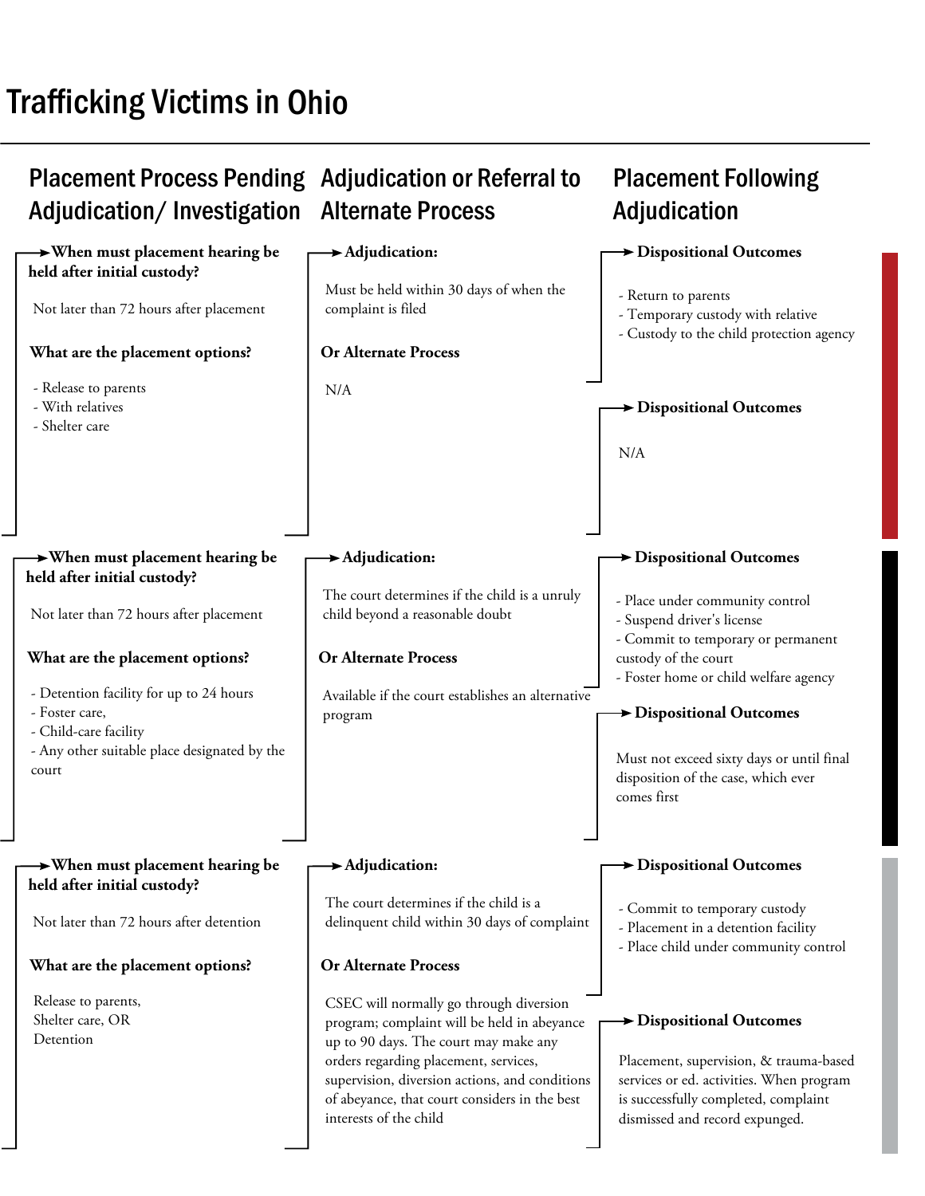# Trafficking Victims in Ohio

## Placement Process Pending Adjudication/ Investigation

**When must placement hearing be held after initial custody?**

Not later than 72 hours after placement

**What are the placement options?**

- Release to parents
- With relatives
- Shelter care

## Adjudication or Referral to Alternate Process

**Adjudication:**

Must be held within 30 days of when the complaint is filed

**Or Alternate Process**

N/A

## Placement Following Adjudication

**Dispositional Outcomes**

- Return to parents
- Temporary custody with relative
- Custody to the child protection agency

**Dispositional Outcomes**

N/A

---

## Placement Process Pending Adjudication/ Investigation

**When must placement hearing be held after initial custody?**

Not later than 72 hours after placement

**What are the placement options?**

- Detention facility for up to 24 hours
- Foster care,
- Child-care facility
- Any other suitable place designated by the court

## Adjudication or Referral to Alternate Process

**Adjudication:**

The court determines if the child is a unruly child beyond a reasonable doubt

**Or Alternate Process**

Available if the court establishes an alternative program

## Placement Following Adjudication

**Dispositional Outcomes**

- Place under community control
- Suspend driver's license
- Commit to temporary or permanent custody of the court
- Foster home or child welfare agency

**Dispositional Outcomes**

Must not exceed sixty days or until final disposition of the case, which ever comes first

---

## Placement Process Pending Adjudication/ Investigation

**When must placement hearing be held after initial custody?**

Not later than 72 hours after detention

**What are the placement options?**

Release to parents,
Shelter care, OR
Detention

## Adjudication or Referral to Alternate Process

**Adjudication:**

The court determines if the child is a delinquent child within 30 days of complaint

**Or Alternate Process**

CSEC will normally go through diversion program; complaint will be held in abeyance up to 90 days. The court may make any orders regarding placement, services, supervision, diversion actions, and conditions of abeyance, that court considers in the best interests of the child

## Placement Following Adjudication

**Dispositional Outcomes**

- Commit to temporary custody
- Placement in a detention facility
- Place child under community control

**Dispositional Outcomes**

Placement, supervision, & trauma-based services or ed. activities. When program is successfully completed, complaint dismissed and record expunged.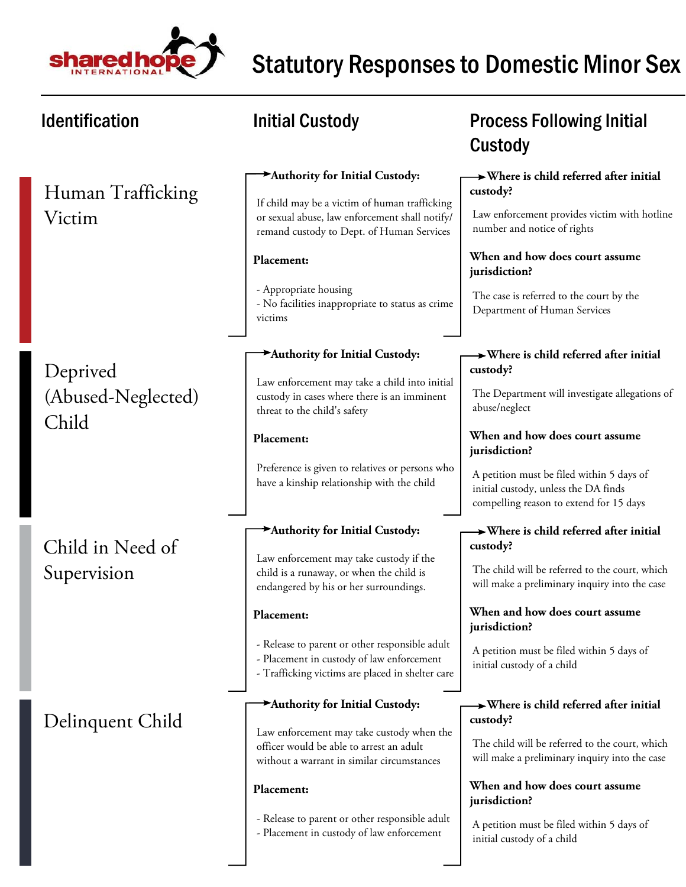# Statutory Responses to Domestic Minor Sex

| Identification | Initial Custody | Process Following Initial Custody |
|---|---|---|
| Human Trafficking Victim | **Authority for Initial Custody:** If child may be a victim of human trafficking or sexual abuse, law enforcement shall notify/ remand custody to Dept. of Human Services<br><br>**Placement:**<br>- Appropriate housing<br>- No facilities inappropriate to status as crime victims | **Where is child referred after initial custody?** Law enforcement provides victim with hotline number and notice of rights<br><br>**When and how does court assume jurisdiction?** The case is referred to the court by the Department of Human Services |
| Deprived (Abused-Neglected) Child | **Authority for Initial Custody:** Law enforcement may take a child into initial custody in cases where there is an imminent threat to the child's safety<br><br>**Placement:** Preference is given to relatives or persons who have a kinship relationship with the child | **Where is child referred after initial custody?** The Department will investigate allegations of abuse/neglect<br><br>**When and how does court assume jurisdiction?** A petition must be filed within 5 days of initial custody, unless the DA finds compelling reason to extend for 15 days |
| Child in Need of Supervision | **Authority for Initial Custody:** Law enforcement may take custody if the child is a runaway, or when the child is endangered by his or her surroundings.<br><br>**Placement:**<br>- Release to parent or other responsible adult<br>- Placement in custody of law enforcement<br>- Trafficking victims are placed in shelter care | **Where is child referred after initial custody?** The child will be referred to the court, which will make a preliminary inquiry into the case<br><br>**When and how does court assume jurisdiction?** A petition must be filed within 5 days of initial custody of a child |
| Delinquent Child | **Authority for Initial Custody:** Law enforcement may take custody when the officer would be able to arrest an adult without a warrant in similar circumstances<br><br>**Placement:**<br>- Release to parent or other responsible adult<br>- Placement in custody of law enforcement | **Where is child referred after initial custody?** The child will be referred to the court, which will make a preliminary inquiry into the case<br><br>**When and how does court assume jurisdiction?** A petition must be filed within 5 days of initial custody of a child |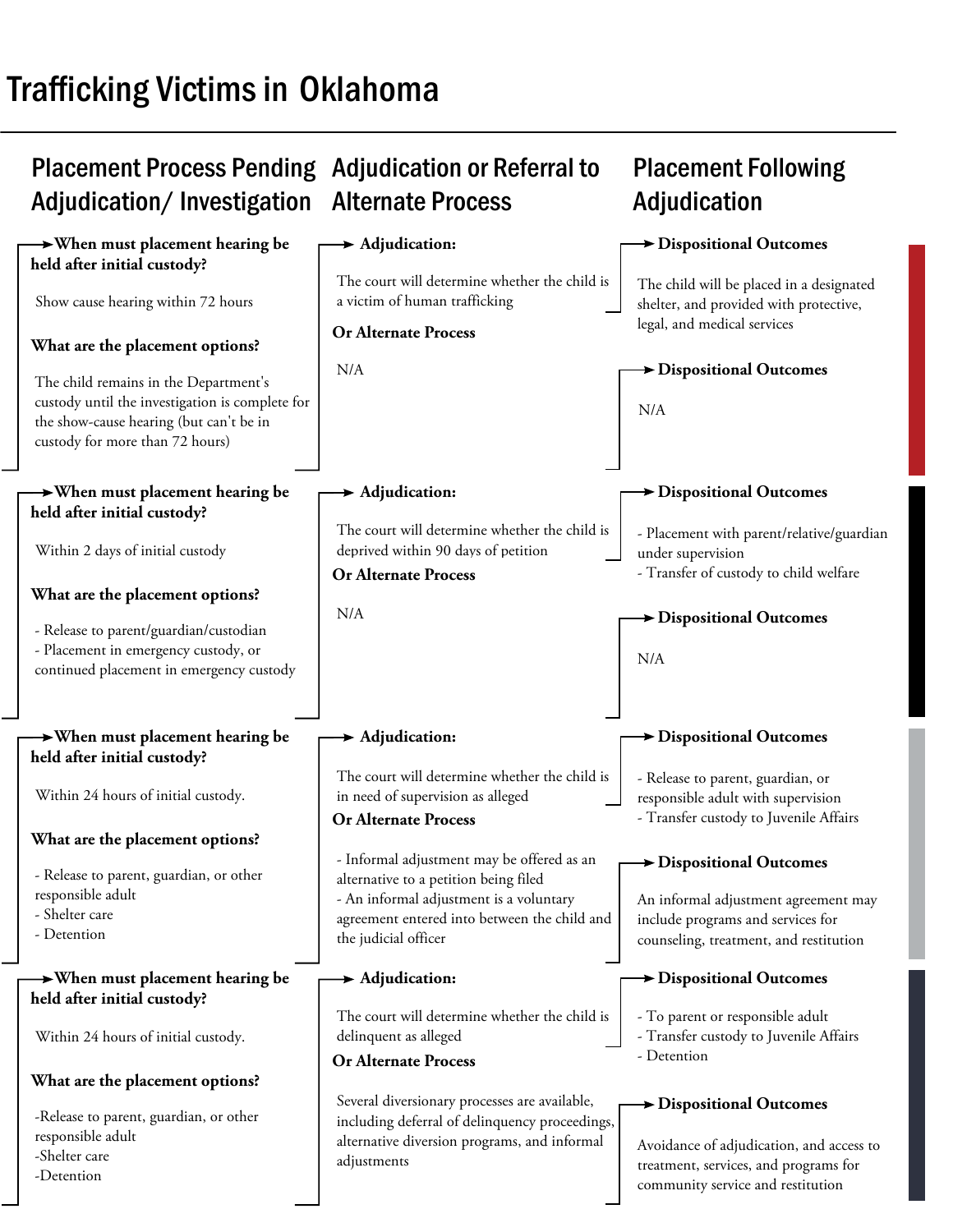# Trafficking Victims in Oklahoma

| Placement Process Pending Adjudication/ Investigation | Adjudication or Referral to Alternate Process | Placement Following Adjudication |
|---|---|---|
| **When must placement hearing be held after initial custody?**<br>Show cause hearing within 72 hours<br>**What are the placement options?**<br>The child remains in the Department's custody until the investigation is complete for the show-cause hearing (but can't be in custody for more than 72 hours) | **Adjudication:**<br>The court will determine whether the child is a victim of human trafficking<br>**Or Alternate Process**<br>N/A | **Dispositional Outcomes**<br>The child will be placed in a designated shelter, and provided with protective, legal, and medical services<br>**Dispositional Outcomes**<br>N/A |
| **When must placement hearing be held after initial custody?**<br>Within 2 days of initial custody<br>**What are the placement options?**<br>- Release to parent/guardian/custodian<br>- Placement in emergency custody, or continued placement in emergency custody | **Adjudication:**<br>The court will determine whether the child is deprived within 90 days of petition<br>**Or Alternate Process**<br>N/A | **Dispositional Outcomes**<br>- Placement with parent/relative/guardian under supervision<br>- Transfer of custody to child welfare<br>**Dispositional Outcomes**<br>N/A |
| **When must placement hearing be held after initial custody?**<br>Within 24 hours of initial custody.<br>**What are the placement options?**<br>- Release to parent, guardian, or other responsible adult<br>- Shelter care<br>- Detention | **Adjudication:**<br>The court will determine whether the child is in need of supervision as alleged<br>**Or Alternate Process**<br>- Informal adjustment may be offered as an alternative to a petition being filed<br>- An informal adjustment is a voluntary agreement entered into between the child and the judicial officer | **Dispositional Outcomes**<br>- Release to parent, guardian, or responsible adult with supervision<br>- Transfer custody to Juvenile Affairs<br>**Dispositional Outcomes**<br>An informal adjustment agreement may include programs and services for counseling, treatment, and restitution |
| **When must placement hearing be held after initial custody?**<br>Within 24 hours of initial custody.<br>**What are the placement options?**<br>-Release to parent, guardian, or other responsible adult<br>-Shelter care<br>-Detention | **Adjudication:**<br>The court will determine whether the child is delinquent as alleged<br>**Or Alternate Process**<br>Several diversionary processes are available, including deferral of delinquency proceedings, alternative diversion programs, and informal adjustments | **Dispositional Outcomes**<br>- To parent or responsible adult<br>- Transfer custody to Juvenile Affairs<br>- Detention<br>**Dispositional Outcomes**<br>Avoidance of adjudication, and access to treatment, services, and programs for community service and restitution |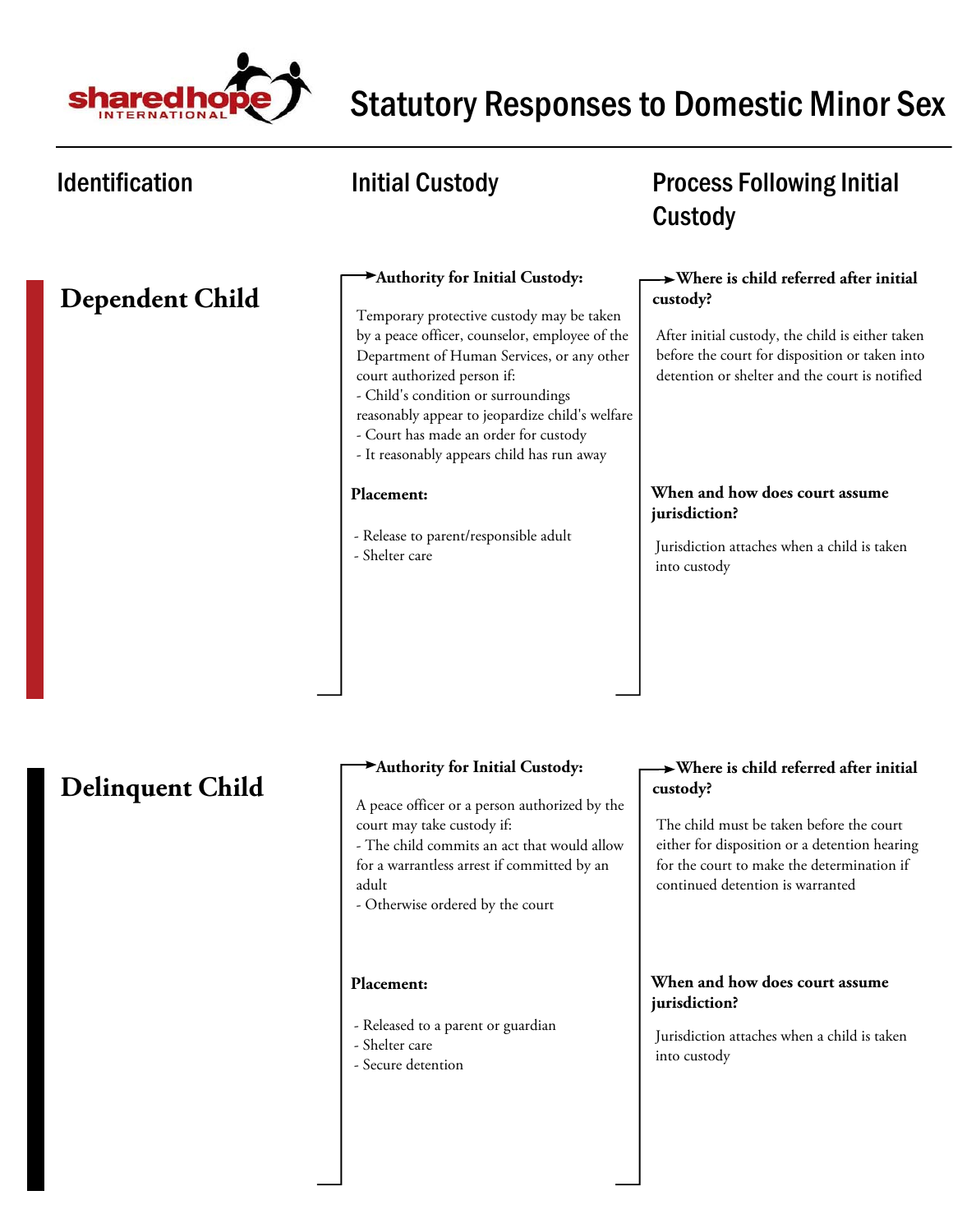# Statutory Responses to Domestic Minor Sex

## Identification

## Initial Custody

## Process Following Initial Custody

### Dependent Child

**Authority for Initial Custody:**

Temporary protective custody may be taken by a peace officer, counselor, employee of the Department of Human Services, or any other court authorized person if:
- Child's condition or surroundings reasonably appear to jeopardize child's welfare
- Court has made an order for custody
- It reasonably appears child has run away

**Placement:**

- Release to parent/responsible adult
- Shelter care

**Where is child referred after initial custody?**

After initial custody, the child is either taken before the court for disposition or taken into detention or shelter and the court is notified

**When and how does court assume jurisdiction?**

Jurisdiction attaches when a child is taken into custody

### Delinquent Child

**Authority for Initial Custody:**

A peace officer or a person authorized by the court may take custody if:
- The child commits an act that would allow for a warrantless arrest if committed by an adult
- Otherwise ordered by the court

**Placement:**

- Released to a parent or guardian
- Shelter care
- Secure detention

**Where is child referred after initial custody?**

The child must be taken before the court either for disposition or a detention hearing for the court to make the determination if continued detention is warranted

**When and how does court assume jurisdiction?**

Jurisdiction attaches when a child is taken into custody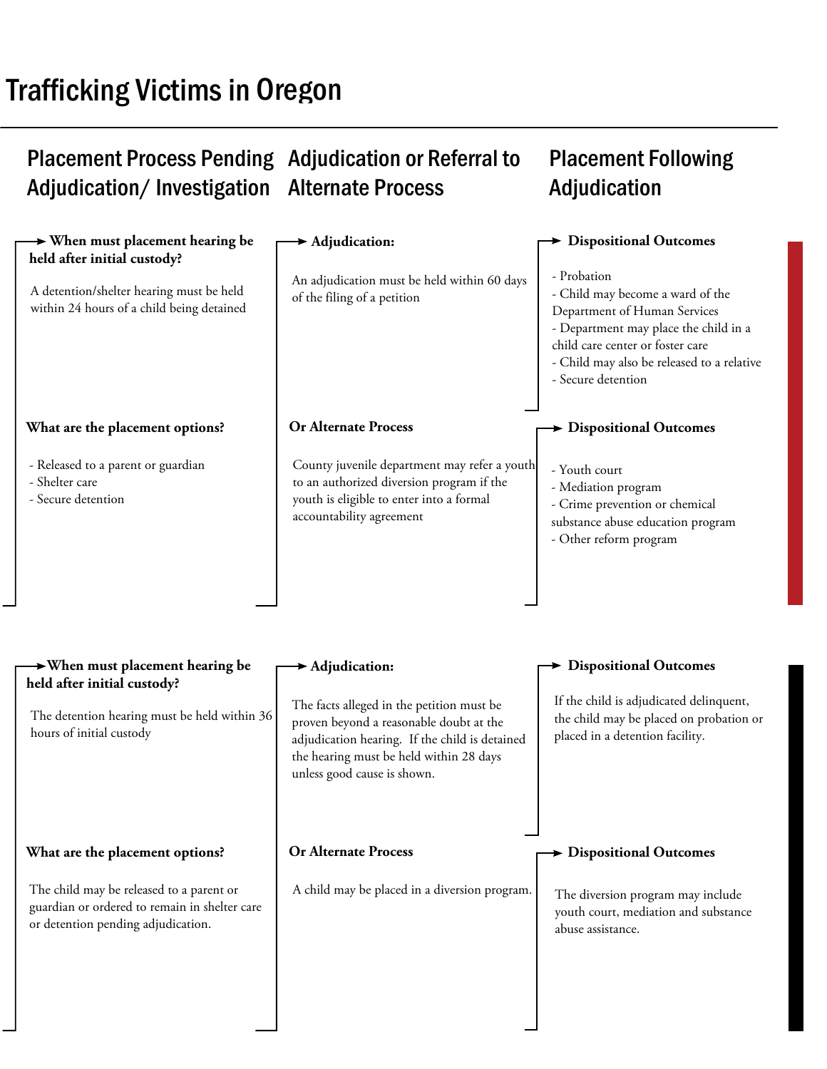# Trafficking Victims in Oregon

## Placement Process Pending Adjudication/ Investigation

**When must placement hearing be held after initial custody?**

A detention/shelter hearing must be held within 24 hours of a child being detained

**What are the placement options?**

- Released to a parent or guardian
- Shelter care
- Secure detention

## Adjudication or Referral to Alternate Process

**Adjudication:**

An adjudication must be held within 60 days of the filing of a petition

**Or Alternate Process**

County juvenile department may refer a youth to an authorized diversion program if the youth is eligible to enter into a formal accountability agreement

## Placement Following Adjudication

**Dispositional Outcomes**

- Probation
- Child may become a ward of the Department of Human Services
- Department may place the child in a child care center or foster care
- Child may also be released to a relative
- Secure detention

**Dispositional Outcomes**

- Youth court
- Mediation program
- Crime prevention or chemical substance abuse education program
- Other reform program

---

## Placement Process Pending Adjudication/ Investigation

**When must placement hearing be held after initial custody?**

The detention hearing must be held within 36 hours of initial custody

**What are the placement options?**

The child may be released to a parent or guardian or ordered to remain in shelter care or detention pending adjudication.

## Adjudication or Referral to Alternate Process

**Adjudication:**

The facts alleged in the petition must be proven beyond a reasonable doubt at the adjudication hearing. If the child is detained the hearing must be held within 28 days unless good cause is shown.

**Or Alternate Process**

A child may be placed in a diversion program.

## Placement Following Adjudication

**Dispositional Outcomes**

If the child is adjudicated delinquent, the child may be placed on probation or placed in a detention facility.

**Dispositional Outcomes**

The diversion program may include youth court, mediation and substance abuse assistance.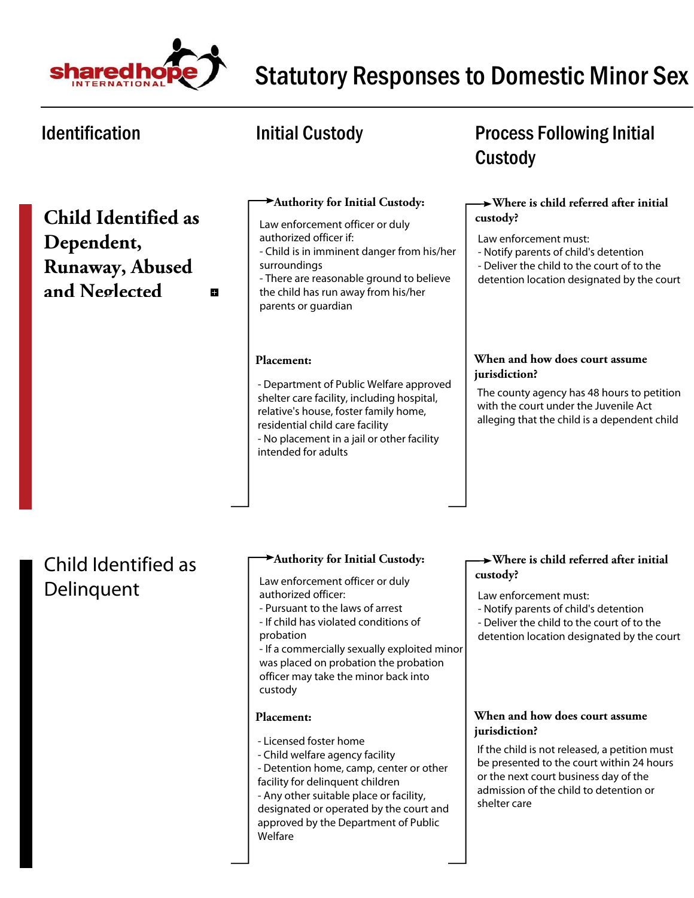# Statutory Responses to Domestic Minor Sex

| Identification | Initial Custody | Process Following Initial Custody |
|---|---|---|

## Child Identified as Dependent, Runaway, Abused and Neglected

### Initial Custody

**Authority for Initial Custody:**

Law enforcement officer or duly authorized officer if:
- Child is in imminent danger from his/her surroundings
- There are reasonable ground to believe the child has run away from his/her parents or guardian

**Placement:**

- Department of Public Welfare approved shelter care facility, including hospital, relative's house, foster family home, residential child care facility
- No placement in a jail or other facility intended for adults

### Process Following Initial Custody

**Where is child referred after initial custody?**

Law enforcement must:
- Notify parents of child's detention
- Deliver the child to the court of to the detention location designated by the court

**When and how does court assume jurisdiction?**

The county agency has 48 hours to petition with the court under the Juvenile Act alleging that the child is a dependent child

## Child Identified as Delinquent

### Initial Custody

**Authority for Initial Custody:**

Law enforcement officer or duly authorized officer:
- Pursuant to the laws of arrest
- If child has violated conditions of probation
- If a commercially sexually exploited minor was placed on probation the probation officer may take the minor back into custody

**Placement:**

- Licensed foster home
- Child welfare agency facility
- Detention home, camp, center or other facility for delinquent children
- Any other suitable place or facility, designated or operated by the court and approved by the Department of Public Welfare

### Process Following Initial Custody

**Where is child referred after initial custody?**

Law enforcement must:
- Notify parents of child's detention
- Deliver the child to the court of to the detention location designated by the court

**When and how does court assume jurisdiction?**

If the child is not released, a petition must be presented to the court within 24 hours or the next court business day of the admission of the child to detention or shelter care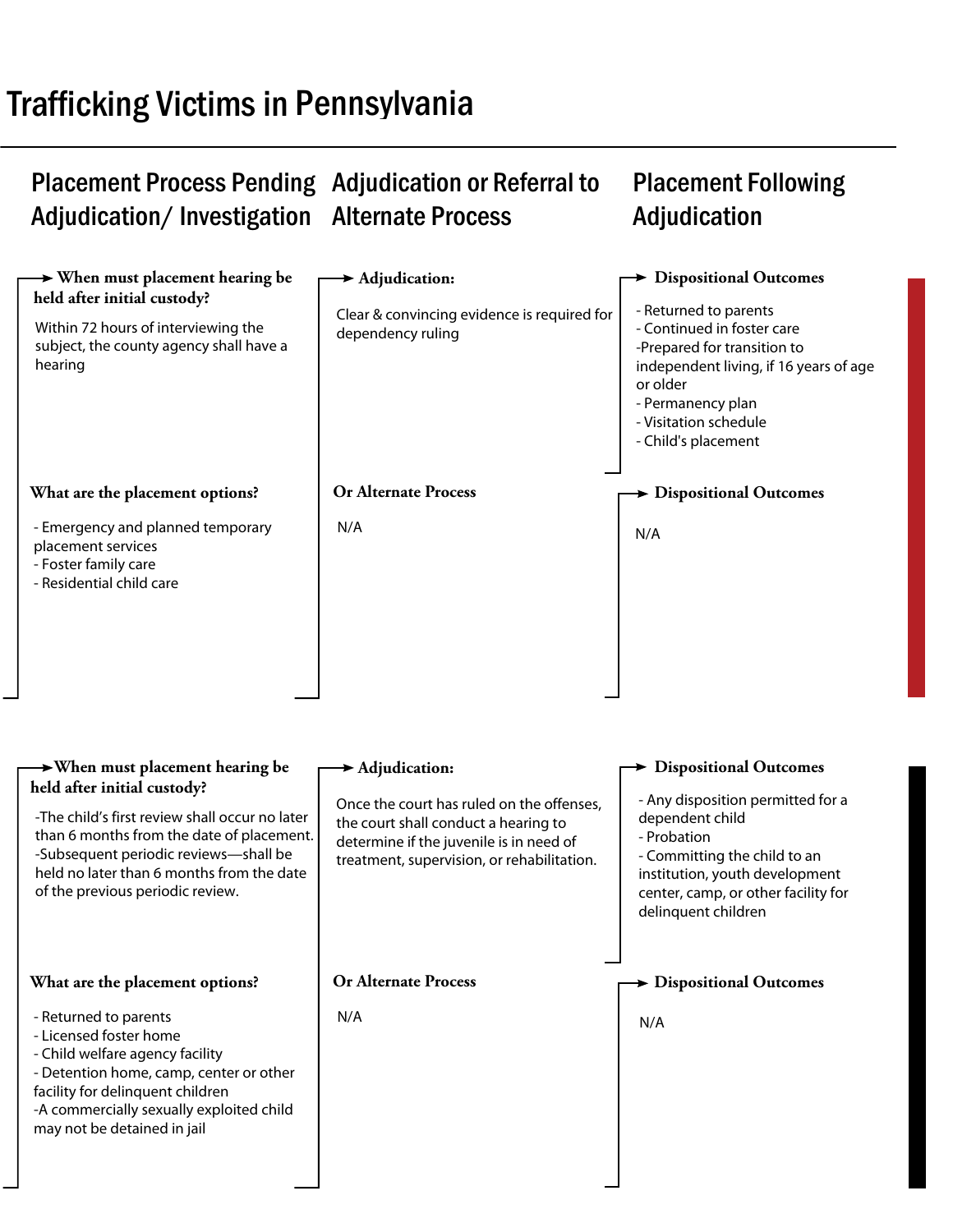# Trafficking Victims in Pennsylvania

| Placement Process Pending Adjudication/ Investigation | Adjudication or Referral to Alternate Process | Placement Following Adjudication |
|---|---|---|
| **When must placement hearing be held after initial custody?**<br>Within 72 hours of interviewing the subject, the county agency shall have a hearing | **Adjudication:**<br>Clear & convincing evidence is required for dependency ruling | **Dispositional Outcomes**<br>- Returned to parents<br>- Continued in foster care<br>-Prepared for transition to independent living, if 16 years of age or older<br>- Permanency plan<br>- Visitation schedule<br>- Child's placement |
| **What are the placement options?**<br>- Emergency and planned temporary placement services<br>- Foster family care<br>- Residential child care | **Or Alternate Process**<br>N/A | **Dispositional Outcomes**<br>N/A |

| Placement Process Pending Adjudication/ Investigation | Adjudication or Referral to Alternate Process | Placement Following Adjudication |
|---|---|---|
| **When must placement hearing be held after initial custody?**<br>-The child's first review shall occur no later than 6 months from the date of placement.<br>-Subsequent periodic reviews—shall be held no later than 6 months from the date of the previous periodic review. | **Adjudication:**<br>Once the court has ruled on the offenses, the court shall conduct a hearing to determine if the juvenile is in need of treatment, supervision, or rehabilitation. | **Dispositional Outcomes**<br>- Any disposition permitted for a dependent child<br>- Probation<br>- Committing the child to an institution, youth development center, camp, or other facility for delinquent children |
| **What are the placement options?**<br>- Returned to parents<br>- Licensed foster home<br>- Child welfare agency facility<br>- Detention home, camp, center or other facility for delinquent children<br>-A commercially sexually exploited child may not be detained in jail | **Or Alternate Process**<br>N/A | **Dispositional Outcomes**<br>N/A |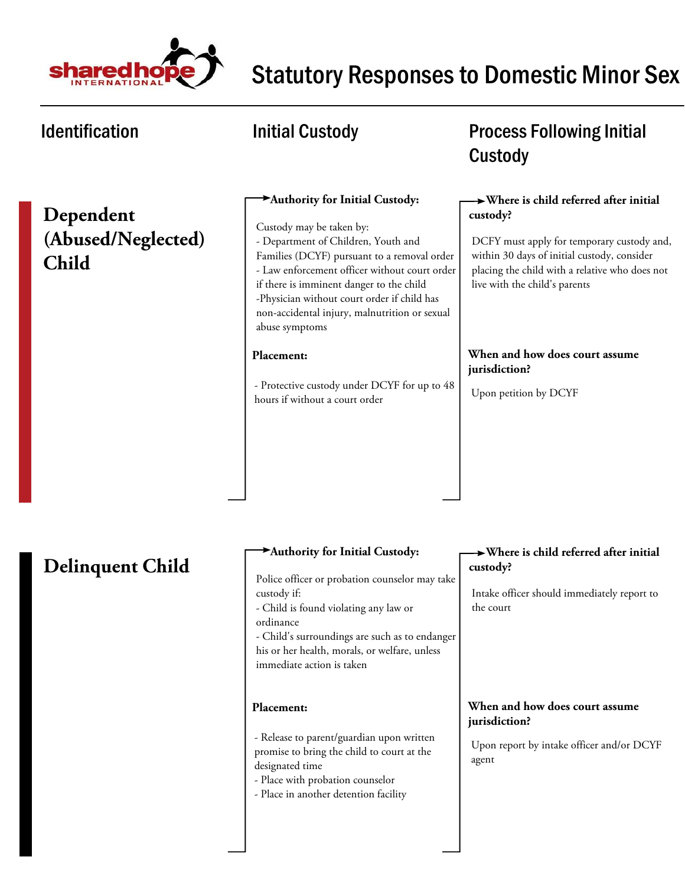# Statutory Responses to Domestic Minor Sex

## Identification

## Initial Custody

## Process Following Initial Custody

## Dependent (Abused/Neglected) Child

**Authority for Initial Custody:**

Custody may be taken by:
- Department of Children, Youth and Families (DCYF) pursuant to a removal order
- Law enforcement officer without court order if there is imminent danger to the child
-Physician without court order if child has non-accidental injury, malnutrition or sexual abuse symptoms

**Placement:**

- Protective custody under DCYF for up to 48 hours if without a court order

**Where is child referred after initial custody?**

DCFY must apply for temporary custody and, within 30 days of initial custody, consider placing the child with a relative who does not live with the child's parents

**When and how does court assume jurisdiction?**

Upon petition by DCYF

## Delinquent Child

**Authority for Initial Custody:**

Police officer or probation counselor may take custody if:
- Child is found violating any law or ordinance
- Child's surroundings are such as to endanger his or her health, morals, or welfare, unless immediate action is taken

**Placement:**

- Release to parent/guardian upon written promise to bring the child to court at the designated time
- Place with probation counselor
- Place in another detention facility

**Where is child referred after initial custody?**

Intake officer should immediately report to the court

**When and how does court assume jurisdiction?**

Upon report by intake officer and/or DCYF agent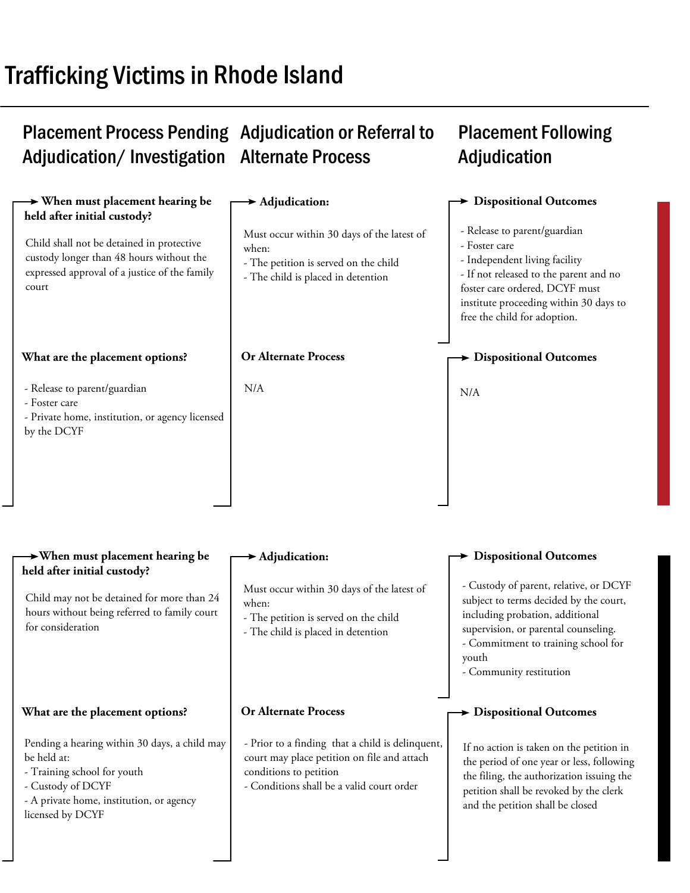# Trafficking Victims in Rhode Island

## Placement Process Pending Adjudication/ Investigation

**When must placement hearing be held after initial custody?**

Child shall not be detained in protective custody longer than 48 hours without the expressed approval of a justice of the family court

**What are the placement options?**

- Release to parent/guardian
- Foster care
- Private home, institution, or agency licensed by the DCYF

## Adjudication or Referral to Alternate Process

**Adjudication:**

Must occur within 30 days of the latest of when:

- The petition is served on the child
- The child is placed in detention

**Or Alternate Process**

N/A

## Placement Following Adjudication

**Dispositional Outcomes**

- Release to parent/guardian
- Foster care
- Independent living facility
- If not released to the parent and no foster care ordered, DCYF must institute proceeding within 30 days to free the child for adoption.

**Dispositional Outcomes**

N/A

---

## Placement Process Pending Adjudication/ Investigation

**When must placement hearing be held after initial custody?**

Child may not be detained for more than 24 hours without being referred to family court for consideration

**What are the placement options?**

Pending a hearing within 30 days, a child may be held at:

- Training school for youth
- Custody of DCYF
- A private home, institution, or agency licensed by DCYF

## Adjudication or Referral to Alternate Process

**Adjudication:**

Must occur within 30 days of the latest of when:

- The petition is served on the child
- The child is placed in detention

**Or Alternate Process**

- Prior to a finding that a child is delinquent, court may place petition on file and attach conditions to petition
- Conditions shall be a valid court order

## Placement Following Adjudication

**Dispositional Outcomes**

- Custody of parent, relative, or DCYF subject to terms decided by the court, including probation, additional supervision, or parental counseling.
- Commitment to training school for youth
- Community restitution

**Dispositional Outcomes**

If no action is taken on the petition in the period of one year or less, following the filing, the authorization issuing the petition shall be revoked by the clerk and the petition shall be closed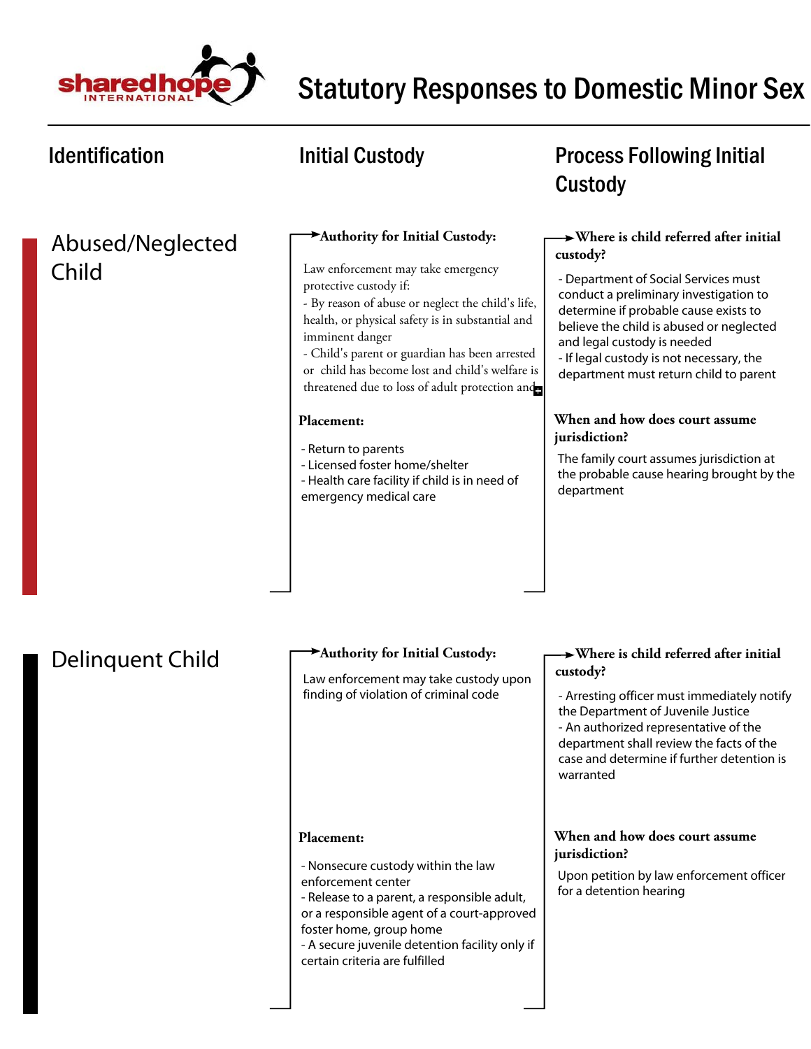# Statutory Responses to Domestic Minor Sex

## Identification

## Initial Custody

## Process Following Initial Custody

## Abused/Neglected Child

**Authority for Initial Custody:**

Law enforcement may take emergency protective custody if:
- By reason of abuse or neglect the child's life, health, or physical safety is in substantial and imminent danger
- Child's parent or guardian has been arrested or child has become lost and child's welfare is threatened due to loss of adult protection and

**Placement:**

- Return to parents
- Licensed foster home/shelter
- Health care facility if child is in need of emergency medical care

**Where is child referred after initial custody?**

- Department of Social Services must conduct a preliminary investigation to determine if probable cause exists to believe the child is abused or neglected and legal custody is needed
- If legal custody is not necessary, the department must return child to parent

**When and how does court assume jurisdiction?**

The family court assumes jurisdiction at the probable cause hearing brought by the department

## Delinquent Child

**Authority for Initial Custody:**

Law enforcement may take custody upon finding of violation of criminal code

**Placement:**

- Nonsecure custody within the law enforcement center
- Release to a parent, a responsible adult, or a responsible agent of a court-approved foster home, group home
- A secure juvenile detention facility only if certain criteria are fulfilled

**Where is child referred after initial custody?**

- Arresting officer must immediately notify the Department of Juvenile Justice
- An authorized representative of the department shall review the facts of the case and determine if further detention is warranted

**When and how does court assume jurisdiction?**

Upon petition by law enforcement officer for a detention hearing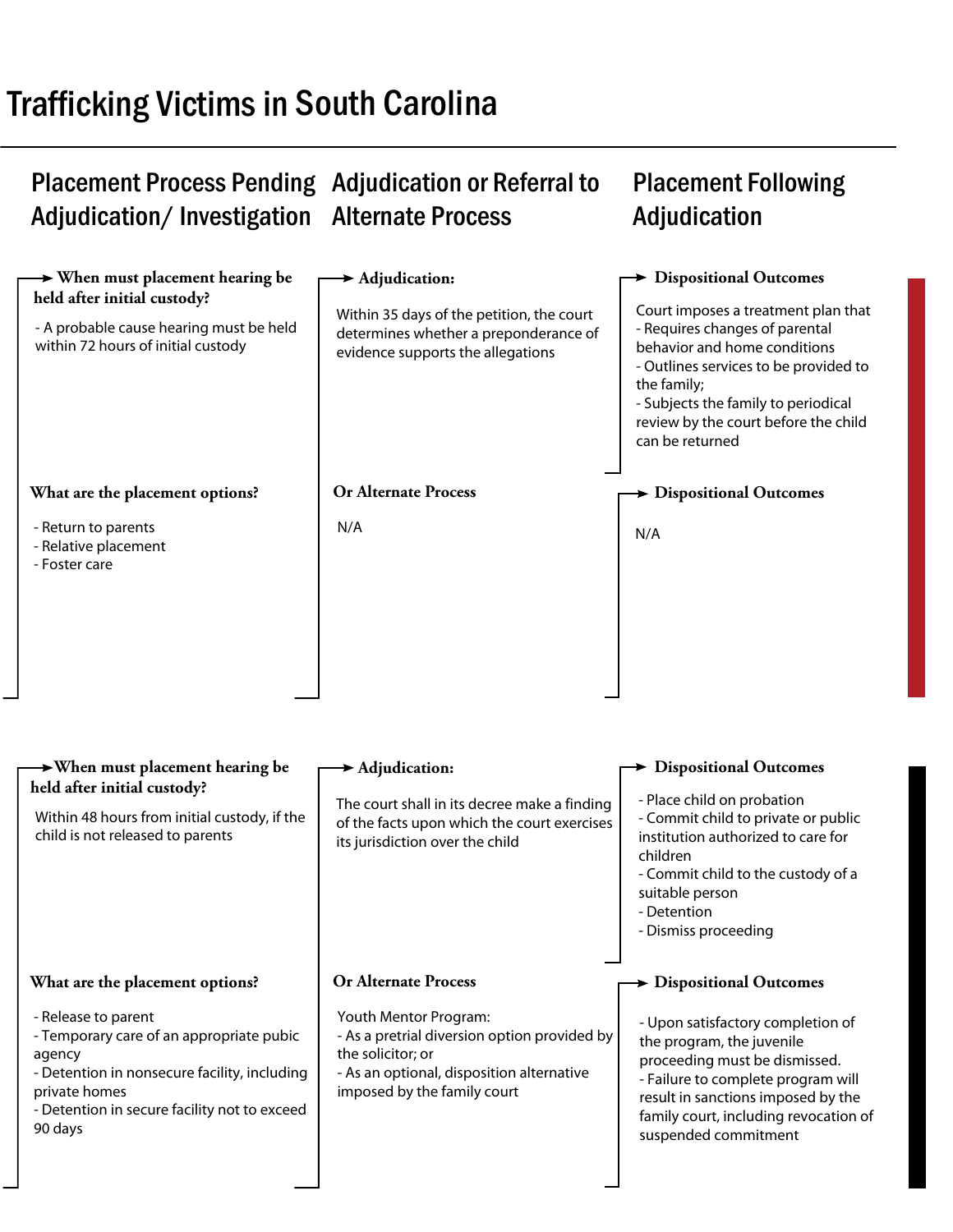# Trafficking Victims in South Carolina

## Placement Process Pending Adjudication/ Investigation

**When must placement hearing be held after initial custody?**

- A probable cause hearing must be held within 72 hours of initial custody

**What are the placement options?**

- Return to parents
- Relative placement
- Foster care

## Adjudication or Referral to Alternate Process

**Adjudication:**

Within 35 days of the petition, the court determines whether a preponderance of evidence supports the allegations

**Or Alternate Process**

N/A

## Placement Following Adjudication

**Dispositional Outcomes**

Court imposes a treatment plan that
- Requires changes of parental behavior and home conditions
- Outlines services to be provided to the family;
- Subjects the family to periodical review by the court before the child can be returned

**Dispositional Outcomes**

N/A

---

## Placement Process Pending Adjudication/ Investigation

**When must placement hearing be held after initial custody?**

Within 48 hours from initial custody, if the child is not released to parents

**What are the placement options?**

- Release to parent
- Temporary care of an appropriate pubic agency
- Detention in nonsecure facility, including private homes
- Detention in secure facility not to exceed 90 days

## Adjudication or Referral to Alternate Process

**Adjudication:**

The court shall in its decree make a finding of the facts upon which the court exercises its jurisdiction over the child

**Or Alternate Process**

Youth Mentor Program:
- As a pretrial diversion option provided by the solicitor; or
- As an optional, disposition alternative imposed by the family court

## Placement Following Adjudication

**Dispositional Outcomes**

- Place child on probation
- Commit child to private or public institution authorized to care for children
- Commit child to the custody of a suitable person
- Detention
- Dismiss proceeding

**Dispositional Outcomes**

- Upon satisfactory completion of the program, the juvenile proceeding must be dismissed.
- Failure to complete program will result in sanctions imposed by the family court, including revocation of suspended commitment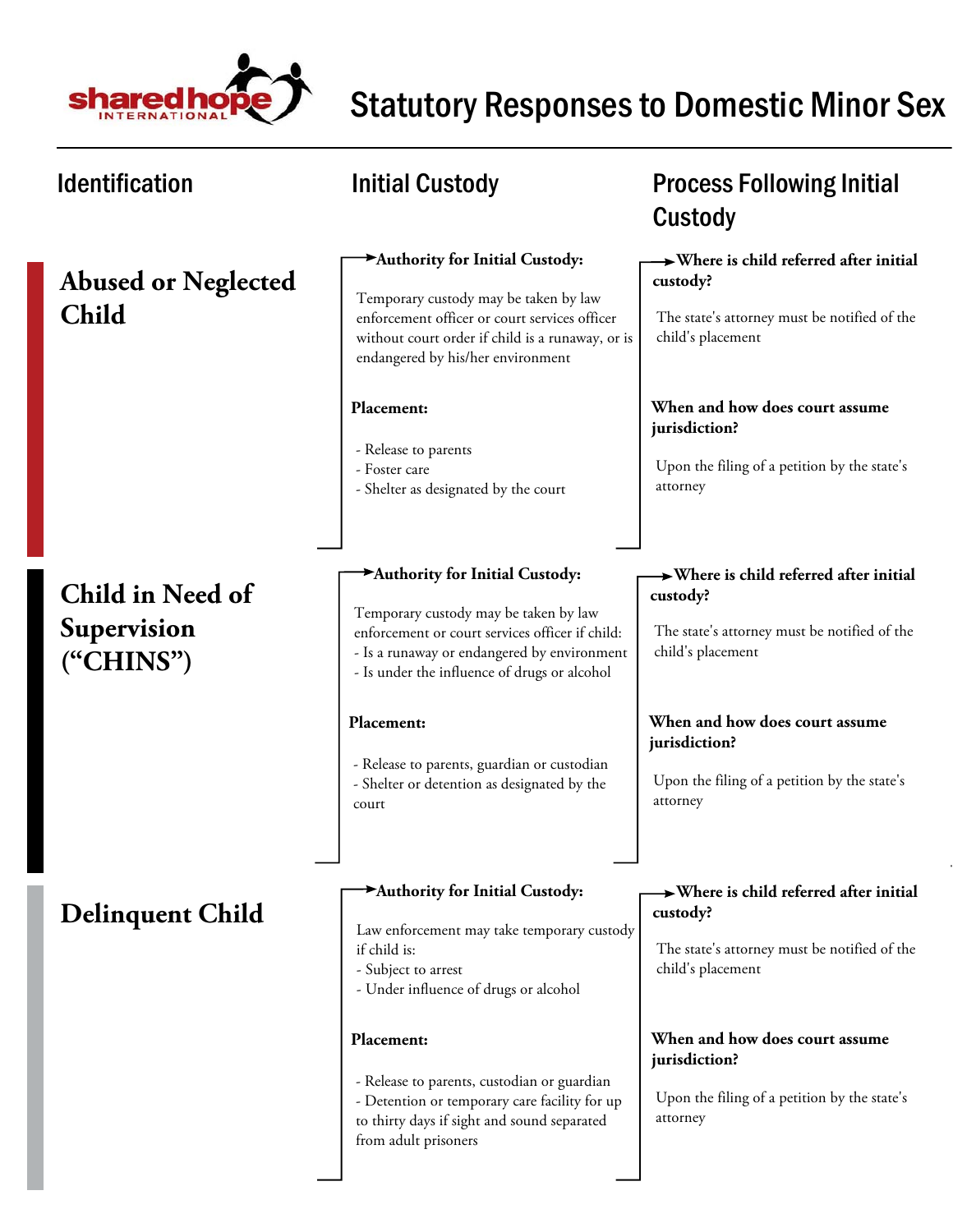# Statutory Responses to Domestic Minor Sex

| Identification | Initial Custody | Process Following Initial Custody |
| --- | --- | --- |
| **Abused or Neglected Child** | **Authority for Initial Custody:** Temporary custody may be taken by law enforcement officer or court services officer without court order if child is a runaway, or is endangered by his/her environment<br><br>**Placement:**<br>- Release to parents<br>- Foster care<br>- Shelter as designated by the court | **Where is child referred after initial custody?** The state's attorney must be notified of the child's placement<br><br>**When and how does court assume jurisdiction?** Upon the filing of a petition by the state's attorney |
| **Child in Need of Supervision ("CHINS")** | **Authority for Initial Custody:** Temporary custody may be taken by law enforcement or court services officer if child:<br>- Is a runaway or endangered by environment<br>- Is under the influence of drugs or alcohol<br><br>**Placement:**<br>- Release to parents, guardian or custodian<br>- Shelter or detention as designated by the court | **Where is child referred after initial custody?** The state's attorney must be notified of the child's placement<br><br>**When and how does court assume jurisdiction?** Upon the filing of a petition by the state's attorney |
| **Delinquent Child** | **Authority for Initial Custody:** Law enforcement may take temporary custody if child is:<br>- Subject to arrest<br>- Under influence of drugs or alcohol<br><br>**Placement:**<br>- Release to parents, custodian or guardian<br>- Detention or temporary care facility for up to thirty days if sight and sound separated from adult prisoners | **Where is child referred after initial custody?** The state's attorney must be notified of the child's placement<br><br>**When and how does court assume jurisdiction?** Upon the filing of a petition by the state's attorney |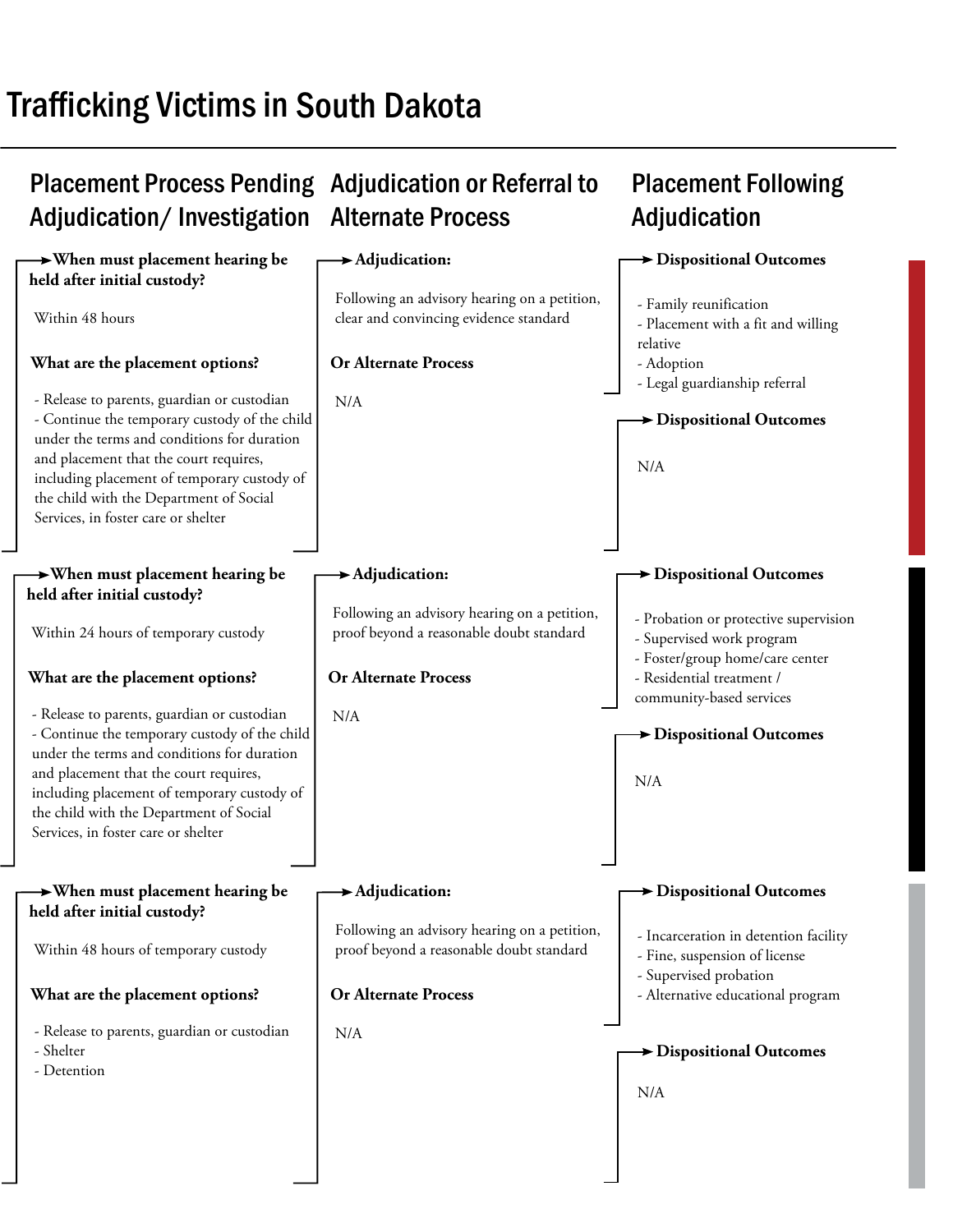# Trafficking Victims in South Dakota

| Placement Process Pending Adjudication/ Investigation | Adjudication or Referral to Alternate Process | Placement Following Adjudication |
|---|---|---|
| **When must placement hearing be held after initial custody?**<br>Within 48 hours<br>**What are the placement options?**<br>- Release to parents, guardian or custodian<br>- Continue the temporary custody of the child under the terms and conditions for duration and placement that the court requires, including placement of temporary custody of the child with the Department of Social Services, in foster care or shelter | **Adjudication:**<br>Following an advisory hearing on a petition, clear and convincing evidence standard<br>**Or Alternate Process**<br>N/A | **Dispositional Outcomes**<br>- Family reunification<br>- Placement with a fit and willing relative<br>- Adoption<br>- Legal guardianship referral<br>**Dispositional Outcomes**<br>N/A |
| **When must placement hearing be held after initial custody?**<br>Within 24 hours of temporary custody<br>**What are the placement options?**<br>- Release to parents, guardian or custodian<br>- Continue the temporary custody of the child under the terms and conditions for duration and placement that the court requires, including placement of temporary custody of the child with the Department of Social Services, in foster care or shelter | **Adjudication:**<br>Following an advisory hearing on a petition, proof beyond a reasonable doubt standard<br>**Or Alternate Process**<br>N/A | **Dispositional Outcomes**<br>- Probation or protective supervision<br>- Supervised work program<br>- Foster/group home/care center<br>- Residential treatment / community-based services<br>**Dispositional Outcomes**<br>N/A |
| **When must placement hearing be held after initial custody?**<br>Within 48 hours of temporary custody<br>**What are the placement options?**<br>- Release to parents, guardian or custodian<br>- Shelter<br>- Detention | **Adjudication:**<br>Following an advisory hearing on a petition, proof beyond a reasonable doubt standard<br>**Or Alternate Process**<br>N/A | **Dispositional Outcomes**<br>- Incarceration in detention facility<br>- Fine, suspension of license<br>- Supervised probation<br>- Alternative educational program<br>**Dispositional Outcomes**<br>N/A |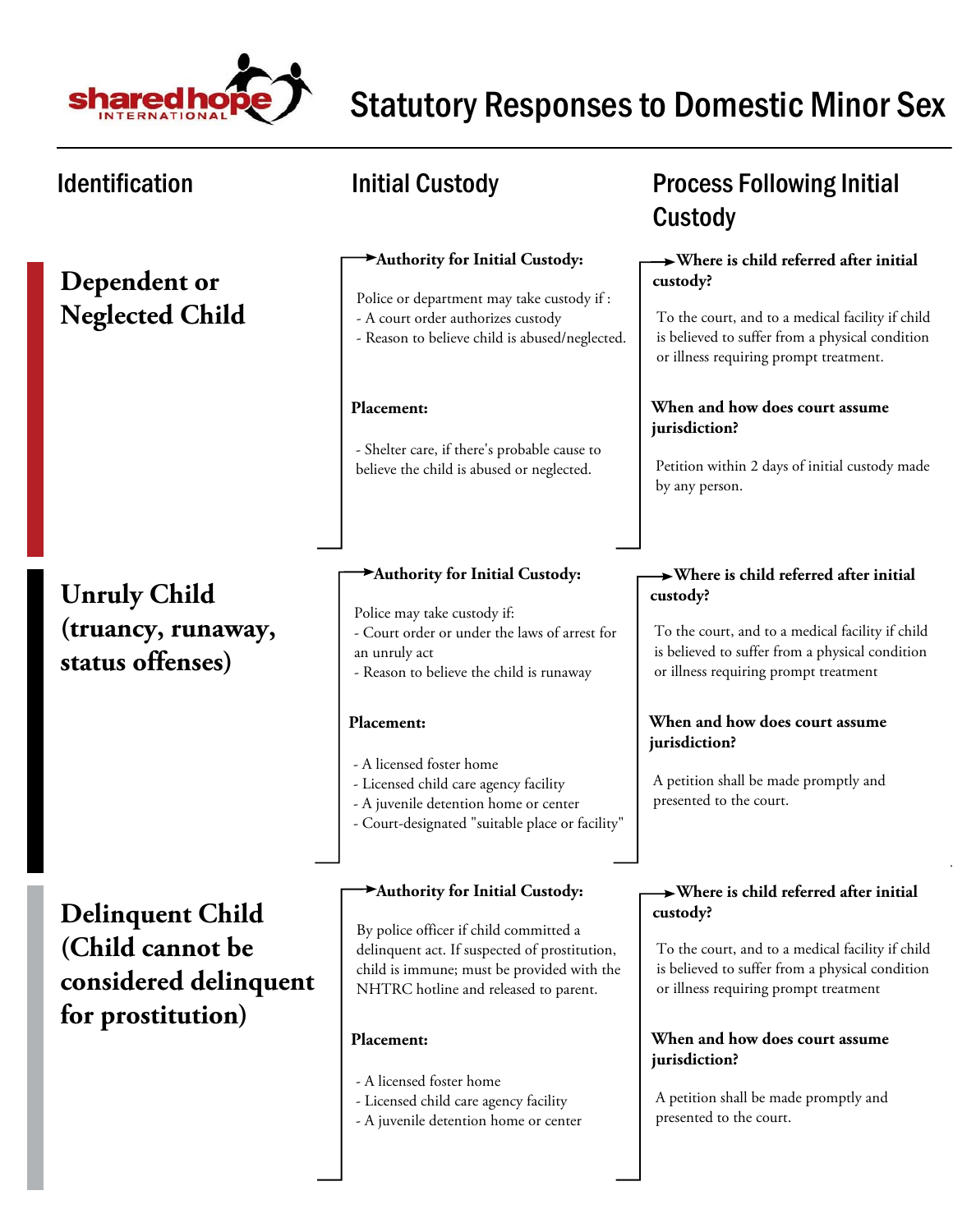# Statutory Responses to Domestic Minor Sex

| Identification | Initial Custody | Process Following Initial Custody |
|---|---|---|
| **Dependent or Neglected Child** | **Authority for Initial Custody:**<br>Police or department may take custody if :<br>- A court order authorizes custody<br>- Reason to believe child is abused/neglected.<br><br>**Placement:**<br>- Shelter care, if there's probable cause to believe the child is abused or neglected. | **Where is child referred after initial custody?**<br>To the court, and to a medical facility if child is believed to suffer from a physical condition or illness requiring prompt treatment.<br><br>**When and how does court assume jurisdiction?**<br>Petition within 2 days of initial custody made by any person. |
| **Unruly Child (truancy, runaway, status offenses)** | **Authority for Initial Custody:**<br>Police may take custody if:<br>- Court order or under the laws of arrest for an unruly act<br>- Reason to believe the child is runaway<br><br>**Placement:**<br>- A licensed foster home<br>- Licensed child care agency facility<br>- A juvenile detention home or center<br>- Court-designated "suitable place or facility" | **Where is child referred after initial custody?**<br>To the court, and to a medical facility if child is believed to suffer from a physical condition or illness requiring prompt treatment<br><br>**When and how does court assume jurisdiction?**<br>A petition shall be made promptly and presented to the court. |
| **Delinquent Child (Child cannot be considered delinquent for prostitution)** | **Authority for Initial Custody:**<br>By police officer if child committed a delinquent act. If suspected of prostitution, child is immune; must be provided with the NHTRC hotline and released to parent.<br><br>**Placement:**<br>- A licensed foster home<br>- Licensed child care agency facility<br>- A juvenile detention home or center | **Where is child referred after initial custody?**<br>To the court, and to a medical facility if child is believed to suffer from a physical condition or illness requiring prompt treatment<br><br>**When and how does court assume jurisdiction?**<br>A petition shall be made promptly and presented to the court. |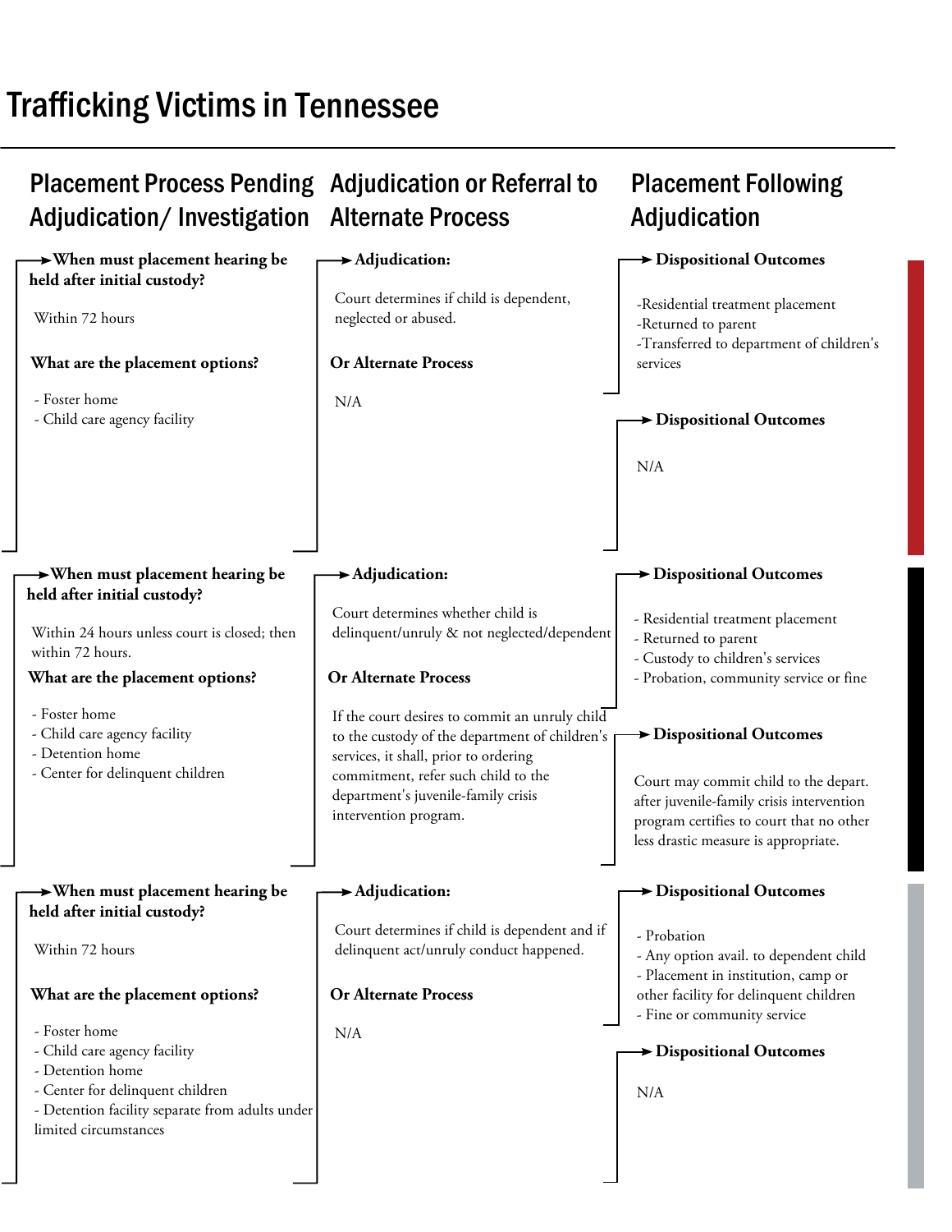# Trafficking Victims in Tennessee

## Placement Process Pending Adjudication/ Investigation

## Adjudication or Referral to Alternate Process

## Placement Following Adjudication

**When must placement hearing be held after initial custody?**

Within 72 hours

**What are the placement options?**

- Foster home
- Child care agency facility

**Adjudication:**

Court determines if child is dependent, neglected or abused.

**Or Alternate Process**

N/A

**Dispositional Outcomes**

- Residential treatment placement
- Returned to parent
- Transferred to department of children's services

**Dispositional Outcomes**

N/A

---

**When must placement hearing be held after initial custody?**

Within 24 hours unless court is closed; then within 72 hours.

**What are the placement options?**

- Foster home
- Child care agency facility
- Detention home
- Center for delinquent children

**Adjudication:**

Court determines whether child is delinquent/unruly & not neglected/dependent

**Or Alternate Process**

If the court desires to commit an unruly child to the custody of the department of children's services, it shall, prior to ordering commitment, refer such child to the department's juvenile-family crisis intervention program.

**Dispositional Outcomes**

- Residential treatment placement
- Returned to parent
- Custody to children's services
- Probation, community service or fine

**Dispositional Outcomes**

Court may commit child to the depart. after juvenile-family crisis intervention program certifies to court that no other less drastic measure is appropriate.

---

**When must placement hearing be held after initial custody?**

Within 72 hours

**What are the placement options?**

- Foster home
- Child care agency facility
- Detention home
- Center for delinquent children
- Detention facility separate from adults under limited circumstances

**Adjudication:**

Court determines if child is dependent and if delinquent act/unruly conduct happened.

**Or Alternate Process**

N/A

**Dispositional Outcomes**

- Probation
- Any option avail. to dependent child
- Placement in institution, camp or other facility for delinquent children
- Fine or community service

**Dispositional Outcomes**

N/A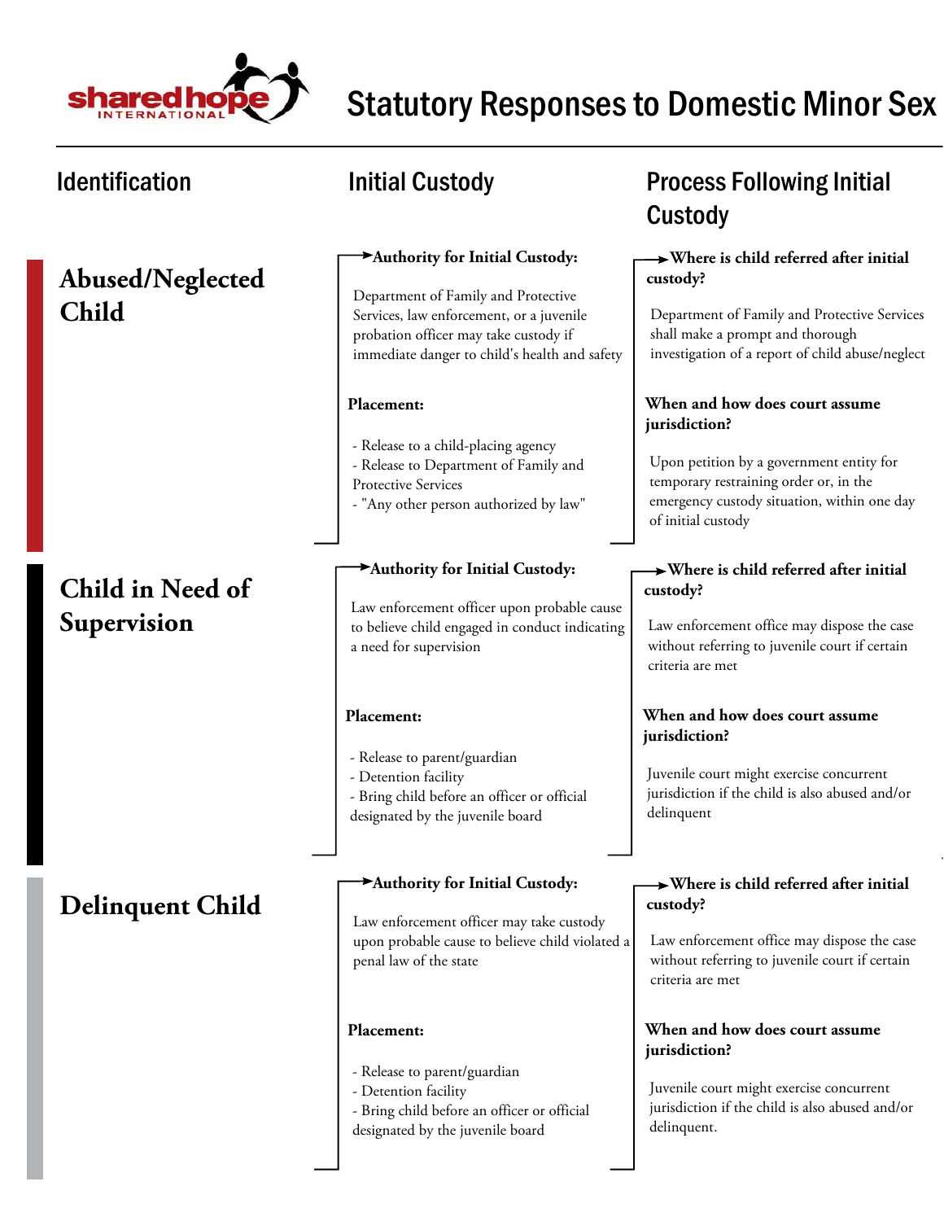# Statutory Responses to Domestic Minor Sex

| Identification | Initial Custody | Process Following Initial Custody |
|---|---|---|
| **Abused/Neglected Child** | **Authority for Initial Custody:** Department of Family and Protective Services, law enforcement, or a juvenile probation officer may take custody if immediate danger to child's health and safety<br><br>**Placement:**<br>- Release to a child-placing agency<br>- Release to Department of Family and Protective Services<br>- "Any other person authorized by law" | **Where is child referred after initial custody?** Department of Family and Protective Services shall make a prompt and thorough investigation of a report of child abuse/neglect<br><br>**When and how does court assume jurisdiction?** Upon petition by a government entity for temporary restraining order or, in the emergency custody situation, within one day of initial custody |
| **Child in Need of Supervision** | **Authority for Initial Custody:** Law enforcement officer upon probable cause to believe child engaged in conduct indicating a need for supervision<br><br>**Placement:**<br>- Release to parent/guardian<br>- Detention facility<br>- Bring child before an officer or official designated by the juvenile board | **Where is child referred after initial custody?** Law enforcement office may dispose the case without referring to juvenile court if certain criteria are met<br><br>**When and how does court assume jurisdiction?** Juvenile court might exercise concurrent jurisdiction if the child is also abused and/or delinquent |
| **Delinquent Child** | **Authority for Initial Custody:** Law enforcement officer may take custody upon probable cause to believe child violated a penal law of the state<br><br>**Placement:**<br>- Release to parent/guardian<br>- Detention facility<br>- Bring child before an officer or official designated by the juvenile board | **Where is child referred after initial custody?** Law enforcement office may dispose the case without referring to juvenile court if certain criteria are met<br><br>**When and how does court assume jurisdiction?** Juvenile court might exercise concurrent jurisdiction if the child is also abused and/or delinquent. |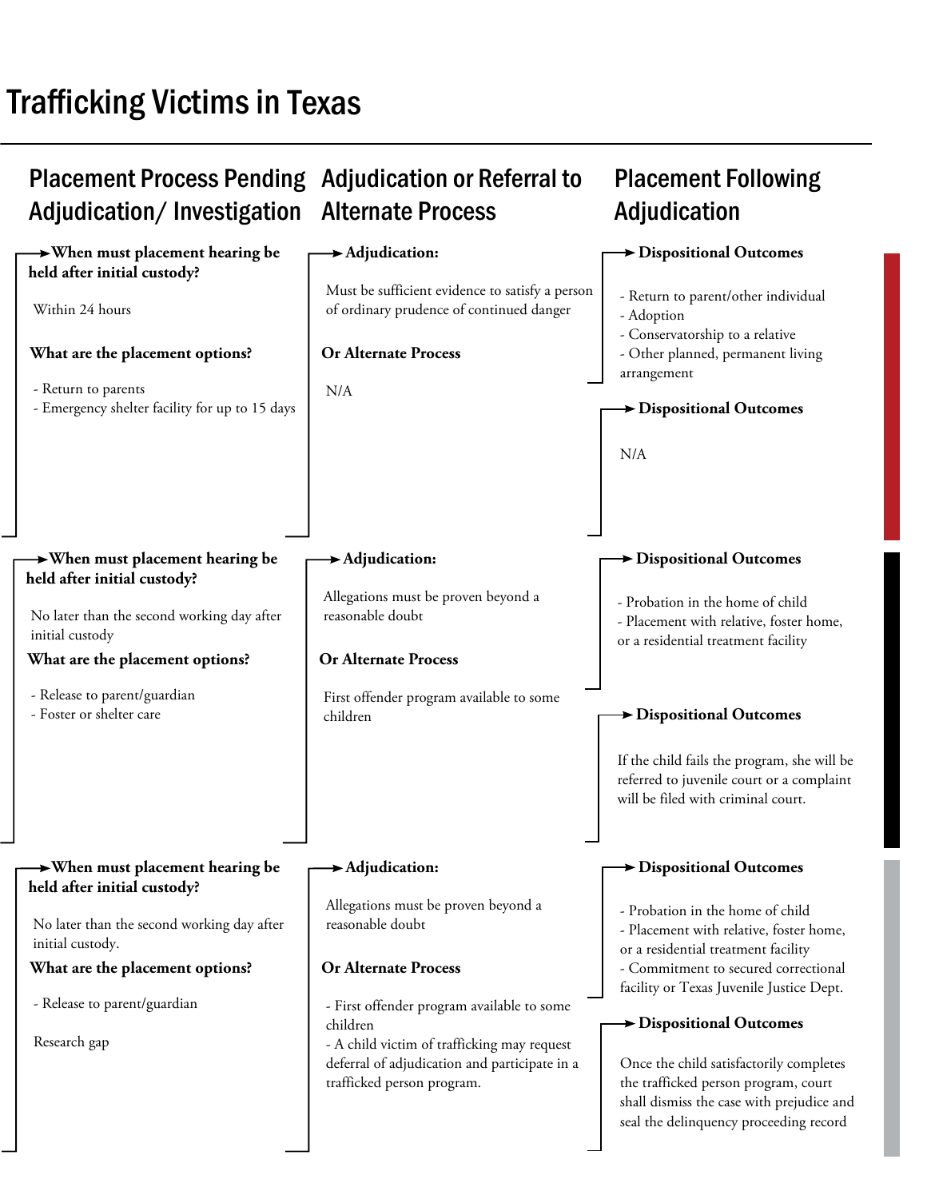# Trafficking Victims in Texas

| Placement Process Pending Adjudication/ Investigation | Adjudication or Referral to Alternate Process | Placement Following Adjudication |
| --- | --- | --- |
| **When must placement hearing be held after initial custody?**<br><br>Within 24 hours<br><br>**What are the placement options?**<br><br>- Return to parents<br>- Emergency shelter facility for up to 15 days | **Adjudication:**<br><br>Must be sufficient evidence to satisfy a person of ordinary prudence of continued danger<br><br>**Or Alternate Process**<br><br>N/A | **Dispositional Outcomes**<br><br>- Return to parent/other individual<br>- Adoption<br>- Conservatorship to a relative<br>- Other planned, permanent living arrangement<br><br>**Dispositional Outcomes**<br><br>N/A |
| **When must placement hearing be held after initial custody?**<br><br>No later than the second working day after initial custody<br><br>**What are the placement options?**<br><br>- Release to parent/guardian<br>- Foster or shelter care | **Adjudication:**<br><br>Allegations must be proven beyond a reasonable doubt<br><br>**Or Alternate Process**<br><br>First offender program available to some children | **Dispositional Outcomes**<br><br>- Probation in the home of child<br>- Placement with relative, foster home, or a residential treatment facility<br><br>**Dispositional Outcomes**<br><br>If the child fails the program, she will be referred to juvenile court or a complaint will be filed with criminal court. |
| **When must placement hearing be held after initial custody?**<br><br>No later than the second working day after initial custody.<br><br>**What are the placement options?**<br><br>- Release to parent/guardian<br><br>Research gap | **Adjudication:**<br><br>Allegations must be proven beyond a reasonable doubt<br><br>**Or Alternate Process**<br><br>- First offender program available to some children<br>- A child victim of trafficking may request deferral of adjudication and participate in a trafficked person program. | **Dispositional Outcomes**<br><br>- Probation in the home of child<br>- Placement with relative, foster home, or a residential treatment facility<br>- Commitment to secured correctional facility or Texas Juvenile Justice Dept.<br><br>**Dispositional Outcomes**<br><br>Once the child satisfactorily completes the trafficked person program, court shall dismiss the case with prejudice and seal the delinquency proceeding record |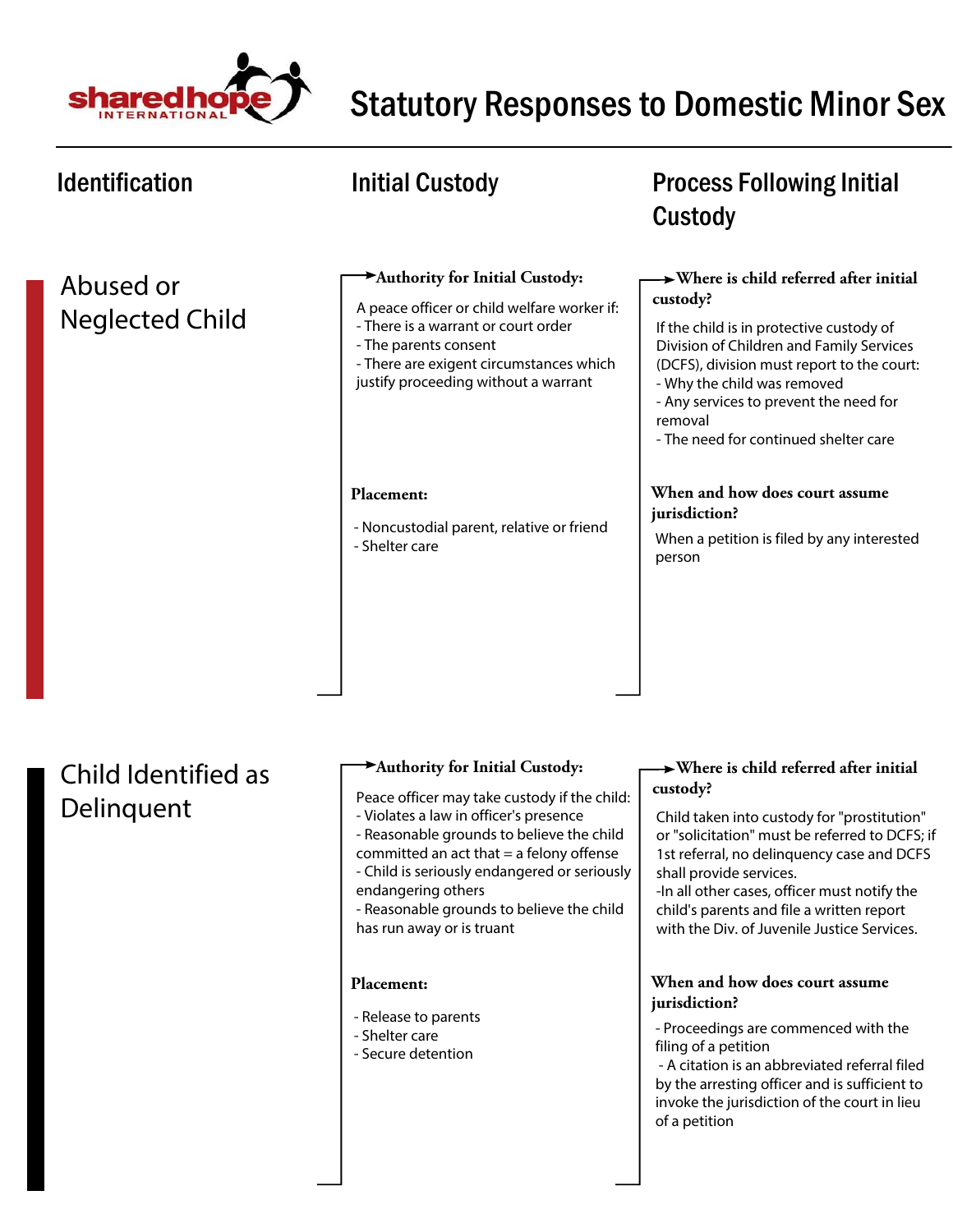# Statutory Responses to Domestic Minor Sex

| Identification | Initial Custody | Process Following Initial Custody |
|---|---|---|

## Abused or Neglected Child

### Initial Custody

**Authority for Initial Custody:**

A peace officer or child welfare worker if:
- There is a warrant or court order
- The parents consent
- There are exigent circumstances which justify proceeding without a warrant

**Placement:**

- Noncustodial parent, relative or friend
- Shelter care

### Process Following Initial Custody

**Where is child referred after initial custody?**

If the child is in protective custody of Division of Children and Family Services (DCFS), division must report to the court:
- Why the child was removed
- Any services to prevent the need for removal
- The need for continued shelter care

**When and how does court assume jurisdiction?**

When a petition is filed by any interested person

## Child Identified as Delinquent

### Initial Custody

**Authority for Initial Custody:**

Peace officer may take custody if the child:
- Violates a law in officer's presence
- Reasonable grounds to believe the child committed an act that = a felony offense
- Child is seriously endangered or seriously endangering others
- Reasonable grounds to believe the child has run away or is truant

**Placement:**

- Release to parents
- Shelter care
- Secure detention

### Process Following Initial Custody

**Where is child referred after initial custody?**

Child taken into custody for "prostitution" or "solicitation" must be referred to DCFS; if 1st referral, no delinquency case and DCFS shall provide services.
-In all other cases, officer must notify the child's parents and file a written report with the Div. of Juvenile Justice Services.

**When and how does court assume jurisdiction?**

- Proceedings are commenced with the filing of a petition
- A citation is an abbreviated referral filed by the arresting officer and is sufficient to invoke the jurisdiction of the court in lieu of a petition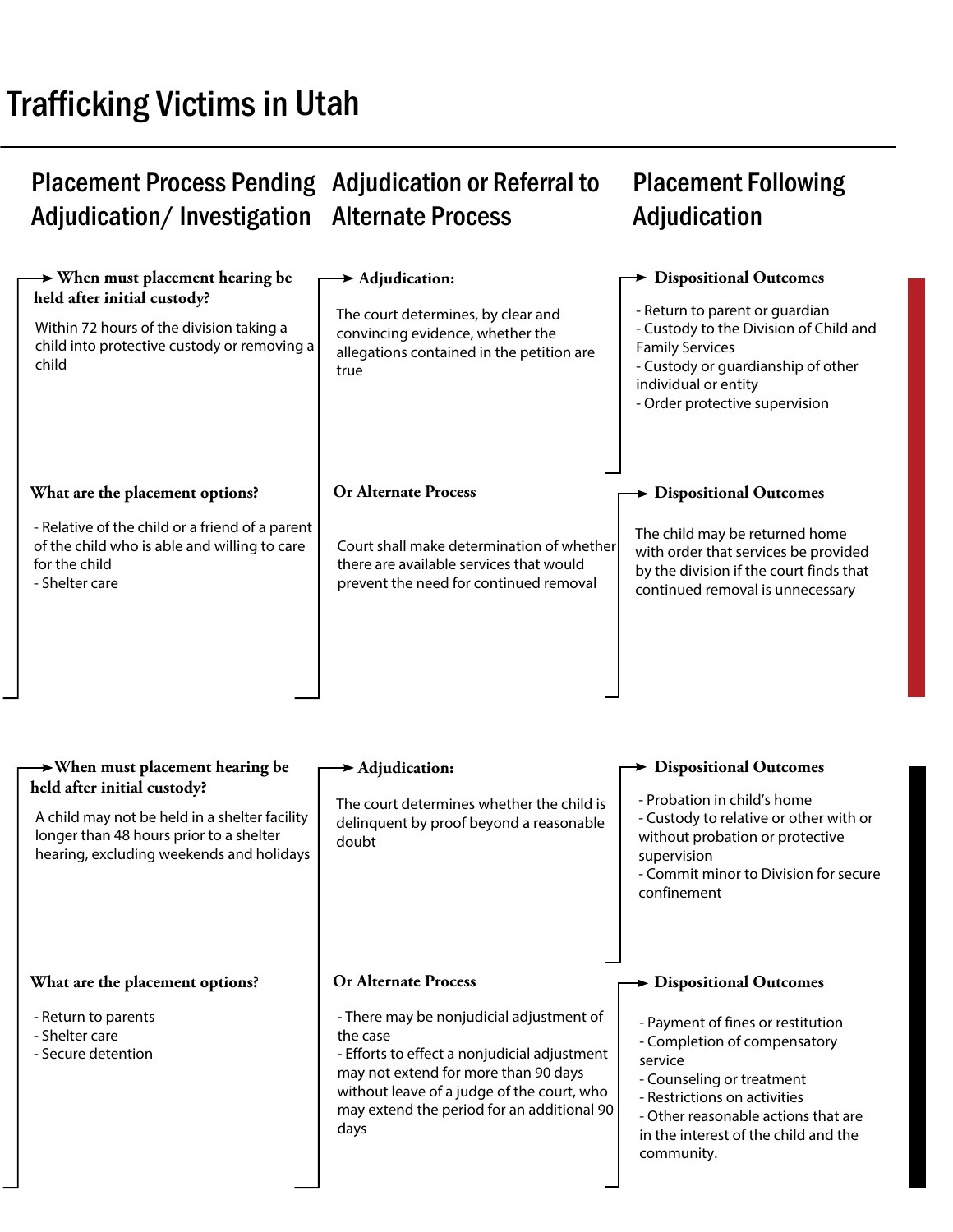# Trafficking Victims in Utah

| Placement Process Pending Adjudication/ Investigation | Adjudication or Referral to Alternate Process | Placement Following Adjudication |
|---|---|---|
| **When must placement hearing be held after initial custody?**<br>Within 72 hours of the division taking a child into protective custody or removing a child | **Adjudication:**<br>The court determines, by clear and convincing evidence, whether the allegations contained in the petition are true | **Dispositional Outcomes**<br>- Return to parent or guardian<br>- Custody to the Division of Child and Family Services<br>- Custody or guardianship of other individual or entity<br>- Order protective supervision |
| **What are the placement options?**<br>- Relative of the child or a friend of a parent of the child who is able and willing to care for the child<br>- Shelter care | **Or Alternate Process**<br>Court shall make determination of whether there are available services that would prevent the need for continued removal | **Dispositional Outcomes**<br>The child may be returned home with order that services be provided by the division if the court finds that continued removal is unnecessary |

| Placement Process Pending Adjudication/ Investigation | Adjudication or Referral to Alternate Process | Placement Following Adjudication |
|---|---|---|
| **When must placement hearing be held after initial custody?**<br>A child may not be held in a shelter facility longer than 48 hours prior to a shelter hearing, excluding weekends and holidays | **Adjudication:**<br>The court determines whether the child is delinquent by proof beyond a reasonable doubt | **Dispositional Outcomes**<br>- Probation in child's home<br>- Custody to relative or other with or without probation or protective supervision<br>- Commit minor to Division for secure confinement |
| **What are the placement options?**<br>- Return to parents<br>- Shelter care<br>- Secure detention | **Or Alternate Process**<br>- There may be nonjudicial adjustment of the case<br>- Efforts to effect a nonjudicial adjustment may not extend for more than 90 days without leave of a judge of the court, who may extend the period for an additional 90 days | **Dispositional Outcomes**<br>- Payment of fines or restitution<br>- Completion of compensatory service<br>- Counseling or treatment<br>- Restrictions on activities<br>- Other reasonable actions that are in the interest of the child and the community. |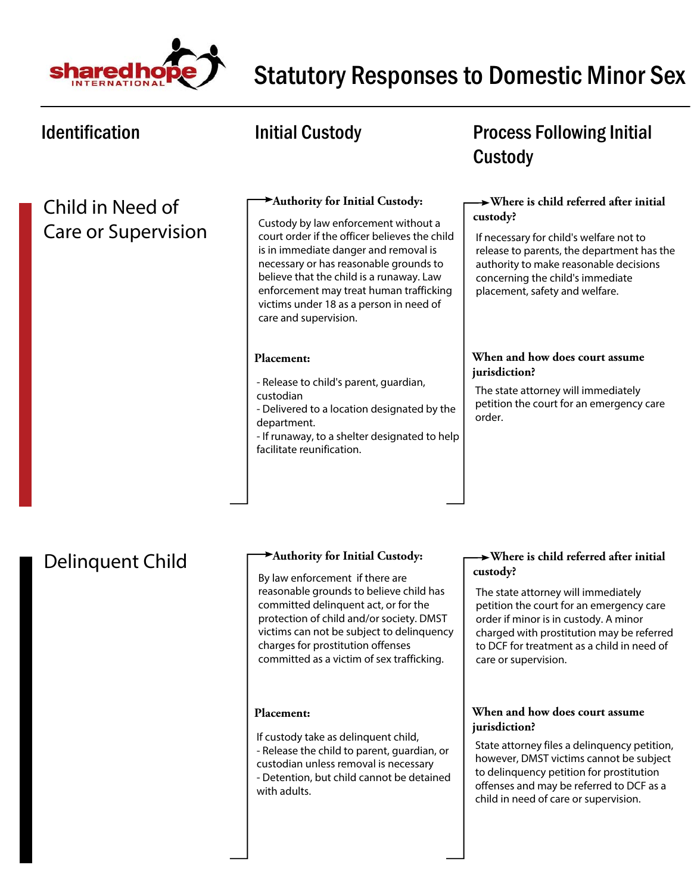# Statutory Responses to Domestic Minor Sex

## Identification

## Initial Custody

## Process Following Initial Custody

### Child in Need of Care or Supervision

**Authority for Initial Custody:**

Custody by law enforcement without a court order if the officer believes the child is in immediate danger and removal is necessary or has reasonable grounds to believe that the child is a runaway. Law enforcement may treat human trafficking victims under 18 as a person in need of care and supervision.

**Placement:**

- Release to child's parent, guardian, custodian
- Delivered to a location designated by the department.
- If runaway, to a shelter designated to help facilitate reunification.

**Where is child referred after initial custody?**

If necessary for child's welfare not to release to parents, the department has the authority to make reasonable decisions concerning the child's immediate placement, safety and welfare.

**When and how does court assume jurisdiction?**

The state attorney will immediately petition the court for an emergency care order.

### Delinquent Child

**Authority for Initial Custody:**

By law enforcement if there are reasonable grounds to believe child has committed delinquent act, or for the protection of child and/or society. DMST victims can not be subject to delinquency charges for prostitution offenses committed as a victim of sex trafficking.

**Placement:**

If custody take as delinquent child,
- Release the child to parent, guardian, or custodian unless removal is necessary
- Detention, but child cannot be detained with adults.

**Where is child referred after initial custody?**

The state attorney will immediately petition the court for an emergency care order if minor is in custody. A minor charged with prostitution may be referred to DCF for treatment as a child in need of care or supervision.

**When and how does court assume jurisdiction?**

State attorney files a delinquency petition, however, DMST victims cannot be subject to delinquency petition for prostitution offenses and may be referred to DCF as a child in need of care or supervision.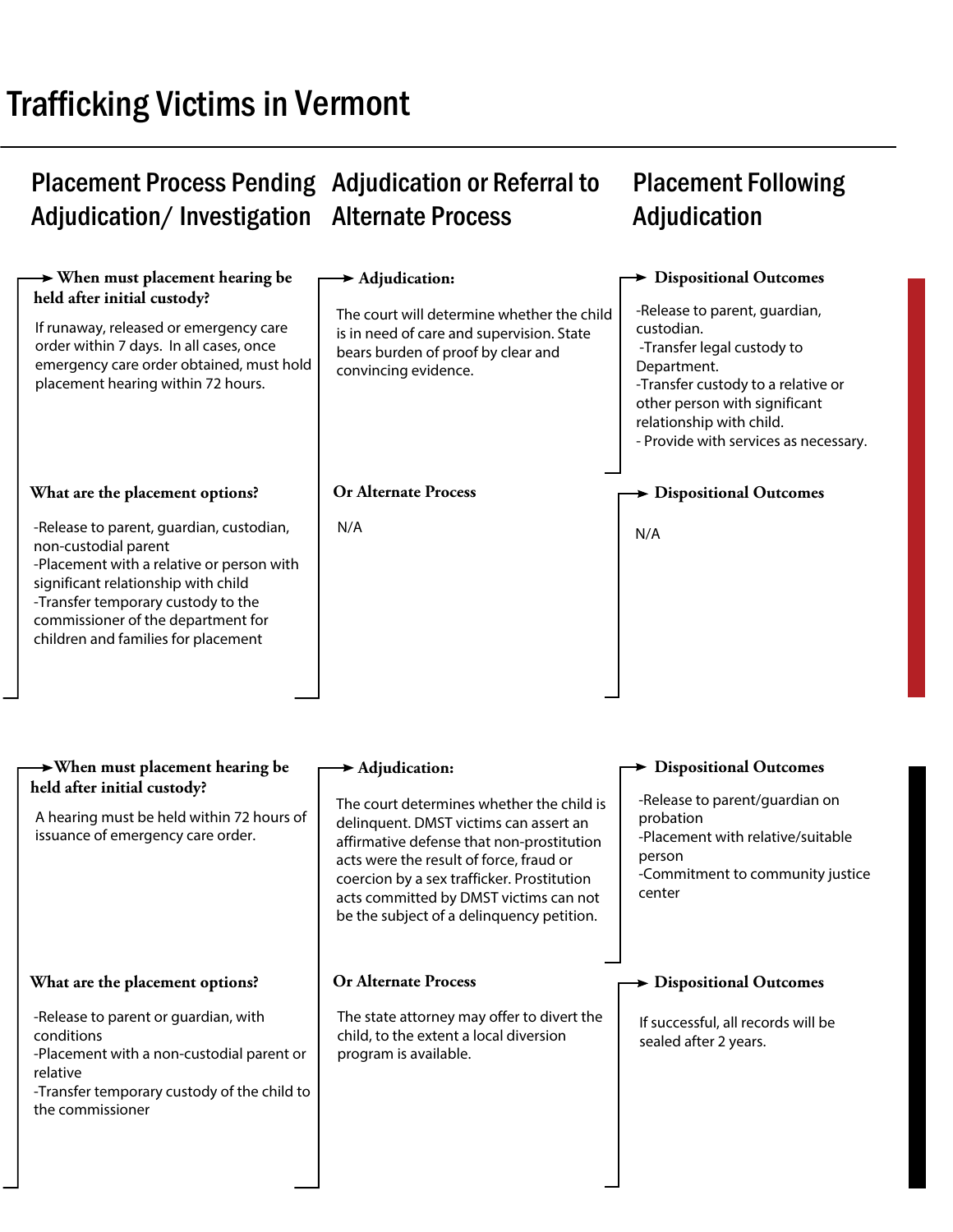# Trafficking Victims in Vermont

| Placement Process Pending Adjudication/ Investigation | Adjudication or Referral to Alternate Process | Placement Following Adjudication |
|---|---|---|

**When must placement hearing be held after initial custody?**

If runaway, released or emergency care order within 7 days. In all cases, once emergency care order obtained, must hold placement hearing within 72 hours.

**What are the placement options?**

- Release to parent, guardian, custodian, non-custodial parent
- Placement with a relative or person with significant relationship with child
- Transfer temporary custody to the commissioner of the department for children and families for placement

**Adjudication:**

The court will determine whether the child is in need of care and supervision. State bears burden of proof by clear and convincing evidence.

**Or Alternate Process**

N/A

**Dispositional Outcomes**

- Release to parent, guardian, custodian.
- Transfer legal custody to Department.
- Transfer custody to a relative or other person with significant relationship with child.
- Provide with services as necessary.

**Dispositional Outcomes**

N/A

---

**When must placement hearing be held after initial custody?**

A hearing must be held within 72 hours of issuance of emergency care order.

**What are the placement options?**

- Release to parent or guardian, with conditions
- Placement with a non-custodial parent or relative
- Transfer temporary custody of the child to the commissioner

**Adjudication:**

The court determines whether the child is delinquent. DMST victims can assert an affirmative defense that non-prostitution acts were the result of force, fraud or coercion by a sex trafficker. Prostitution acts committed by DMST victims can not be the subject of a delinquency petition.

**Or Alternate Process**

The state attorney may offer to divert the child, to the extent a local diversion program is available.

**Dispositional Outcomes**

- Release to parent/guardian on probation
- Placement with relative/suitable person
- Commitment to community justice center

**Dispositional Outcomes**

If successful, all records will be sealed after 2 years.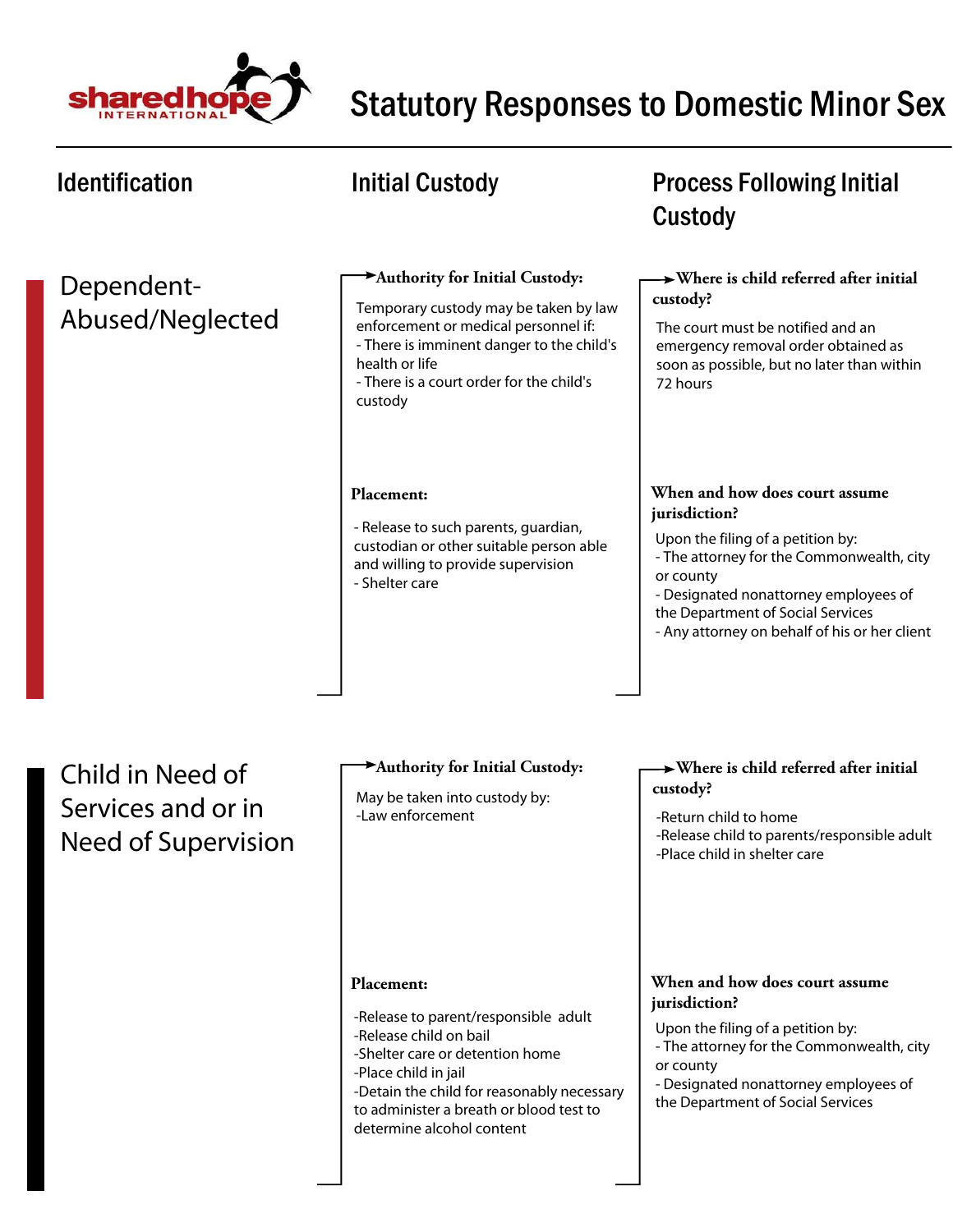# Statutory Responses to Domestic Minor Sex

## Identification

## Initial Custody

## Process Following Initial Custody

### Dependent-Abused/Neglected

**Authority for Initial Custody:**

Temporary custody may be taken by law enforcement or medical personnel if:
- There is imminent danger to the child's health or life
- There is a court order for the child's custody

**Placement:**

- Release to such parents, guardian, custodian or other suitable person able and willing to provide supervision
- Shelter care

**Where is child referred after initial custody?**

The court must be notified and an emergency removal order obtained as soon as possible, but no later than within 72 hours

**When and how does court assume jurisdiction?**

Upon the filing of a petition by:
- The attorney for the Commonwealth, city or county
- Designated nonattorney employees of the Department of Social Services
- Any attorney on behalf of his or her client

### Child in Need of Services and or in Need of Supervision

**Authority for Initial Custody:**

May be taken into custody by:
-Law enforcement

**Placement:**

-Release to parent/responsible adult
-Release child on bail
-Shelter care or detention home
-Place child in jail
-Detain the child for reasonably necessary to administer a breath or blood test to determine alcohol content

**Where is child referred after initial custody?**

-Return child to home
-Release child to parents/responsible adult
-Place child in shelter care

**When and how does court assume jurisdiction?**

Upon the filing of a petition by:
- The attorney for the Commonwealth, city or county
- Designated nonattorney employees of the Department of Social Services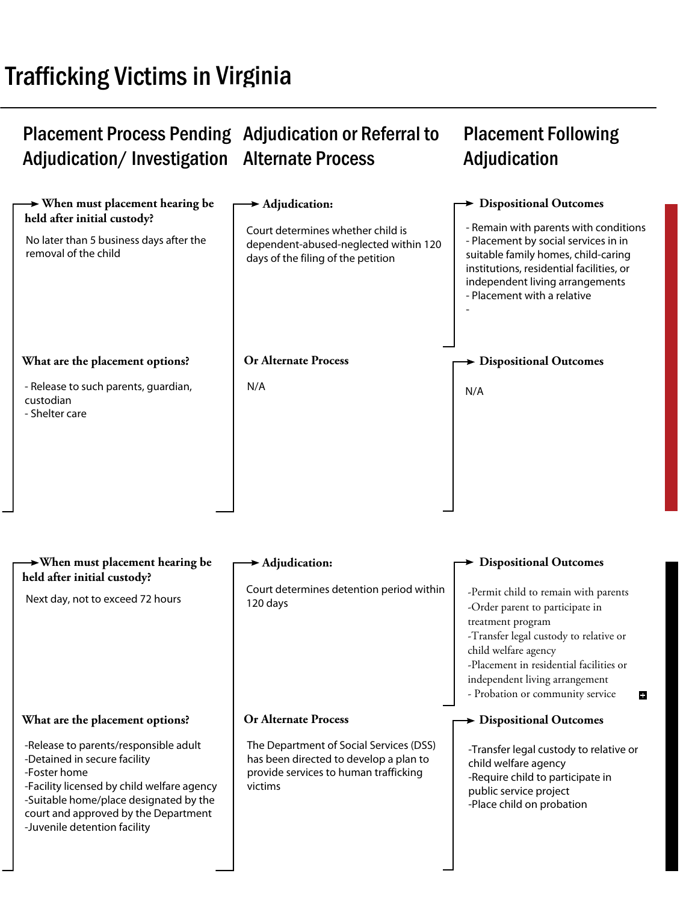# Trafficking Victims in Virginia

| Placement Process Pending Adjudication/ Investigation | Adjudication or Referral to Alternate Process | Placement Following Adjudication |
|---|---|---|
| **When must placement hearing be held after initial custody?**<br>No later than 5 business days after the removal of the child | **Adjudication:**<br>Court determines whether child is dependent-abused-neglected within 120 days of the filing of the petition | **Dispositional Outcomes**<br>- Remain with parents with conditions<br>- Placement by social services in in suitable family homes, child-caring institutions, residential facilities, or independent living arrangements<br>- Placement with a relative<br>- |
| **What are the placement options?**<br>- Release to such parents, guardian, custodian<br>- Shelter care | **Or Alternate Process**<br>N/A | **Dispositional Outcomes**<br>N/A |

| Placement Process Pending Adjudication/ Investigation | Adjudication or Referral to Alternate Process | Placement Following Adjudication |
|---|---|---|
| **When must placement hearing be held after initial custody?**<br>Next day, not to exceed 72 hours | **Adjudication:**<br>Court determines detention period within 120 days | **Dispositional Outcomes**<br>-Permit child to remain with parents<br>-Order parent to participate in treatment program<br>-Transfer legal custody to relative or child welfare agency<br>-Placement in residential facilities or independent living arrangement<br>- Probation or community service |
| **What are the placement options?**<br>-Release to parents/responsible adult<br>-Detained in secure facility<br>-Foster home<br>-Facility licensed by child welfare agency<br>-Suitable home/place designated by the court and approved by the Department<br>-Juvenile detention facility | **Or Alternate Process**<br>The Department of Social Services (DSS) has been directed to develop a plan to provide services to human trafficking victims | **Dispositional Outcomes**<br>-Transfer legal custody to relative or child welfare agency<br>-Require child to participate in public service project<br>-Place child on probation |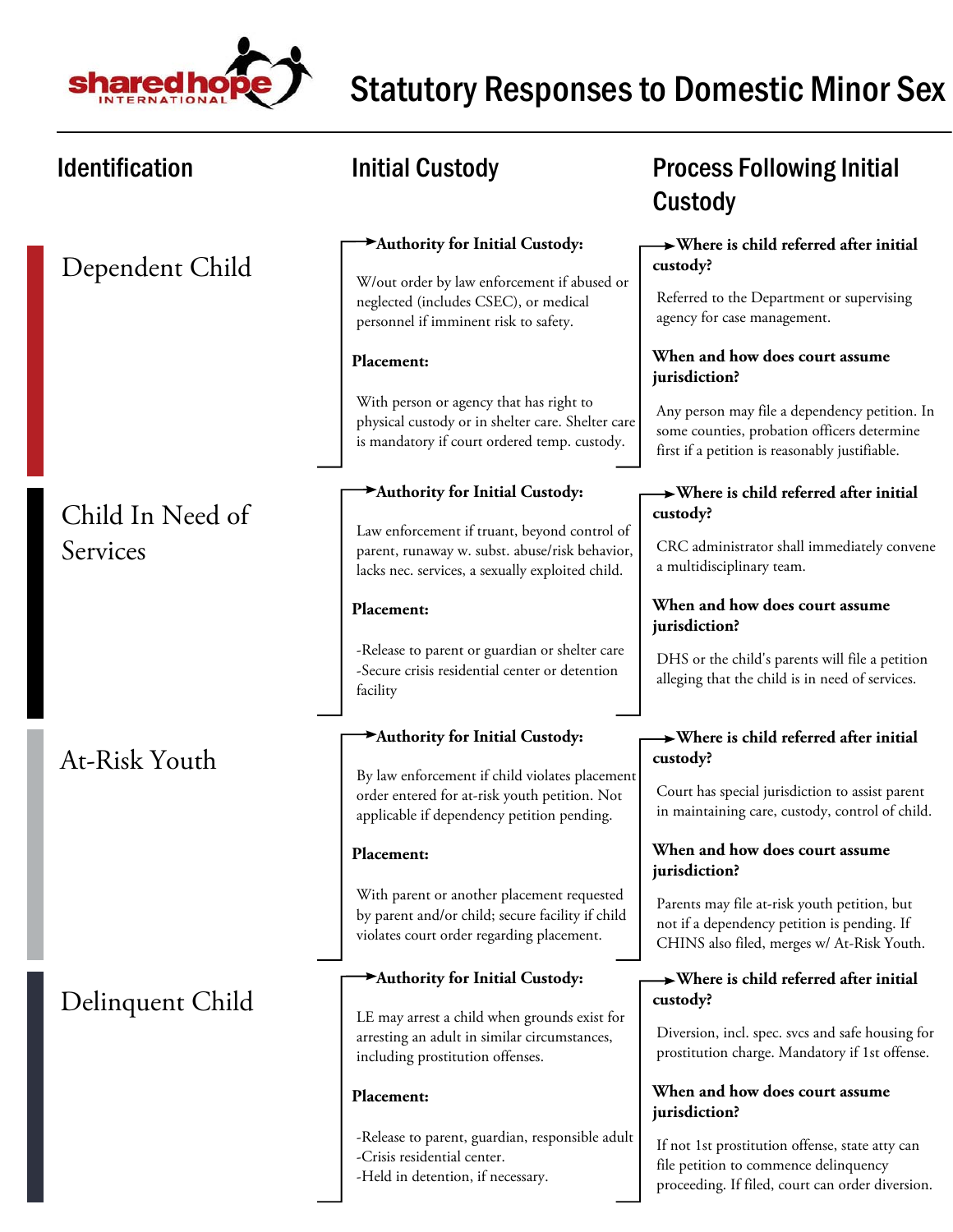# Statutory Responses to Domestic Minor Sex

| Identification | Initial Custody | Process Following Initial Custody |
|---|---|---|
| Dependent Child | **Authority for Initial Custody:** W/out order by law enforcement if abused or neglected (includes CSEC), or medical personnel if imminent risk to safety.<br><br>**Placement:** With person or agency that has right to physical custody or in shelter care. Shelter care is mandatory if court ordered temp. custody. | **Where is child referred after initial custody?** Referred to the Department or supervising agency for case management.<br><br>**When and how does court assume jurisdiction?** Any person may file a dependency petition. In some counties, probation officers determine first if a petition is reasonably justifiable. |
| Child In Need of Services | **Authority for Initial Custody:** Law enforcement if truant, beyond control of parent, runaway w. subst. abuse/risk behavior, lacks nec. services, a sexually exploited child.<br><br>**Placement:** -Release to parent or guardian or shelter care<br>-Secure crisis residential center or detention facility | **Where is child referred after initial custody?** CRC administrator shall immediately convene a multidisciplinary team.<br><br>**When and how does court assume jurisdiction?** DHS or the child's parents will file a petition alleging that the child is in need of services. |
| At-Risk Youth | **Authority for Initial Custody:** By law enforcement if child violates placement order entered for at-risk youth petition. Not applicable if dependency petition pending.<br><br>**Placement:** With parent or another placement requested by parent and/or child; secure facility if child violates court order regarding placement. | **Where is child referred after initial custody?** Court has special jurisdiction to assist parent in maintaining care, custody, control of child.<br><br>**When and how does court assume jurisdiction?** Parents may file at-risk youth petition, but not if a dependency petition is pending. If CHINS also filed, merges w/ At-Risk Youth. |
| Delinquent Child | **Authority for Initial Custody:** LE may arrest a child when grounds exist for arresting an adult in similar circumstances, including prostitution offenses.<br><br>**Placement:** -Release to parent, guardian, responsible adult<br>-Crisis residential center.<br>-Held in detention, if necessary. | **Where is child referred after initial custody?** Diversion, incl. spec. svcs and safe housing for prostitution charge. Mandatory if 1st offense.<br><br>**When and how does court assume jurisdiction?** If not 1st prostitution offense, state atty can file petition to commence delinquency proceeding. If filed, court can order diversion. |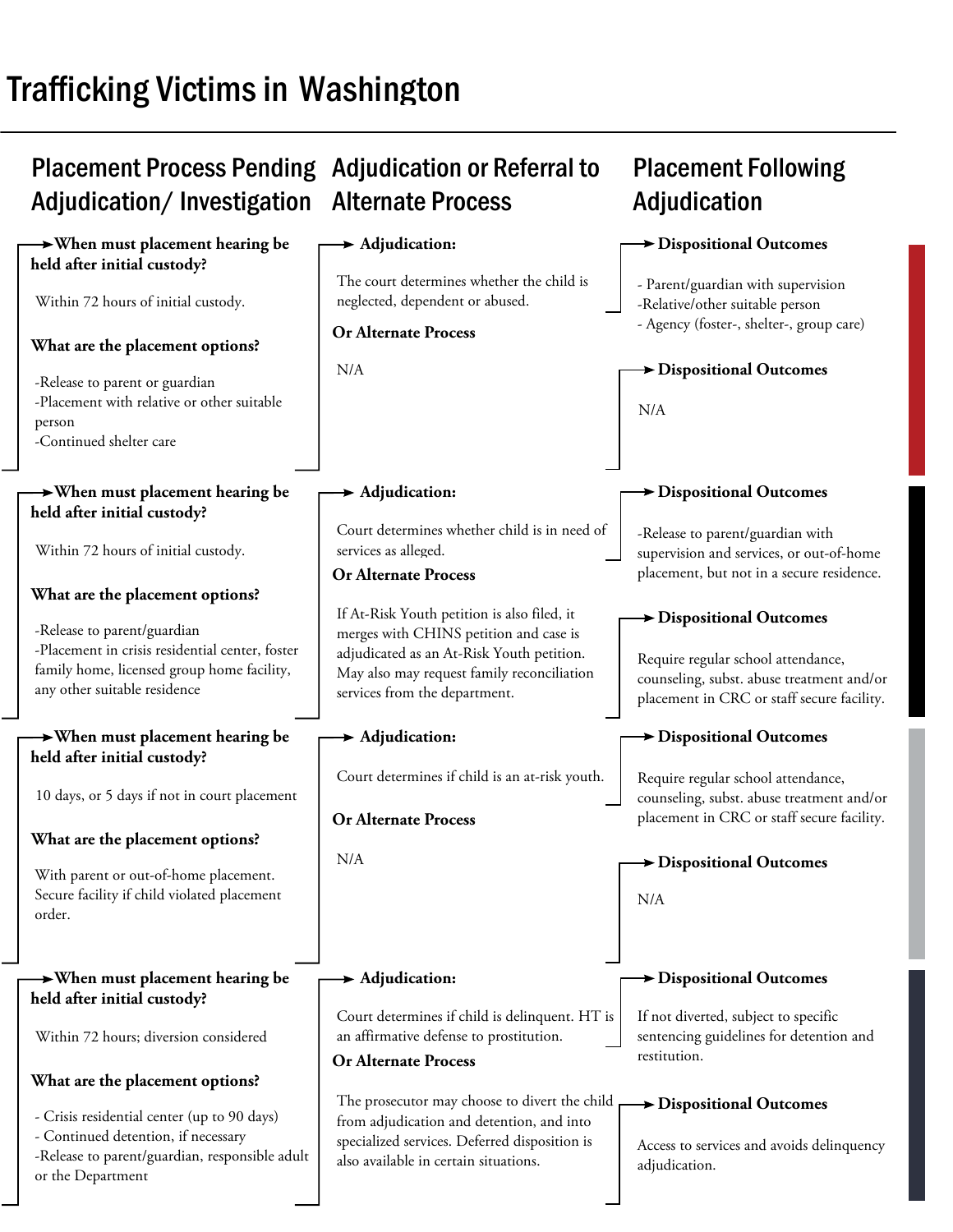# Trafficking Victims in Washington

| Placement Process Pending Adjudication/ Investigation | Adjudication or Referral to Alternate Process | Placement Following Adjudication |
|---|---|---|
| **When must placement hearing be held after initial custody?**<br><br>Within 72 hours of initial custody.<br><br>**What are the placement options?**<br><br>-Release to parent or guardian<br>-Placement with relative or other suitable person<br>-Continued shelter care | **Adjudication:**<br><br>The court determines whether the child is neglected, dependent or abused.<br><br>**Or Alternate Process**<br><br>N/A | **Dispositional Outcomes**<br><br>- Parent/guardian with supervision<br>-Relative/other suitable person<br>- Agency (foster-, shelter-, group care)<br><br>**Dispositional Outcomes**<br><br>N/A |
| **When must placement hearing be held after initial custody?**<br><br>Within 72 hours of initial custody.<br><br>**What are the placement options?**<br><br>-Release to parent/guardian<br>-Placement in crisis residential center, foster family home, licensed group home facility, any other suitable residence | **Adjudication:**<br><br>Court determines whether child is in need of services as alleged.<br><br>**Or Alternate Process**<br><br>If At-Risk Youth petition is also filed, it merges with CHINS petition and case is adjudicated as an At-Risk Youth petition. May also may request family reconciliation services from the department. | **Dispositional Outcomes**<br><br>-Release to parent/guardian with supervision and services, or out-of-home placement, but not in a secure residence.<br><br>**Dispositional Outcomes**<br><br>Require regular school attendance, counseling, subst. abuse treatment and/or placement in CRC or staff secure facility. |
| **When must placement hearing be held after initial custody?**<br><br>10 days, or 5 days if not in court placement<br><br>**What are the placement options?**<br><br>With parent or out-of-home placement. Secure facility if child violated placement order. | **Adjudication:**<br><br>Court determines if child is an at-risk youth.<br><br>**Or Alternate Process**<br><br>N/A | **Dispositional Outcomes**<br><br>Require regular school attendance, counseling, subst. abuse treatment and/or placement in CRC or staff secure facility.<br><br>**Dispositional Outcomes**<br><br>N/A |
| **When must placement hearing be held after initial custody?**<br><br>Within 72 hours; diversion considered<br><br>**What are the placement options?**<br><br>- Crisis residential center (up to 90 days)<br>- Continued detention, if necessary<br>-Release to parent/guardian, responsible adult or the Department | **Adjudication:**<br><br>Court determines if child is delinquent. HT is an affirmative defense to prostitution.<br><br>**Or Alternate Process**<br><br>The prosecutor may choose to divert the child from adjudication and detention, and into specialized services. Deferred disposition is also available in certain situations. | **Dispositional Outcomes**<br><br>If not diverted, subject to specific sentencing guidelines for detention and restitution.<br><br>**Dispositional Outcomes**<br><br>Access to services and avoids delinquency adjudication. |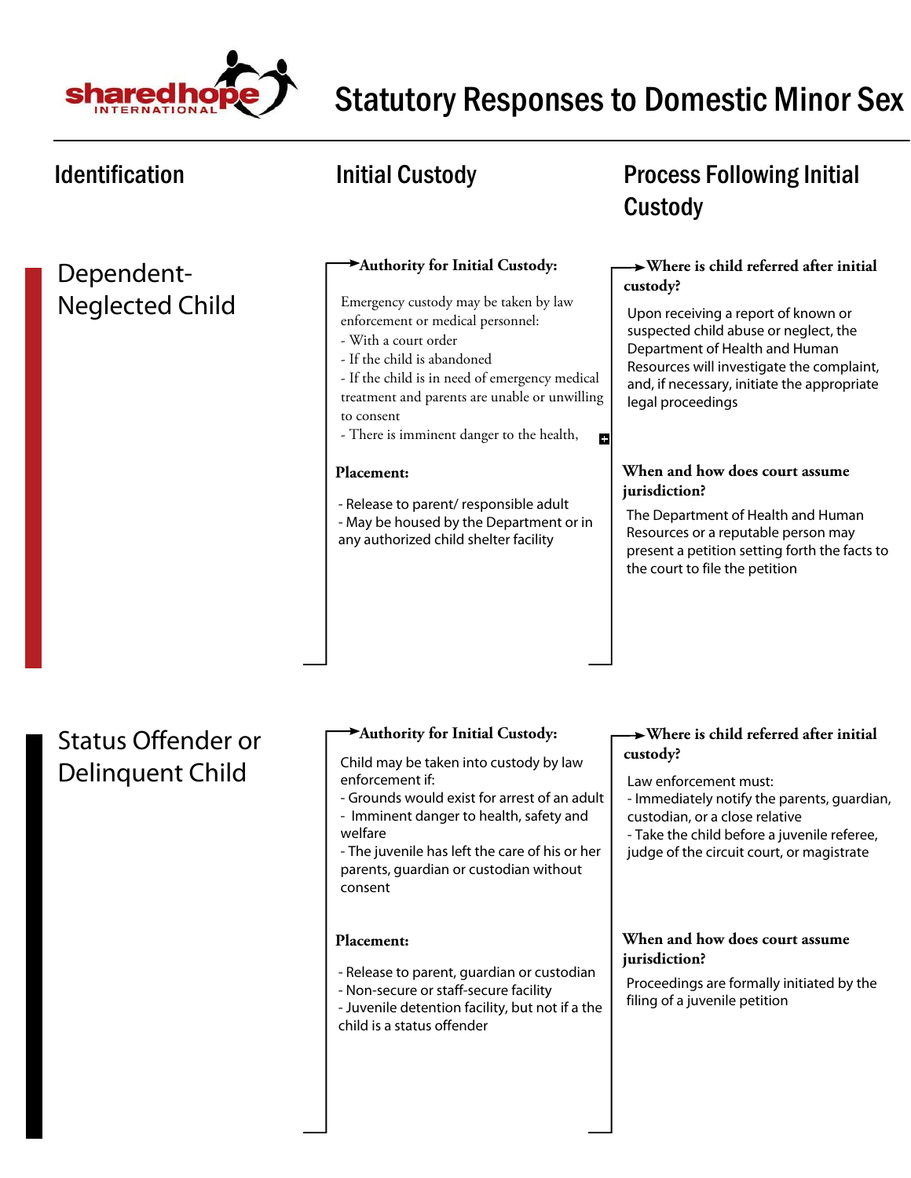# Statutory Responses to Domestic Minor Sex

| Identification | Initial Custody | Process Following Initial Custody |
|---|---|---|
| Dependent-Neglected Child | **Authority for Initial Custody:**<br><br>Emergency custody may be taken by law enforcement or medical personnel:<br>- With a court order<br>- If the child is abandoned<br>- If the child is in need of emergency medical treatment and parents are unable or unwilling to consent<br>- There is imminent danger to the health,<br><br>**Placement:**<br><br>- Release to parent/ responsible adult<br>- May be housed by the Department or in any authorized child shelter facility | **Where is child referred after initial custody?**<br><br>Upon receiving a report of known or suspected child abuse or neglect, the Department of Health and Human Resources will investigate the complaint, and, if necessary, initiate the appropriate legal proceedings<br><br>**When and how does court assume jurisdiction?**<br><br>The Department of Health and Human Resources or a reputable person may present a petition setting forth the facts to the court to file the petition |
| Status Offender or Delinquent Child | **Authority for Initial Custody:**<br><br>Child may be taken into custody by law enforcement if:<br>- Grounds would exist for arrest of an adult<br>- Imminent danger to health, safety and welfare<br>- The juvenile has left the care of his or her parents, guardian or custodian without consent<br><br>**Placement:**<br><br>- Release to parent, guardian or custodian<br>- Non-secure or staff-secure facility<br>- Juvenile detention facility, but not if a the child is a status offender | **Where is child referred after initial custody?**<br><br>Law enforcement must:<br>- Immediately notify the parents, guardian, custodian, or a close relative<br>- Take the child before a juvenile referee, judge of the circuit court, or magistrate<br><br>**When and how does court assume jurisdiction?**<br><br>Proceedings are formally initiated by the filing of a juvenile petition |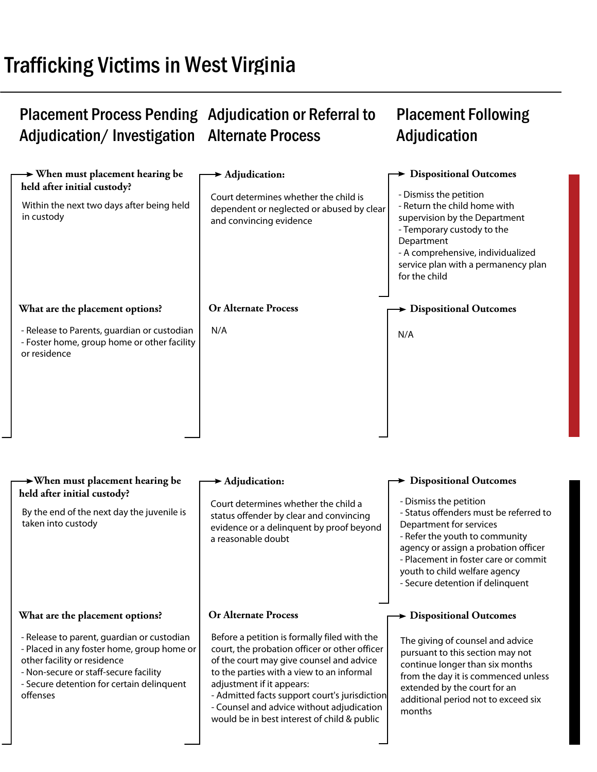# Trafficking Victims in West Virginia

| Placement Process Pending Adjudication/ Investigation | Adjudication or Referral to Alternate Process | Placement Following Adjudication |
|---|---|---|
| **When must placement hearing be held after initial custody?**<br>Within the next two days after being held in custody | **Adjudication:**<br>Court determines whether the child is dependent or neglected or abused by clear and convincing evidence | **Dispositional Outcomes**<br>- Dismiss the petition<br>- Return the child home with supervision by the Department<br>- Temporary custody to the Department<br>- A comprehensive, individualized service plan with a permanency plan for the child |
| **What are the placement options?**<br>- Release to Parents, guardian or custodian<br>- Foster home, group home or other facility or residence | **Or Alternate Process**<br>N/A | **Dispositional Outcomes**<br>N/A |

| Placement Process Pending Adjudication/ Investigation | Adjudication or Referral to Alternate Process | Placement Following Adjudication |
|---|---|---|
| **When must placement hearing be held after initial custody?**<br>By the end of the next day the juvenile is taken into custody | **Adjudication:**<br>Court determines whether the child a status offender by clear and convincing evidence or a delinquent by proof beyond a reasonable doubt | **Dispositional Outcomes**<br>- Dismiss the petition<br>- Status offenders must be referred to Department for services<br>- Refer the youth to community agency or assign a probation officer<br>- Placement in foster care or commit youth to child welfare agency<br>- Secure detention if delinquent |
| **What are the placement options?**<br>- Release to parent, guardian or custodian<br>- Placed in any foster home, group home or other facility or residence<br>- Non-secure or staff-secure facility<br>- Secure detention for certain delinquent offenses | **Or Alternate Process**<br>Before a petition is formally filed with the court, the probation officer or other officer of the court may give counsel and advice to the parties with a view to an informal adjustment if it appears:<br>- Admitted facts support court's jurisdiction<br>- Counsel and advice without adjudication would be in best interest of child & public | **Dispositional Outcomes**<br>The giving of counsel and advice pursuant to this section may not continue longer than six months from the day it is commenced unless extended by the court for an additional period not to exceed six months |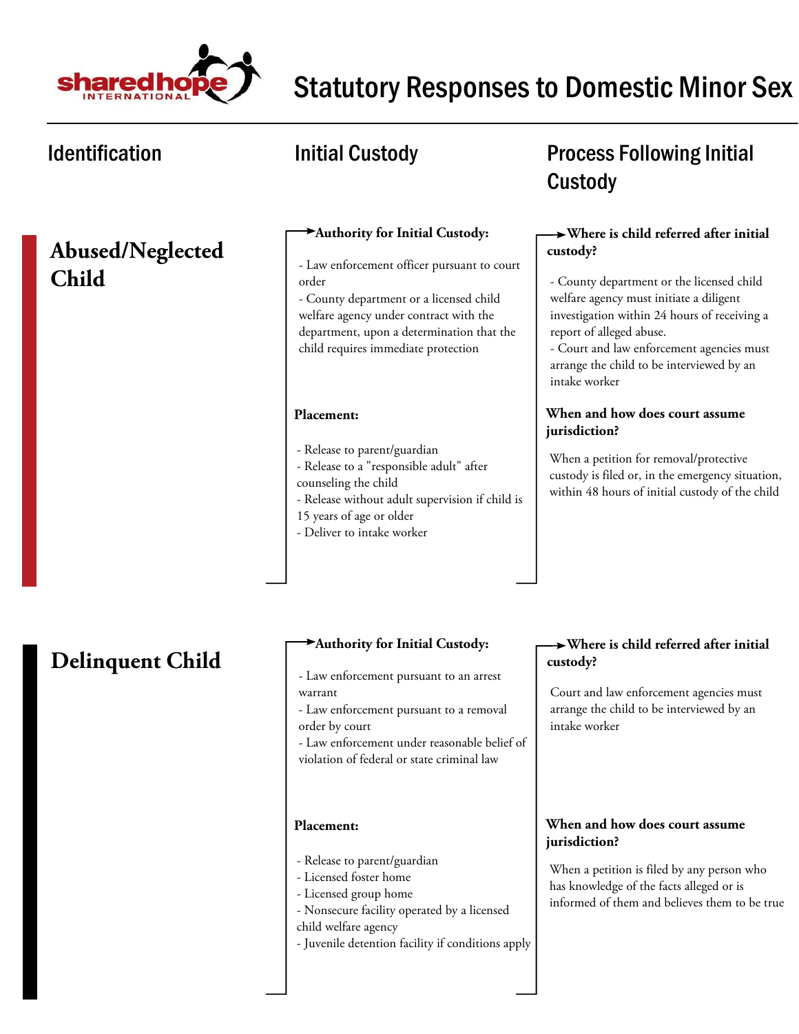# Statutory Responses to Domestic Minor Sex

| Identification | Initial Custody | Process Following Initial Custody |
|---|---|---|

## Abused/Neglected Child

### Initial Custody

**Authority for Initial Custody:**

- Law enforcement officer pursuant to court order
- County department or a licensed child welfare agency under contract with the department, upon a determination that the child requires immediate protection

**Placement:**

- Release to parent/guardian
- Release to a "responsible adult" after counseling the child
- Release without adult supervision if child is 15 years of age or older
- Deliver to intake worker

### Process Following Initial Custody

**Where is child referred after initial custody?**

- County department or the licensed child welfare agency must initiate a diligent investigation within 24 hours of receiving a report of alleged abuse.
- Court and law enforcement agencies must arrange the child to be interviewed by an intake worker

**When and how does court assume jurisdiction?**

When a petition for removal/protective custody is filed or, in the emergency situation, within 48 hours of initial custody of the child

## Delinquent Child

### Initial Custody

**Authority for Initial Custody:**

- Law enforcement pursuant to an arrest warrant
- Law enforcement pursuant to a removal order by court
- Law enforcement under reasonable belief of violation of federal or state criminal law

**Placement:**

- Release to parent/guardian
- Licensed foster home
- Licensed group home
- Nonsecure facility operated by a licensed child welfare agency
- Juvenile detention facility if conditions apply

### Process Following Initial Custody

**Where is child referred after initial custody?**

Court and law enforcement agencies must arrange the child to be interviewed by an intake worker

**When and how does court assume jurisdiction?**

When a petition is filed by any person who has knowledge of the facts alleged or is informed of them and believes them to be true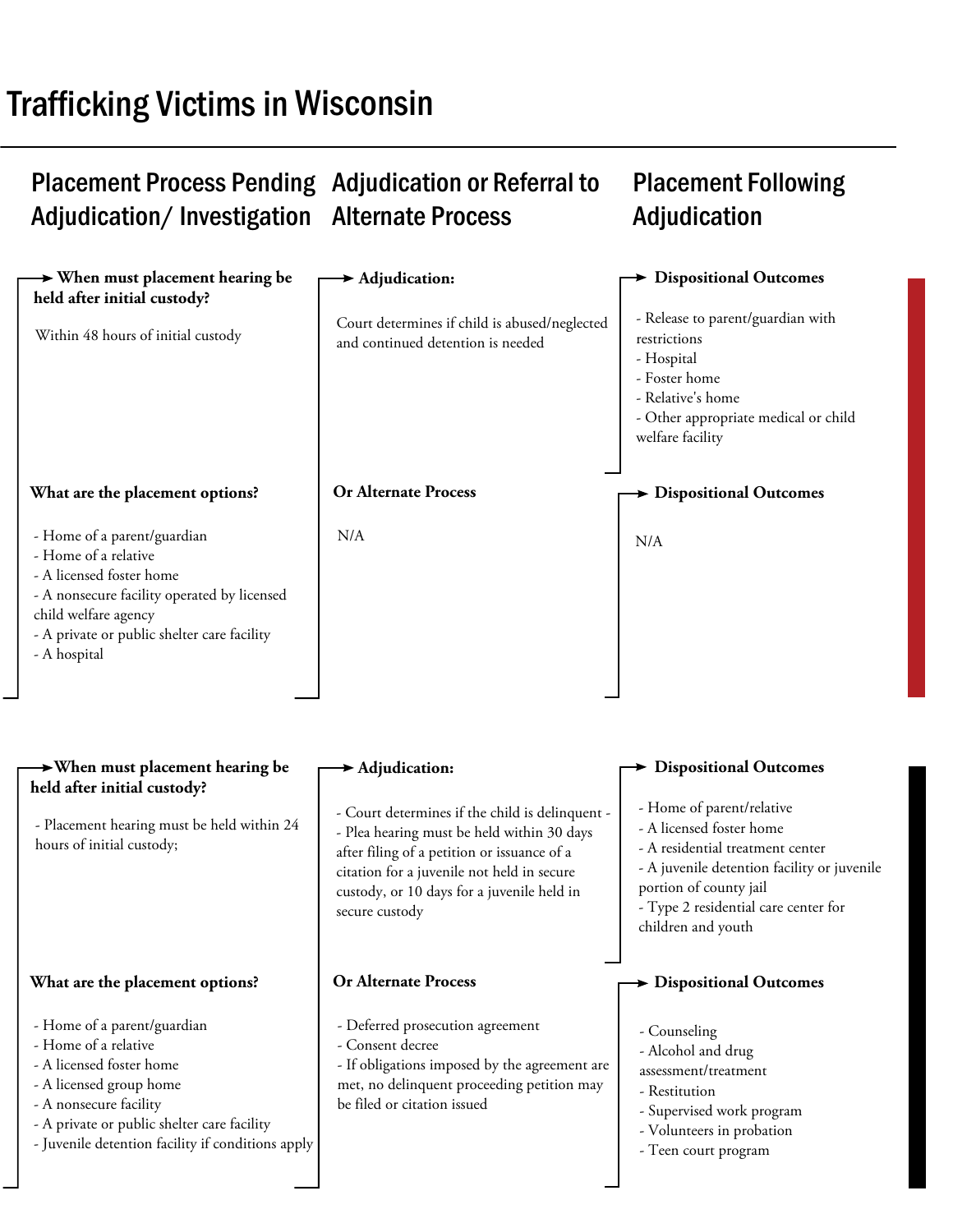# Trafficking Victims in Wisconsin

| Placement Process Pending Adjudication/ Investigation | Adjudication or Referral to Alternate Process | Placement Following Adjudication |
|---|---|---|

## Placement Process Pending Adjudication/ Investigation

**When must placement hearing be held after initial custody?**

Within 48 hours of initial custody

**What are the placement options?**

- Home of a parent/guardian
- Home of a relative
- A licensed foster home
- A nonsecure facility operated by licensed child welfare agency
- A private or public shelter care facility
- A hospital

## Adjudication or Referral to Alternate Process

**Adjudication:**

Court determines if child is abused/neglected and continued detention is needed

**Or Alternate Process**

N/A

## Placement Following Adjudication

**Dispositional Outcomes**

- Release to parent/guardian with restrictions
- Hospital
- Foster home
- Relative's home
- Other appropriate medical or child welfare facility

**Dispositional Outcomes**

N/A

---

## Placement Process Pending Adjudication/ Investigation

**When must placement hearing be held after initial custody?**

- Placement hearing must be held within 24 hours of initial custody;

**What are the placement options?**

- Home of a parent/guardian
- Home of a relative
- A licensed foster home
- A licensed group home
- A nonsecure facility
- A private or public shelter care facility
- Juvenile detention facility if conditions apply

## Adjudication or Referral to Alternate Process

**Adjudication:**

- Court determines if the child is delinquent -
- Plea hearing must be held within 30 days after filing of a petition or issuance of a citation for a juvenile not held in secure custody, or 10 days for a juvenile held in secure custody

**Or Alternate Process**

- Deferred prosecution agreement
- Consent decree
- If obligations imposed by the agreement are met, no delinquent proceeding petition may be filed or citation issued

## Placement Following Adjudication

**Dispositional Outcomes**

- Home of parent/relative
- A licensed foster home
- A residential treatment center
- A juvenile detention facility or juvenile portion of county jail
- Type 2 residential care center for children and youth

**Dispositional Outcomes**

- Counseling
- Alcohol and drug assessment/treatment
- Restitution
- Supervised work program
- Volunteers in probation
- Teen court program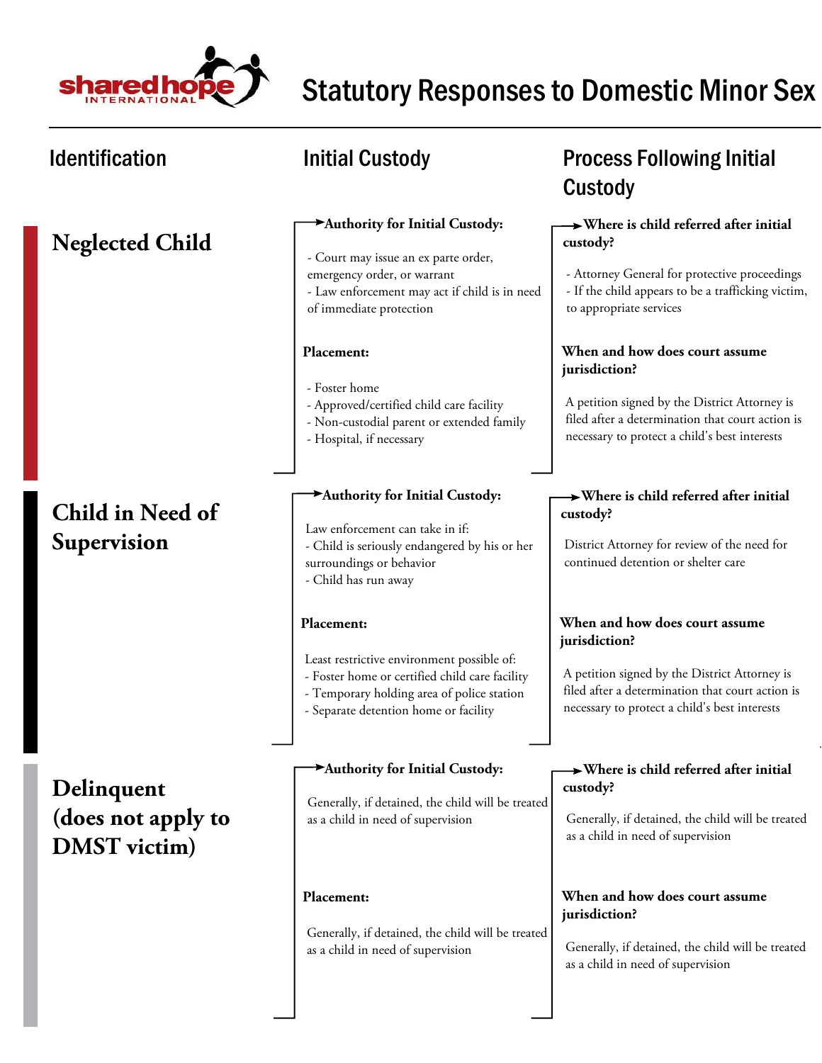# Statutory Responses to Domestic Minor Sex

| Identification | Initial Custody | Process Following Initial Custody |
| --- | --- | --- |
| **Neglected Child** | **Authority for Initial Custody:**<br>- Court may issue an ex parte order, emergency order, or warrant<br>- Law enforcement may act if child is in need of immediate protection<br><br>**Placement:**<br>- Foster home<br>- Approved/certified child care facility<br>- Non-custodial parent or extended family<br>- Hospital, if necessary | **Where is child referred after initial custody?**<br>- Attorney General for protective proceedings<br>- If the child appears to be a trafficking victim, to appropriate services<br><br>**When and how does court assume jurisdiction?**<br>A petition signed by the District Attorney is filed after a determination that court action is necessary to protect a child's best interests |
| **Child in Need of Supervision** | **Authority for Initial Custody:**<br>Law enforcement can take in if:<br>- Child is seriously endangered by his or her surroundings or behavior<br>- Child has run away<br><br>**Placement:**<br>Least restrictive environment possible of:<br>- Foster home or certified child care facility<br>- Temporary holding area of police station<br>- Separate detention home or facility | **Where is child referred after initial custody?**<br>District Attorney for review of the need for continued detention or shelter care<br><br>**When and how does court assume jurisdiction?**<br>A petition signed by the District Attorney is filed after a determination that court action is necessary to protect a child's best interests |
| **Delinquent (does not apply to DMST victim)** | **Authority for Initial Custody:**<br>Generally, if detained, the child will be treated as a child in need of supervision<br><br>**Placement:**<br>Generally, if detained, the child will be treated as a child in need of supervision | **Where is child referred after initial custody?**<br>Generally, if detained, the child will be treated as a child in need of supervision<br><br>**When and how does court assume jurisdiction?**<br>Generally, if detained, the child will be treated as a child in need of supervision |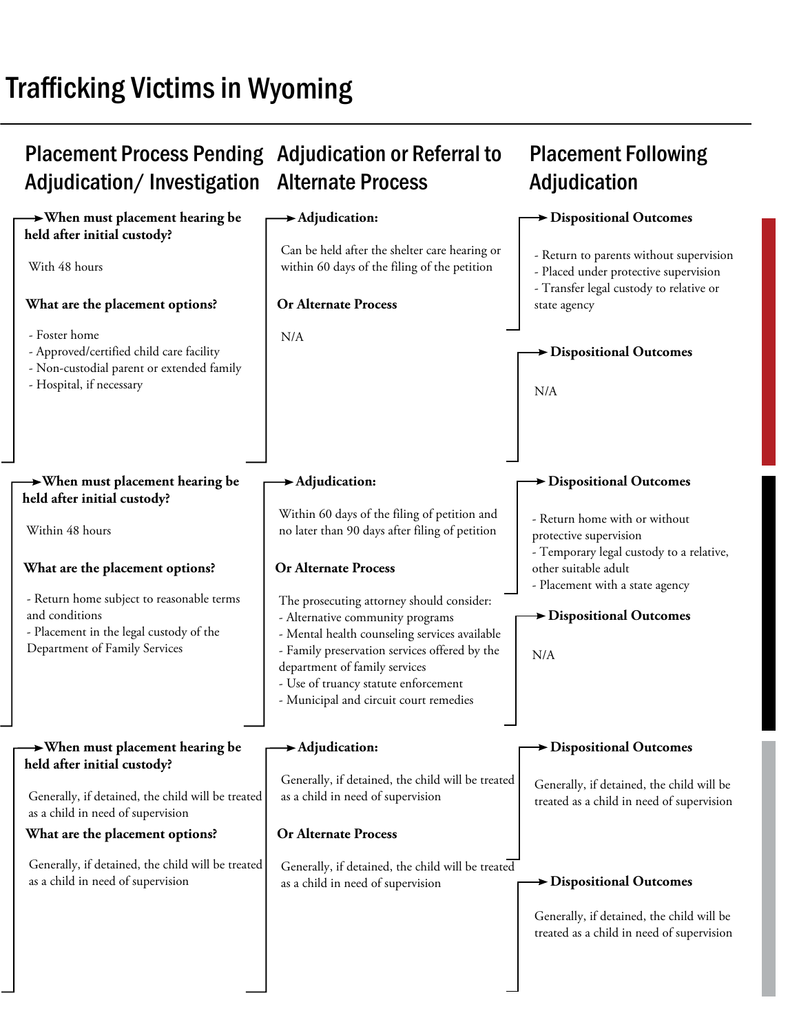# Trafficking Victims in Wyoming

## Placement Process Pending Adjudication/ Investigation

**When must placement hearing be held after initial custody?**

With 48 hours

**What are the placement options?**

- Foster home
- Approved/certified child care facility
- Non-custodial parent or extended family
- Hospital, if necessary

## Adjudication or Referral to Alternate Process

**Adjudication:**

Can be held after the shelter care hearing or within 60 days of the filing of the petition

**Or Alternate Process**

N/A

## Placement Following Adjudication

**Dispositional Outcomes**

- Return to parents without supervision
- Placed under protective supervision
- Transfer legal custody to relative or state agency

**Dispositional Outcomes**

N/A

---

**When must placement hearing be held after initial custody?**

Within 48 hours

**What are the placement options?**

- Return home subject to reasonable terms and conditions
- Placement in the legal custody of the Department of Family Services

**Adjudication:**

Within 60 days of the filing of petition and no later than 90 days after filing of petition

**Or Alternate Process**

The prosecuting attorney should consider:
- Alternative community programs
- Mental health counseling services available
- Family preservation services offered by the department of family services
- Use of truancy statute enforcement
- Municipal and circuit court remedies

**Dispositional Outcomes**

- Return home with or without protective supervision
- Temporary legal custody to a relative, other suitable adult
- Placement with a state agency

**Dispositional Outcomes**

N/A

---

**When must placement hearing be held after initial custody?**

Generally, if detained, the child will be treated as a child in need of supervision

**What are the placement options?**

Generally, if detained, the child will be treated as a child in need of supervision

**Adjudication:**

Generally, if detained, the child will be treated as a child in need of supervision

**Or Alternate Process**

Generally, if detained, the child will be treated as a child in need of supervision

**Dispositional Outcomes**

Generally, if detained, the child will be treated as a child in need of supervision

**Dispositional Outcomes**

Generally, if detained, the child will be treated as a child in need of supervision